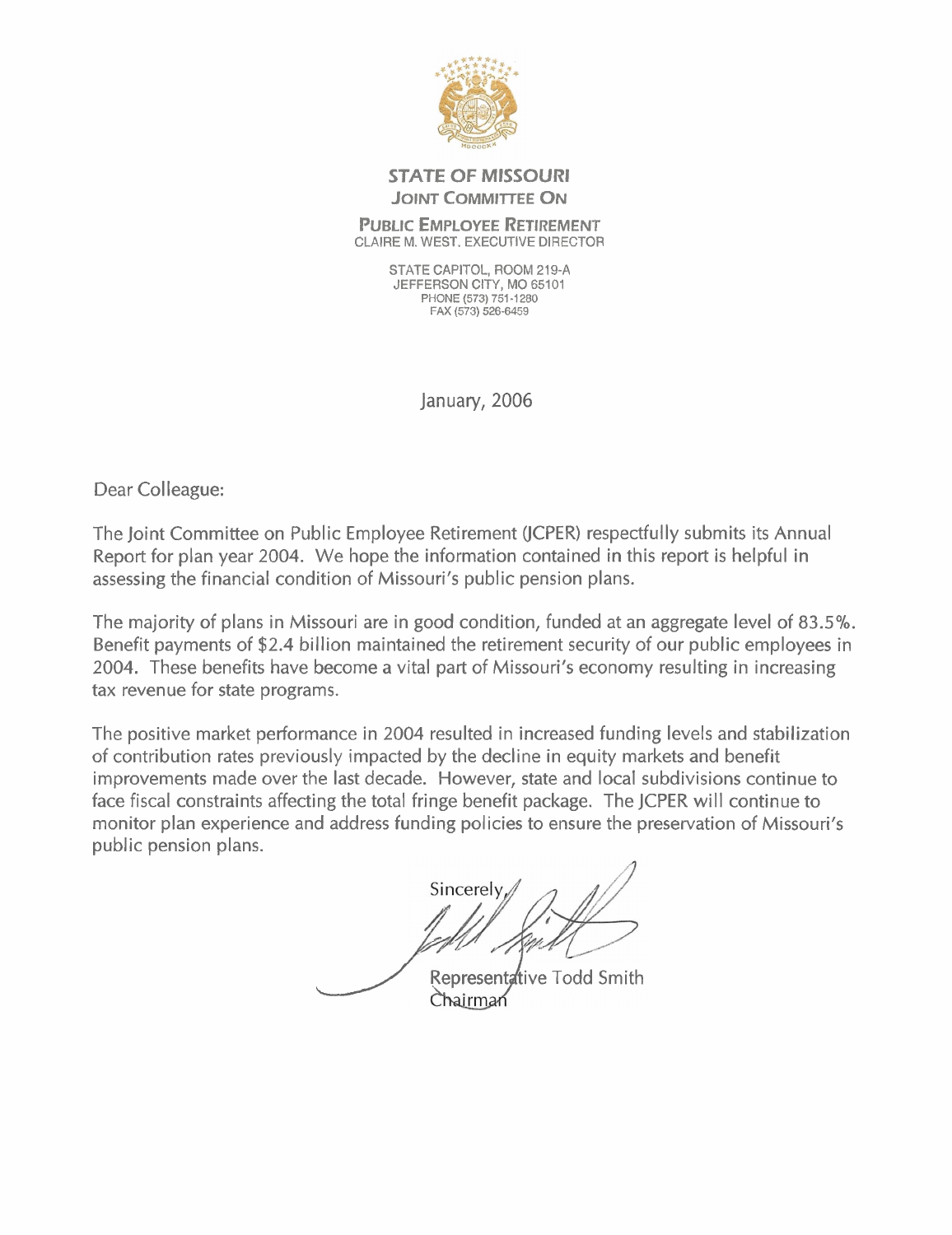**STATE OF MISSOURI**
**JOINT COMMITTEE ON**
**PUBLIC EMPLOYEE RETIREMENT**
CLAIRE M. WEST, EXECUTIVE DIRECTOR

STATE CAPITOL, ROOM 219-A
JEFFERSON CITY, MO 65101
PHONE (573) 751-1280
FAX (573) 526-6459

January, 2006

Dear Colleague:

The Joint Committee on Public Employee Retirement (JCPER) respectfully submits its Annual Report for plan year 2004. We hope the information contained in this report is helpful in assessing the financial condition of Missouri's public pension plans.

The majority of plans in Missouri are in good condition, funded at an aggregate level of 83.5%. Benefit payments of $2.4 billion maintained the retirement security of our public employees in 2004. These benefits have become a vital part of Missouri's economy resulting in increasing tax revenue for state programs.

The positive market performance in 2004 resulted in increased funding levels and stabilization of contribution rates previously impacted by the decline in equity markets and benefit improvements made over the last decade. However, state and local subdivisions continue to face fiscal constraints affecting the total fringe benefit package. The JCPER will continue to monitor plan experience and address funding policies to ensure the preservation of Missouri's public pension plans.

Sincerely,

Representative Todd Smith
Chairman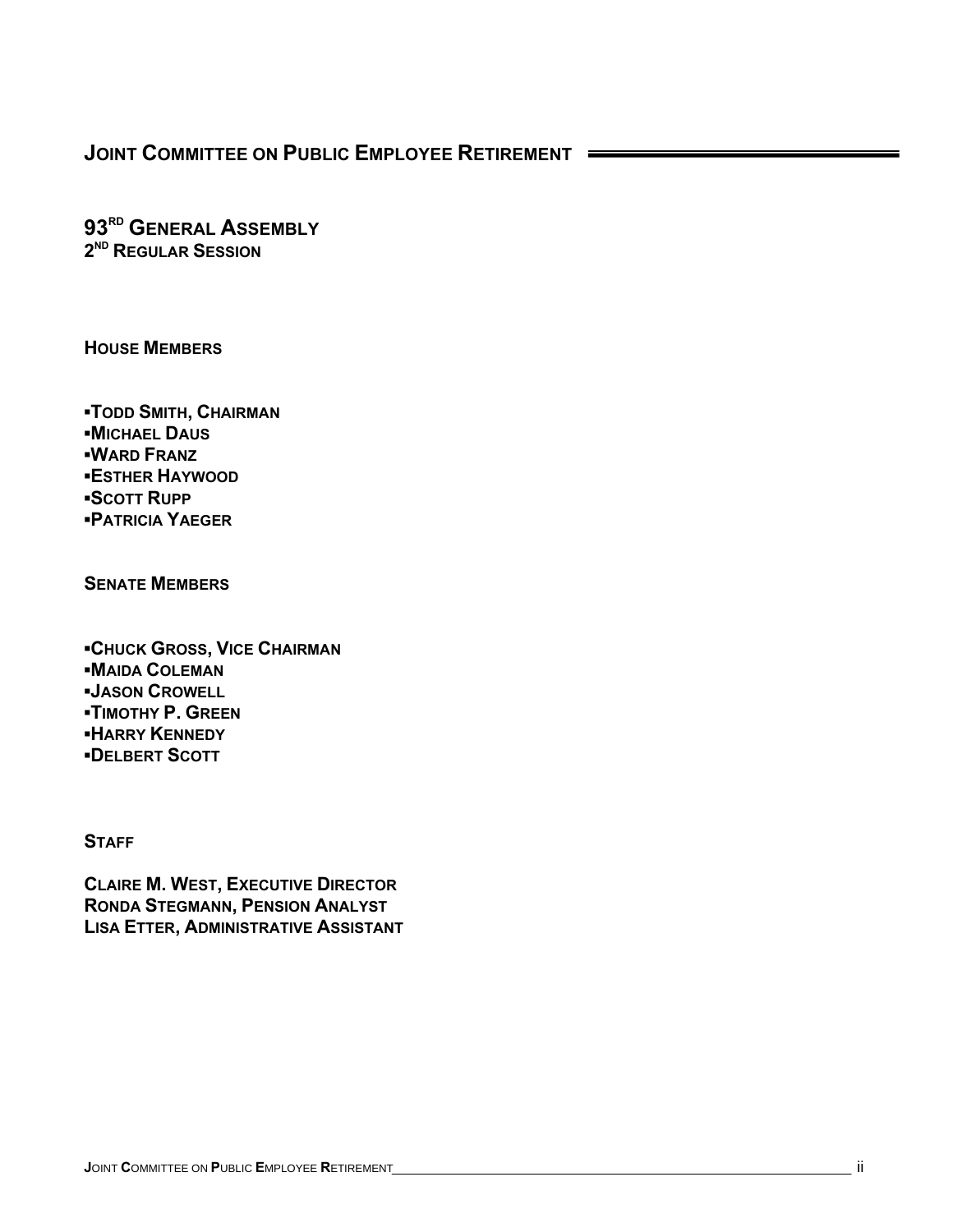# JOINT COMMITTEE ON PUBLIC EMPLOYEE RETIREMENT

## 93RD GENERAL ASSEMBLY
### 2ND REGULAR SESSION

**HOUSE MEMBERS**

- **TODD SMITH, CHAIRMAN**
- **MICHAEL DAUS**
- **WARD FRANZ**
- **ESTHER HAYWOOD**
- **SCOTT RUPP**
- **PATRICIA YAEGER**

**SENATE MEMBERS**

- **CHUCK GROSS, VICE CHAIRMAN**
- **MAIDA COLEMAN**
- **JASON CROWELL**
- **TIMOTHY P. GREEN**
- **HARRY KENNEDY**
- **DELBERT SCOTT**

**STAFF**

**CLAIRE M. WEST, EXECUTIVE DIRECTOR**
**RONDA STEGMANN, PENSION ANALYST**
**LISA ETTER, ADMINISTRATIVE ASSISTANT**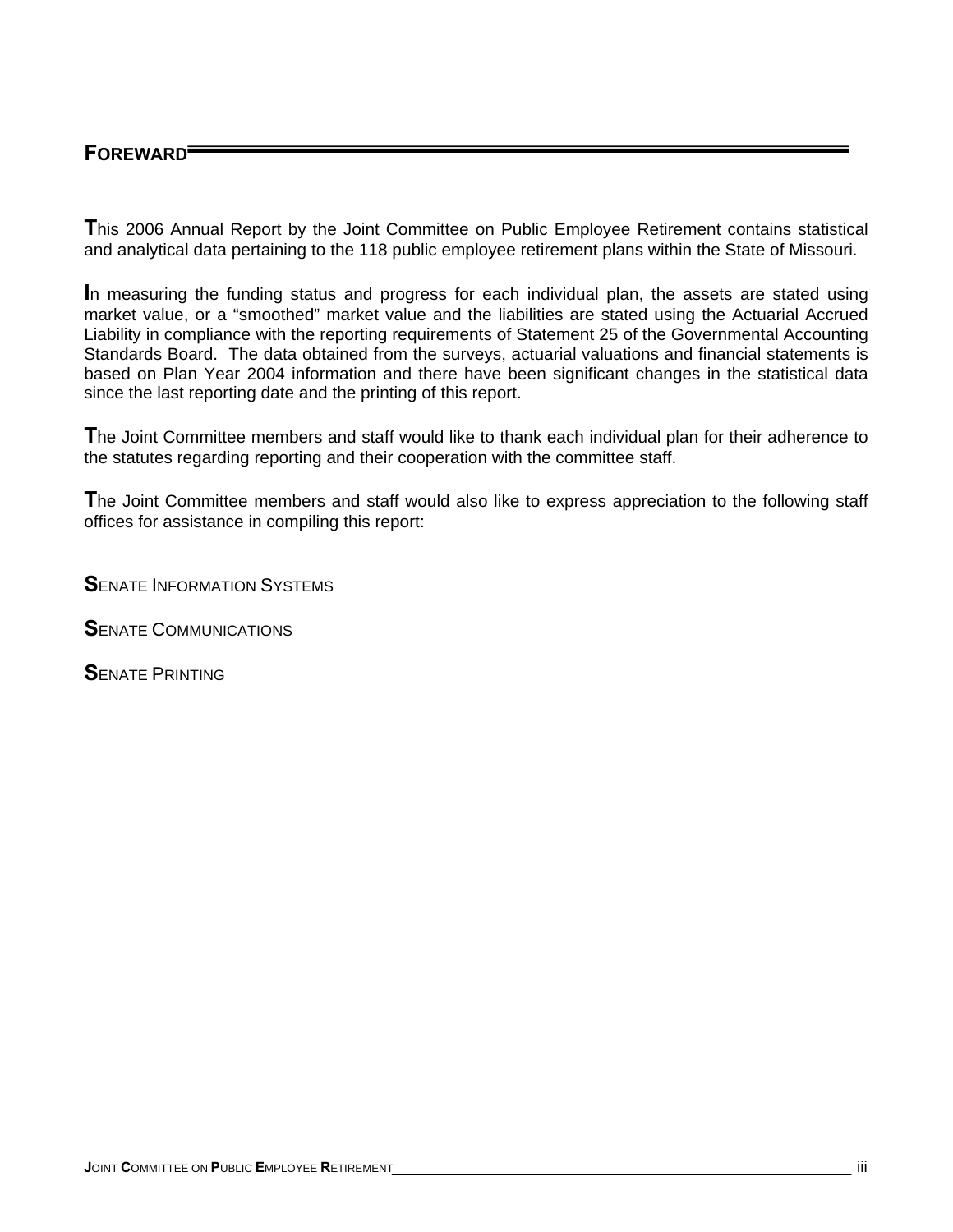## FOREWARD

This 2006 Annual Report by the Joint Committee on Public Employee Retirement contains statistical and analytical data pertaining to the 118 public employee retirement plans within the State of Missouri.

In measuring the funding status and progress for each individual plan, the assets are stated using market value, or a "smoothed" market value and the liabilities are stated using the Actuarial Accrued Liability in compliance with the reporting requirements of Statement 25 of the Governmental Accounting Standards Board. The data obtained from the surveys, actuarial valuations and financial statements is based on Plan Year 2004 information and there have been significant changes in the statistical data since the last reporting date and the printing of this report.

The Joint Committee members and staff would like to thank each individual plan for their adherence to the statutes regarding reporting and their cooperation with the committee staff.

The Joint Committee members and staff would also like to express appreciation to the following staff offices for assistance in compiling this report:

SENATE INFORMATION SYSTEMS

SENATE COMMUNICATIONS

SENATE PRINTING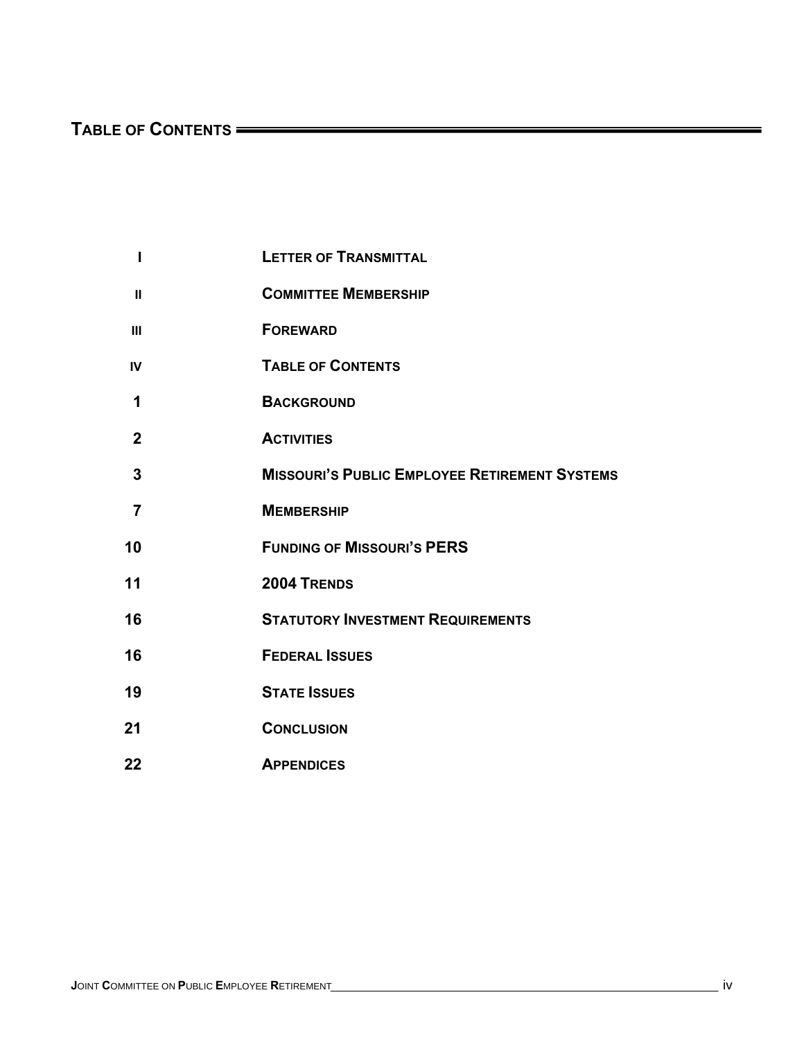## Table of Contents

| | |
|---|---|
| I | Letter of Transmittal |
| II | Committee Membership |
| III | Foreward |
| IV | Table of Contents |
| 1 | Background |
| 2 | Activities |
| 3 | Missouri's Public Employee Retirement Systems |
| 7 | Membership |
| 10 | Funding of Missouri's PERS |
| 11 | 2004 Trends |
| 16 | Statutory Investment Requirements |
| 16 | Federal Issues |
| 19 | State Issues |
| 21 | Conclusion |
| 22 | Appendices |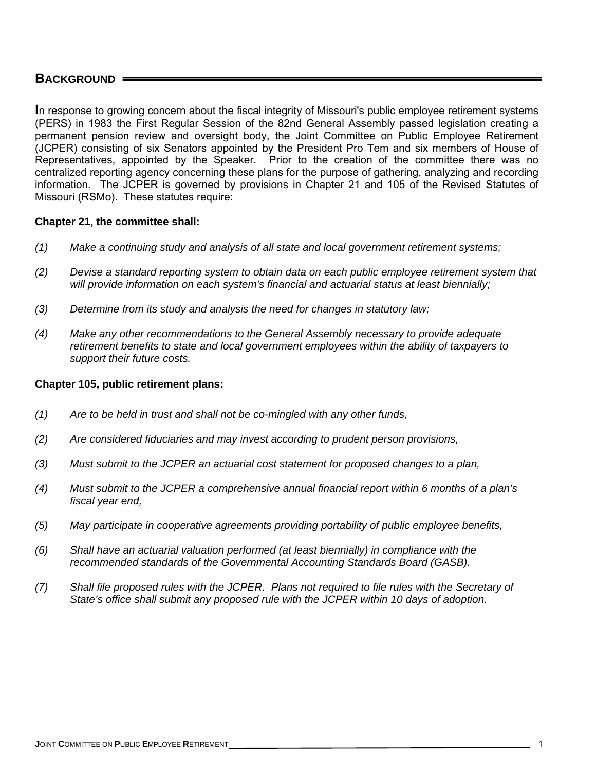## BACKGROUND

**I**n response to growing concern about the fiscal integrity of Missouri's public employee retirement systems (PERS) in 1983 the First Regular Session of the 82nd General Assembly passed legislation creating a permanent pension review and oversight body, the Joint Committee on Public Employee Retirement (JCPER) consisting of six Senators appointed by the President Pro Tem and six members of House of Representatives, appointed by the Speaker. Prior to the creation of the committee there was no centralized reporting agency concerning these plans for the purpose of gathering, analyzing and recording information. The JCPER is governed by provisions in Chapter 21 and 105 of the Revised Statutes of Missouri (RSMo). These statutes require:

**Chapter 21, the committee shall:**

*(1) Make a continuing study and analysis of all state and local government retirement systems;*

*(2) Devise a standard reporting system to obtain data on each public employee retirement system that will provide information on each system's financial and actuarial status at least biennially;*

*(3) Determine from its study and analysis the need for changes in statutory law;*

*(4) Make any other recommendations to the General Assembly necessary to provide adequate retirement benefits to state and local government employees within the ability of taxpayers to support their future costs.*

**Chapter 105, public retirement plans:**

*(1) Are to be held in trust and shall not be co-mingled with any other funds,*

*(2) Are considered fiduciaries and may invest according to prudent person provisions,*

*(3) Must submit to the JCPER an actuarial cost statement for proposed changes to a plan,*

*(4) Must submit to the JCPER a comprehensive annual financial report within 6 months of a plan's fiscal year end,*

*(5) May participate in cooperative agreements providing portability of public employee benefits,*

*(6) Shall have an actuarial valuation performed (at least biennially) in compliance with the recommended standards of the Governmental Accounting Standards Board (GASB).*

*(7) Shall file proposed rules with the JCPER. Plans not required to file rules with the Secretary of State's office shall submit any proposed rule with the JCPER within 10 days of adoption.*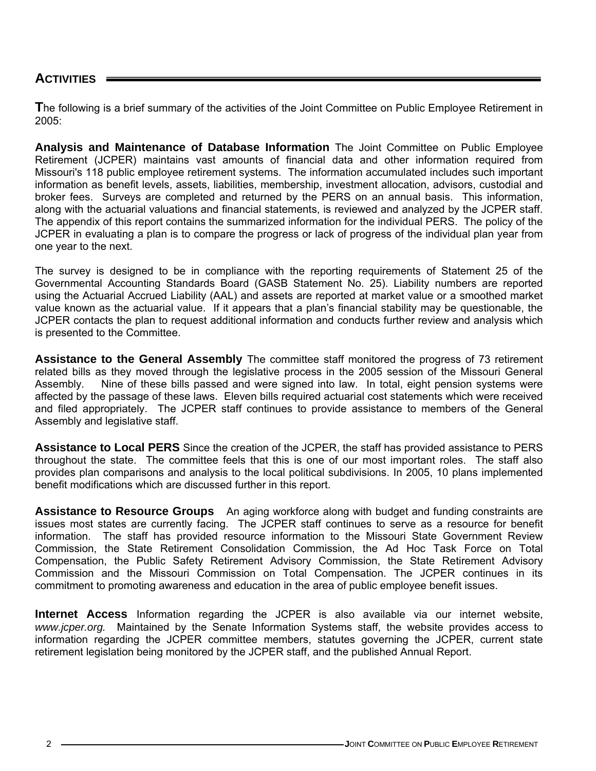## ACTIVITIES

**T**he following is a brief summary of the activities of the Joint Committee on Public Employee Retirement in 2005:

**Analysis and Maintenance of Database Information** The Joint Committee on Public Employee Retirement (JCPER) maintains vast amounts of financial data and other information required from Missouri's 118 public employee retirement systems. The information accumulated includes such important information as benefit levels, assets, liabilities, membership, investment allocation, advisors, custodial and broker fees. Surveys are completed and returned by the PERS on an annual basis. This information, along with the actuarial valuations and financial statements, is reviewed and analyzed by the JCPER staff. The appendix of this report contains the summarized information for the individual PERS. The policy of the JCPER in evaluating a plan is to compare the progress or lack of progress of the individual plan year from one year to the next.

The survey is designed to be in compliance with the reporting requirements of Statement 25 of the Governmental Accounting Standards Board (GASB Statement No. 25). Liability numbers are reported using the Actuarial Accrued Liability (AAL) and assets are reported at market value or a smoothed market value known as the actuarial value. If it appears that a plan's financial stability may be questionable, the JCPER contacts the plan to request additional information and conducts further review and analysis which is presented to the Committee.

**Assistance to the General Assembly** The committee staff monitored the progress of 73 retirement related bills as they moved through the legislative process in the 2005 session of the Missouri General Assembly. Nine of these bills passed and were signed into law. In total, eight pension systems were affected by the passage of these laws. Eleven bills required actuarial cost statements which were received and filed appropriately. The JCPER staff continues to provide assistance to members of the General Assembly and legislative staff.

**Assistance to Local PERS** Since the creation of the JCPER, the staff has provided assistance to PERS throughout the state. The committee feels that this is one of our most important roles. The staff also provides plan comparisons and analysis to the local political subdivisions. In 2005, 10 plans implemented benefit modifications which are discussed further in this report.

**Assistance to Resource Groups** An aging workforce along with budget and funding constraints are issues most states are currently facing. The JCPER staff continues to serve as a resource for benefit information. The staff has provided resource information to the Missouri State Government Review Commission, the State Retirement Consolidation Commission, the Ad Hoc Task Force on Total Compensation, the Public Safety Retirement Advisory Commission, the State Retirement Advisory Commission and the Missouri Commission on Total Compensation. The JCPER continues in its commitment to promoting awareness and education in the area of public employee benefit issues.

**Internet Access** Information regarding the JCPER is also available via our internet website, *www.jcper.org.* Maintained by the Senate Information Systems staff, the website provides access to information regarding the JCPER committee members, statutes governing the JCPER, current state retirement legislation being monitored by the JCPER staff, and the published Annual Report.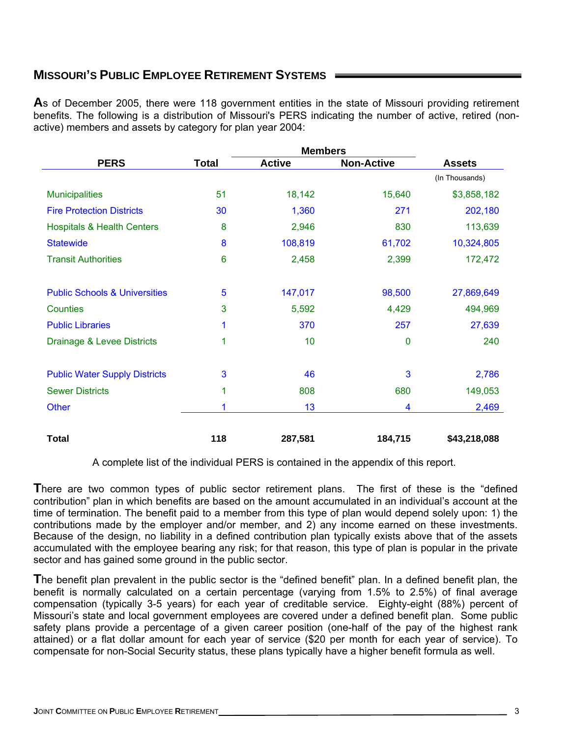## MISSOURI'S PUBLIC EMPLOYEE RETIREMENT SYSTEMS

**A**s of December 2005, there were 118 government entities in the state of Missouri providing retirement benefits. The following is a distribution of Missouri's PERS indicating the number of active, retired (non-active) members and assets by category for plan year 2004:

| PERS | Total | Members | | Assets |
|---|---|---|---|---|
| | | Active | Non-Active | (In Thousands) |
| Municipalities | 51 | 18,142 | 15,640 | $3,858,182 |
| Fire Protection Districts | 30 | 1,360 | 271 | 202,180 |
| Hospitals & Health Centers | 8 | 2,946 | 830 | 113,639 |
| Statewide | 8 | 108,819 | 61,702 | 10,324,805 |
| Transit Authorities | 6 | 2,458 | 2,399 | 172,472 |
| Public Schools & Universities | 5 | 147,017 | 98,500 | 27,869,649 |
| Counties | 3 | 5,592 | 4,429 | 494,969 |
| Public Libraries | 1 | 370 | 257 | 27,639 |
| Drainage & Levee Districts | 1 | 10 | 0 | 240 |
| Public Water Supply Districts | 3 | 46 | 3 | 2,786 |
| Sewer Districts | 1 | 808 | 680 | 149,053 |
| Other | 1 | 13 | 4 | 2,469 |
| **Total** | **118** | **287,581** | **184,715** | **$43,218,088** |

A complete list of the individual PERS is contained in the appendix of this report.

**T**here are two common types of public sector retirement plans. The first of these is the "defined contribution" plan in which benefits are based on the amount accumulated in an individual's account at the time of termination. The benefit paid to a member from this type of plan would depend solely upon: 1) the contributions made by the employer and/or member, and 2) any income earned on these investments. Because of the design, no liability in a defined contribution plan typically exists above that of the assets accumulated with the employee bearing any risk; for that reason, this type of plan is popular in the private sector and has gained some ground in the public sector.

**T**he benefit plan prevalent in the public sector is the "defined benefit" plan. In a defined benefit plan, the benefit is normally calculated on a certain percentage (varying from 1.5% to 2.5%) of final average compensation (typically 3-5 years) for each year of creditable service. Eighty-eight (88%) percent of Missouri's state and local government employees are covered under a defined benefit plan. Some public safety plans provide a percentage of a given career position (one-half of the pay of the highest rank attained) or a flat dollar amount for each year of service ($20 per month for each year of service). To compensate for non-Social Security status, these plans typically have a higher benefit formula as well.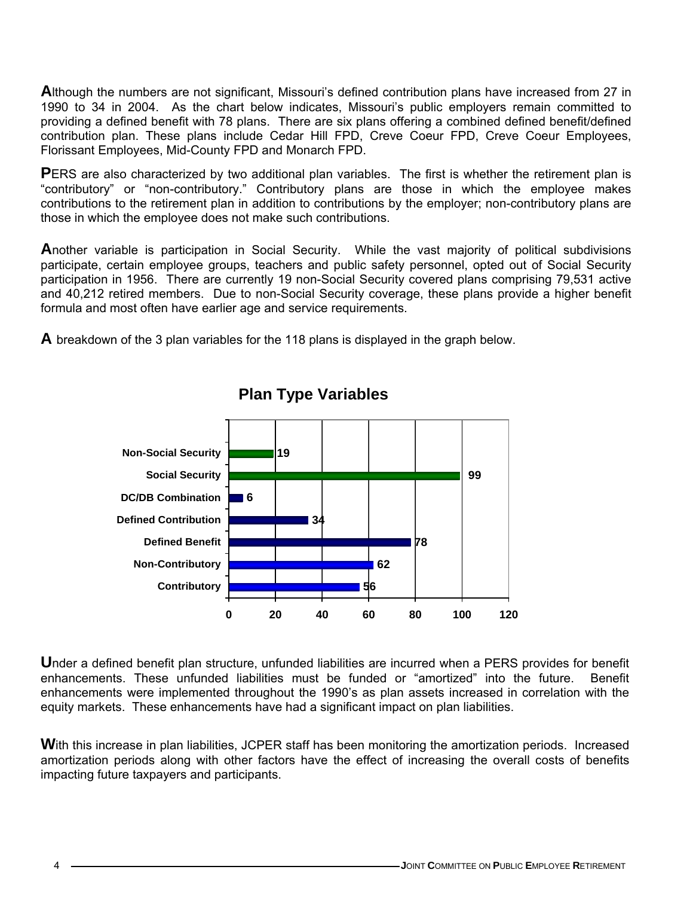**A**lthough the numbers are not significant, Missouri's defined contribution plans have increased from 27 in 1990 to 34 in 2004. As the chart below indicates, Missouri's public employers remain committed to providing a defined benefit with 78 plans. There are six plans offering a combined defined benefit/defined contribution plan. These plans include Cedar Hill FPD, Creve Coeur FPD, Creve Coeur Employees, Florissant Employees, Mid-County FPD and Monarch FPD.

**P**ERS are also characterized by two additional plan variables. The first is whether the retirement plan is "contributory" or "non-contributory." Contributory plans are those in which the employee makes contributions to the retirement plan in addition to contributions by the employer; non-contributory plans are those in which the employee does not make such contributions.

**A**nother variable is participation in Social Security. While the vast majority of political subdivisions participate, certain employee groups, teachers and public safety personnel, opted out of Social Security participation in 1956. There are currently 19 non-Social Security covered plans comprising 79,531 active and 40,212 retired members. Due to non-Social Security coverage, these plans provide a higher benefit formula and most often have earlier age and service requirements.

**A** breakdown of the 3 plan variables for the 118 plans is displayed in the graph below.

**Plan Type Variables**

| Plan Type | Number of Plans |
|---|---|
| Non-Social Security | 19 |
| Social Security | 99 |
| DC/DB Combination | 6 |
| Defined Contribution | 34 |
| Defined Benefit | 78 |
| Non-Contributory | 62 |
| Contributory | 56 |

**U**nder a defined benefit plan structure, unfunded liabilities are incurred when a PERS provides for benefit enhancements. These unfunded liabilities must be funded or "amortized" into the future. Benefit enhancements were implemented throughout the 1990's as plan assets increased in correlation with the equity markets. These enhancements have had a significant impact on plan liabilities.

**W**ith this increase in plan liabilities, JCPER staff has been monitoring the amortization periods. Increased amortization periods along with other factors have the effect of increasing the overall costs of benefits impacting future taxpayers and participants.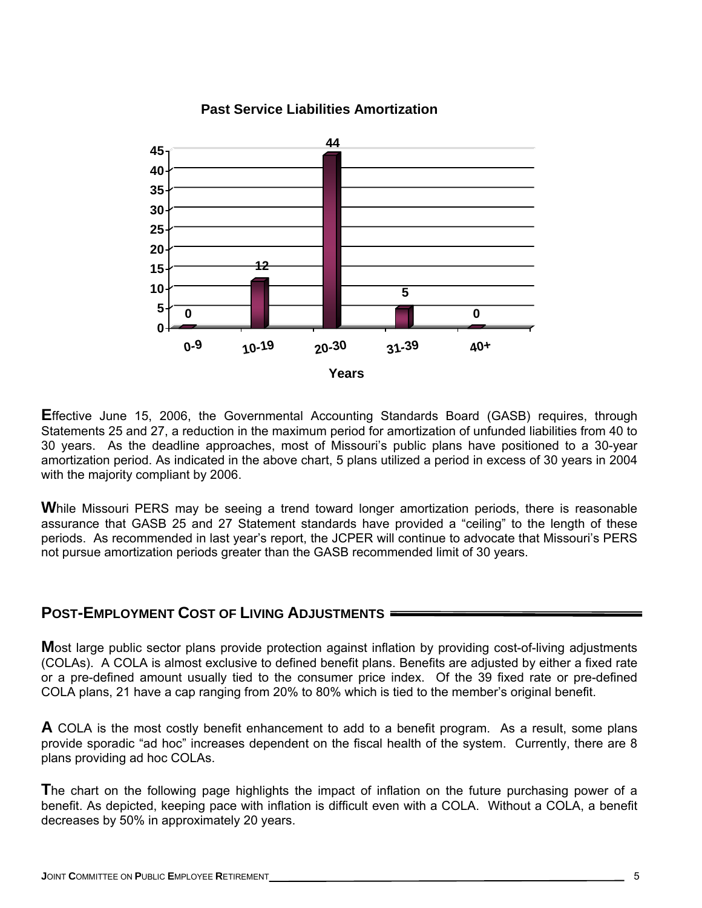**Past Service Liabilities Amortization**

| Years | 0-9 | 10-19 | 20-30 | 31-39 | 40+ |
|---|---|---|---|---|---|
| | 0 | 12 | 44 | 5 | 0 |

**E**ffective June 15, 2006, the Governmental Accounting Standards Board (GASB) requires, through Statements 25 and 27, a reduction in the maximum period for amortization of unfunded liabilities from 40 to 30 years. As the deadline approaches, most of Missouri's public plans have positioned to a 30-year amortization period. As indicated in the above chart, 5 plans utilized a period in excess of 30 years in 2004 with the majority compliant by 2006.

**W**hile Missouri PERS may be seeing a trend toward longer amortization periods, there is reasonable assurance that GASB 25 and 27 Statement standards have provided a "ceiling" to the length of these periods. As recommended in last year's report, the JCPER will continue to advocate that Missouri's PERS not pursue amortization periods greater than the GASB recommended limit of 30 years.

## POST-EMPLOYMENT COST OF LIVING ADJUSTMENTS

**M**ost large public sector plans provide protection against inflation by providing cost-of-living adjustments (COLAs). A COLA is almost exclusive to defined benefit plans. Benefits are adjusted by either a fixed rate or a pre-defined amount usually tied to the consumer price index. Of the 39 fixed rate or pre-defined COLA plans, 21 have a cap ranging from 20% to 80% which is tied to the member's original benefit.

**A** COLA is the most costly benefit enhancement to add to a benefit program. As a result, some plans provide sporadic "ad hoc" increases dependent on the fiscal health of the system. Currently, there are 8 plans providing ad hoc COLAs.

**T**he chart on the following page highlights the impact of inflation on the future purchasing power of a benefit. As depicted, keeping pace with inflation is difficult even with a COLA. Without a COLA, a benefit decreases by 50% in approximately 20 years.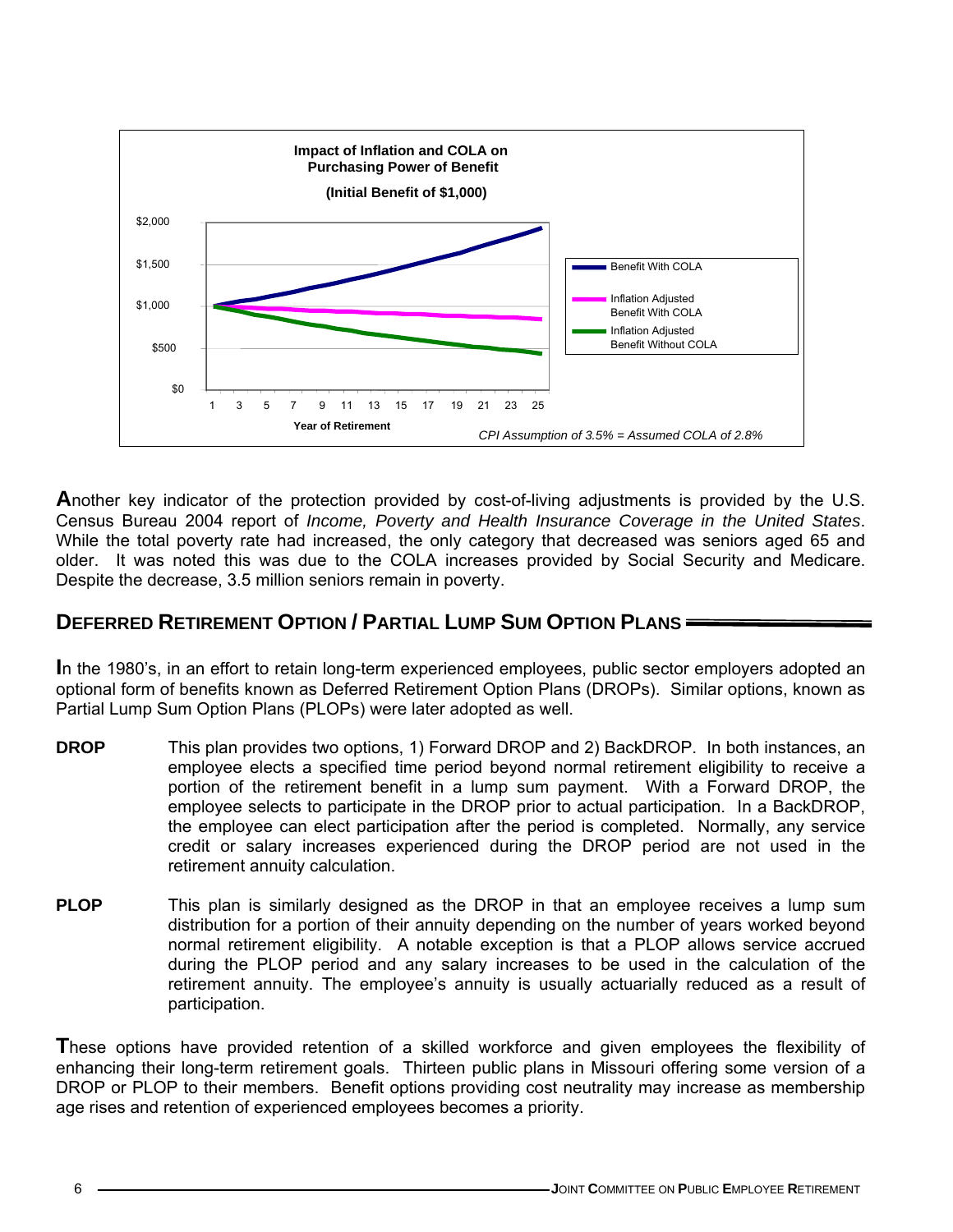**Impact of Inflation and COLA on Purchasing Power of Benefit**

**(Initial Benefit of $1,000)**

*CPI Assumption of 3.5% = Assumed COLA of 2.8%*

**A**nother key indicator of the protection provided by cost-of-living adjustments is provided by the U.S. Census Bureau 2004 report of *Income, Poverty and Health Insurance Coverage in the United States*. While the total poverty rate had increased, the only category that decreased was seniors aged 65 and older. It was noted this was due to the COLA increases provided by Social Security and Medicare. Despite the decrease, 3.5 million seniors remain in poverty.

## DEFERRED RETIREMENT OPTION / PARTIAL LUMP SUM OPTION PLANS

**I**n the 1980's, in an effort to retain long-term experienced employees, public sector employers adopted an optional form of benefits known as Deferred Retirement Option Plans (DROPs). Similar options, known as Partial Lump Sum Option Plans (PLOPs) were later adopted as well.

**DROP** This plan provides two options, 1) Forward DROP and 2) BackDROP. In both instances, an employee elects a specified time period beyond normal retirement eligibility to receive a portion of the retirement benefit in a lump sum payment. With a Forward DROP, the employee selects to participate in the DROP prior to actual participation. In a BackDROP, the employee can elect participation after the period is completed. Normally, any service credit or salary increases experienced during the DROP period are not used in the retirement annuity calculation.

**PLOP** This plan is similarly designed as the DROP in that an employee receives a lump sum distribution for a portion of their annuity depending on the number of years worked beyond normal retirement eligibility. A notable exception is that a PLOP allows service accrued during the PLOP period and any salary increases to be used in the calculation of the retirement annuity. The employee's annuity is usually actuarially reduced as a result of participation.

**T**hese options have provided retention of a skilled workforce and given employees the flexibility of enhancing their long-term retirement goals. Thirteen public plans in Missouri offering some version of a DROP or PLOP to their members. Benefit options providing cost neutrality may increase as membership age rises and retention of experienced employees becomes a priority.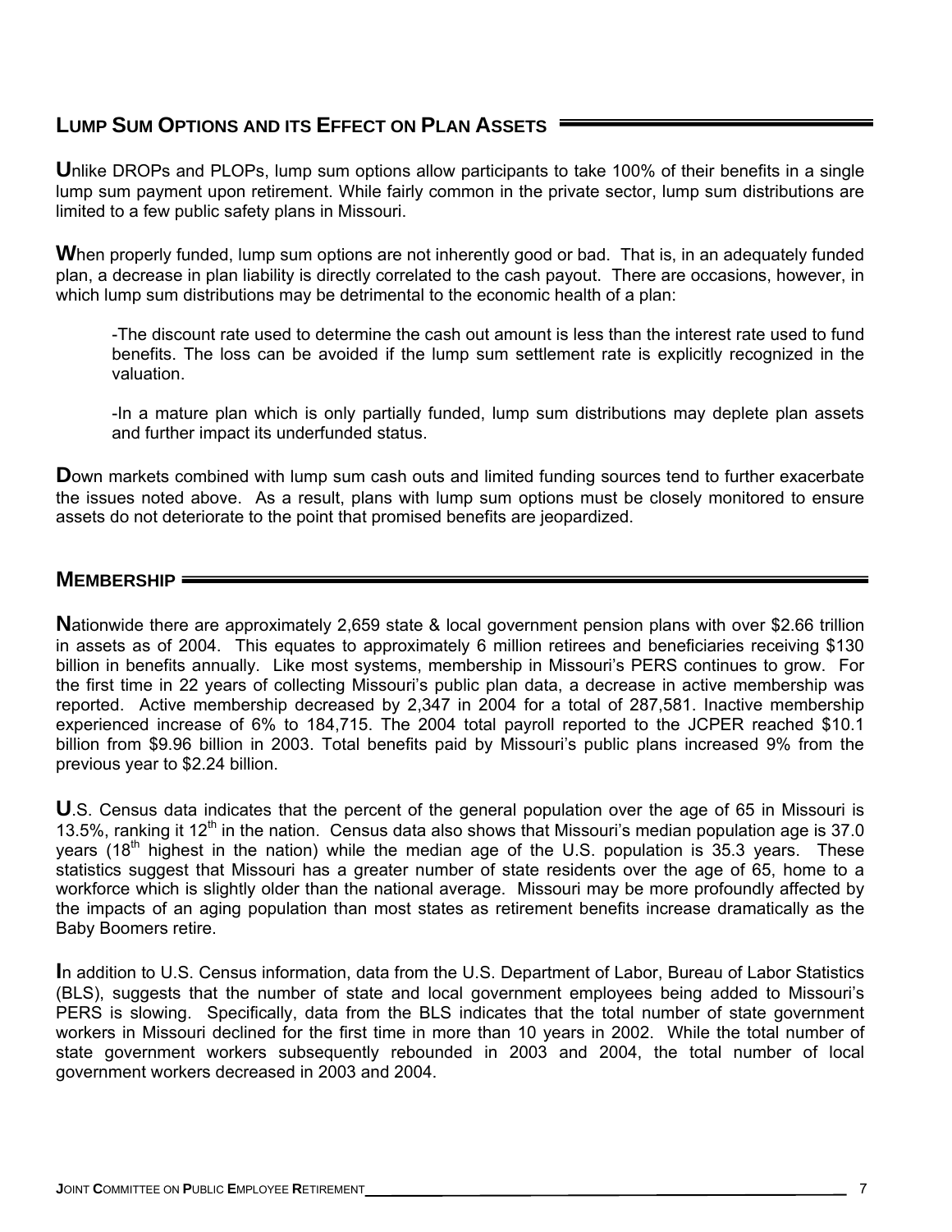## LUMP SUM OPTIONS AND ITS EFFECT ON PLAN ASSETS

**U**nlike DROPs and PLOPs, lump sum options allow participants to take 100% of their benefits in a single lump sum payment upon retirement. While fairly common in the private sector, lump sum distributions are limited to a few public safety plans in Missouri.

**W**hen properly funded, lump sum options are not inherently good or bad. That is, in an adequately funded plan, a decrease in plan liability is directly correlated to the cash payout. There are occasions, however, in which lump sum distributions may be detrimental to the economic health of a plan:

-The discount rate used to determine the cash out amount is less than the interest rate used to fund benefits. The loss can be avoided if the lump sum settlement rate is explicitly recognized in the valuation.

-In a mature plan which is only partially funded, lump sum distributions may deplete plan assets and further impact its underfunded status.

**D**own markets combined with lump sum cash outs and limited funding sources tend to further exacerbate the issues noted above. As a result, plans with lump sum options must be closely monitored to ensure assets do not deteriorate to the point that promised benefits are jeopardized.

## MEMBERSHIP

**N**ationwide there are approximately 2,659 state & local government pension plans with over $2.66 trillion in assets as of 2004. This equates to approximately 6 million retirees and beneficiaries receiving $130 billion in benefits annually. Like most systems, membership in Missouri's PERS continues to grow. For the first time in 22 years of collecting Missouri's public plan data, a decrease in active membership was reported. Active membership decreased by 2,347 in 2004 for a total of 287,581. Inactive membership experienced increase of 6% to 184,715. The 2004 total payroll reported to the JCPER reached $10.1 billion from $9.96 billion in 2003. Total benefits paid by Missouri's public plans increased 9% from the previous year to $2.24 billion.

**U**.S. Census data indicates that the percent of the general population over the age of 65 in Missouri is 13.5%, ranking it 12th in the nation. Census data also shows that Missouri's median population age is 37.0 years (18th highest in the nation) while the median age of the U.S. population is 35.3 years. These statistics suggest that Missouri has a greater number of state residents over the age of 65, home to a workforce which is slightly older than the national average. Missouri may be more profoundly affected by the impacts of an aging population than most states as retirement benefits increase dramatically as the Baby Boomers retire.

**I**n addition to U.S. Census information, data from the U.S. Department of Labor, Bureau of Labor Statistics (BLS), suggests that the number of state and local government employees being added to Missouri's PERS is slowing. Specifically, data from the BLS indicates that the total number of state government workers in Missouri declined for the first time in more than 10 years in 2002. While the total number of state government workers subsequently rebounded in 2003 and 2004, the total number of local government workers decreased in 2003 and 2004.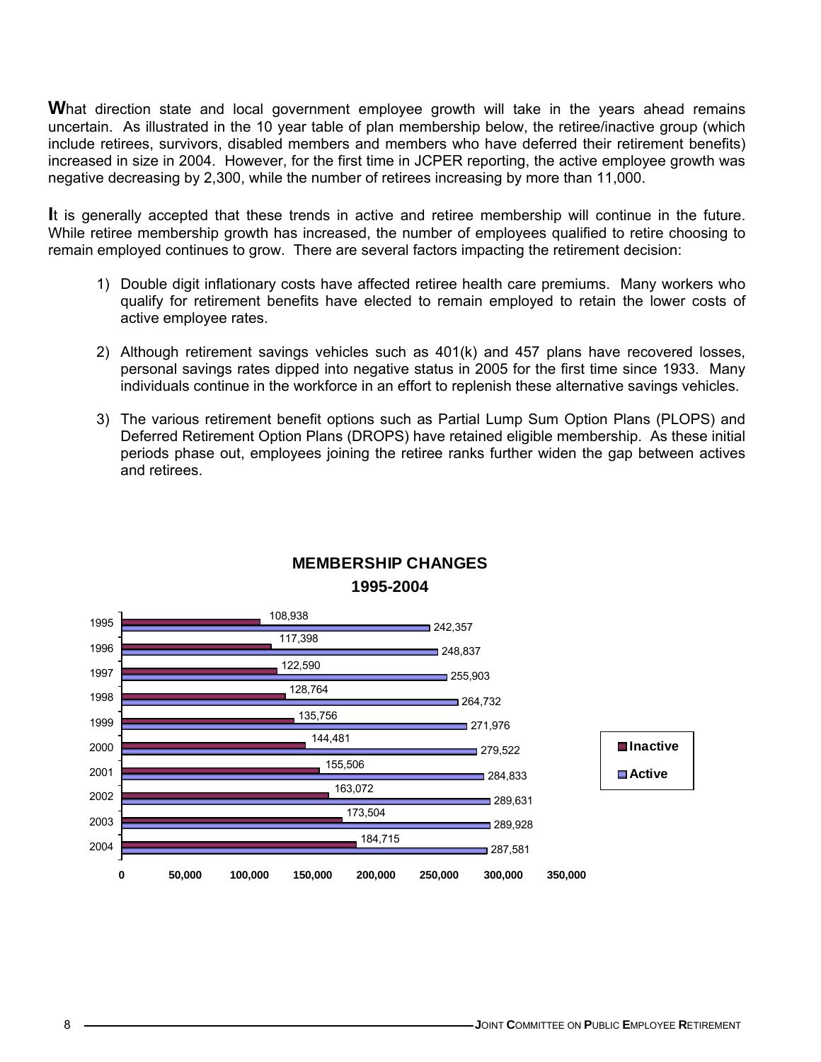**W**hat direction state and local government employee growth will take in the years ahead remains uncertain. As illustrated in the 10 year table of plan membership below, the retiree/inactive group (which include retirees, survivors, disabled members and members who have deferred their retirement benefits) increased in size in 2004. However, for the first time in JCPER reporting, the active employee growth was negative decreasing by 2,300, while the number of retirees increasing by more than 11,000.

**I**t is generally accepted that these trends in active and retiree membership will continue in the future. While retiree membership growth has increased, the number of employees qualified to retire choosing to remain employed continues to grow. There are several factors impacting the retirement decision:

1) Double digit inflationary costs have affected retiree health care premiums. Many workers who qualify for retirement benefits have elected to remain employed to retain the lower costs of active employee rates.

2) Although retirement savings vehicles such as 401(k) and 457 plans have recovered losses, personal savings rates dipped into negative status in 2005 for the first time since 1933. Many individuals continue in the workforce in an effort to replenish these alternative savings vehicles.

3) The various retirement benefit options such as Partial Lump Sum Option Plans (PLOPS) and Deferred Retirement Option Plans (DROPS) have retained eligible membership. As these initial periods phase out, employees joining the retiree ranks further widen the gap between actives and retirees.

**MEMBERSHIP CHANGES 1995-2004**

| Year | Inactive | Active |
|---|---|---|
| 1995 | 108,938 | 242,357 |
| 1996 | 117,398 | 248,837 |
| 1997 | 122,590 | 255,903 |
| 1998 | 128,764 | 264,732 |
| 1999 | 135,756 | 271,976 |
| 2000 | 144,481 | 279,522 |
| 2001 | 155,506 | 284,833 |
| 2002 | 163,072 | 289,631 |
| 2003 | 173,504 | 289,928 |
| 2004 | 184,715 | 287,581 |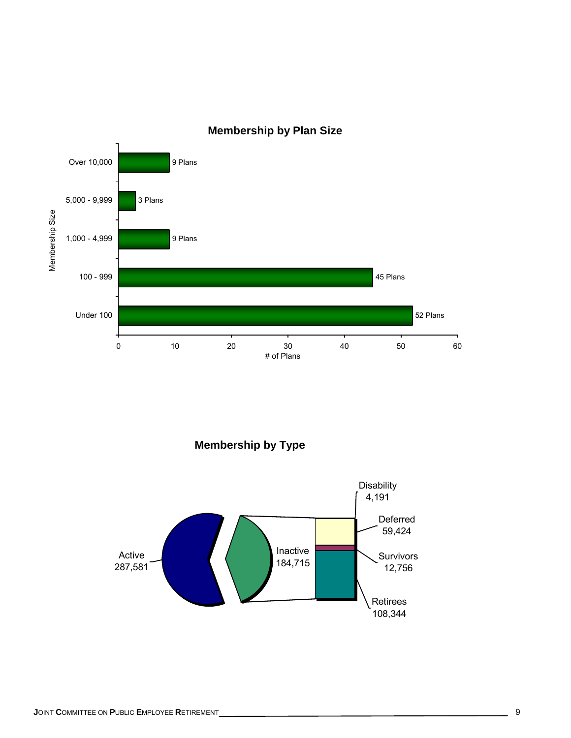## Membership by Plan Size

| Membership Size | # of Plans |
|---|---|
| Over 10,000 | 9 Plans |
| 5,000 - 9,999 | 3 Plans |
| 1,000 - 4,999 | 9 Plans |
| 100 - 999 | 45 Plans |
| Under 100 | 52 Plans |

## Membership by Type

| Type | Members |
|---|---|
| Active | 287,581 |
| Inactive | 184,715 |
| Disability | 4,191 |
| Deferred | 59,424 |
| Survivors | 12,756 |
| Retirees | 108,344 |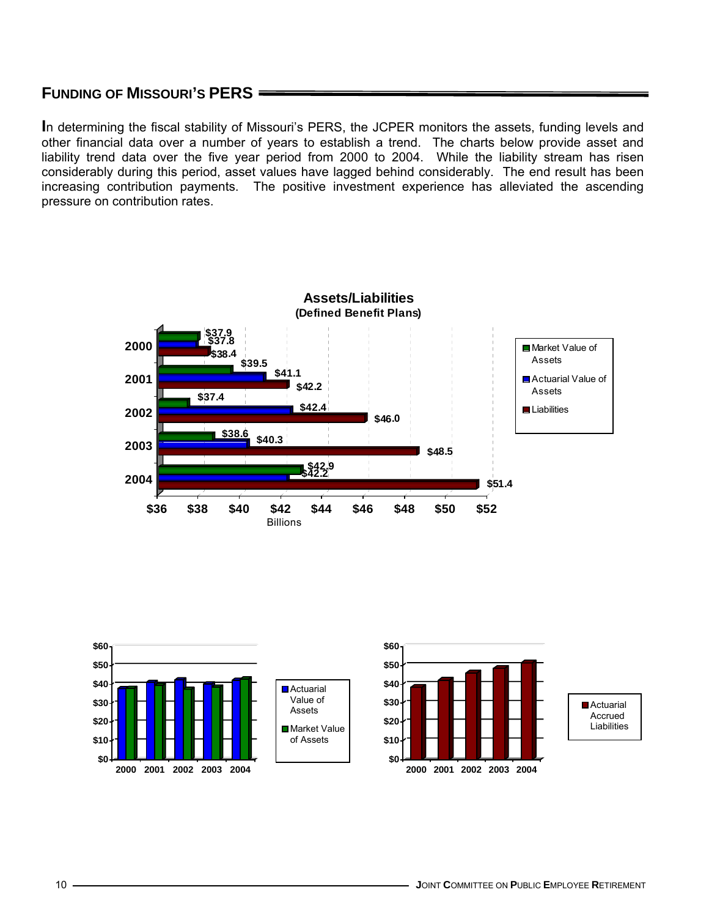## FUNDING OF MISSOURI'S PERS

In determining the fiscal stability of Missouri's PERS, the JCPER monitors the assets, funding levels and other financial data over a number of years to establish a trend. The charts below provide asset and liability trend data over the five year period from 2000 to 2004. While the liability stream has risen considerably during this period, asset values have lagged behind considerably. The end result has been increasing contribution payments. The positive investment experience has alleviated the ascending pressure on contribution rates.

**Assets/Liabilities**
**(Defined Benefit Plans)**

| Year | Market Value of Assets | Actuarial Value of Assets | Liabilities |
|---|---|---|---|
| 2000 | $37.9 | $37.8 | $38.4 |
| 2001 | $39.5 | $41.1 | $42.2 |
| 2002 | $37.4 | $42.4 | $46.0 |
| 2003 | $38.6 | $40.3 | $48.5 |
| 2004 | $42.9 | $42.2 | $51.4 |

Billions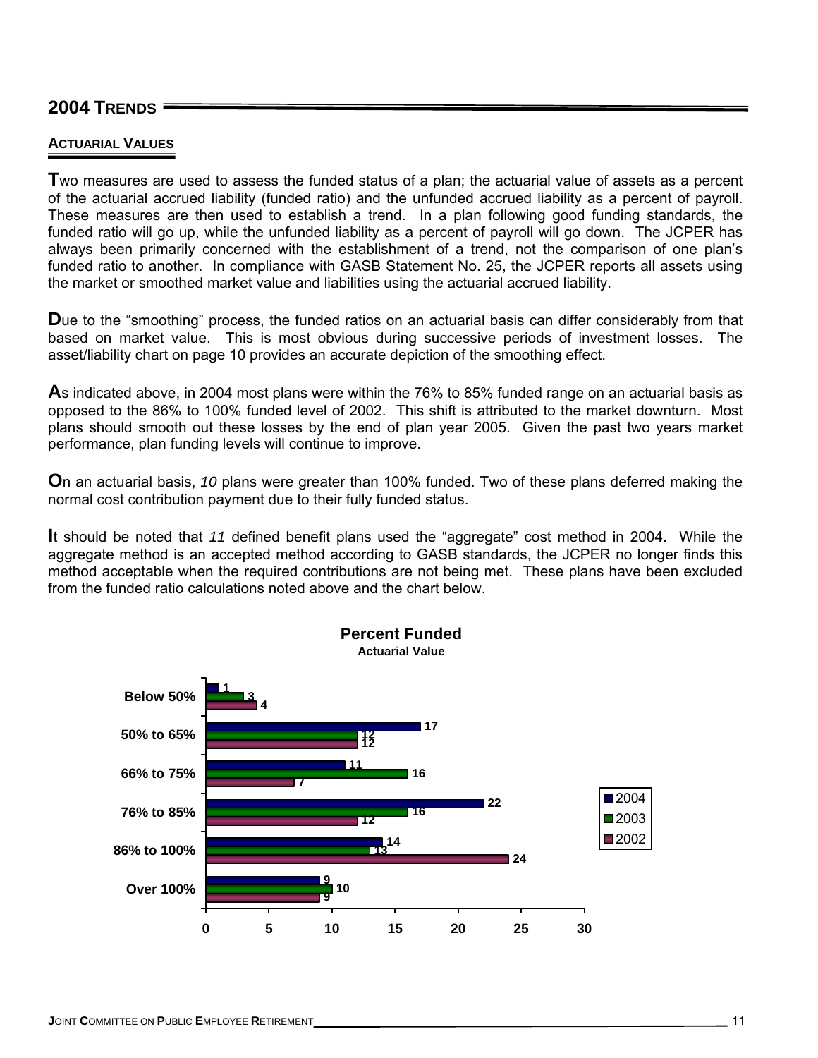## 2004 Trends

### Actuarial Values

**T**wo measures are used to assess the funded status of a plan; the actuarial value of assets as a percent of the actuarial accrued liability (funded ratio) and the unfunded accrued liability as a percent of payroll. These measures are then used to establish a trend. In a plan following good funding standards, the funded ratio will go up, while the unfunded liability as a percent of payroll will go down. The JCPER has always been primarily concerned with the establishment of a trend, not the comparison of one plan's funded ratio to another. In compliance with GASB Statement No. 25, the JCPER reports all assets using the market or smoothed market value and liabilities using the actuarial accrued liability.

**D**ue to the "smoothing" process, the funded ratios on an actuarial basis can differ considerably from that based on market value. This is most obvious during successive periods of investment losses. The asset/liability chart on page 10 provides an accurate depiction of the smoothing effect.

**A**s indicated above, in 2004 most plans were within the 76% to 85% funded range on an actuarial basis as opposed to the 86% to 100% funded level of 2002. This shift is attributed to the market downturn. Most plans should smooth out these losses by the end of plan year 2005. Given the past two years market performance, plan funding levels will continue to improve.

**O**n an actuarial basis, *10* plans were greater than 100% funded. Two of these plans deferred making the normal cost contribution payment due to their fully funded status.

**I**t should be noted that *11* defined benefit plans used the "aggregate" cost method in 2004. While the aggregate method is an accepted method according to GASB standards, the JCPER no longer finds this method acceptable when the required contributions are not being met. These plans have been excluded from the funded ratio calculations noted above and the chart below.

**Percent Funded**
**Actuarial Value**

| Funded Range | 2004 | 2003 | 2002 |
|---|---|---|---|
| Below 50% | 1 | 3 | 4 |
| 50% to 65% | 17 | 12 | 12 |
| 66% to 75% | 11 | 16 | 7 |
| 76% to 85% | 22 | 16 | 12 |
| 86% to 100% | 14 | 13 | 24 |
| Over 100% | 9 | 10 | 9 |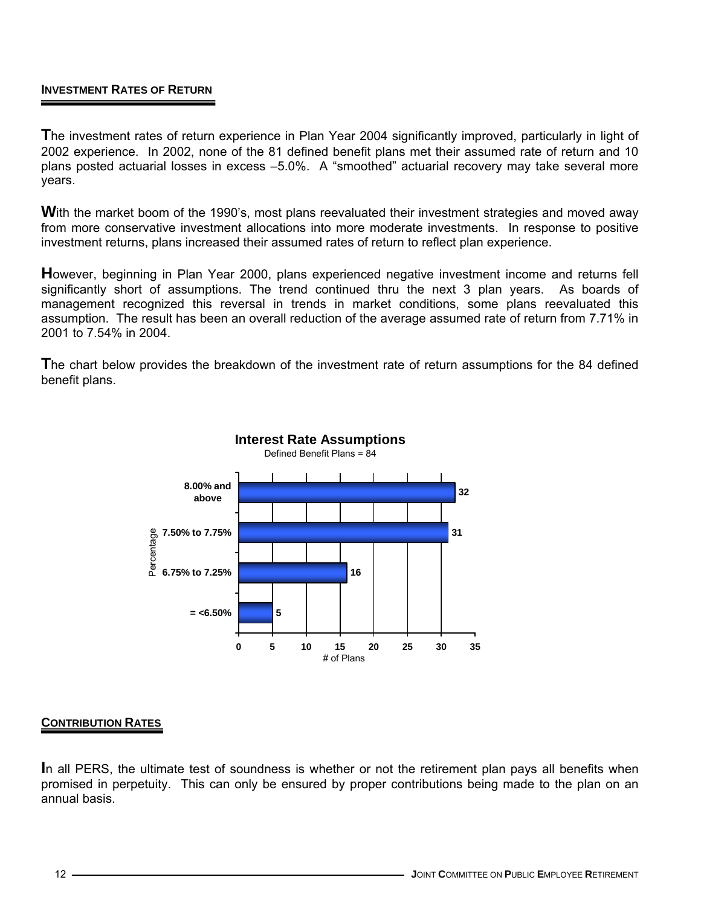## INVESTMENT RATES OF RETURN

**T**he investment rates of return experience in Plan Year 2004 significantly improved, particularly in light of 2002 experience. In 2002, none of the 81 defined benefit plans met their assumed rate of return and 10 plans posted actuarial losses in excess –5.0%. A "smoothed" actuarial recovery may take several more years.

**W**ith the market boom of the 1990's, most plans reevaluated their investment strategies and moved away from more conservative investment allocations into more moderate investments. In response to positive investment returns, plans increased their assumed rates of return to reflect plan experience.

**H**owever, beginning in Plan Year 2000, plans experienced negative investment income and returns fell significantly short of assumptions. The trend continued thru the next 3 plan years. As boards of management recognized this reversal in trends in market conditions, some plans reevaluated this assumption. The result has been an overall reduction of the average assumed rate of return from 7.71% in 2001 to 7.54% in 2004.

**T**he chart below provides the breakdown of the investment rate of return assumptions for the 84 defined benefit plans.

**Interest Rate Assumptions**

Defined Benefit Plans = 84

| Percentage | # of Plans |
| --- | --- |
| 8.00% and above | 32 |
| 7.50% to 7.75% | 31 |
| 6.75% to 7.25% | 16 |
| = <6.50% | 5 |

## CONTRIBUTION RATES

**I**n all PERS, the ultimate test of soundness is whether or not the retirement plan pays all benefits when promised in perpetuity. This can only be ensured by proper contributions being made to the plan on an annual basis.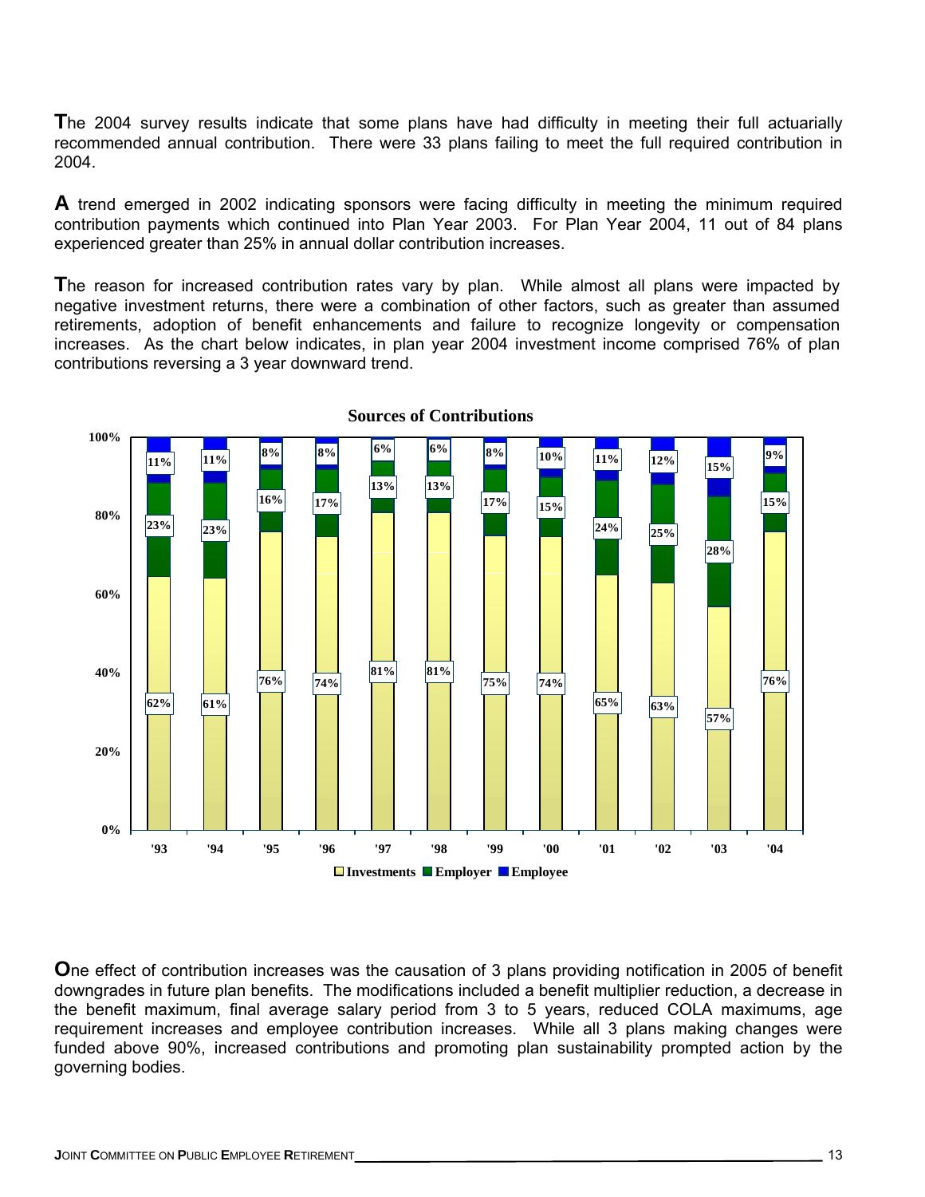**T**he 2004 survey results indicate that some plans have had difficulty in meeting their full actuarially recommended annual contribution. There were 33 plans failing to meet the full required contribution in 2004.

**A** trend emerged in 2002 indicating sponsors were facing difficulty in meeting the minimum required contribution payments which continued into Plan Year 2003. For Plan Year 2004, 11 out of 84 plans experienced greater than 25% in annual dollar contribution increases.

**T**he reason for increased contribution rates vary by plan. While almost all plans were impacted by negative investment returns, there were a combination of other factors, such as greater than assumed retirements, adoption of benefit enhancements and failure to recognize longevity or compensation increases. As the chart below indicates, in plan year 2004 investment income comprised 76% of plan contributions reversing a 3 year downward trend.

**Sources of Contributions**

| Year | Investments | Employer | Employee |
|---|---|---|---|
| '93 | 62% | 23% | 11% |
| '94 | 61% | 23% | 11% |
| '95 | 76% | 16% | 8% |
| '96 | 74% | 17% | 8% |
| '97 | 81% | 13% | 6% |
| '98 | 81% | 13% | 6% |
| '99 | 75% | 17% | 8% |
| '00 | 74% | 15% | 10% |
| '01 | 65% | 24% | 11% |
| '02 | 63% | 25% | 12% |
| '03 | 57% | 28% | 15% |
| '04 | 76% | 15% | 9% |

**O**ne effect of contribution increases was the causation of 3 plans providing notification in 2005 of benefit downgrades in future plan benefits. The modifications included a benefit multiplier reduction, a decrease in the benefit maximum, final average salary period from 3 to 5 years, reduced COLA maximums, age requirement increases and employee contribution increases. While all 3 plans making changes were funded above 90%, increased contributions and promoting plan sustainability prompted action by the governing bodies.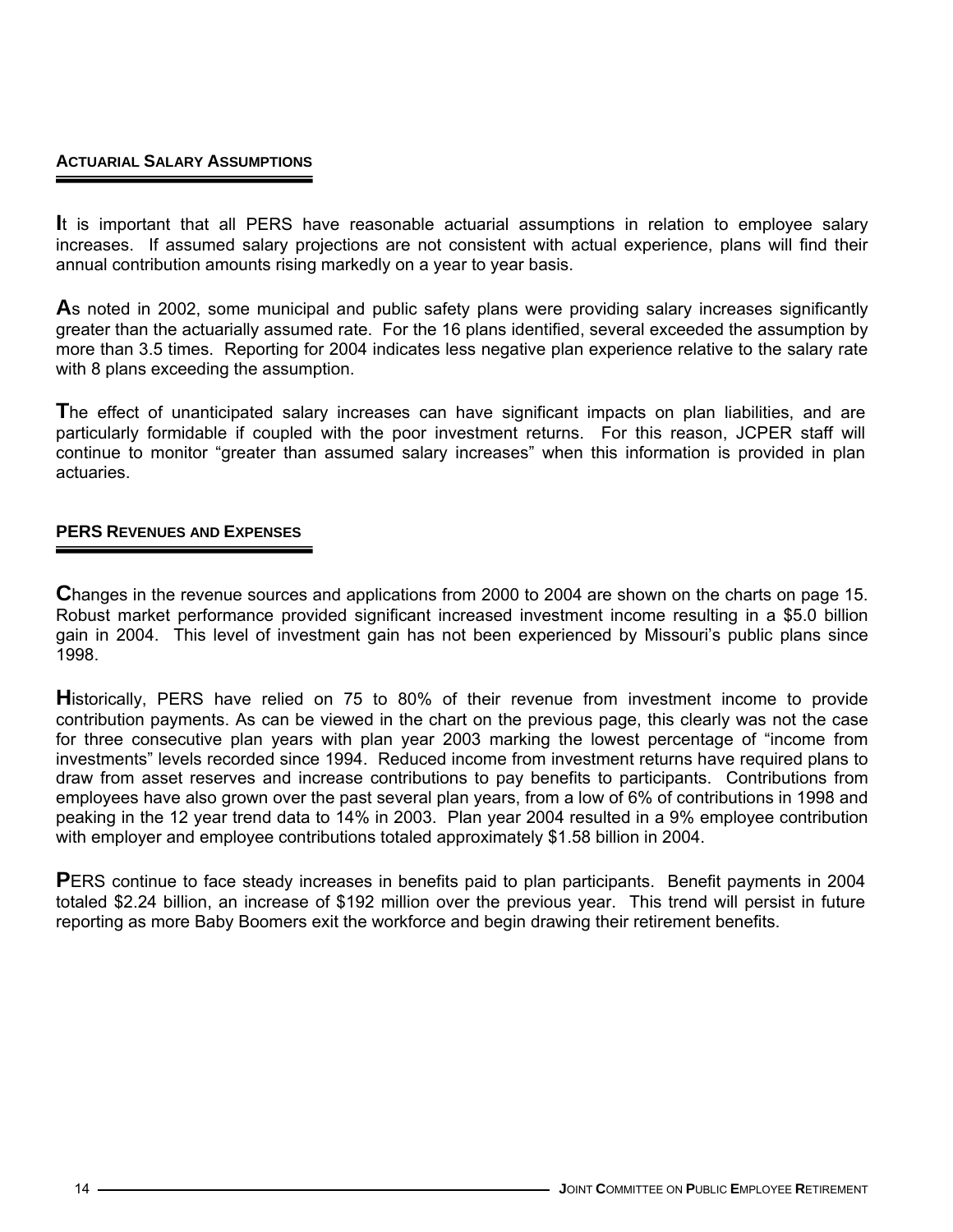## ACTUARIAL SALARY ASSUMPTIONS

It is important that all PERS have reasonable actuarial assumptions in relation to employee salary increases. If assumed salary projections are not consistent with actual experience, plans will find their annual contribution amounts rising markedly on a year to year basis.

As noted in 2002, some municipal and public safety plans were providing salary increases significantly greater than the actuarially assumed rate. For the 16 plans identified, several exceeded the assumption by more than 3.5 times. Reporting for 2004 indicates less negative plan experience relative to the salary rate with 8 plans exceeding the assumption.

The effect of unanticipated salary increases can have significant impacts on plan liabilities, and are particularly formidable if coupled with the poor investment returns. For this reason, JCPER staff will continue to monitor "greater than assumed salary increases" when this information is provided in plan actuaries.

## PERS REVENUES AND EXPENSES

Changes in the revenue sources and applications from 2000 to 2004 are shown on the charts on page 15. Robust market performance provided significant increased investment income resulting in a $5.0 billion gain in 2004. This level of investment gain has not been experienced by Missouri's public plans since 1998.

Historically, PERS have relied on 75 to 80% of their revenue from investment income to provide contribution payments. As can be viewed in the chart on the previous page, this clearly was not the case for three consecutive plan years with plan year 2003 marking the lowest percentage of "income from investments" levels recorded since 1994. Reduced income from investment returns have required plans to draw from asset reserves and increase contributions to pay benefits to participants. Contributions from employees have also grown over the past several plan years, from a low of 6% of contributions in 1998 and peaking in the 12 year trend data to 14% in 2003. Plan year 2004 resulted in a 9% employee contribution with employer and employee contributions totaled approximately $1.58 billion in 2004.

PERS continue to face steady increases in benefits paid to plan participants. Benefit payments in 2004 totaled $2.24 billion, an increase of $192 million over the previous year. This trend will persist in future reporting as more Baby Boomers exit the workforce and begin drawing their retirement benefits.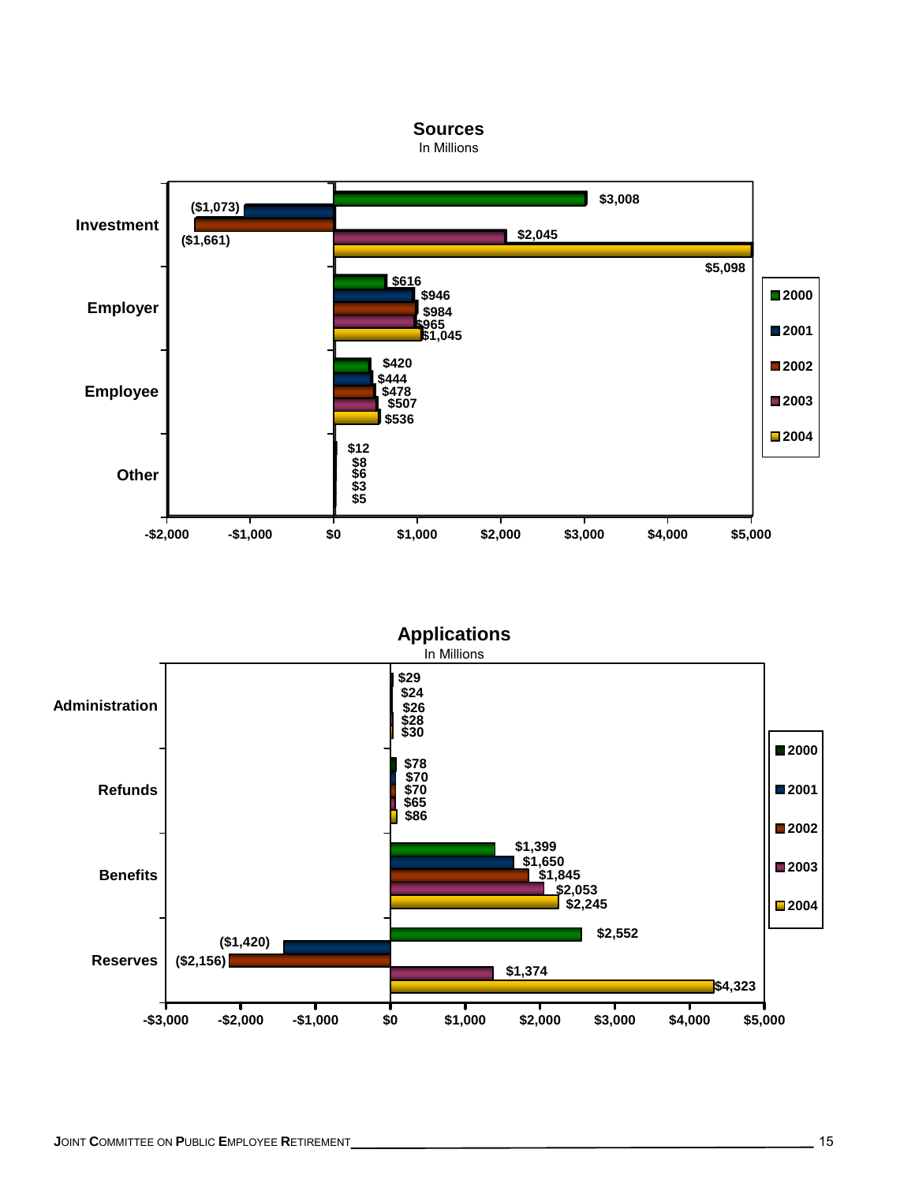## Sources

In Millions

| | 2000 | 2001 | 2002 | 2003 | 2004 |
|---|---|---|---|---|---|
| Investment | $3,008 | ($1,073) | ($1,661) | $2,045 | $5,098 |
| Employer | $616 | $946 | $984 | $965 | $1,045 |
| Employee | $420 | $444 | $478 | $507 | $536 |
| Other | $12 | $8 | $6 | $3 | $5 |

## Applications

In Millions

| | 2000 | 2001 | 2002 | 2003 | 2004 |
|---|---|---|---|---|---|
| Administration | $29 | $24 | $26 | $28 | $30 |
| Refunds | $78 | $70 | $70 | $65 | $86 |
| Benefits | $1,399 | $1,650 | $1,845 | $2,053 | $2,245 |
| Reserves | $2,552 | ($1,420) | ($2,156) | $1,374 | $4,323 |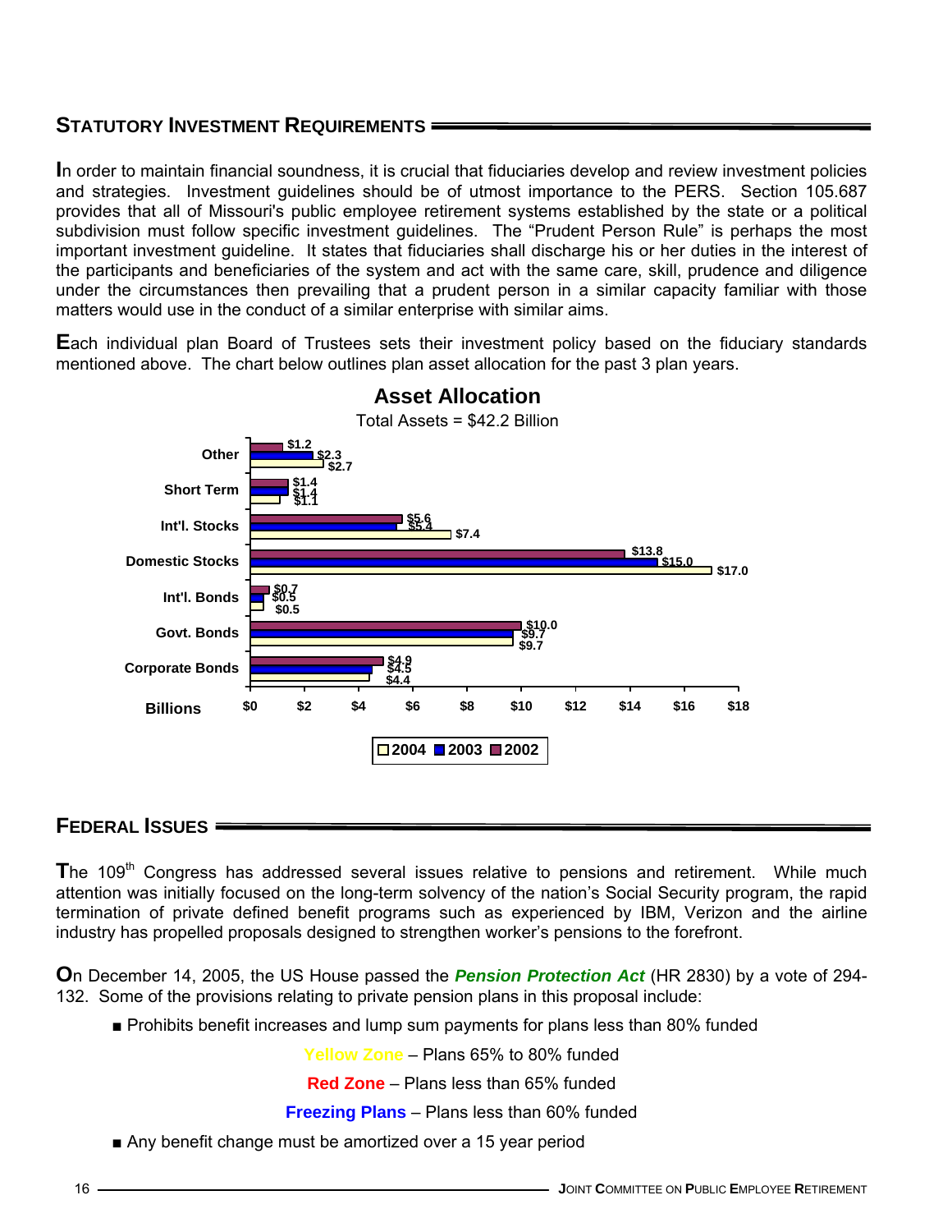## STATUTORY INVESTMENT REQUIREMENTS

In order to maintain financial soundness, it is crucial that fiduciaries develop and review investment policies and strategies. Investment guidelines should be of utmost importance to the PERS. Section 105.687 provides that all of Missouri's public employee retirement systems established by the state or a political subdivision must follow specific investment guidelines. The "Prudent Person Rule" is perhaps the most important investment guideline. It states that fiduciaries shall discharge his or her duties in the interest of the participants and beneficiaries of the system and act with the same care, skill, prudence and diligence under the circumstances then prevailing that a prudent person in a similar capacity familiar with those matters would use in the conduct of a similar enterprise with similar aims.

Each individual plan Board of Trustees sets their investment policy based on the fiduciary standards mentioned above. The chart below outlines plan asset allocation for the past 3 plan years.

**Asset Allocation**

Total Assets = $42.2 Billion

| Billions | 2004 | 2003 | 2002 |
|---|---|---|---|
| Other | $2.7 | $2.3 | $1.2 |
| Short Term | $1.1 | $1.4 | $1.4 |
| Int'l. Stocks | $7.4 | $5.4 | $5.6 |
| Domestic Stocks | $17.0 | $15.0 | $13.8 |
| Int'l. Bonds | $0.5 | $0.5 | $0.7 |
| Govt. Bonds | $9.7 | $9.7 | $10.0 |
| Corporate Bonds | $4.4 | $4.5 | $4.9 |

## FEDERAL ISSUES

The 109th Congress has addressed several issues relative to pensions and retirement. While much attention was initially focused on the long-term solvency of the nation's Social Security program, the rapid termination of private defined benefit programs such as experienced by IBM, Verizon and the airline industry has propelled proposals designed to strengthen worker's pensions to the forefront.

On December 14, 2005, the US House passed the ***Pension Protection Act*** (HR 2830) by a vote of 294-132. Some of the provisions relating to private pension plans in this proposal include:

- Prohibits benefit increases and lump sum payments for plans less than 80% funded

  **Yellow Zone** – Plans 65% to 80% funded

  **Red Zone** – Plans less than 65% funded

  **Freezing Plans** – Plans less than 60% funded

- Any benefit change must be amortized over a 15 year period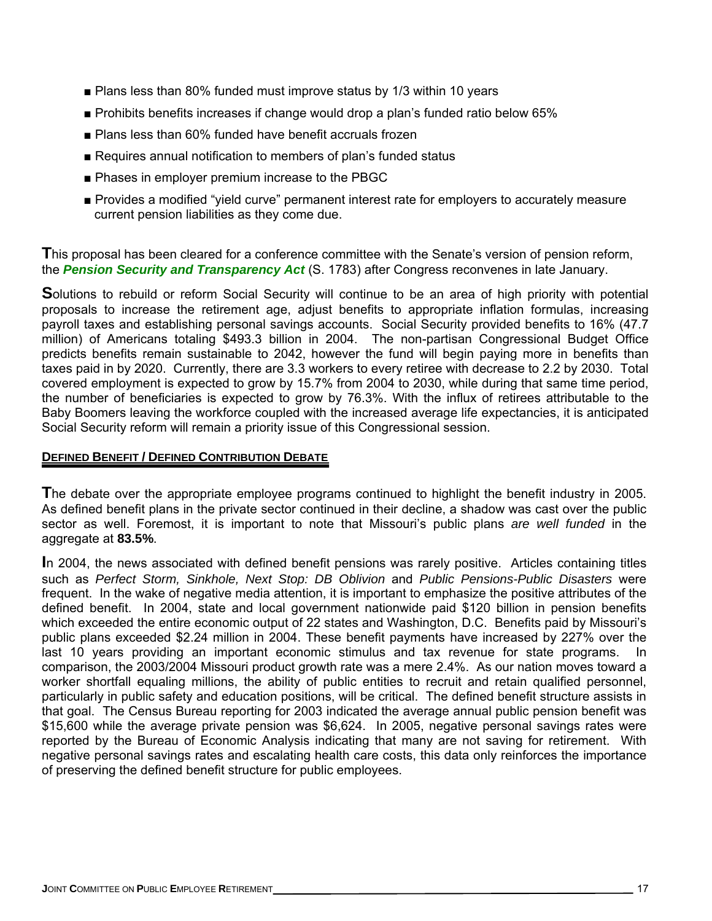- Plans less than 80% funded must improve status by 1/3 within 10 years
- Prohibits benefits increases if change would drop a plan's funded ratio below 65%
- Plans less than 60% funded have benefit accruals frozen
- Requires annual notification to members of plan's funded status
- Phases in employer premium increase to the PBGC
- Provides a modified "yield curve" permanent interest rate for employers to accurately measure current pension liabilities as they come due.

**T**his proposal has been cleared for a conference committee with the Senate's version of pension reform, the ***Pension Security and Transparency Act*** (S. 1783) after Congress reconvenes in late January.

**S**olutions to rebuild or reform Social Security will continue to be an area of high priority with potential proposals to increase the retirement age, adjust benefits to appropriate inflation formulas, increasing payroll taxes and establishing personal savings accounts. Social Security provided benefits to 16% (47.7 million) of Americans totaling $493.3 billion in 2004. The non-partisan Congressional Budget Office predicts benefits remain sustainable to 2042, however the fund will begin paying more in benefits than taxes paid in by 2020. Currently, there are 3.3 workers to every retiree with decrease to 2.2 by 2030. Total covered employment is expected to grow by 15.7% from 2004 to 2030, while during that same time period, the number of beneficiaries is expected to grow by 76.3%. With the influx of retirees attributable to the Baby Boomers leaving the workforce coupled with the increased average life expectancies, it is anticipated Social Security reform will remain a priority issue of this Congressional session.

## DEFINED BENEFIT / DEFINED CONTRIBUTION DEBATE

**T**he debate over the appropriate employee programs continued to highlight the benefit industry in 2005. As defined benefit plans in the private sector continued in their decline, a shadow was cast over the public sector as well. Foremost, it is important to note that Missouri's public plans *are well funded* in the aggregate at **83.5%**.

**I**n 2004, the news associated with defined benefit pensions was rarely positive. Articles containing titles such as *Perfect Storm, Sinkhole, Next Stop: DB Oblivion* and *Public Pensions-Public Disasters* were frequent. In the wake of negative media attention, it is important to emphasize the positive attributes of the defined benefit. In 2004, state and local government nationwide paid $120 billion in pension benefits which exceeded the entire economic output of 22 states and Washington, D.C. Benefits paid by Missouri's public plans exceeded $2.24 million in 2004. These benefit payments have increased by 227% over the last 10 years providing an important economic stimulus and tax revenue for state programs. In comparison, the 2003/2004 Missouri product growth rate was a mere 2.4%. As our nation moves toward a worker shortfall equaling millions, the ability of public entities to recruit and retain qualified personnel, particularly in public safety and education positions, will be critical. The defined benefit structure assists in that goal. The Census Bureau reporting for 2003 indicated the average annual public pension benefit was $15,600 while the average private pension was $6,624. In 2005, negative personal savings rates were reported by the Bureau of Economic Analysis indicating that many are not saving for retirement. With negative personal savings rates and escalating health care costs, this data only reinforces the importance of preserving the defined benefit structure for public employees.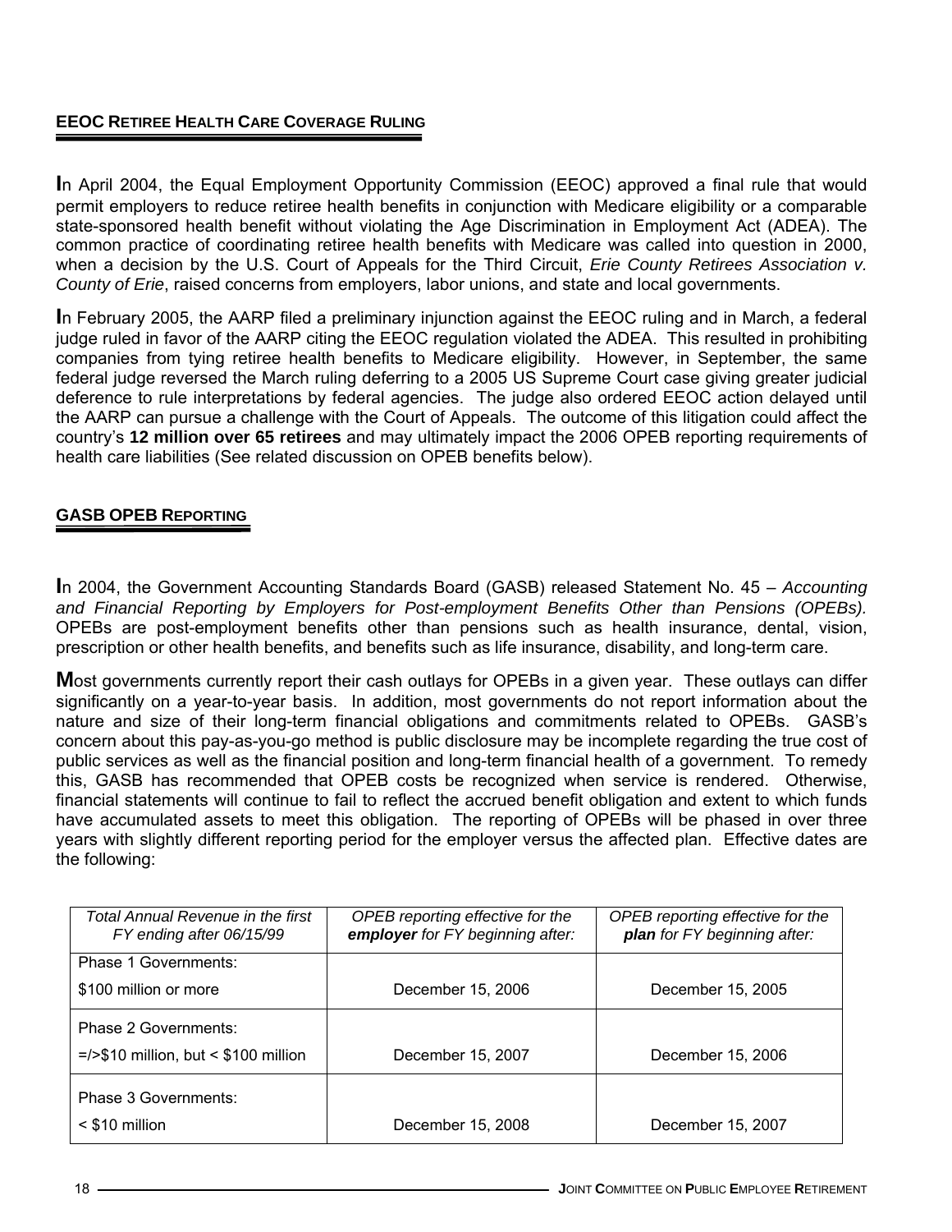## EEOC RETIREE HEALTH CARE COVERAGE RULING

In April 2004, the Equal Employment Opportunity Commission (EEOC) approved a final rule that would permit employers to reduce retiree health benefits in conjunction with Medicare eligibility or a comparable state-sponsored health benefit without violating the Age Discrimination in Employment Act (ADEA). The common practice of coordinating retiree health benefits with Medicare was called into question in 2000, when a decision by the U.S. Court of Appeals for the Third Circuit, *Erie County Retirees Association v. County of Erie*, raised concerns from employers, labor unions, and state and local governments.

In February 2005, the AARP filed a preliminary injunction against the EEOC ruling and in March, a federal judge ruled in favor of the AARP citing the EEOC regulation violated the ADEA. This resulted in prohibiting companies from tying retiree health benefits to Medicare eligibility. However, in September, the same federal judge reversed the March ruling deferring to a 2005 US Supreme Court case giving greater judicial deference to rule interpretations by federal agencies. The judge also ordered EEOC action delayed until the AARP can pursue a challenge with the Court of Appeals. The outcome of this litigation could affect the country's **12 million over 65 retirees** and may ultimately impact the 2006 OPEB reporting requirements of health care liabilities (See related discussion on OPEB benefits below).

## GASB OPEB REPORTING

In 2004, the Government Accounting Standards Board (GASB) released Statement No. 45 – *Accounting and Financial Reporting by Employers for Post-employment Benefits Other than Pensions (OPEBs).* OPEBs are post-employment benefits other than pensions such as health insurance, dental, vision, prescription or other health benefits, and benefits such as life insurance, disability, and long-term care.

Most governments currently report their cash outlays for OPEBs in a given year. These outlays can differ significantly on a year-to-year basis. In addition, most governments do not report information about the nature and size of their long-term financial obligations and commitments related to OPEBs. GASB's concern about this pay-as-you-go method is public disclosure may be incomplete regarding the true cost of public services as well as the financial position and long-term financial health of a government. To remedy this, GASB has recommended that OPEB costs be recognized when service is rendered. Otherwise, financial statements will continue to fail to reflect the accrued benefit obligation and extent to which funds have accumulated assets to meet this obligation. The reporting of OPEBs will be phased in over three years with slightly different reporting period for the employer versus the affected plan. Effective dates are the following:

| *Total Annual Revenue in the first FY ending after 06/15/99* | *OPEB reporting effective for the* ***employer*** *for FY beginning after:* | *OPEB reporting effective for the* ***plan*** *for FY beginning after:* |
|---|---|---|
| Phase 1 Governments:<br>$100 million or more | December 15, 2006 | December 15, 2005 |
| Phase 2 Governments:<br>=/>$10 million, but < $100 million | December 15, 2007 | December 15, 2006 |
| Phase 3 Governments:<br>< $10 million | December 15, 2008 | December 15, 2007 |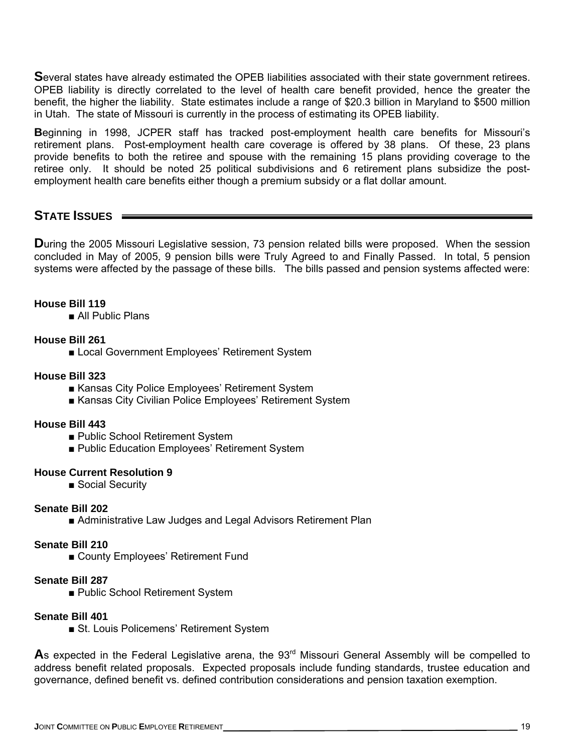**S**everal states have already estimated the OPEB liabilities associated with their state government retirees. OPEB liability is directly correlated to the level of health care benefit provided, hence the greater the benefit, the higher the liability. State estimates include a range of $20.3 billion in Maryland to $500 million in Utah. The state of Missouri is currently in the process of estimating its OPEB liability.

**B**eginning in 1998, JCPER staff has tracked post-employment health care benefits for Missouri's retirement plans. Post-employment health care coverage is offered by 38 plans. Of these, 23 plans provide benefits to both the retiree and spouse with the remaining 15 plans providing coverage to the retiree only. It should be noted 25 political subdivisions and 6 retirement plans subsidize the post-employment health care benefits either though a premium subsidy or a flat dollar amount.

## STATE ISSUES

**D**uring the 2005 Missouri Legislative session, 73 pension related bills were proposed. When the session concluded in May of 2005, 9 pension bills were Truly Agreed to and Finally Passed. In total, 5 pension systems were affected by the passage of these bills. The bills passed and pension systems affected were:

**House Bill 119**
- All Public Plans

**House Bill 261**
- Local Government Employees' Retirement System

**House Bill 323**
- Kansas City Police Employees' Retirement System
- Kansas City Civilian Police Employees' Retirement System

**House Bill 443**
- Public School Retirement System
- Public Education Employees' Retirement System

**House Current Resolution 9**
- Social Security

**Senate Bill 202**
- Administrative Law Judges and Legal Advisors Retirement Plan

**Senate Bill 210**
- County Employees' Retirement Fund

**Senate Bill 287**
- Public School Retirement System

**Senate Bill 401**
- St. Louis Policemens' Retirement System

**A**s expected in the Federal Legislative arena, the 93rd Missouri General Assembly will be compelled to address benefit related proposals. Expected proposals include funding standards, trustee education and governance, defined benefit vs. defined contribution considerations and pension taxation exemption.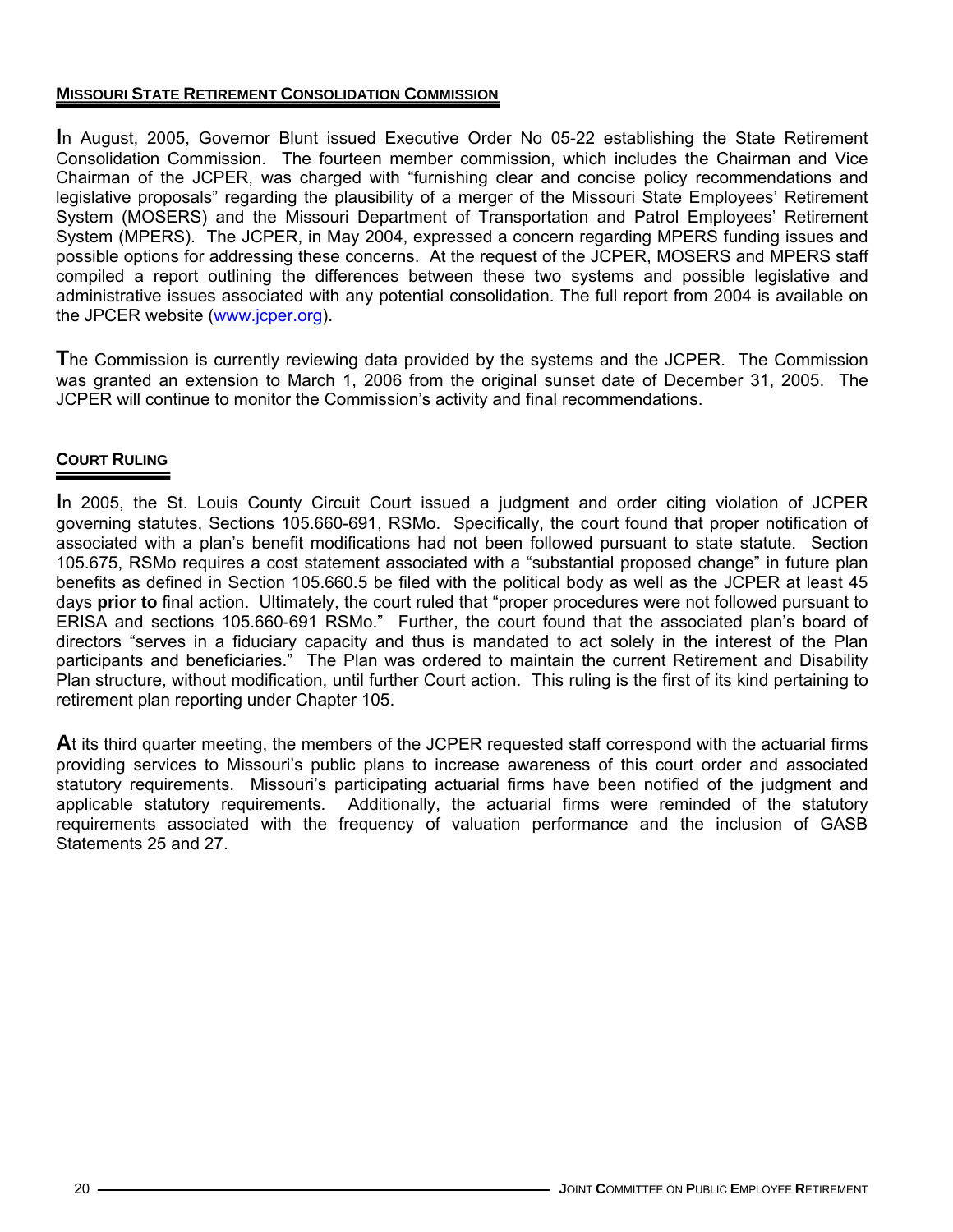## MISSOURI STATE RETIREMENT CONSOLIDATION COMMISSION

**I**n August, 2005, Governor Blunt issued Executive Order No 05-22 establishing the State Retirement Consolidation Commission. The fourteen member commission, which includes the Chairman and Vice Chairman of the JCPER, was charged with "furnishing clear and concise policy recommendations and legislative proposals" regarding the plausibility of a merger of the Missouri State Employees' Retirement System (MOSERS) and the Missouri Department of Transportation and Patrol Employees' Retirement System (MPERS). The JCPER, in May 2004, expressed a concern regarding MPERS funding issues and possible options for addressing these concerns. At the request of the JCPER, MOSERS and MPERS staff compiled a report outlining the differences between these two systems and possible legislative and administrative issues associated with any potential consolidation. The full report from 2004 is available on the JPCER website (www.jcper.org).

**T**he Commission is currently reviewing data provided by the systems and the JCPER. The Commission was granted an extension to March 1, 2006 from the original sunset date of December 31, 2005. The JCPER will continue to monitor the Commission's activity and final recommendations.

## COURT RULING

**I**n 2005, the St. Louis County Circuit Court issued a judgment and order citing violation of JCPER governing statutes, Sections 105.660-691, RSMo. Specifically, the court found that proper notification of associated with a plan's benefit modifications had not been followed pursuant to state statute. Section 105.675, RSMo requires a cost statement associated with a "substantial proposed change" in future plan benefits as defined in Section 105.660.5 be filed with the political body as well as the JCPER at least 45 days **prior to** final action. Ultimately, the court ruled that "proper procedures were not followed pursuant to ERISA and sections 105.660-691 RSMo." Further, the court found that the associated plan's board of directors "serves in a fiduciary capacity and thus is mandated to act solely in the interest of the Plan participants and beneficiaries." The Plan was ordered to maintain the current Retirement and Disability Plan structure, without modification, until further Court action. This ruling is the first of its kind pertaining to retirement plan reporting under Chapter 105.

**A**t its third quarter meeting, the members of the JCPER requested staff correspond with the actuarial firms providing services to Missouri's public plans to increase awareness of this court order and associated statutory requirements. Missouri's participating actuarial firms have been notified of the judgment and applicable statutory requirements. Additionally, the actuarial firms were reminded of the statutory requirements associated with the frequency of valuation performance and the inclusion of GASB Statements 25 and 27.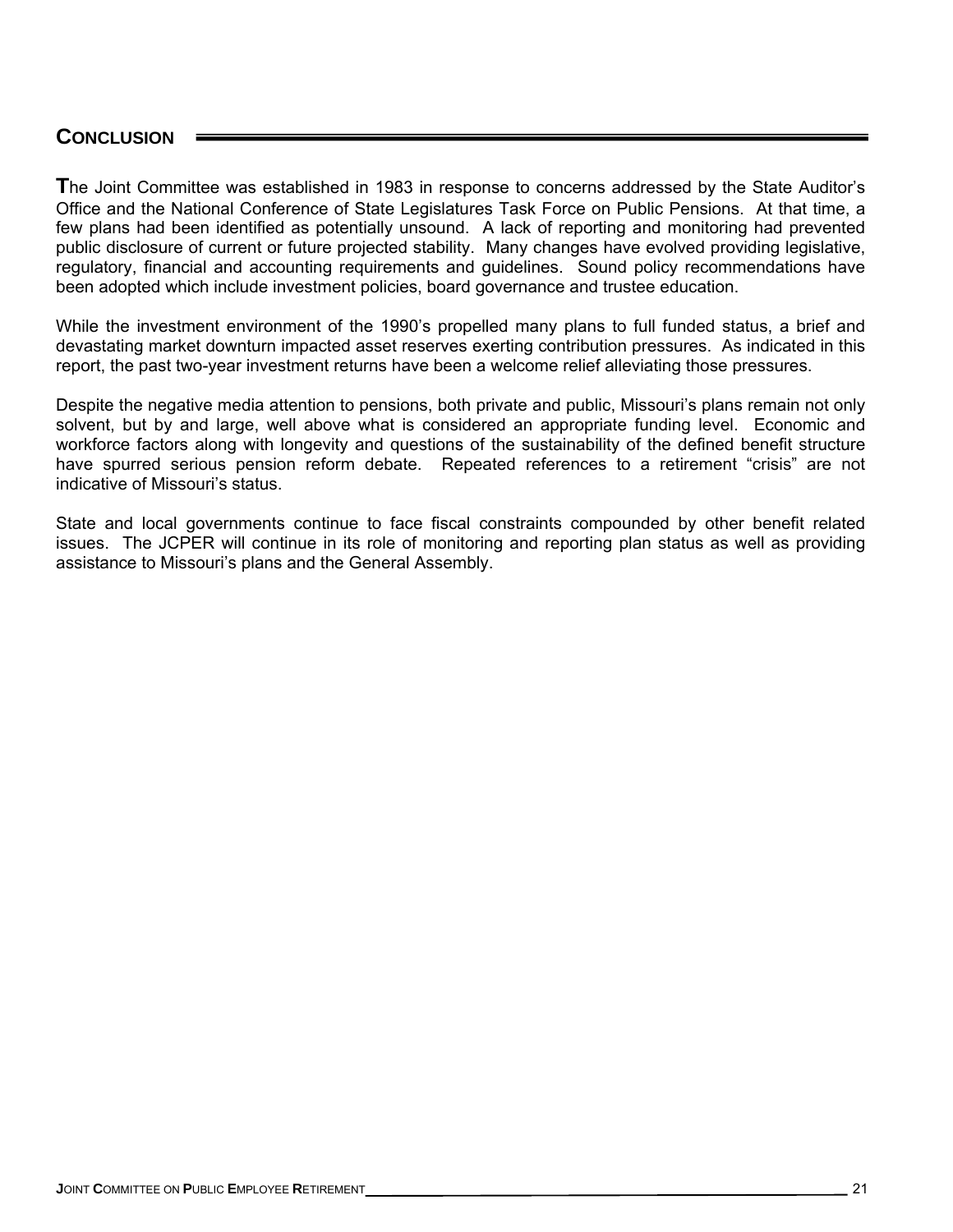## CONCLUSION

The Joint Committee was established in 1983 in response to concerns addressed by the State Auditor's Office and the National Conference of State Legislatures Task Force on Public Pensions. At that time, a few plans had been identified as potentially unsound. A lack of reporting and monitoring had prevented public disclosure of current or future projected stability. Many changes have evolved providing legislative, regulatory, financial and accounting requirements and guidelines. Sound policy recommendations have been adopted which include investment policies, board governance and trustee education.

While the investment environment of the 1990's propelled many plans to full funded status, a brief and devastating market downturn impacted asset reserves exerting contribution pressures. As indicated in this report, the past two-year investment returns have been a welcome relief alleviating those pressures.

Despite the negative media attention to pensions, both private and public, Missouri's plans remain not only solvent, but by and large, well above what is considered an appropriate funding level. Economic and workforce factors along with longevity and questions of the sustainability of the defined benefit structure have spurred serious pension reform debate. Repeated references to a retirement "crisis" are not indicative of Missouri's status.

State and local governments continue to face fiscal constraints compounded by other benefit related issues. The JCPER will continue in its role of monitoring and reporting plan status as well as providing assistance to Missouri's plans and the General Assembly.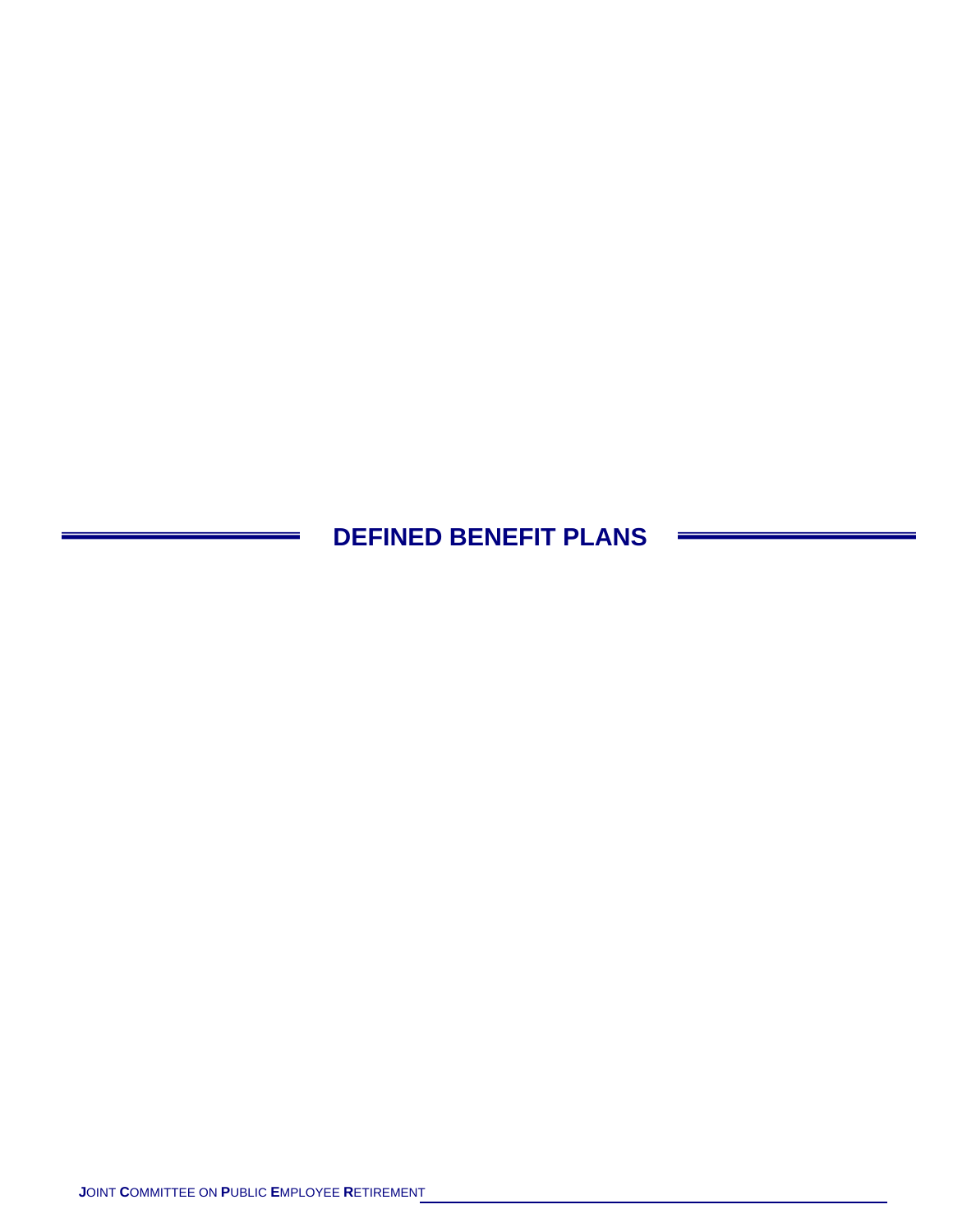# DEFINED BENEFIT PLANS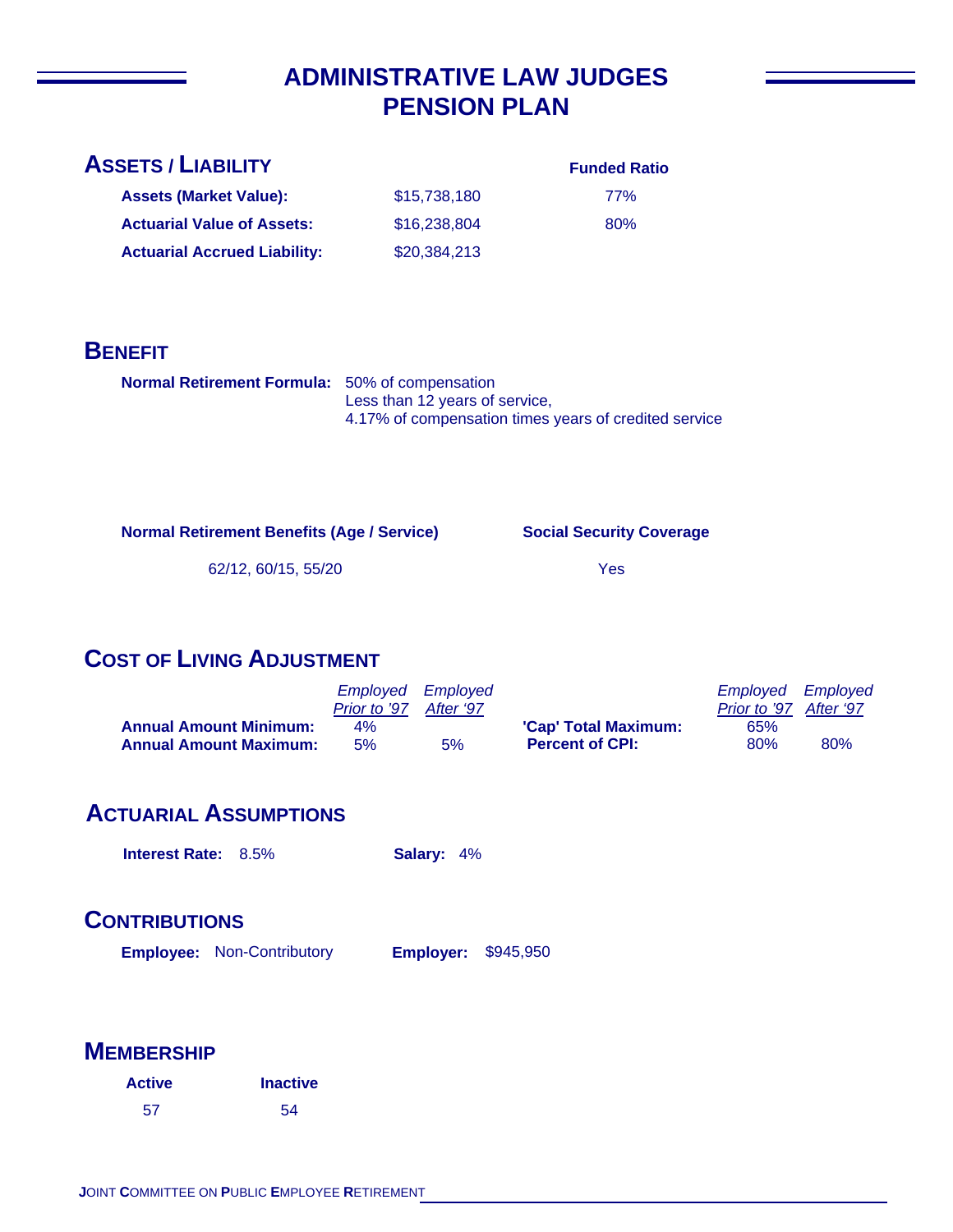# ADMINISTRATIVE LAW JUDGES PENSION PLAN

## ASSETS / LIABILITY

| | | Funded Ratio |
|---|---|---|
| **Assets (Market Value):** | $15,738,180 | 77% |
| **Actuarial Value of Assets:** | $16,238,804 | 80% |
| **Actuarial Accrued Liability:** | $20,384,213 | |

## BENEFIT

**Normal Retirement Formula:** 50% of compensation
Less than 12 years of service,
4.17% of compensation times years of credited service

| Normal Retirement Benefits (Age / Service) | Social Security Coverage |
|---|---|
| 62/12, 60/15, 55/20 | Yes |

## COST OF LIVING ADJUSTMENT

| | *Employed Prior to '97* | *Employed After '97* |
|---|---|---|
| **Annual Amount Minimum:** | 4% | |
| **Annual Amount Maximum:** | 5% | 5% |

| | *Employed Prior to '97* | *Employed After '97* |
|---|---|---|
| **'Cap' Total Maximum:** | 65% | |
| **Percent of CPI:** | 80% | 80% |

## ACTUARIAL ASSUMPTIONS

**Interest Rate:** 8.5% **Salary:** 4%

## CONTRIBUTIONS

**Employee:** Non-Contributory **Employer:** $945,950

## MEMBERSHIP

| Active | Inactive |
|---|---|
| 57 | 54 |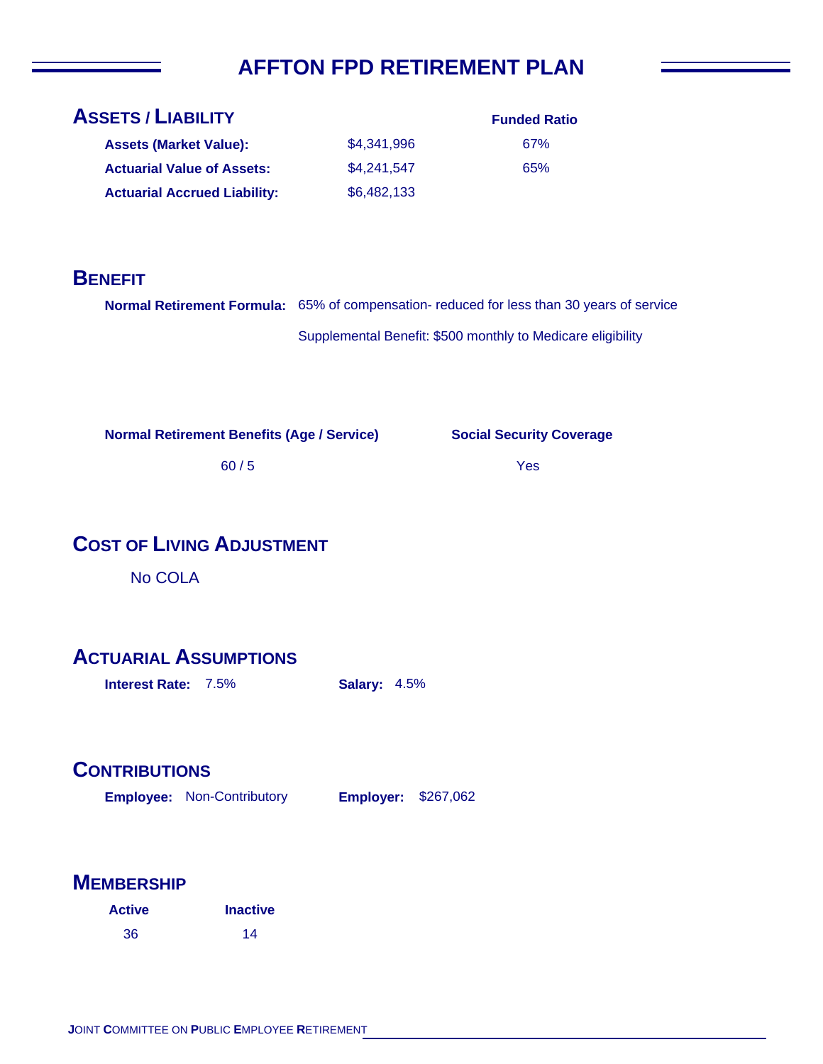# AFFTON FPD RETIREMENT PLAN

## ASSETS / LIABILITY

| | | Funded Ratio |
|---|---|---|
| **Assets (Market Value):** | $4,341,996 | 67% |
| **Actuarial Value of Assets:** | $4,241,547 | 65% |
| **Actuarial Accrued Liability:** | $6,482,133 | |

## BENEFIT

**Normal Retirement Formula:** 65% of compensation- reduced for less than 30 years of service

Supplemental Benefit: $500 monthly to Medicare eligibility

| Normal Retirement Benefits (Age / Service) | Social Security Coverage |
|---|---|
| 60 / 5 | Yes |

## COST OF LIVING ADJUSTMENT

No COLA

## ACTUARIAL ASSUMPTIONS

**Interest Rate:** 7.5% **Salary:** 4.5%

## CONTRIBUTIONS

**Employee:** Non-Contributory **Employer:** $267,062

## MEMBERSHIP

| Active | Inactive |
|---|---|
| 36 | 14 |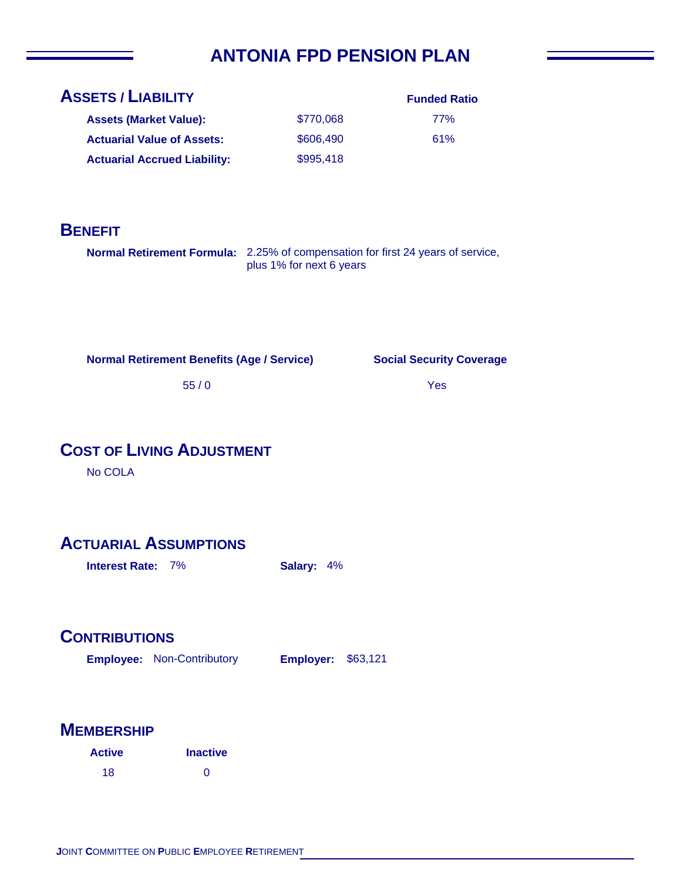# ANTONIA FPD PENSION PLAN

## ASSETS / LIABILITY

| | | Funded Ratio |
|---|---|---|
| **Assets (Market Value):** | $770,068 | 77% |
| **Actuarial Value of Assets:** | $606,490 | 61% |
| **Actuarial Accrued Liability:** | $995,418 | |

## BENEFIT

**Normal Retirement Formula:** 2.25% of compensation for first 24 years of service, plus 1% for next 6 years

| Normal Retirement Benefits (Age / Service) | Social Security Coverage |
|---|---|
| 55 / 0 | Yes |

## COST OF LIVING ADJUSTMENT

No COLA

## ACTUARIAL ASSUMPTIONS

**Interest Rate:** 7% **Salary:** 4%

## CONTRIBUTIONS

**Employee:** Non-Contributory **Employer:** $63,121

## MEMBERSHIP

| Active | Inactive |
|---|---|
| 18 | 0 |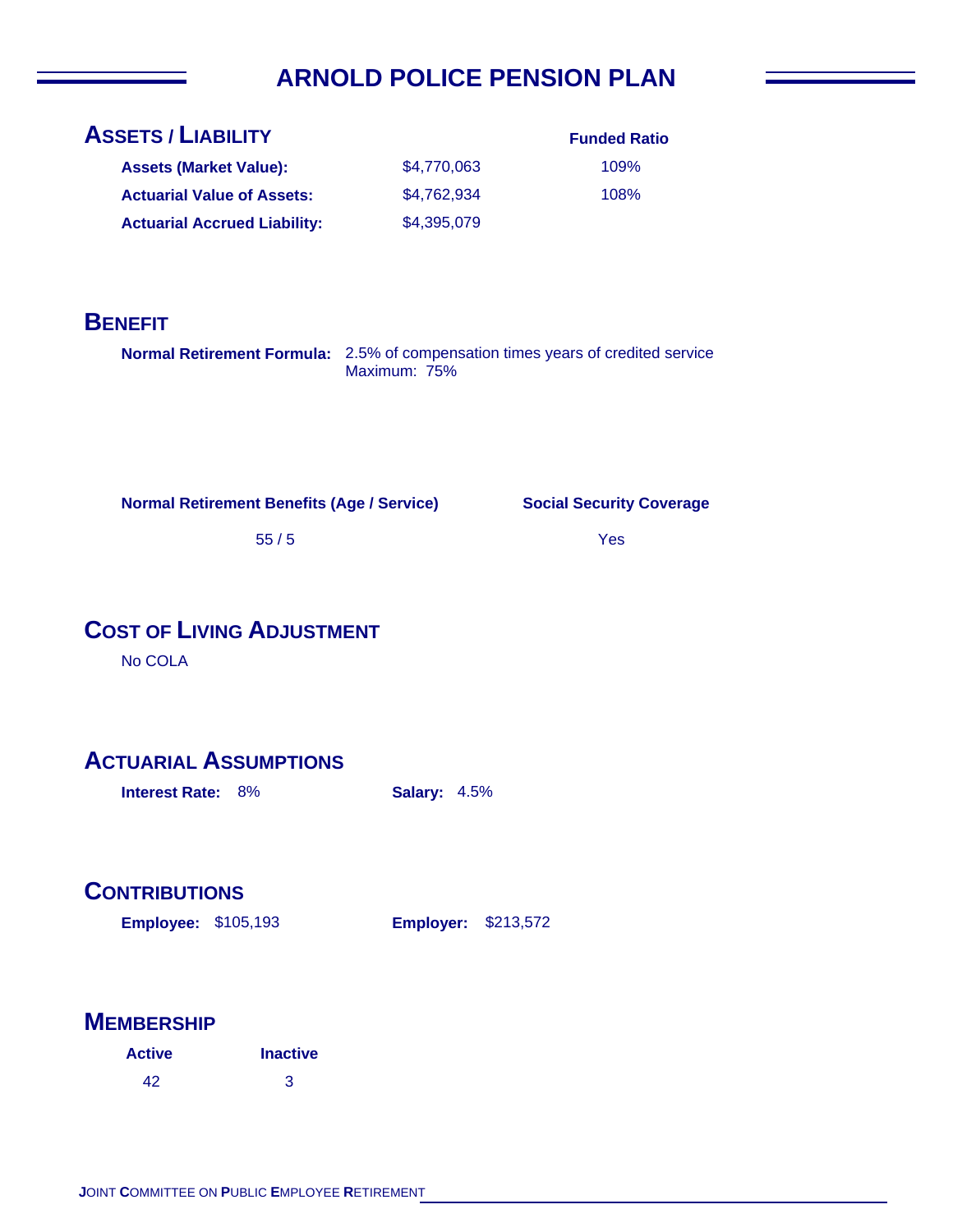# ARNOLD POLICE PENSION PLAN

## Assets / Liability

| | | Funded Ratio |
|---|---|---|
| **Assets (Market Value):** | $4,770,063 | 109% |
| **Actuarial Value of Assets:** | $4,762,934 | 108% |
| **Actuarial Accrued Liability:** | $4,395,079 | |

## Benefit

**Normal Retirement Formula:** 2.5% of compensation times years of credited service
Maximum: 75%

| Normal Retirement Benefits (Age / Service) | Social Security Coverage |
|---|---|
| 55 / 5 | Yes |

## Cost of Living Adjustment

No COLA

## Actuarial Assumptions

**Interest Rate:** 8% **Salary:** 4.5%

## Contributions

**Employee:** $105,193 **Employer:** $213,572

## Membership

| Active | Inactive |
|---|---|
| 42 | 3 |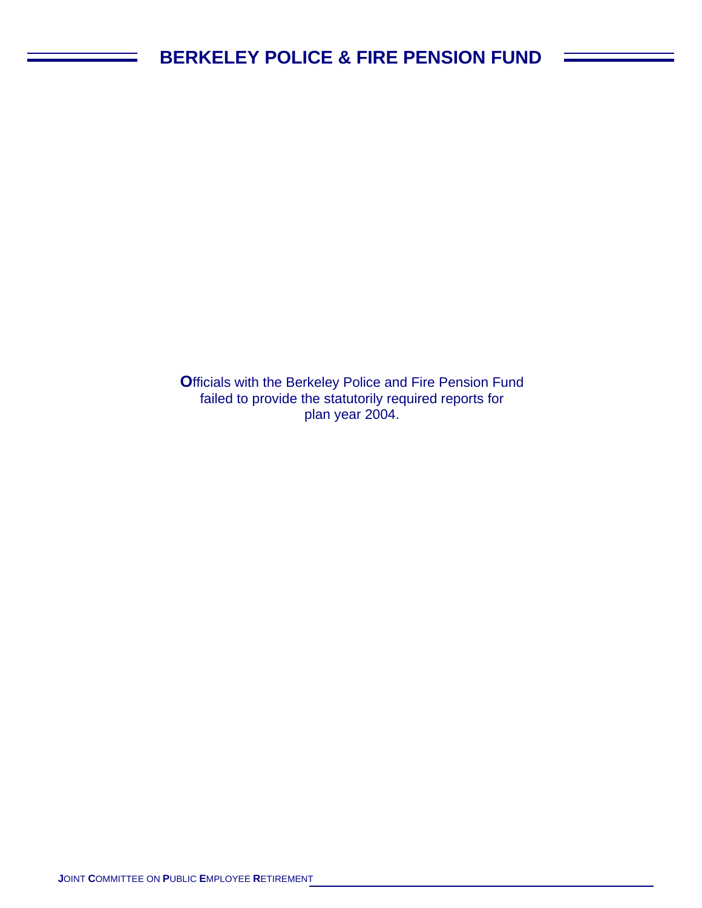# BERKELEY POLICE & FIRE PENSION FUND

**O**fficials with the Berkeley Police and Fire Pension Fund failed to provide the statutorily required reports for plan year 2004.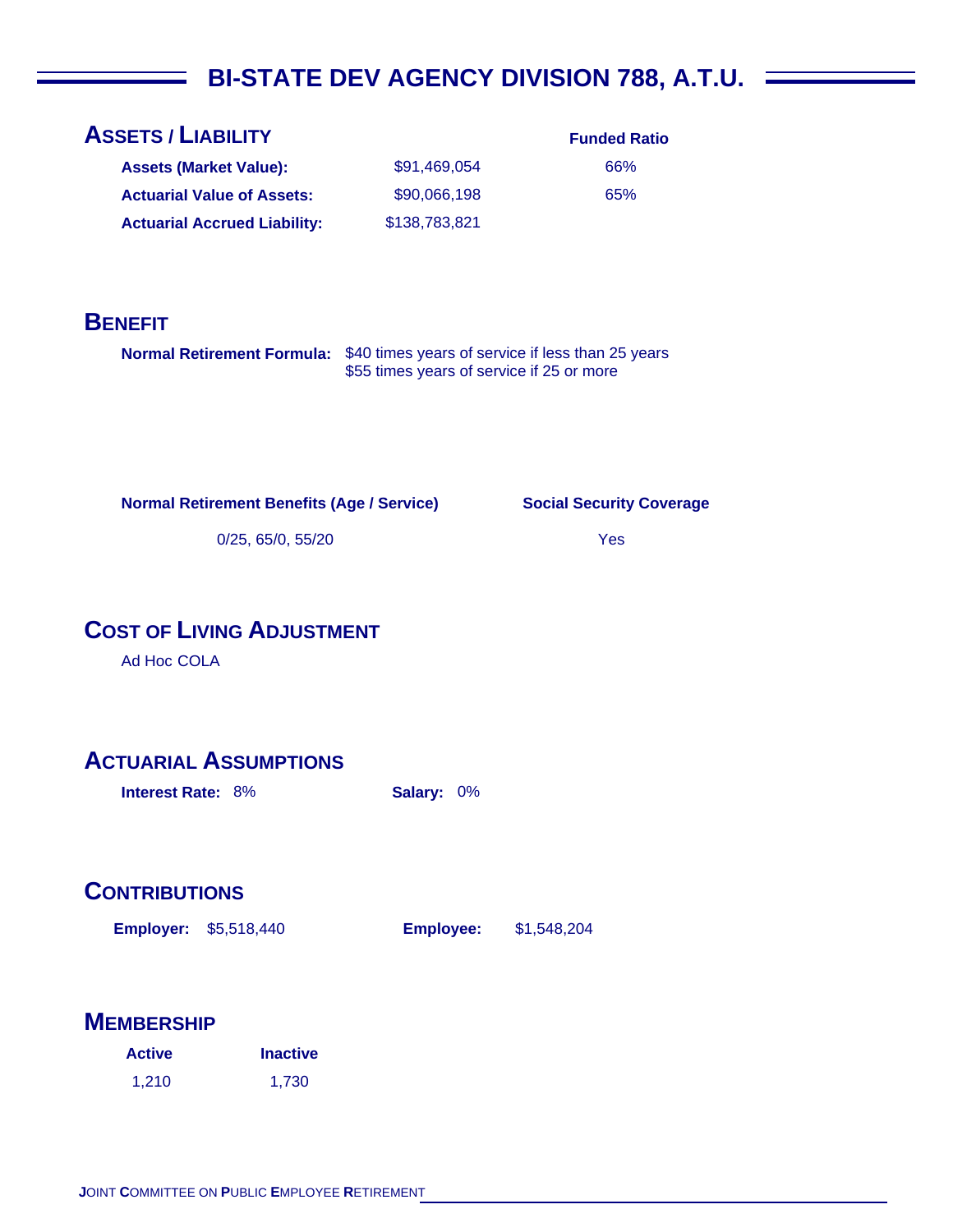# BI-STATE DEV AGENCY DIVISION 788, A.T.U.

## ASSETS / LIABILITY

| | | Funded Ratio |
|---|---|---|
| **Assets (Market Value):** | $91,469,054 | 66% |
| **Actuarial Value of Assets:** | $90,066,198 | 65% |
| **Actuarial Accrued Liability:** | $138,783,821 | |

## BENEFIT

**Normal Retirement Formula:** $40 times years of service if less than 25 years
$55 times years of service if 25 or more

| Normal Retirement Benefits (Age / Service) | Social Security Coverage |
|---|---|
| 0/25, 65/0, 55/20 | Yes |

## COST OF LIVING ADJUSTMENT

Ad Hoc COLA

## ACTUARIAL ASSUMPTIONS

**Interest Rate:** 8% **Salary:** 0%

## CONTRIBUTIONS

**Employer:** $5,518,440 **Employee:** $1,548,204

## MEMBERSHIP

| Active | Inactive |
|---|---|
| 1,210 | 1,730 |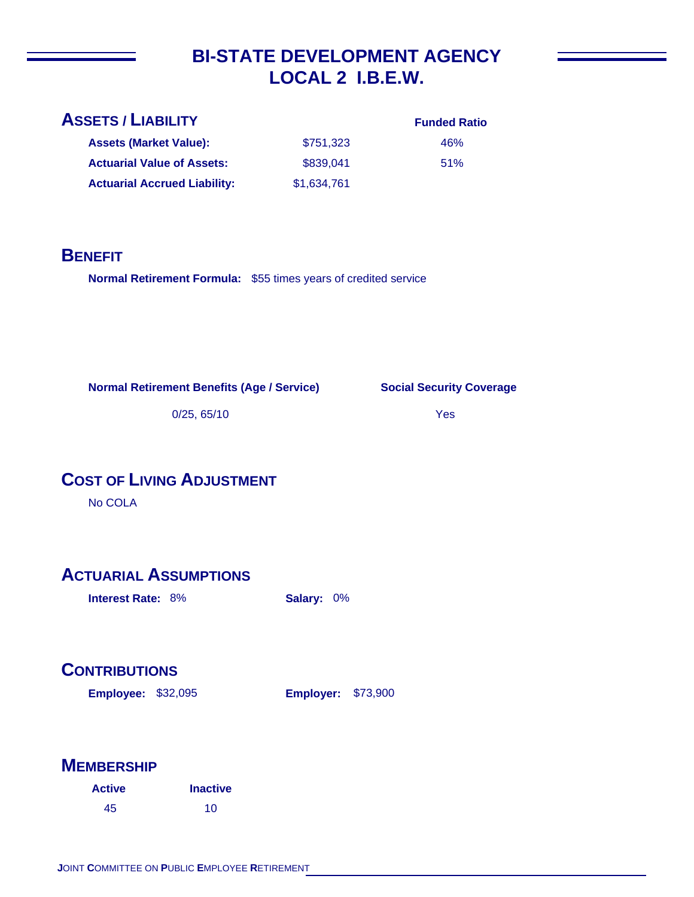# BI-STATE DEVELOPMENT AGENCY
# LOCAL 2 I.B.E.W.

## ASSETS / LIABILITY

| | | Funded Ratio |
|---|---|---|
| **Assets (Market Value):** | $751,323 | 46% |
| **Actuarial Value of Assets:** | $839,041 | 51% |
| **Actuarial Accrued Liability:** | $1,634,761 | |

## BENEFIT

**Normal Retirement Formula:** $55 times years of credited service

| Normal Retirement Benefits (Age / Service) | Social Security Coverage |
|---|---|
| 0/25, 65/10 | Yes |

## COST OF LIVING ADJUSTMENT

No COLA

## ACTUARIAL ASSUMPTIONS

**Interest Rate:** 8%  **Salary:** 0%

## CONTRIBUTIONS

**Employee:** $32,095  **Employer:** $73,900

## MEMBERSHIP

| Active | Inactive |
|---|---|
| 45 | 10 |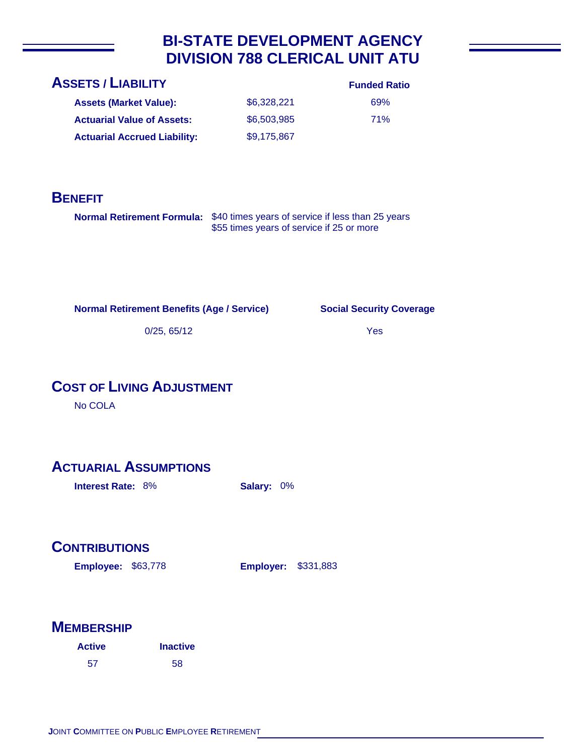# BI-STATE DEVELOPMENT AGENCY
# DIVISION 788 CLERICAL UNIT ATU

## ASSETS / LIABILITY

| | | Funded Ratio |
|---|---|---|
| **Assets (Market Value):** | $6,328,221 | 69% |
| **Actuarial Value of Assets:** | $6,503,985 | 71% |
| **Actuarial Accrued Liability:** | $9,175,867 | |

## BENEFIT

**Normal Retirement Formula:** $40 times years of service if less than 25 years
$55 times years of service if 25 or more

| Normal Retirement Benefits (Age / Service) | Social Security Coverage |
|---|---|
| 0/25, 65/12 | Yes |

## COST OF LIVING ADJUSTMENT

No COLA

## ACTUARIAL ASSUMPTIONS

**Interest Rate:** 8%    **Salary:** 0%

## CONTRIBUTIONS

**Employee:** $63,778    **Employer:** $331,883

## MEMBERSHIP

| Active | Inactive |
|---|---|
| 57 | 58 |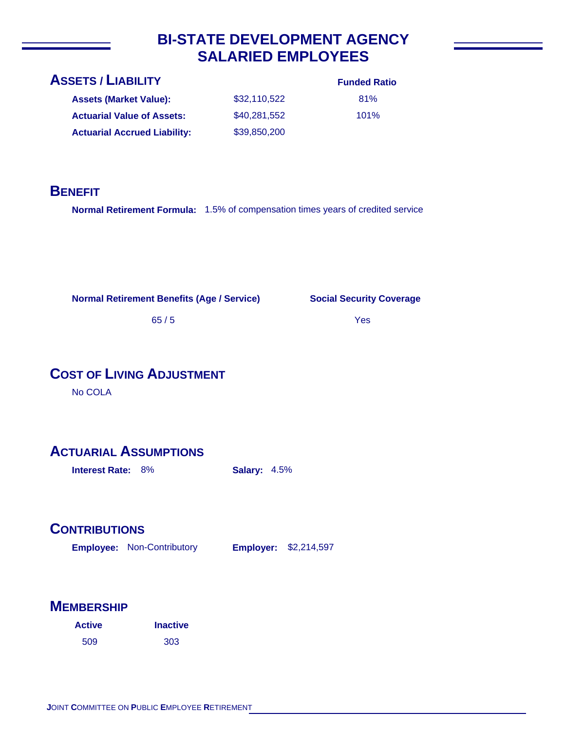# BI-STATE DEVELOPMENT AGENCY
# SALARIED EMPLOYEES

## ASSETS / LIABILITY

| | | Funded Ratio |
|---|---|---|
| **Assets (Market Value):** | $32,110,522 | 81% |
| **Actuarial Value of Assets:** | $40,281,552 | 101% |
| **Actuarial Accrued Liability:** | $39,850,200 | |

## BENEFIT

**Normal Retirement Formula:** 1.5% of compensation times years of credited service

| Normal Retirement Benefits (Age / Service) | Social Security Coverage |
|---|---|
| 65 / 5 | Yes |

## COST OF LIVING ADJUSTMENT

No COLA

## ACTUARIAL ASSUMPTIONS

**Interest Rate:** 8% **Salary:** 4.5%

## CONTRIBUTIONS

**Employee:** Non-Contributory **Employer:** $2,214,597

## MEMBERSHIP

| Active | Inactive |
|---|---|
| 509 | 303 |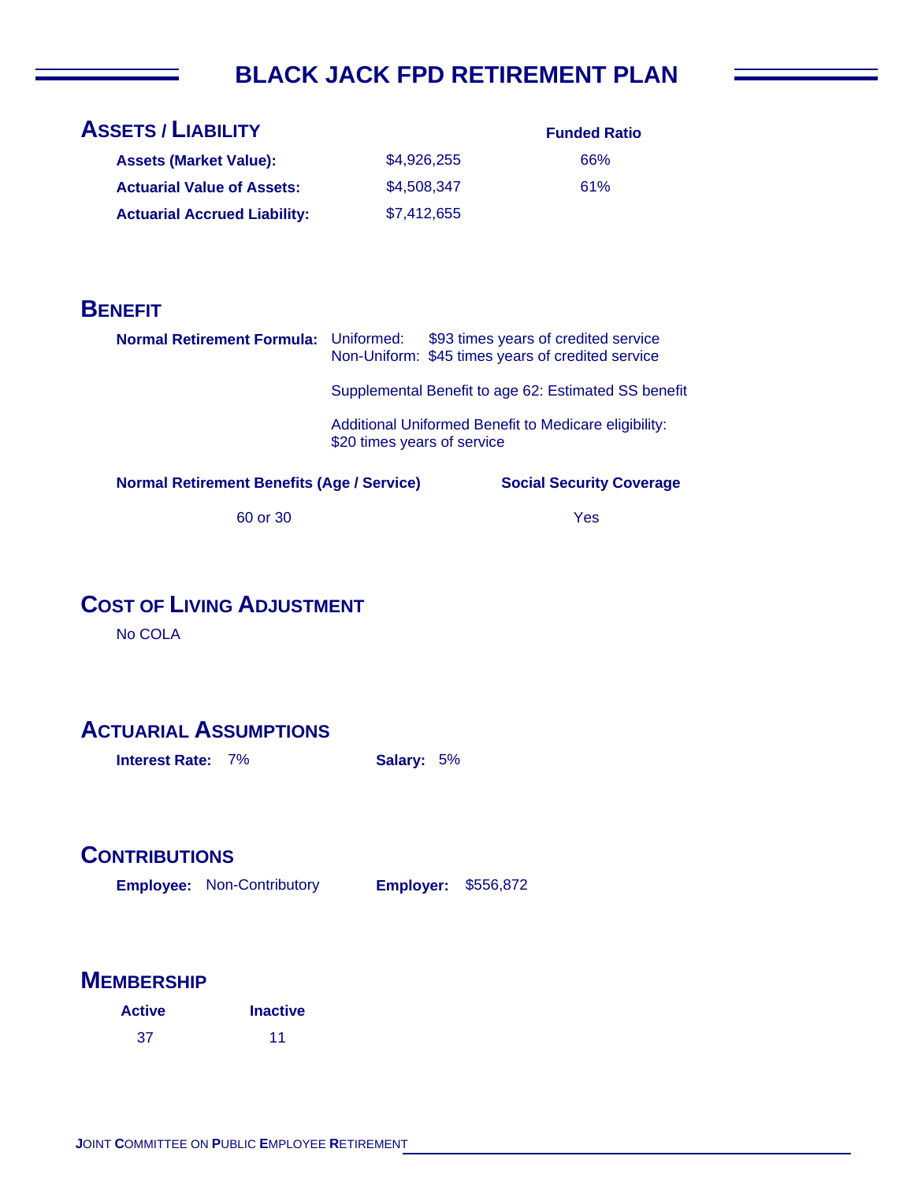# BLACK JACK FPD RETIREMENT PLAN

## ASSETS / LIABILITY

| | | Funded Ratio |
|---|---|---|
| **Assets (Market Value):** | $4,926,255 | 66% |
| **Actuarial Value of Assets:** | $4,508,347 | 61% |
| **Actuarial Accrued Liability:** | $7,412,655 | |

## BENEFIT

**Normal Retirement Formula:** Uniformed: $93 times years of credited service
Non-Uniform: $45 times years of credited service

Supplemental Benefit to age 62: Estimated SS benefit

Additional Uniformed Benefit to Medicare eligibility: $20 times years of service

| Normal Retirement Benefits (Age / Service) | Social Security Coverage |
|---|---|
| 60 or 30 | Yes |

## COST OF LIVING ADJUSTMENT

No COLA

## ACTUARIAL ASSUMPTIONS

**Interest Rate:** 7% **Salary:** 5%

## CONTRIBUTIONS

**Employee:** Non-Contributory **Employer:** $556,872

## MEMBERSHIP

| Active | Inactive |
|---|---|
| 37 | 11 |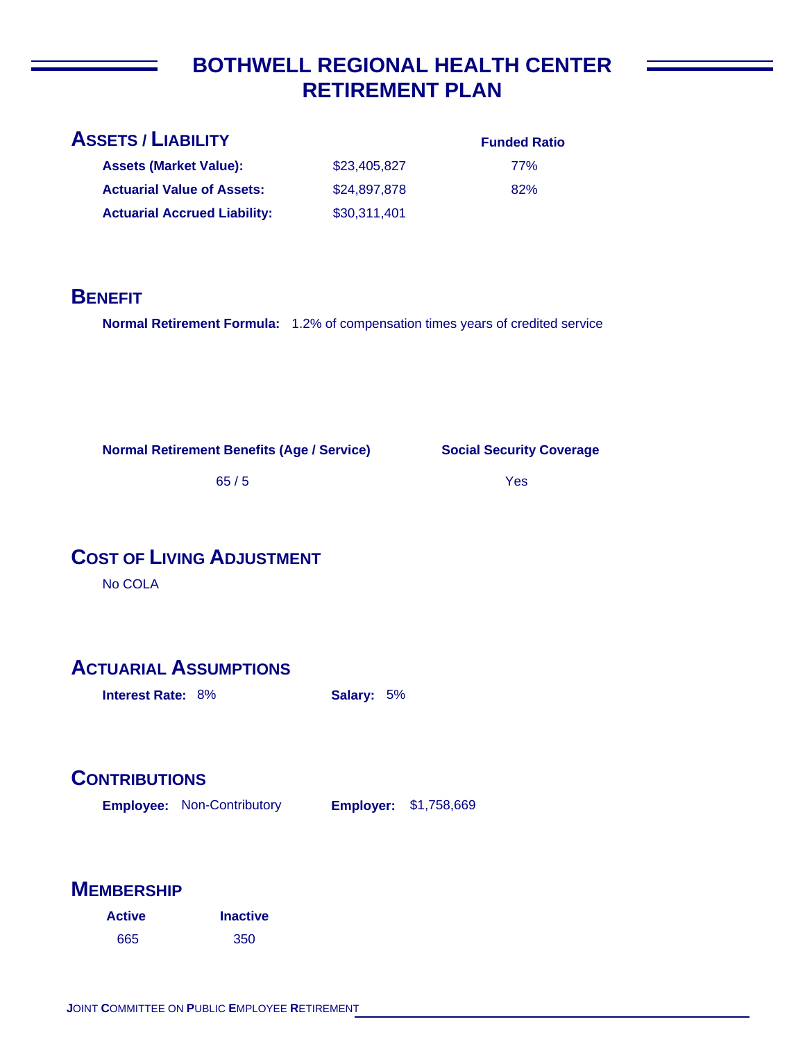# BOTHWELL REGIONAL HEALTH CENTER RETIREMENT PLAN

## ASSETS / LIABILITY

| | | Funded Ratio |
|---|---|---|
| **Assets (Market Value):** | $23,405,827 | 77% |
| **Actuarial Value of Assets:** | $24,897,878 | 82% |
| **Actuarial Accrued Liability:** | $30,311,401 | |

## BENEFIT

**Normal Retirement Formula:** 1.2% of compensation times years of credited service

| Normal Retirement Benefits (Age / Service) | Social Security Coverage |
|---|---|
| 65 / 5 | Yes |

## COST OF LIVING ADJUSTMENT

No COLA

## ACTUARIAL ASSUMPTIONS

**Interest Rate:** 8% **Salary:** 5%

## CONTRIBUTIONS

**Employee:** Non-Contributory **Employer:** $1,758,669

## MEMBERSHIP

| Active | Inactive |
|---|---|
| 665 | 350 |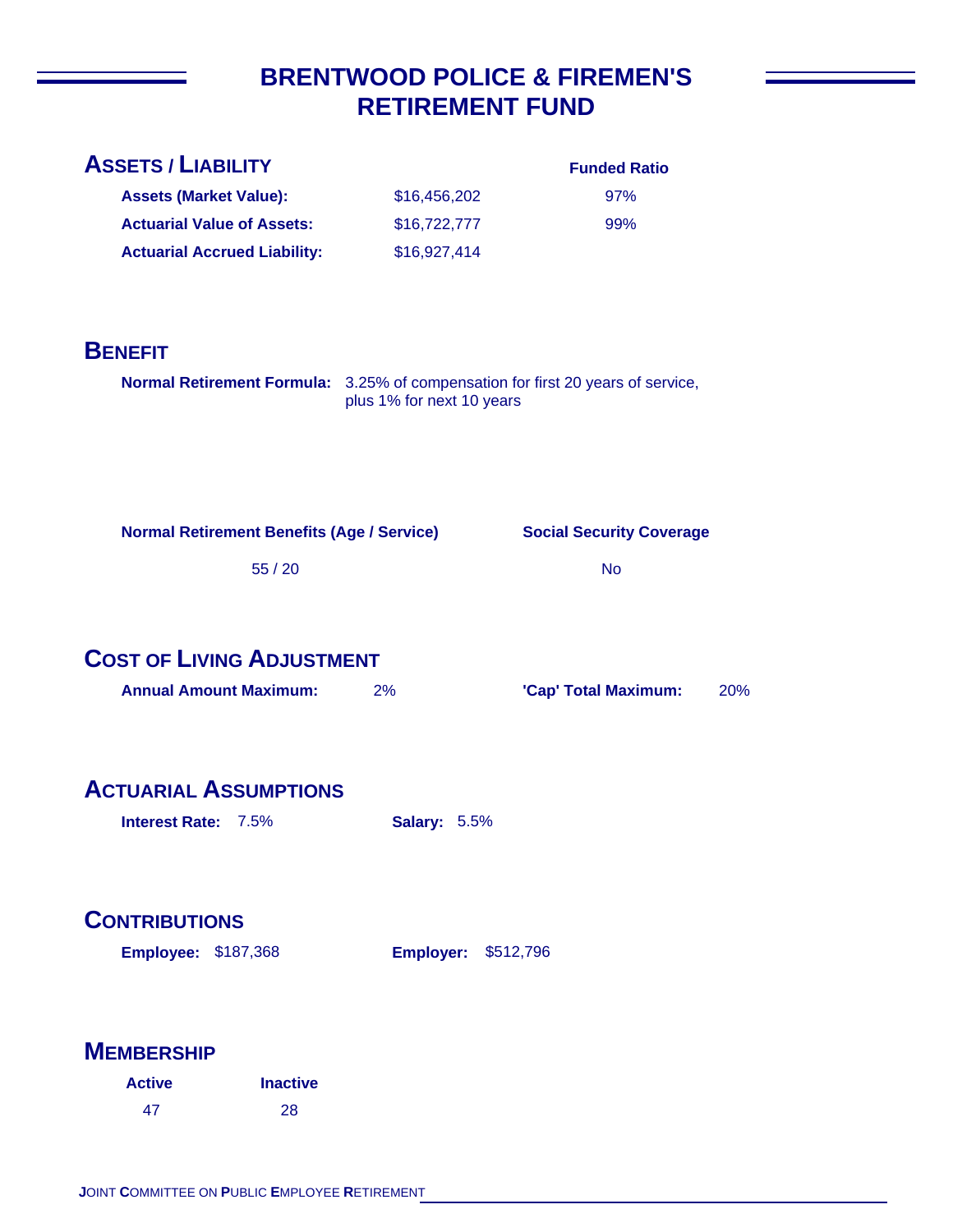# BRENTWOOD POLICE & FIREMEN'S RETIREMENT FUND

## ASSETS / LIABILITY

| | | Funded Ratio |
|---|---|---|
| **Assets (Market Value):** | $16,456,202 | 97% |
| **Actuarial Value of Assets:** | $16,722,777 | 99% |
| **Actuarial Accrued Liability:** | $16,927,414 | |

## BENEFIT

**Normal Retirement Formula:** 3.25% of compensation for first 20 years of service, plus 1% for next 10 years

| Normal Retirement Benefits (Age / Service) | Social Security Coverage |
|---|---|
| 55 / 20 | No |

## COST OF LIVING ADJUSTMENT

**Annual Amount Maximum:** 2% **'Cap' Total Maximum:** 20%

## ACTUARIAL ASSUMPTIONS

**Interest Rate:** 7.5% **Salary:** 5.5%

## CONTRIBUTIONS

**Employee:** $187,368 **Employer:** $512,796

## MEMBERSHIP

| Active | Inactive |
|---|---|
| 47 | 28 |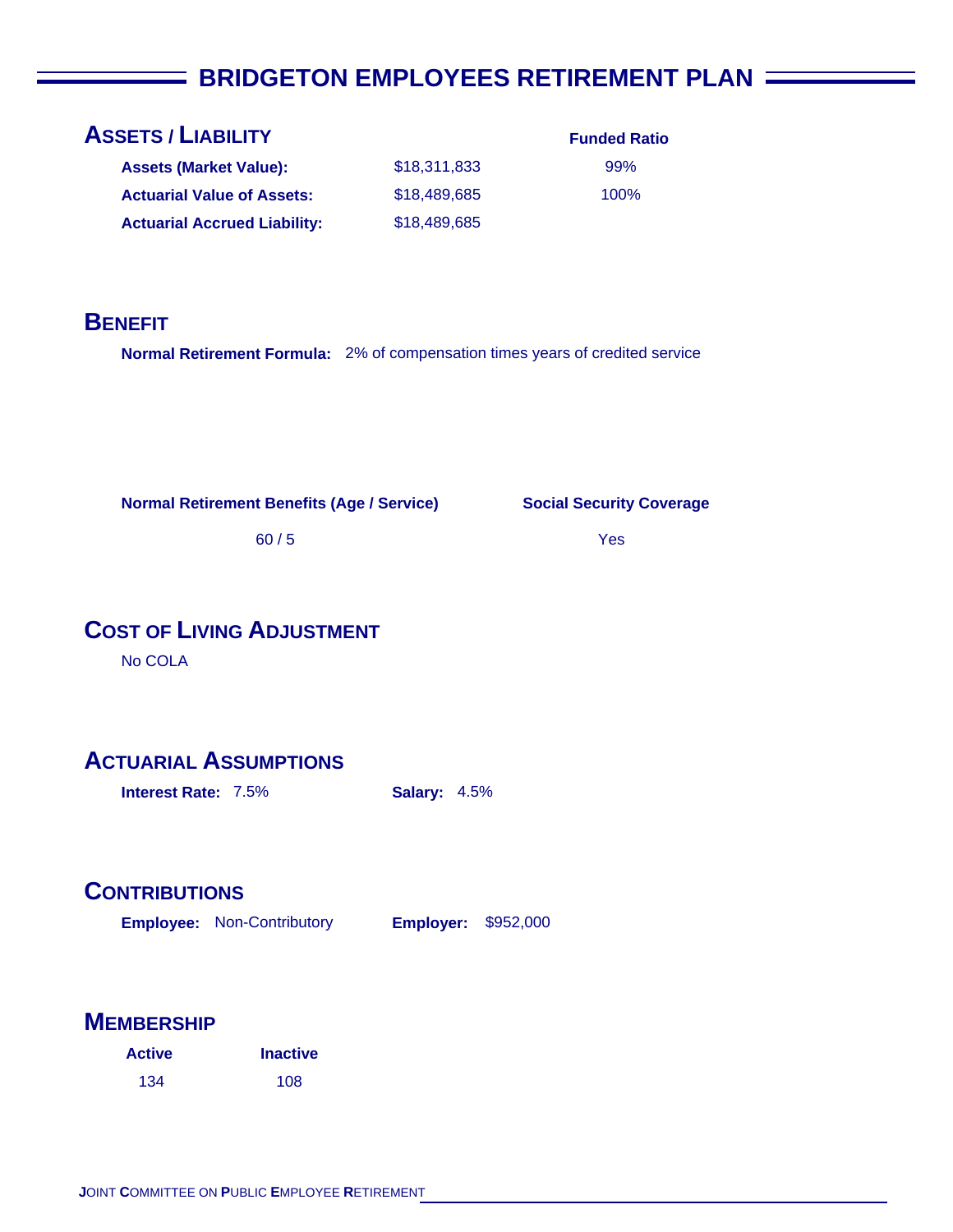# BRIDGETON EMPLOYEES RETIREMENT PLAN

## ASSETS / LIABILITY

| | | Funded Ratio |
|---|---|---|
| **Assets (Market Value):** | $18,311,833 | 99% |
| **Actuarial Value of Assets:** | $18,489,685 | 100% |
| **Actuarial Accrued Liability:** | $18,489,685 | |

## BENEFIT

**Normal Retirement Formula:** 2% of compensation times years of credited service

| Normal Retirement Benefits (Age / Service) | Social Security Coverage |
|---|---|
| 60 / 5 | Yes |

## COST OF LIVING ADJUSTMENT

No COLA

## ACTUARIAL ASSUMPTIONS

**Interest Rate:** 7.5%    **Salary:** 4.5%

## CONTRIBUTIONS

**Employee:** Non-Contributory    **Employer:** $952,000

## MEMBERSHIP

| Active | Inactive |
|---|---|
| 134 | 108 |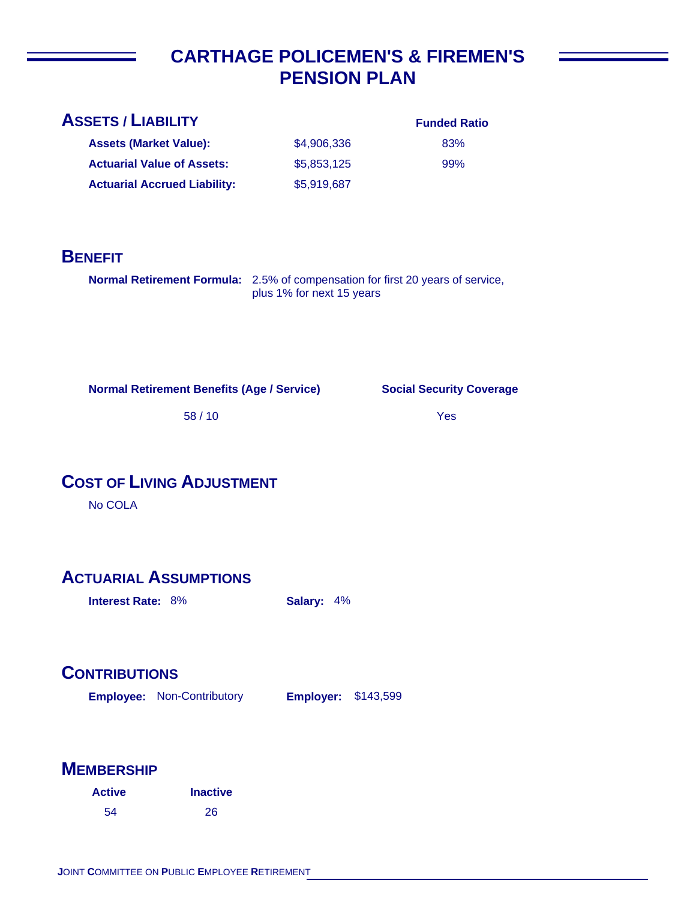# CARTHAGE POLICEMEN'S & FIREMEN'S PENSION PLAN

## ASSETS / LIABILITY

| | | Funded Ratio |
|---|---|---|
| **Assets (Market Value):** | $4,906,336 | 83% |
| **Actuarial Value of Assets:** | $5,853,125 | 99% |
| **Actuarial Accrued Liability:** | $5,919,687 | |

## BENEFIT

**Normal Retirement Formula:** 2.5% of compensation for first 20 years of service, plus 1% for next 15 years

| Normal Retirement Benefits (Age / Service) | Social Security Coverage |
|---|---|
| 58 / 10 | Yes |

## COST OF LIVING ADJUSTMENT

No COLA

## ACTUARIAL ASSUMPTIONS

**Interest Rate:** 8% **Salary:** 4%

## CONTRIBUTIONS

**Employee:** Non-Contributory **Employer:** $143,599

## MEMBERSHIP

| Active | Inactive |
|---|---|
| 54 | 26 |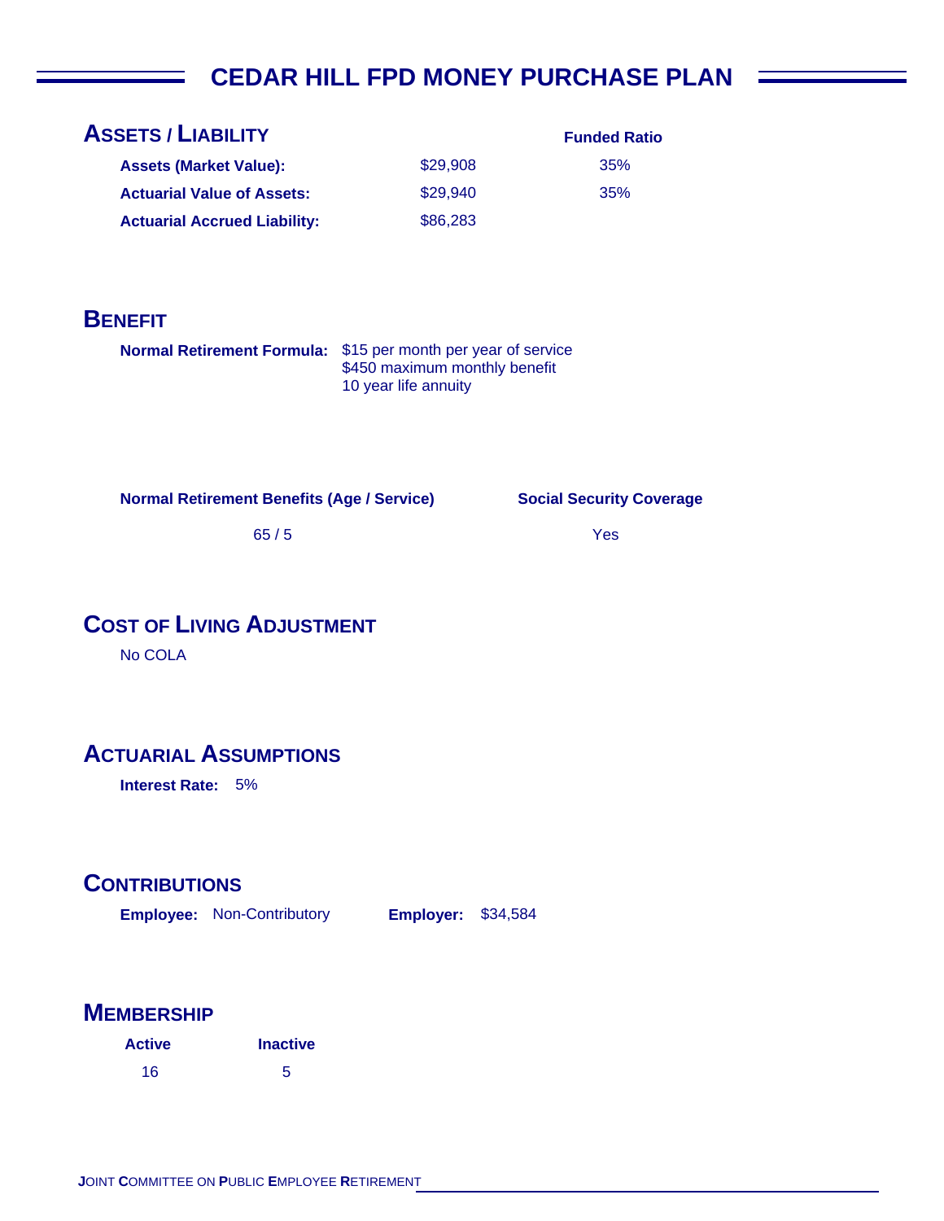# CEDAR HILL FPD MONEY PURCHASE PLAN

## ASSETS / LIABILITY

| | | Funded Ratio |
|---|---|---|
| **Assets (Market Value):** | $29,908 | 35% |
| **Actuarial Value of Assets:** | $29,940 | 35% |
| **Actuarial Accrued Liability:** | $86,283 | |

## BENEFIT

**Normal Retirement Formula:** $15 per month per year of service
$450 maximum monthly benefit
10 year life annuity

| Normal Retirement Benefits (Age / Service) | Social Security Coverage |
|---|---|
| 65 / 5 | Yes |

## COST OF LIVING ADJUSTMENT

No COLA

## ACTUARIAL ASSUMPTIONS

**Interest Rate:** 5%

## CONTRIBUTIONS

**Employee:** Non-Contributory **Employer:** $34,584

## MEMBERSHIP

| Active | Inactive |
|---|---|
| 16 | 5 |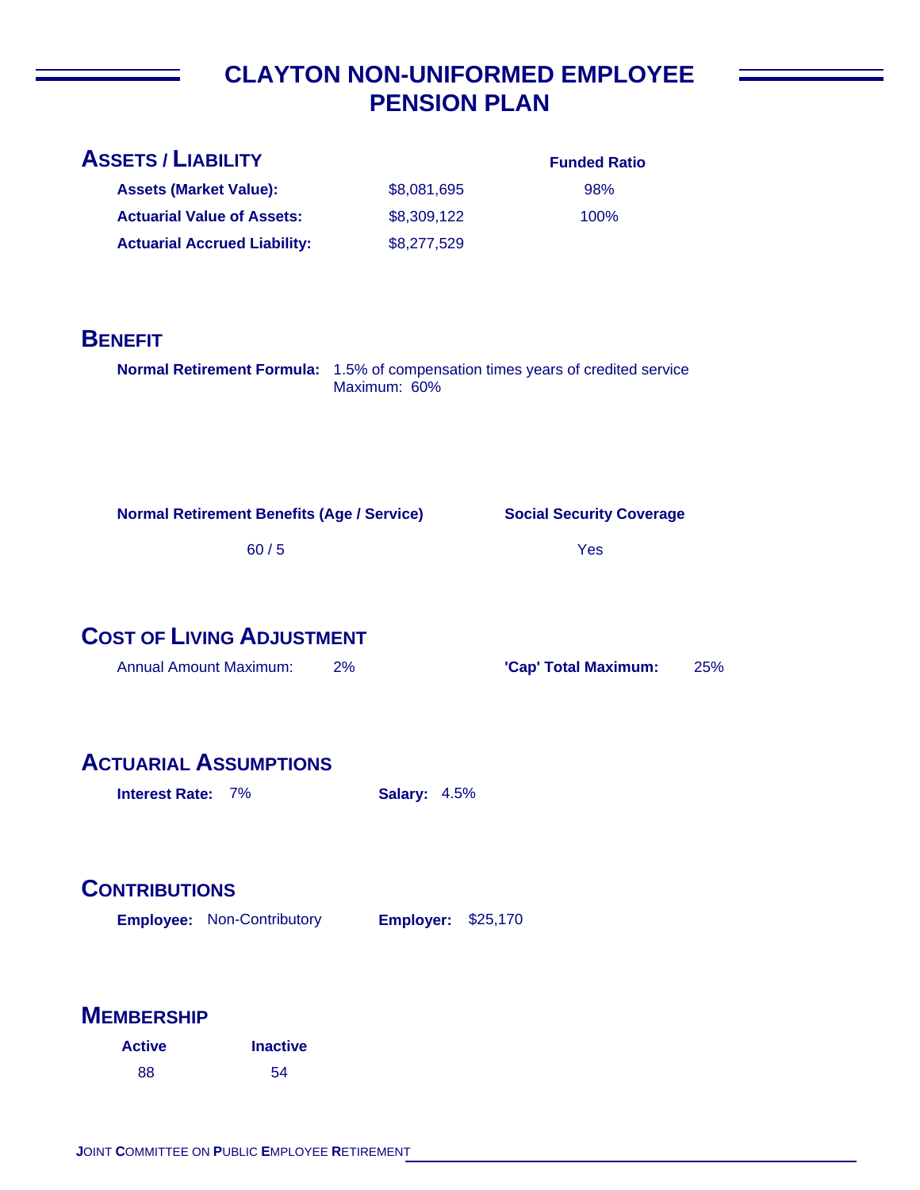# CLAYTON NON-UNIFORMED EMPLOYEE PENSION PLAN

## ASSETS / LIABILITY

| | | Funded Ratio |
|---|---|---|
| **Assets (Market Value):** | $8,081,695 | 98% |
| **Actuarial Value of Assets:** | $8,309,122 | 100% |
| **Actuarial Accrued Liability:** | $8,277,529 | |

## BENEFIT

**Normal Retirement Formula:** 1.5% of compensation times years of credited service
Maximum: 60%

| Normal Retirement Benefits (Age / Service) | Social Security Coverage |
|---|---|
| 60 / 5 | Yes |

## COST OF LIVING ADJUSTMENT

Annual Amount Maximum: 2%

**'Cap' Total Maximum:** 25%

## ACTUARIAL ASSUMPTIONS

**Interest Rate:** 7%

**Salary:** 4.5%

## CONTRIBUTIONS

**Employee:** Non-Contributory

**Employer:** $25,170

## MEMBERSHIP

| Active | Inactive |
|---|---|
| 88 | 54 |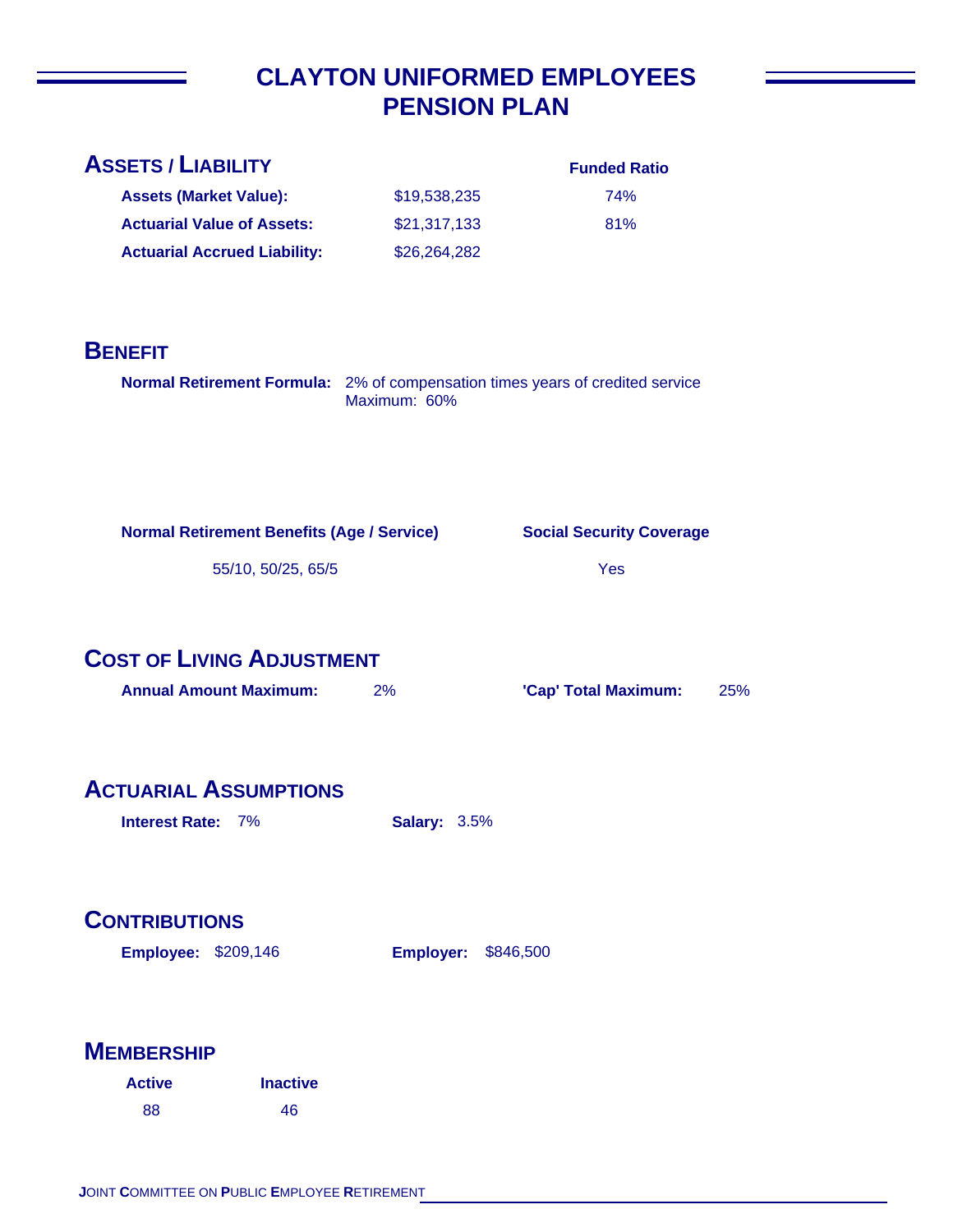# CLAYTON UNIFORMED EMPLOYEES PENSION PLAN

## ASSETS / LIABILITY

| | | Funded Ratio |
|---|---|---|
| **Assets (Market Value):** | $19,538,235 | 74% |
| **Actuarial Value of Assets:** | $21,317,133 | 81% |
| **Actuarial Accrued Liability:** | $26,264,282 | |

## BENEFIT

**Normal Retirement Formula:** 2% of compensation times years of credited service
Maximum: 60%

| Normal Retirement Benefits (Age / Service) | Social Security Coverage |
|---|---|
| 55/10, 50/25, 65/5 | Yes |

## COST OF LIVING ADJUSTMENT

**Annual Amount Maximum:** 2% **'Cap' Total Maximum:** 25%

## ACTUARIAL ASSUMPTIONS

**Interest Rate:** 7% **Salary:** 3.5%

## CONTRIBUTIONS

**Employee:** $209,146 **Employer:** $846,500

## MEMBERSHIP

| Active | Inactive |
|---|---|
| 88 | 46 |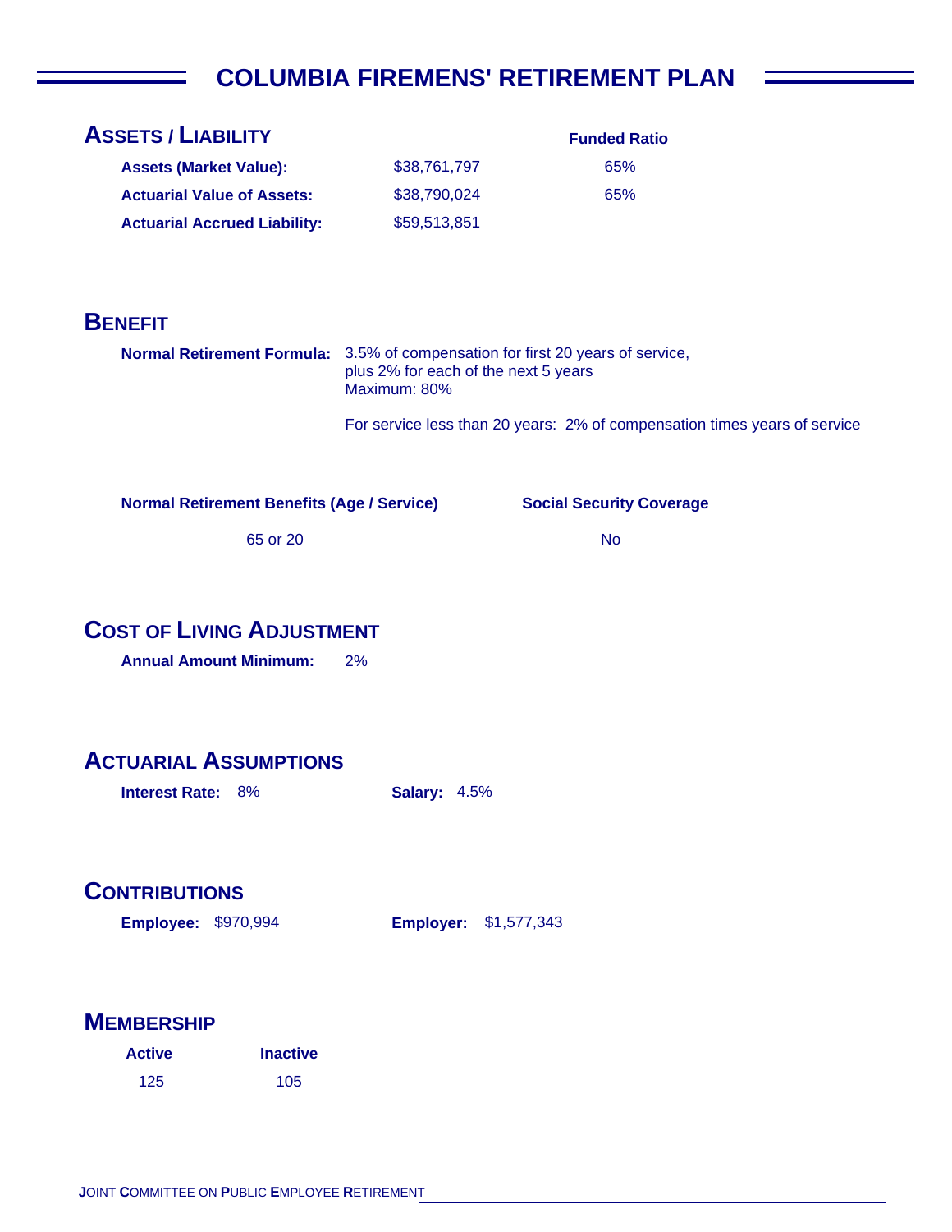# COLUMBIA FIREMENS' RETIREMENT PLAN

## ASSETS / LIABILITY

| | | Funded Ratio |
|---|---|---|
| **Assets (Market Value):** | $38,761,797 | 65% |
| **Actuarial Value of Assets:** | $38,790,024 | 65% |
| **Actuarial Accrued Liability:** | $59,513,851 | |

## BENEFIT

**Normal Retirement Formula:** 3.5% of compensation for first 20 years of service, plus 2% for each of the next 5 years
Maximum: 80%

For service less than 20 years: 2% of compensation times years of service

| Normal Retirement Benefits (Age / Service) | Social Security Coverage |
|---|---|
| 65 or 20 | No |

## COST OF LIVING ADJUSTMENT

**Annual Amount Minimum:** 2%

## ACTUARIAL ASSUMPTIONS

**Interest Rate:** 8% **Salary:** 4.5%

## CONTRIBUTIONS

**Employee:** $970,994 **Employer:** $1,577,343

## MEMBERSHIP

| Active | Inactive |
|---|---|
| 125 | 105 |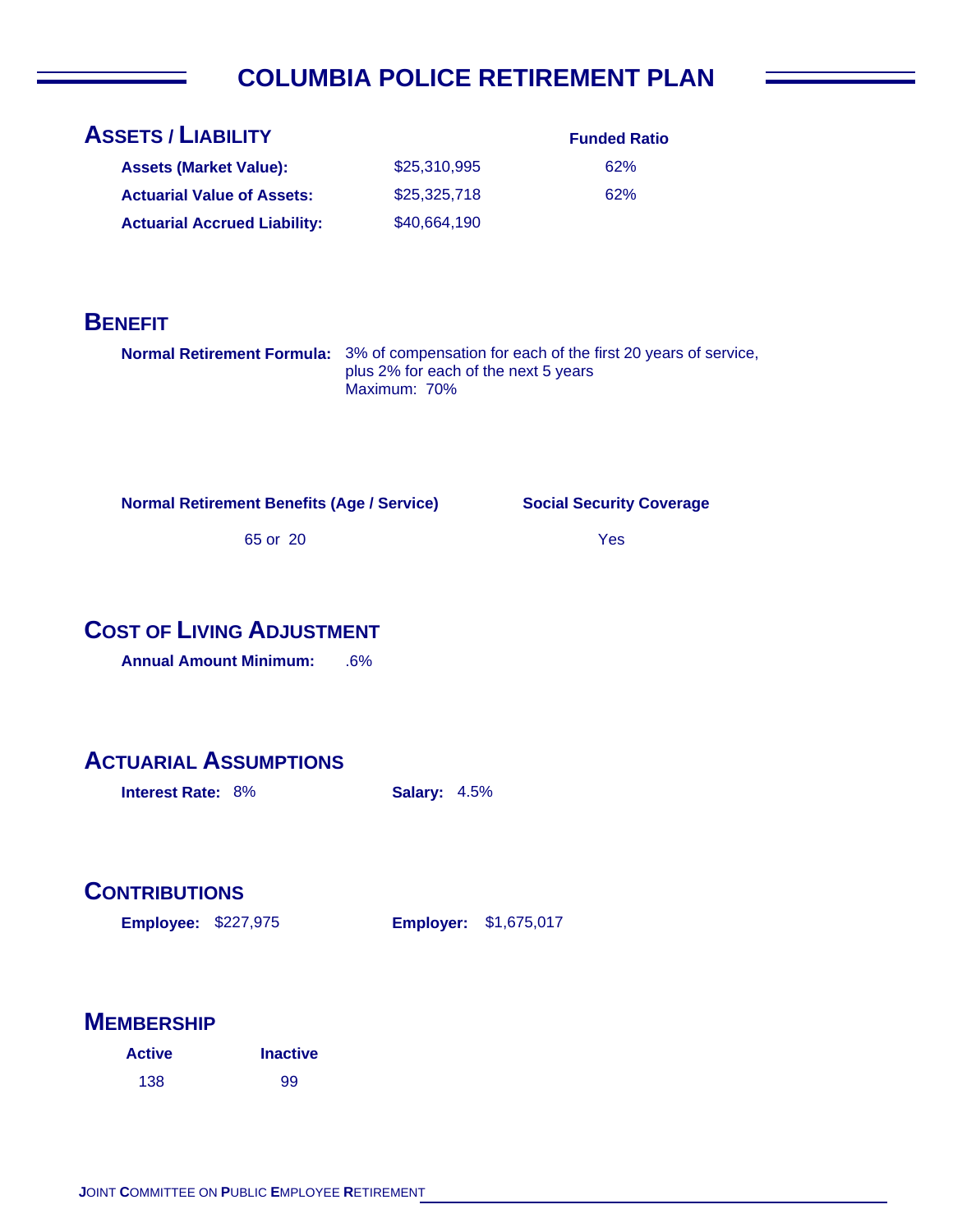# COLUMBIA POLICE RETIREMENT PLAN

## ASSETS / LIABILITY

| | | Funded Ratio |
|---|---|---|
| **Assets (Market Value):** | $25,310,995 | 62% |
| **Actuarial Value of Assets:** | $25,325,718 | 62% |
| **Actuarial Accrued Liability:** | $40,664,190 | |

## BENEFIT

**Normal Retirement Formula:** 3% of compensation for each of the first 20 years of service, plus 2% for each of the next 5 years
Maximum: 70%

| Normal Retirement Benefits (Age / Service) | Social Security Coverage |
|---|---|
| 65 or 20 | Yes |

## COST OF LIVING ADJUSTMENT

**Annual Amount Minimum:** .6%

## ACTUARIAL ASSUMPTIONS

**Interest Rate:** 8%

**Salary:** 4.5%

## CONTRIBUTIONS

**Employee:** $227,975

**Employer:** $1,675,017

## MEMBERSHIP

| Active | Inactive |
|---|---|
| 138 | 99 |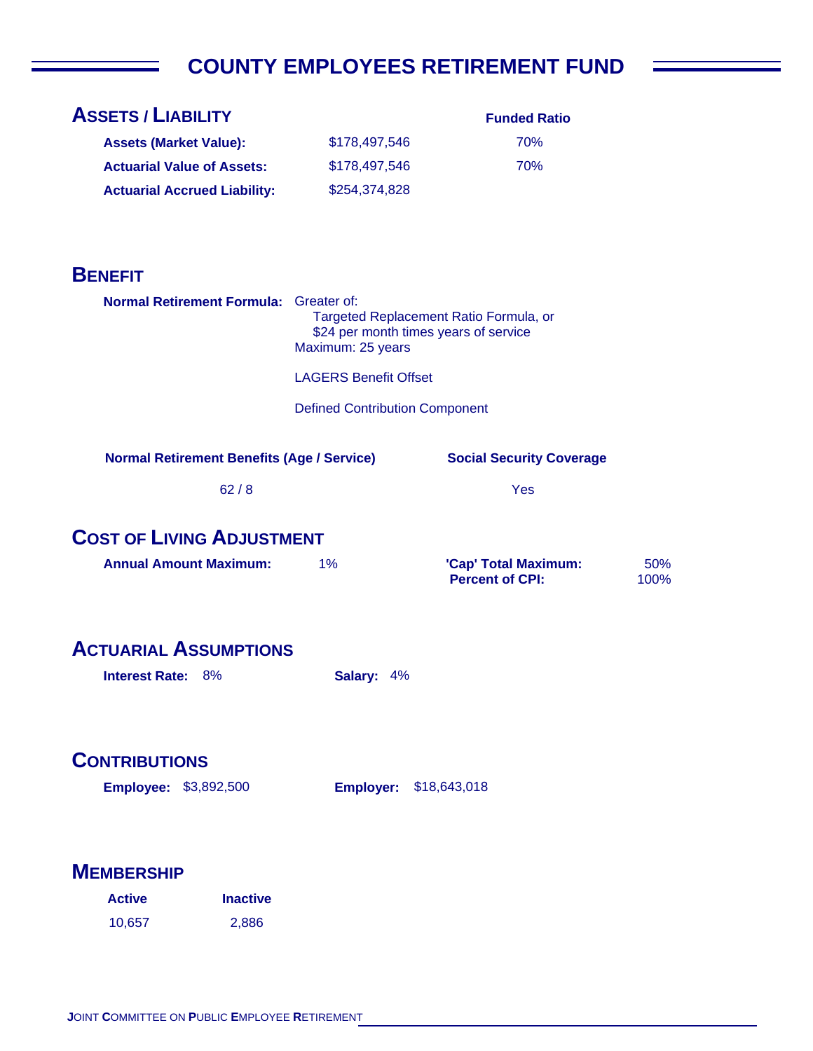# COUNTY EMPLOYEES RETIREMENT FUND

## Assets / Liability

| | | Funded Ratio |
|---|---|---|
| **Assets (Market Value):** | $178,497,546 | 70% |
| **Actuarial Value of Assets:** | $178,497,546 | 70% |
| **Actuarial Accrued Liability:** | $254,374,828 | |

## Benefit

**Normal Retirement Formula:** Greater of:
Targeted Replacement Ratio Formula, or
$24 per month times years of service
Maximum: 25 years

LAGERS Benefit Offset

Defined Contribution Component

| Normal Retirement Benefits (Age / Service) | Social Security Coverage |
|---|---|
| 62 / 8 | Yes |

## Cost of Living Adjustment

**Annual Amount Maximum:** 1%

**'Cap' Total Maximum:** 50%
**Percent of CPI:** 100%

## Actuarial Assumptions

**Interest Rate:** 8%

**Salary:** 4%

## Contributions

**Employee:** $3,892,500

**Employer:** $18,643,018

## Membership

| Active | Inactive |
|---|---|
| 10,657 | 2,886 |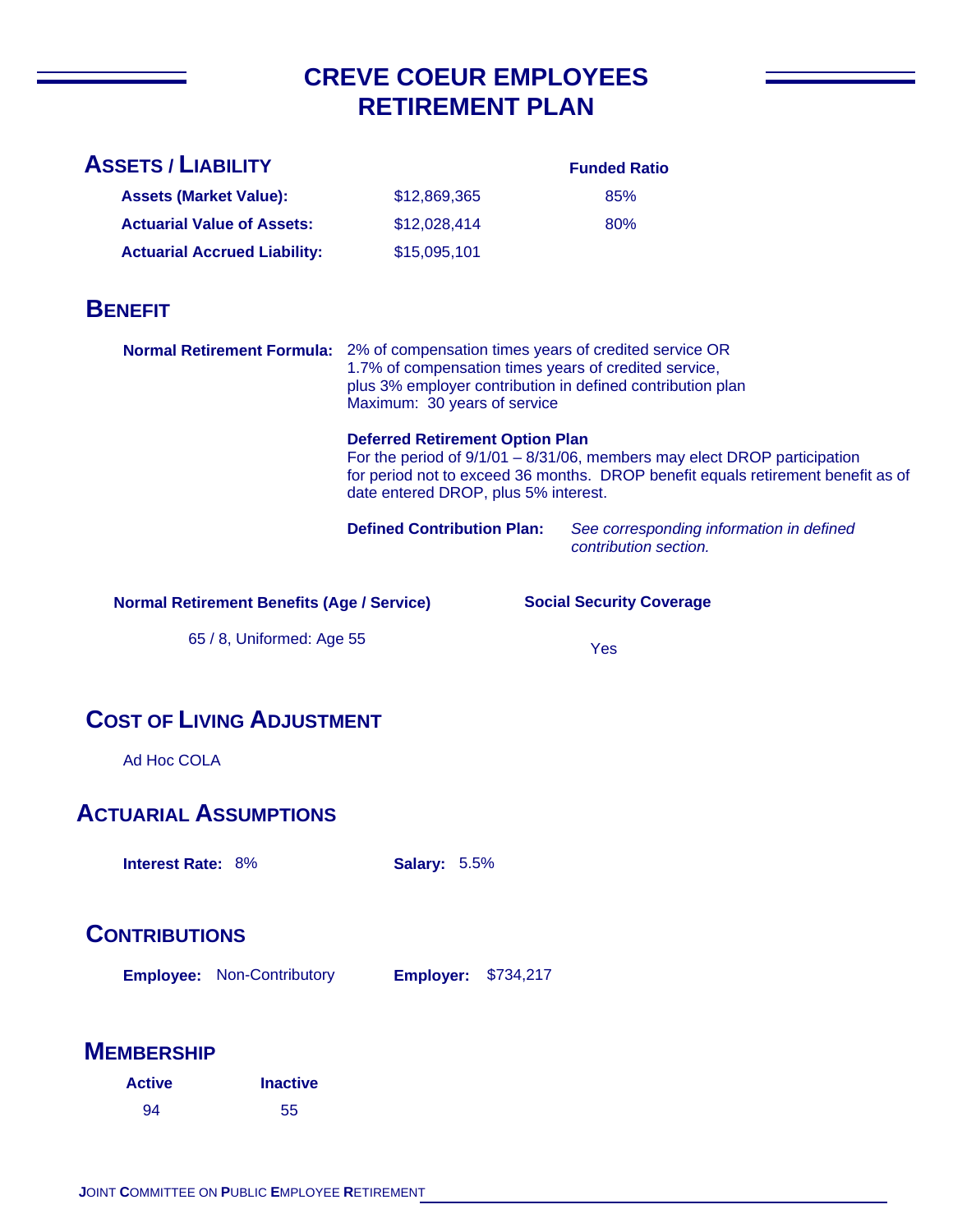# CREVE COEUR EMPLOYEES RETIREMENT PLAN

## ASSETS / LIABILITY

| | | Funded Ratio |
|---|---|---|
| **Assets (Market Value):** | $12,869,365 | 85% |
| **Actuarial Value of Assets:** | $12,028,414 | 80% |
| **Actuarial Accrued Liability:** | $15,095,101 | |

## BENEFIT

**Normal Retirement Formula:** 2% of compensation times years of credited service OR 1.7% of compensation times years of credited service, plus 3% employer contribution in defined contribution plan
Maximum: 30 years of service

**Deferred Retirement Option Plan**
For the period of 9/1/01 – 8/31/06, members may elect DROP participation for period not to exceed 36 months. DROP benefit equals retirement benefit as of date entered DROP, plus 5% interest.

**Defined Contribution Plan:** *See corresponding information in defined contribution section.*

| Normal Retirement Benefits (Age / Service) | Social Security Coverage |
|---|---|
| 65 / 8, Uniformed: Age 55 | Yes |

## COST OF LIVING ADJUSTMENT

Ad Hoc COLA

## ACTUARIAL ASSUMPTIONS

**Interest Rate:** 8% **Salary:** 5.5%

## CONTRIBUTIONS

**Employee:** Non-Contributory **Employer:** $734,217

## MEMBERSHIP

| Active | Inactive |
|---|---|
| 94 | 55 |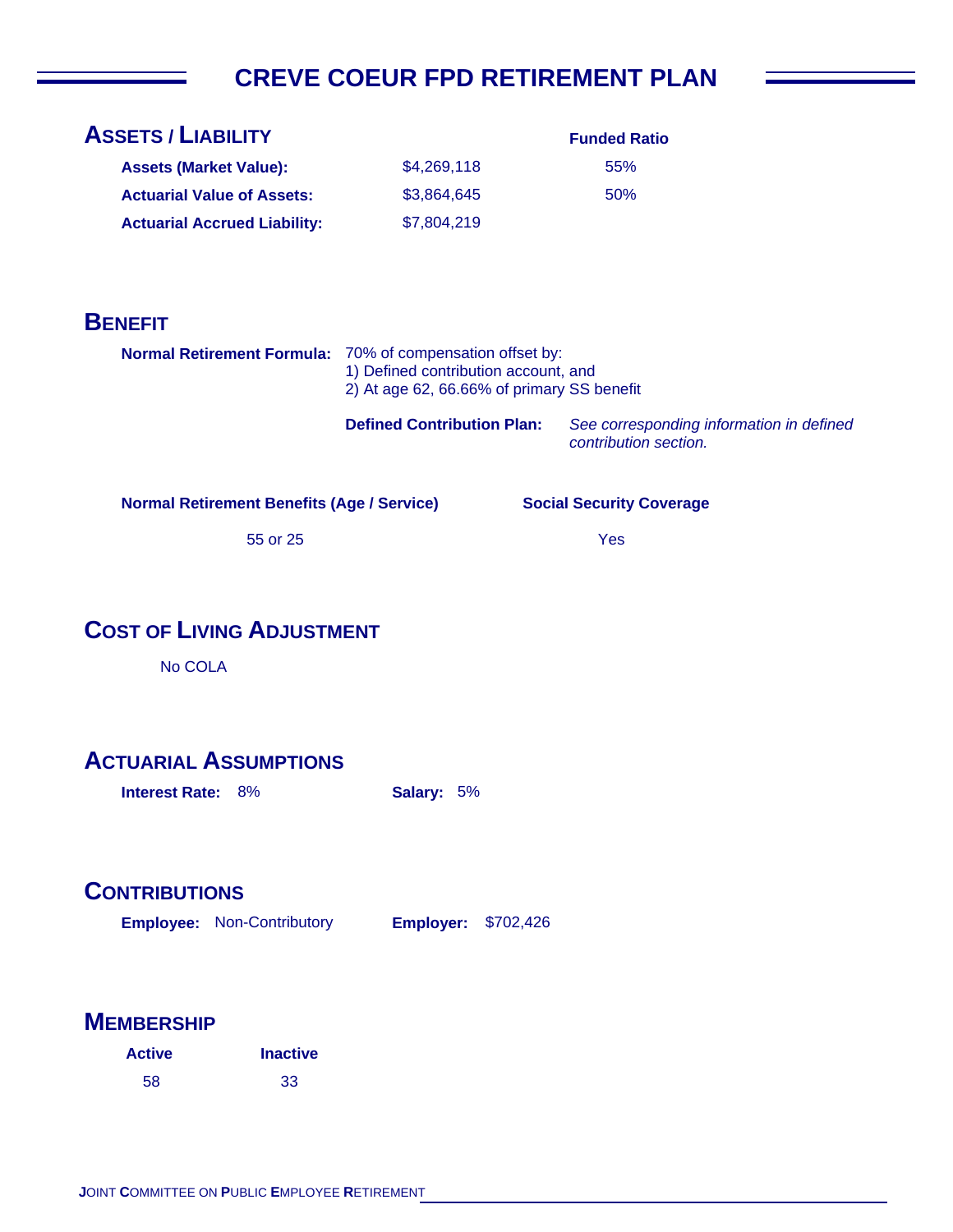# CREVE COEUR FPD RETIREMENT PLAN

## ASSETS / LIABILITY

| | | Funded Ratio |
|---|---|---|
| **Assets (Market Value):** | $4,269,118 | 55% |
| **Actuarial Value of Assets:** | $3,864,645 | 50% |
| **Actuarial Accrued Liability:** | $7,804,219 | |

## BENEFIT

**Normal Retirement Formula:** 70% of compensation offset by:
1) Defined contribution account, and
2) At age 62, 66.66% of primary SS benefit

**Defined Contribution Plan:** *See corresponding information in defined contribution section.*

| Normal Retirement Benefits (Age / Service) | Social Security Coverage |
|---|---|
| 55 or 25 | Yes |

## COST OF LIVING ADJUSTMENT

No COLA

## ACTUARIAL ASSUMPTIONS

**Interest Rate:** 8%  **Salary:** 5%

## CONTRIBUTIONS

**Employee:** Non-Contributory  **Employer:** $702,426

## MEMBERSHIP

| Active | Inactive |
|---|---|
| 58 | 33 |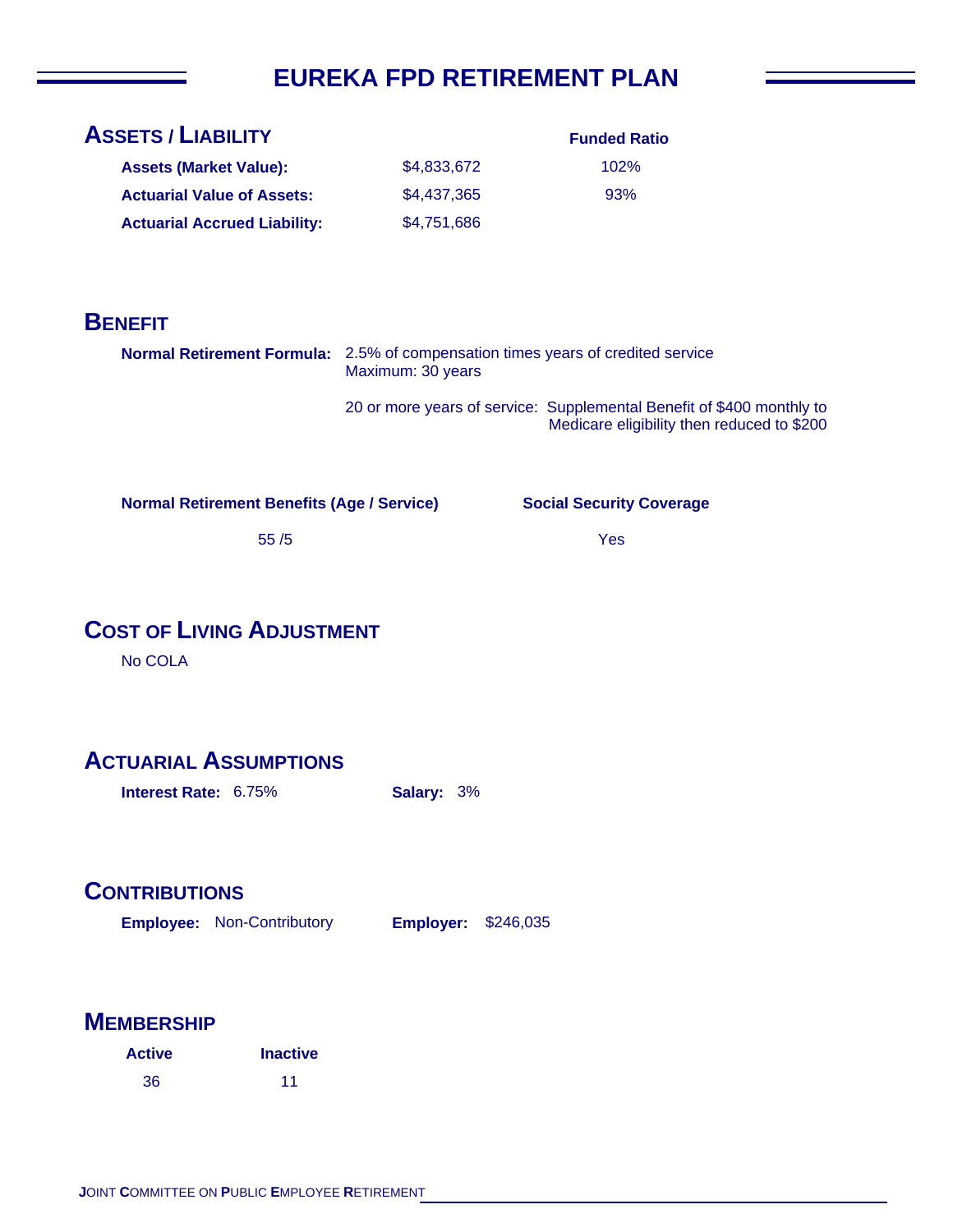# EUREKA FPD RETIREMENT PLAN

## ASSETS / LIABILITY

| | | Funded Ratio |
|---|---|---|
| **Assets (Market Value):** | $4,833,672 | 102% |
| **Actuarial Value of Assets:** | $4,437,365 | 93% |
| **Actuarial Accrued Liability:** | $4,751,686 | |

## BENEFIT

**Normal Retirement Formula:** 2.5% of compensation times years of credited service
Maximum: 30 years

20 or more years of service: Supplemental Benefit of $400 monthly to Medicare eligibility then reduced to $200

| Normal Retirement Benefits (Age / Service) | Social Security Coverage |
|---|---|
| 55 /5 | Yes |

## COST OF LIVING ADJUSTMENT

No COLA

## ACTUARIAL ASSUMPTIONS

**Interest Rate:** 6.75% **Salary:** 3%

## CONTRIBUTIONS

**Employee:** Non-Contributory **Employer:** $246,035

## MEMBERSHIP

| Active | Inactive |
|---|---|
| 36 | 11 |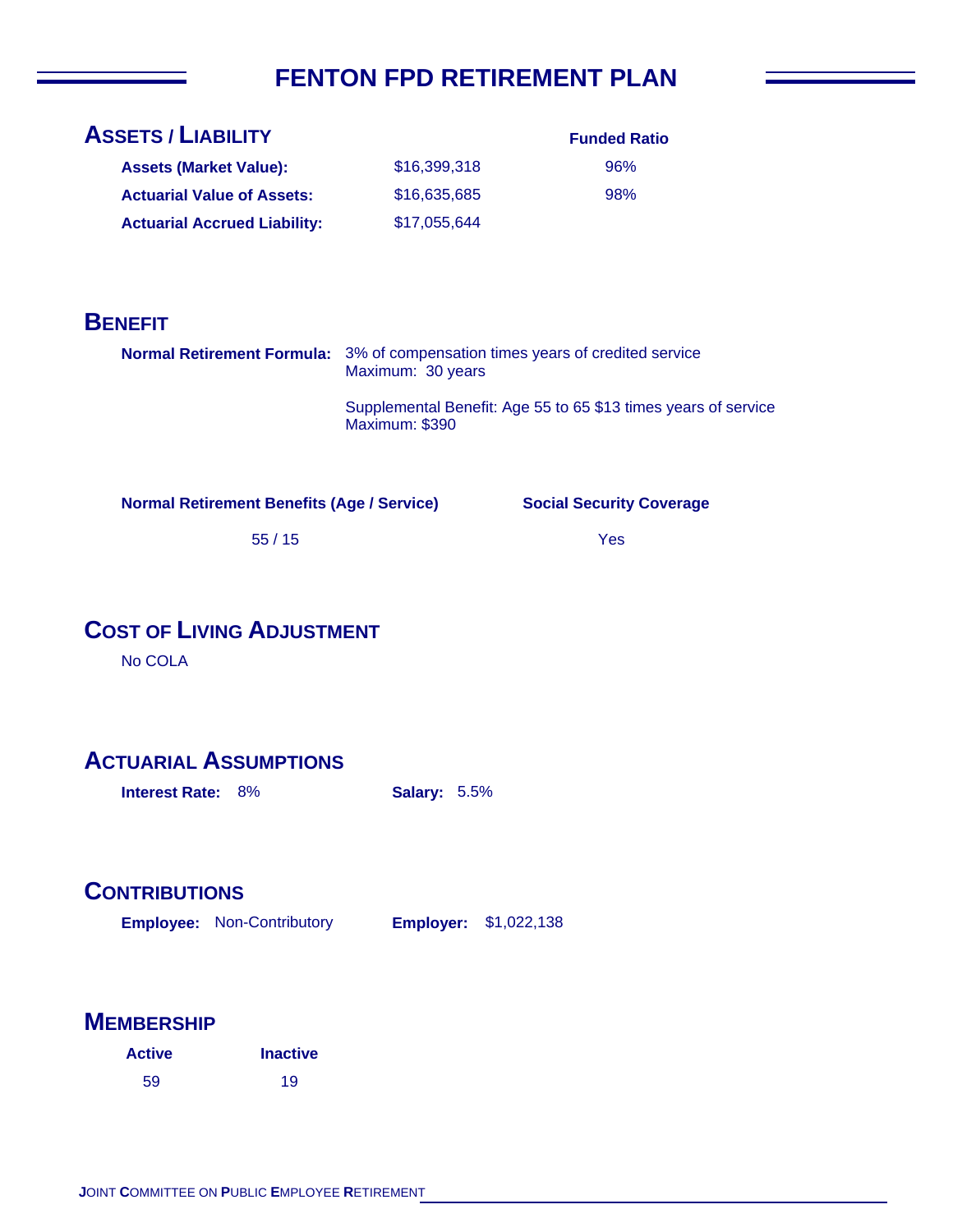# FENTON FPD RETIREMENT PLAN

## Assets / Liability

| | | Funded Ratio |
|---|---|---|
| **Assets (Market Value):** | $16,399,318 | 96% |
| **Actuarial Value of Assets:** | $16,635,685 | 98% |
| **Actuarial Accrued Liability:** | $17,055,644 | |

## Benefit

**Normal Retirement Formula:** 3% of compensation times years of credited service
Maximum: 30 years

Supplemental Benefit: Age 55 to 65 $13 times years of service
Maximum: $390

| Normal Retirement Benefits (Age / Service) | Social Security Coverage |
|---|---|
| 55 / 15 | Yes |

## Cost of Living Adjustment

No COLA

## Actuarial Assumptions

**Interest Rate:** 8%

**Salary:** 5.5%

## Contributions

**Employee:** Non-Contributory

**Employer:** $1,022,138

## Membership

| Active | Inactive |
|---|---|
| 59 | 19 |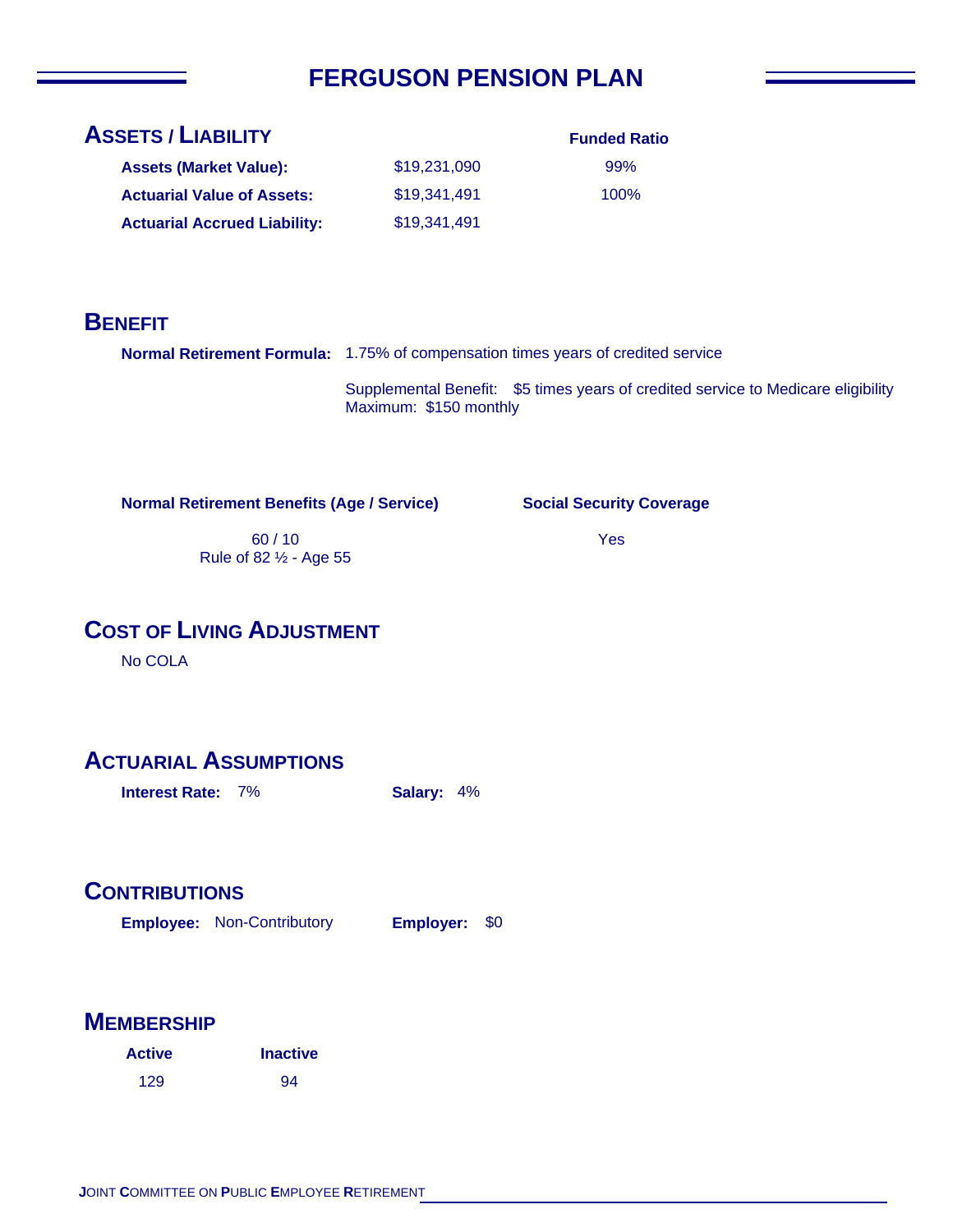# FERGUSON PENSION PLAN

## ASSETS / LIABILITY

| | | Funded Ratio |
|---|---|---|
| **Assets (Market Value):** | $19,231,090 | 99% |
| **Actuarial Value of Assets:** | $19,341,491 | 100% |
| **Actuarial Accrued Liability:** | $19,341,491 | |

## BENEFIT

**Normal Retirement Formula:** 1.75% of compensation times years of credited service

Supplemental Benefit: $5 times years of credited service to Medicare eligibility
Maximum: $150 monthly

| Normal Retirement Benefits (Age / Service) | Social Security Coverage |
|---|---|
| 60 / 10<br>Rule of 82 ½ - Age 55 | Yes |

## COST OF LIVING ADJUSTMENT

No COLA

## ACTUARIAL ASSUMPTIONS

**Interest Rate:** 7% **Salary:** 4%

## CONTRIBUTIONS

**Employee:** Non-Contributory **Employer:** $0

## MEMBERSHIP

| Active | Inactive |
|---|---|
| 129 | 94 |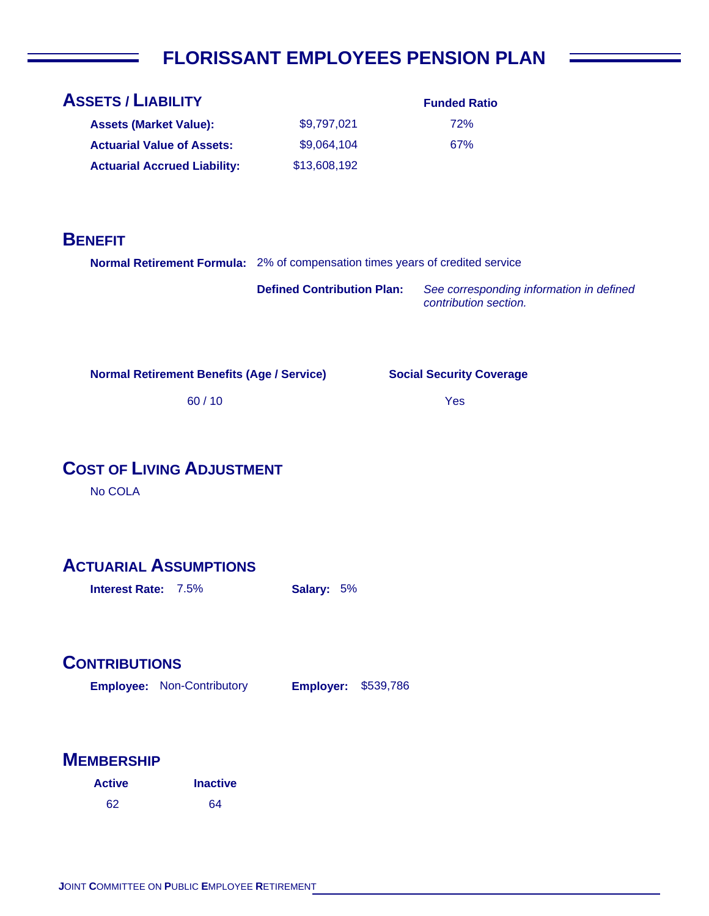# FLORISSANT EMPLOYEES PENSION PLAN

## Assets / Liability

| | | Funded Ratio |
|---|---|---|
| **Assets (Market Value):** | $9,797,021 | 72% |
| **Actuarial Value of Assets:** | $9,064,104 | 67% |
| **Actuarial Accrued Liability:** | $13,608,192 | |

## Benefit

**Normal Retirement Formula:** 2% of compensation times years of credited service

**Defined Contribution Plan:** *See corresponding information in defined contribution section.*

| Normal Retirement Benefits (Age / Service) | Social Security Coverage |
|---|---|
| 60 / 10 | Yes |

## Cost of Living Adjustment

No COLA

## Actuarial Assumptions

**Interest Rate:** 7.5% **Salary:** 5%

## Contributions

**Employee:** Non-Contributory **Employer:** $539,786

## Membership

| Active | Inactive |
|---|---|
| 62 | 64 |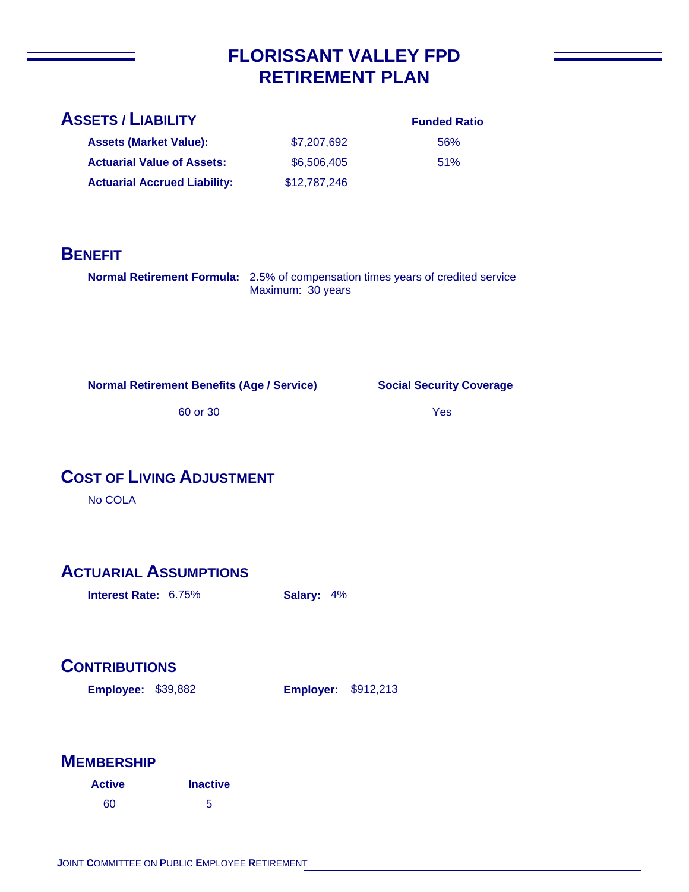# FLORISSANT VALLEY FPD RETIREMENT PLAN

## ASSETS / LIABILITY

| | | Funded Ratio |
|---|---|---|
| **Assets (Market Value):** | $7,207,692 | 56% |
| **Actuarial Value of Assets:** | $6,506,405 | 51% |
| **Actuarial Accrued Liability:** | $12,787,246 | |

## BENEFIT

**Normal Retirement Formula:** 2.5% of compensation times years of credited service
Maximum: 30 years

| Normal Retirement Benefits (Age / Service) | Social Security Coverage |
|---|---|
| 60 or 30 | Yes |

## COST OF LIVING ADJUSTMENT

No COLA

## ACTUARIAL ASSUMPTIONS

**Interest Rate:** 6.75% **Salary:** 4%

## CONTRIBUTIONS

**Employee:** $39,882 **Employer:** $912,213

## MEMBERSHIP

| Active | Inactive |
|---|---|
| 60 | 5 |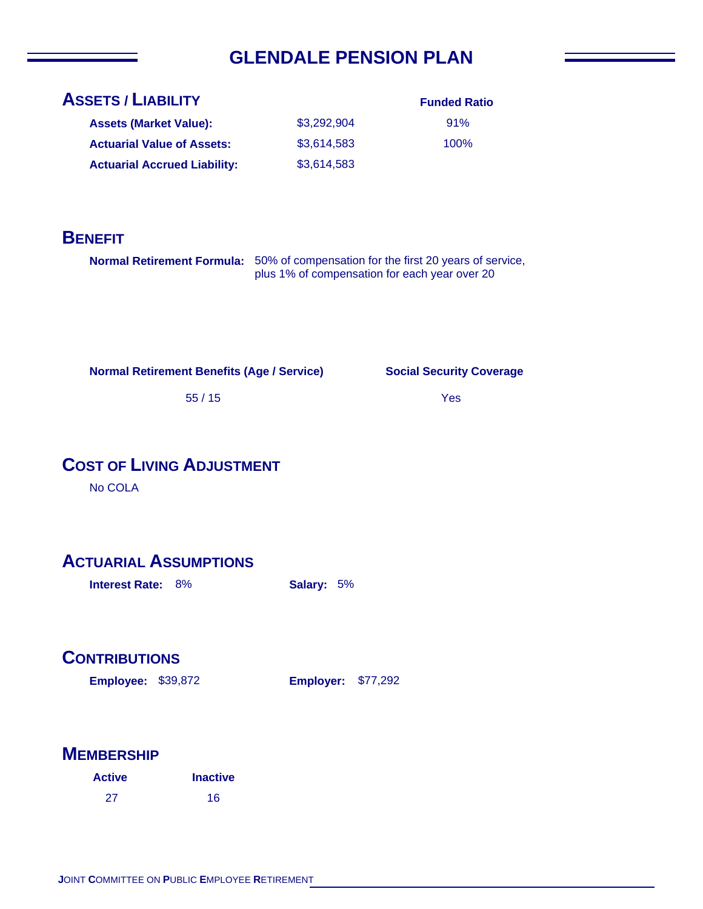# GLENDALE PENSION PLAN

## ASSETS / LIABILITY

| | | Funded Ratio |
|---|---|---|
| **Assets (Market Value):** | $3,292,904 | 91% |
| **Actuarial Value of Assets:** | $3,614,583 | 100% |
| **Actuarial Accrued Liability:** | $3,614,583 | |

## BENEFIT

**Normal Retirement Formula:** 50% of compensation for the first 20 years of service, plus 1% of compensation for each year over 20

| Normal Retirement Benefits (Age / Service) | Social Security Coverage |
|---|---|
| 55 / 15 | Yes |

## COST OF LIVING ADJUSTMENT

No COLA

## ACTUARIAL ASSUMPTIONS

**Interest Rate:** 8% **Salary:** 5%

## CONTRIBUTIONS

**Employee:** $39,872 **Employer:** $77,292

## MEMBERSHIP

| Active | Inactive |
|---|---|
| 27 | 16 |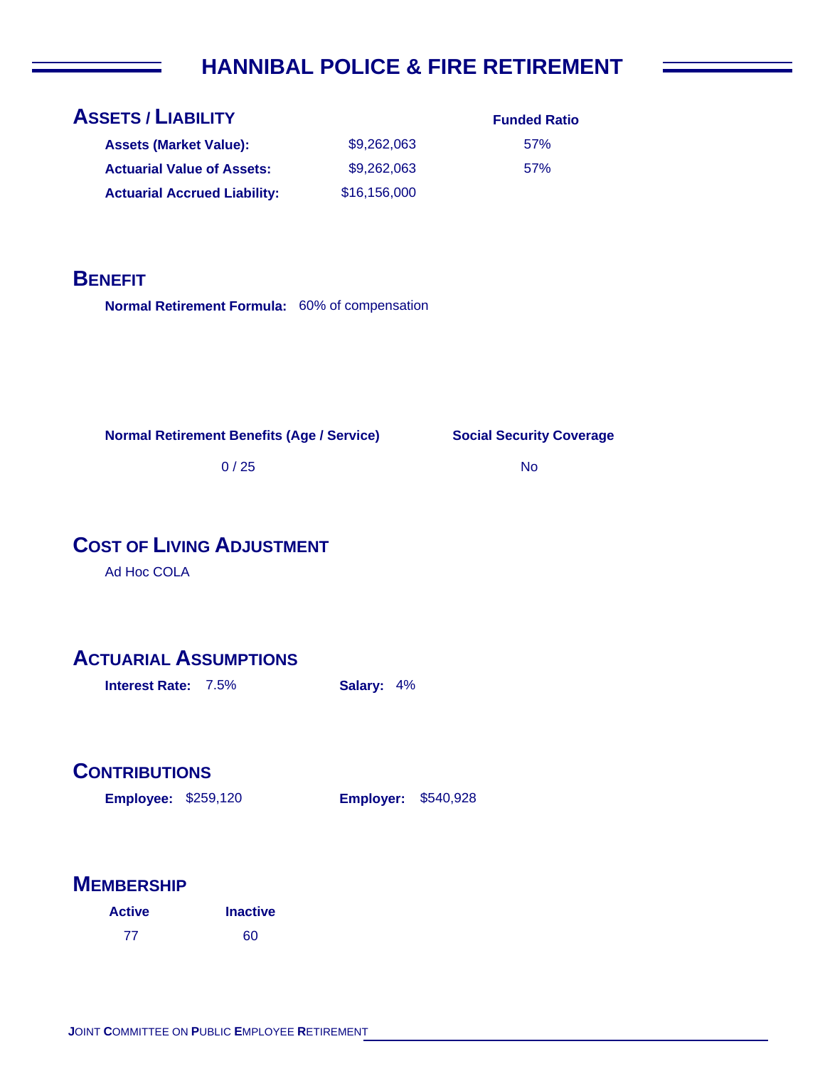# HANNIBAL POLICE & FIRE RETIREMENT

## ASSETS / LIABILITY

| | | Funded Ratio |
|---|---|---|
| **Assets (Market Value):** | $9,262,063 | 57% |
| **Actuarial Value of Assets:** | $9,262,063 | 57% |
| **Actuarial Accrued Liability:** | $16,156,000 | |

## BENEFIT

**Normal Retirement Formula:** 60% of compensation

| Normal Retirement Benefits (Age / Service) | Social Security Coverage |
|---|---|
| 0 / 25 | No |

## COST OF LIVING ADJUSTMENT

Ad Hoc COLA

## ACTUARIAL ASSUMPTIONS

**Interest Rate:** 7.5% **Salary:** 4%

## CONTRIBUTIONS

**Employee:** $259,120 **Employer:** $540,928

## MEMBERSHIP

| Active | Inactive |
|---|---|
| 77 | 60 |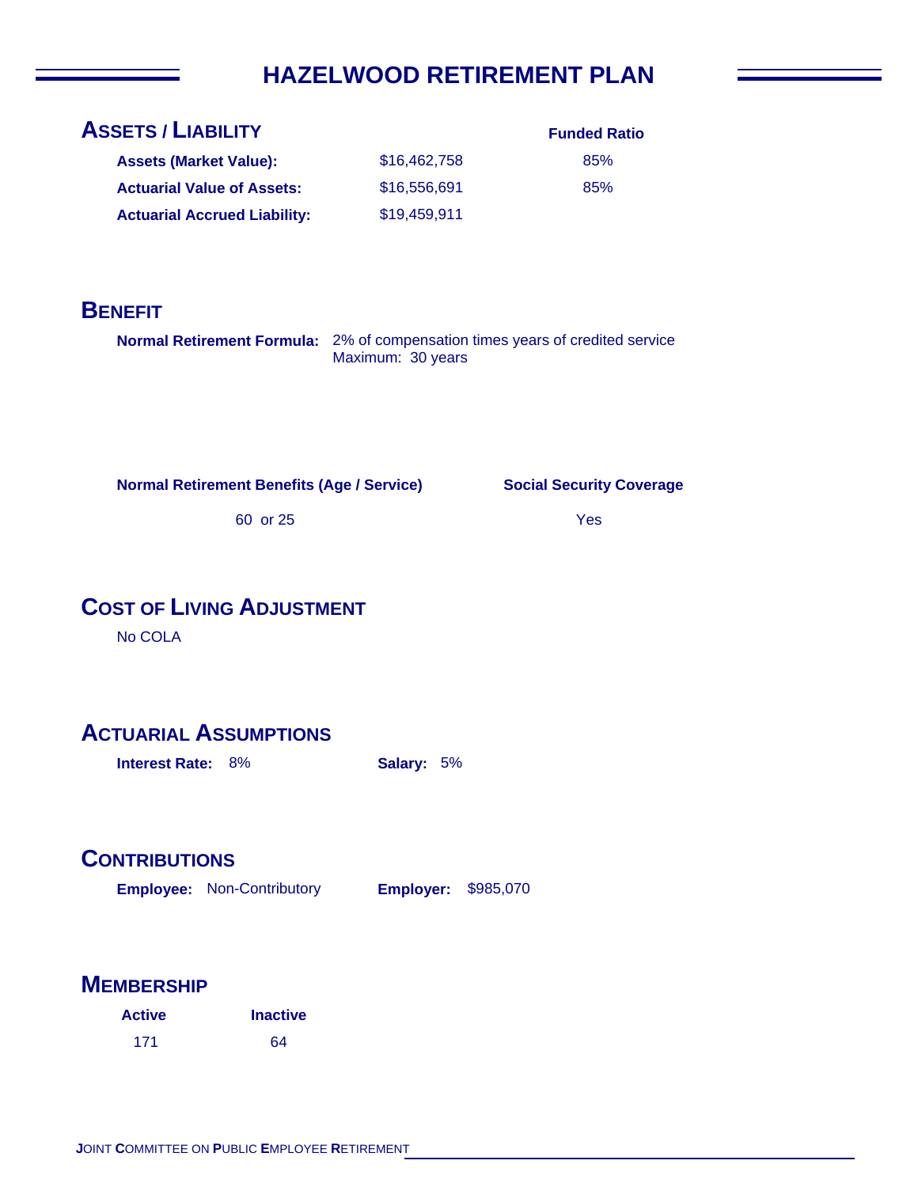# HAZELWOOD RETIREMENT PLAN

## ASSETS / LIABILITY

| | | Funded Ratio |
|---|---|---|
| **Assets (Market Value):** | $16,462,758 | 85% |
| **Actuarial Value of Assets:** | $16,556,691 | 85% |
| **Actuarial Accrued Liability:** | $19,459,911 | |

## BENEFIT

**Normal Retirement Formula:** 2% of compensation times years of credited service
Maximum: 30 years

| Normal Retirement Benefits (Age / Service) | Social Security Coverage |
|---|---|
| 60 or 25 | Yes |

## COST OF LIVING ADJUSTMENT

No COLA

## ACTUARIAL ASSUMPTIONS

**Interest Rate:** 8% **Salary:** 5%

## CONTRIBUTIONS

**Employee:** Non-Contributory **Employer:** $985,070

## MEMBERSHIP

| Active | Inactive |
|---|---|
| 171 | 64 |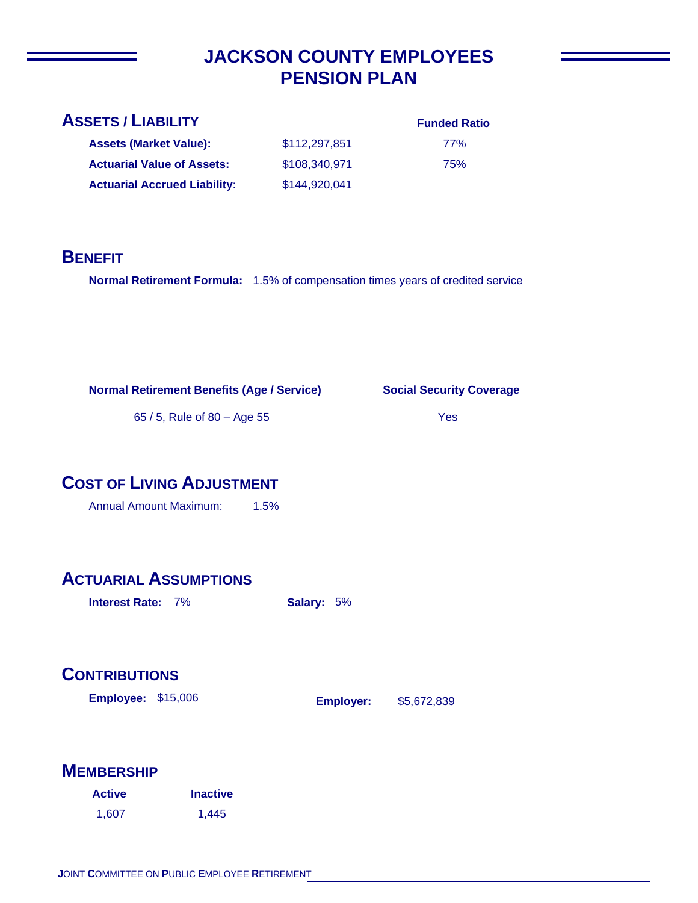# JACKSON COUNTY EMPLOYEES PENSION PLAN

## ASSETS / LIABILITY

| | | Funded Ratio |
|---|---|---|
| **Assets (Market Value):** | $112,297,851 | 77% |
| **Actuarial Value of Assets:** | $108,340,971 | 75% |
| **Actuarial Accrued Liability:** | $144,920,041 | |

## BENEFIT

**Normal Retirement Formula:** 1.5% of compensation times years of credited service

| Normal Retirement Benefits (Age / Service) | Social Security Coverage |
|---|---|
| 65 / 5, Rule of 80 – Age 55 | Yes |

## COST OF LIVING ADJUSTMENT

Annual Amount Maximum: 1.5%

## ACTUARIAL ASSUMPTIONS

**Interest Rate:** 7% **Salary:** 5%

## CONTRIBUTIONS

**Employee:** $15,006 **Employer:** $5,672,839

## MEMBERSHIP

| Active | Inactive |
|---|---|
| 1,607 | 1,445 |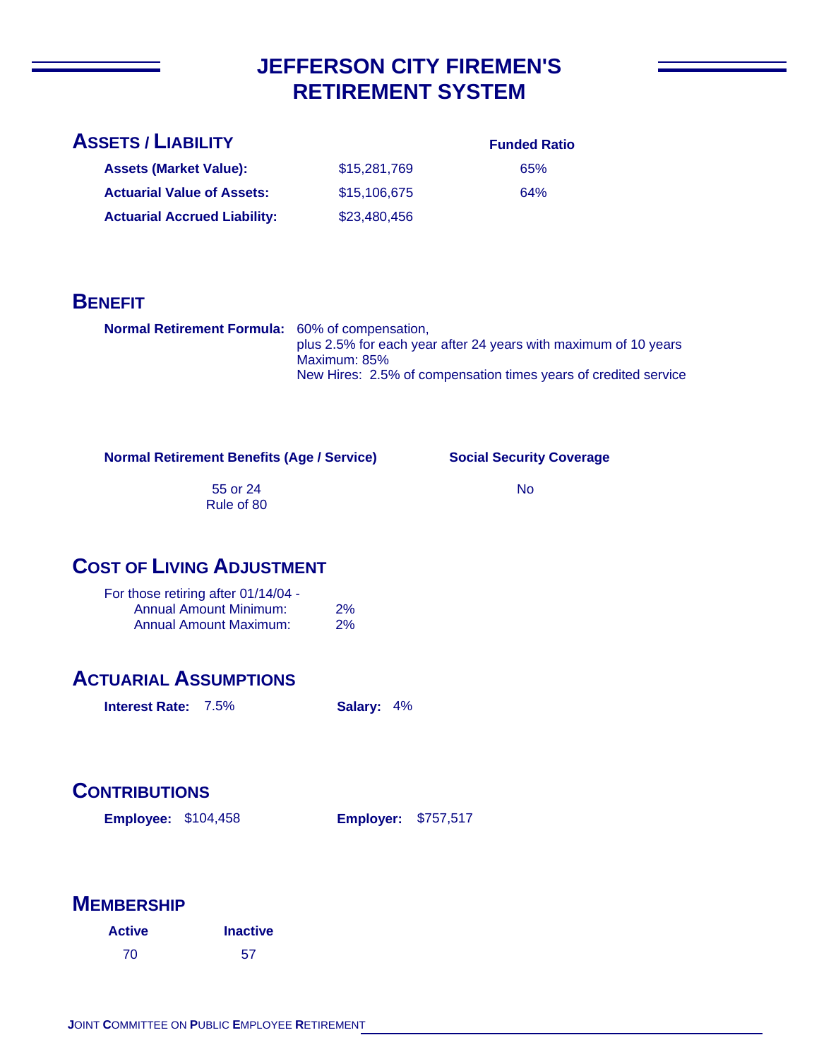# JEFFERSON CITY FIREMEN'S RETIREMENT SYSTEM

## ASSETS / LIABILITY

| | | Funded Ratio |
|---|---|---|
| **Assets (Market Value):** | $15,281,769 | 65% |
| **Actuarial Value of Assets:** | $15,106,675 | 64% |
| **Actuarial Accrued Liability:** | $23,480,456 | |

## BENEFIT

**Normal Retirement Formula:** 60% of compensation,
plus 2.5% for each year after 24 years with maximum of 10 years
Maximum: 85%
New Hires: 2.5% of compensation times years of credited service

| Normal Retirement Benefits (Age / Service) | Social Security Coverage |
|---|---|
| 55 or 24<br>Rule of 80 | No |

## COST OF LIVING ADJUSTMENT

For those retiring after 01/14/04 -
Annual Amount Minimum: 2%
Annual Amount Maximum: 2%

## ACTUARIAL ASSUMPTIONS

**Interest Rate:** 7.5%

**Salary:** 4%

## CONTRIBUTIONS

**Employee:** $104,458

**Employer:** $757,517

## MEMBERSHIP

| Active | Inactive |
|---|---|
| 70 | 57 |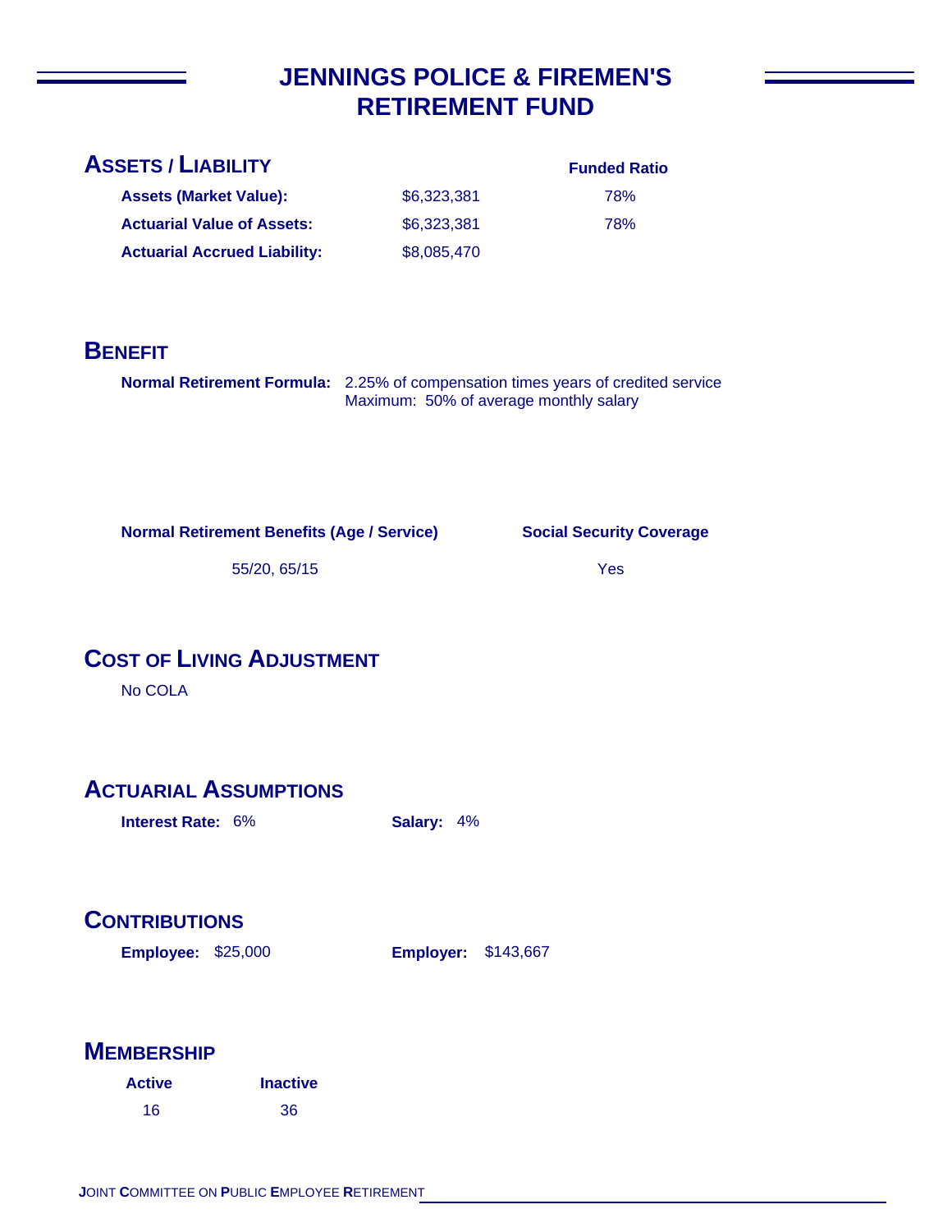# JENNINGS POLICE & FIREMEN'S RETIREMENT FUND

## ASSETS / LIABILITY

| | | Funded Ratio |
|---|---|---|
| **Assets (Market Value):** | $6,323,381 | 78% |
| **Actuarial Value of Assets:** | $6,323,381 | 78% |
| **Actuarial Accrued Liability:** | $8,085,470 | |

## BENEFIT

**Normal Retirement Formula:** 2.25% of compensation times years of credited service
Maximum: 50% of average monthly salary

| Normal Retirement Benefits (Age / Service) | Social Security Coverage |
|---|---|
| 55/20, 65/15 | Yes |

## COST OF LIVING ADJUSTMENT

No COLA

## ACTUARIAL ASSUMPTIONS

**Interest Rate:** 6% **Salary:** 4%

## CONTRIBUTIONS

**Employee:** $25,000 **Employer:** $143,667

## MEMBERSHIP

| Active | Inactive |
|---|---|
| 16 | 36 |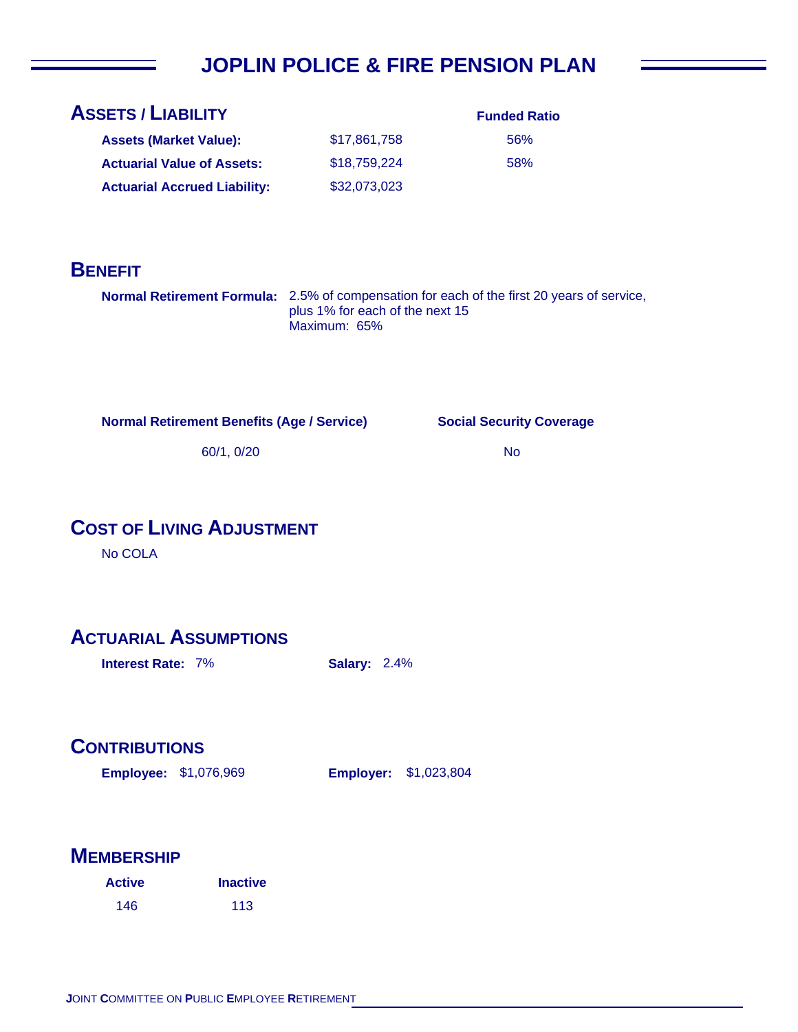# JOPLIN POLICE & FIRE PENSION PLAN

## ASSETS / LIABILITY

| | | Funded Ratio |
|---|---|---|
| **Assets (Market Value):** | $17,861,758 | 56% |
| **Actuarial Value of Assets:** | $18,759,224 | 58% |
| **Actuarial Accrued Liability:** | $32,073,023 | |

## BENEFIT

**Normal Retirement Formula:** 2.5% of compensation for each of the first 20 years of service, plus 1% for each of the next 15
Maximum: 65%

| Normal Retirement Benefits (Age / Service) | Social Security Coverage |
|---|---|
| 60/1, 0/20 | No |

## COST OF LIVING ADJUSTMENT

No COLA

## ACTUARIAL ASSUMPTIONS

**Interest Rate:** 7% **Salary:** 2.4%

## CONTRIBUTIONS

**Employee:** $1,076,969 **Employer:** $1,023,804

## MEMBERSHIP

| Active | Inactive |
|---|---|
| 146 | 113 |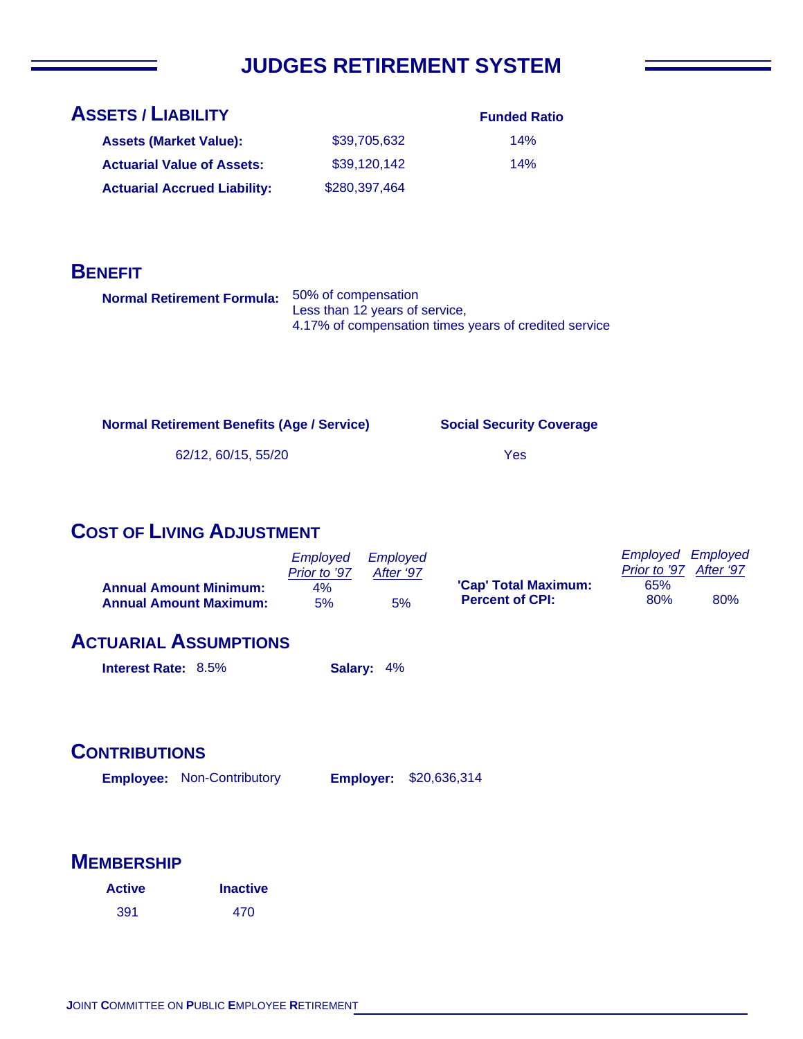# JUDGES RETIREMENT SYSTEM

## ASSETS / LIABILITY

| | | Funded Ratio |
|---|---|---|
| **Assets (Market Value):** | $39,705,632 | 14% |
| **Actuarial Value of Assets:** | $39,120,142 | 14% |
| **Actuarial Accrued Liability:** | $280,397,464 | |

## BENEFIT

**Normal Retirement Formula:** 50% of compensation
Less than 12 years of service,
4.17% of compensation times years of credited service

| Normal Retirement Benefits (Age / Service) | Social Security Coverage |
|---|---|
| 62/12, 60/15, 55/20 | Yes |

## COST OF LIVING ADJUSTMENT

| | *Employed Prior to '97* | *Employed After '97* |
|---|---|---|
| **Annual Amount Minimum:** | 4% | |
| **Annual Amount Maximum:** | 5% | 5% |

| | *Employed Prior to '97* | *Employed After '97* |
|---|---|---|
| **'Cap' Total Maximum:** | 65% | |
| **Percent of CPI:** | 80% | 80% |

## ACTUARIAL ASSUMPTIONS

**Interest Rate:** 8.5% **Salary:** 4%

## CONTRIBUTIONS

**Employee:** Non-Contributory **Employer:** $20,636,314

## MEMBERSHIP

| Active | Inactive |
|---|---|
| 391 | 470 |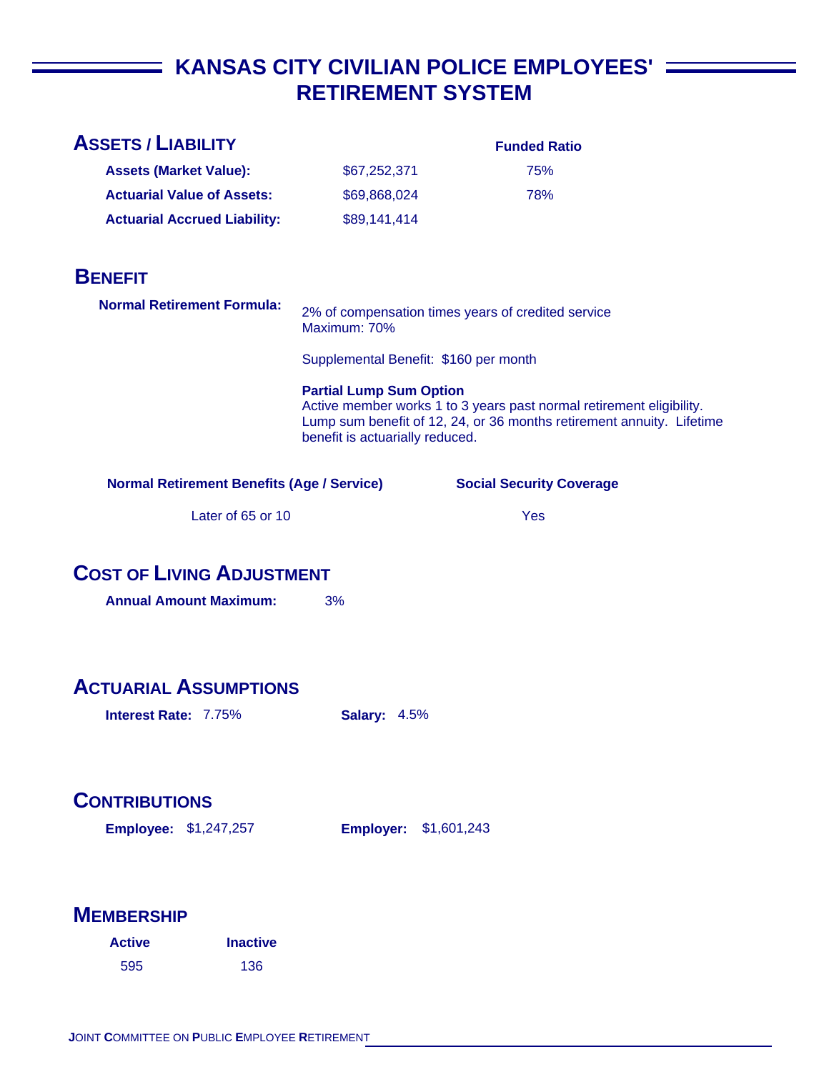# KANSAS CITY CIVILIAN POLICE EMPLOYEES' RETIREMENT SYSTEM

## ASSETS / LIABILITY

| | | Funded Ratio |
|---|---|---|
| **Assets (Market Value):** | $67,252,371 | 75% |
| **Actuarial Value of Assets:** | $69,868,024 | 78% |
| **Actuarial Accrued Liability:** | $89,141,414 | |

## BENEFIT

**Normal Retirement Formula:**

2% of compensation times years of credited service
Maximum: 70%

Supplemental Benefit: $160 per month

**Partial Lump Sum Option**
Active member works 1 to 3 years past normal retirement eligibility. Lump sum benefit of 12, 24, or 36 months retirement annuity. Lifetime benefit is actuarially reduced.

| Normal Retirement Benefits (Age / Service) | Social Security Coverage |
|---|---|
| Later of 65 or 10 | Yes |

## COST OF LIVING ADJUSTMENT

**Annual Amount Maximum:** 3%

## ACTUARIAL ASSUMPTIONS

**Interest Rate:** 7.75% **Salary:** 4.5%

## CONTRIBUTIONS

**Employee:** $1,247,257 **Employer:** $1,601,243

## MEMBERSHIP

| Active | Inactive |
|---|---|
| 595 | 136 |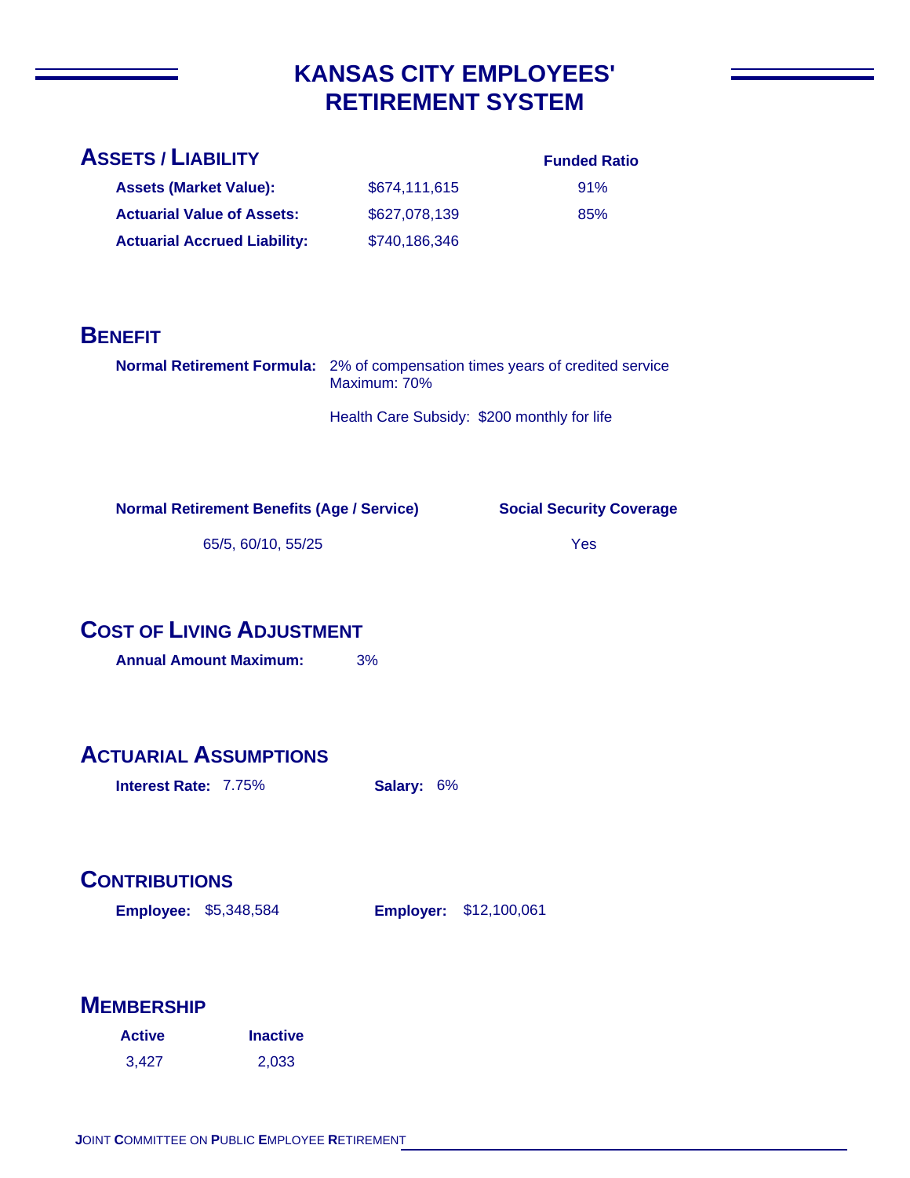# KANSAS CITY EMPLOYEES' RETIREMENT SYSTEM

## ASSETS / LIABILITY

| | | Funded Ratio |
|---|---|---|
| **Assets (Market Value):** | $674,111,615 | 91% |
| **Actuarial Value of Assets:** | $627,078,139 | 85% |
| **Actuarial Accrued Liability:** | $740,186,346 | |

## BENEFIT

**Normal Retirement Formula:** 2% of compensation times years of credited service
Maximum: 70%

Health Care Subsidy: $200 monthly for life

| Normal Retirement Benefits (Age / Service) | Social Security Coverage |
|---|---|
| 65/5, 60/10, 55/25 | Yes |

## COST OF LIVING ADJUSTMENT

**Annual Amount Maximum:** 3%

## ACTUARIAL ASSUMPTIONS

**Interest Rate:** 7.75% **Salary:** 6%

## CONTRIBUTIONS

**Employee:** $5,348,584 **Employer:** $12,100,061

## MEMBERSHIP

| Active | Inactive |
|---|---|
| 3,427 | 2,033 |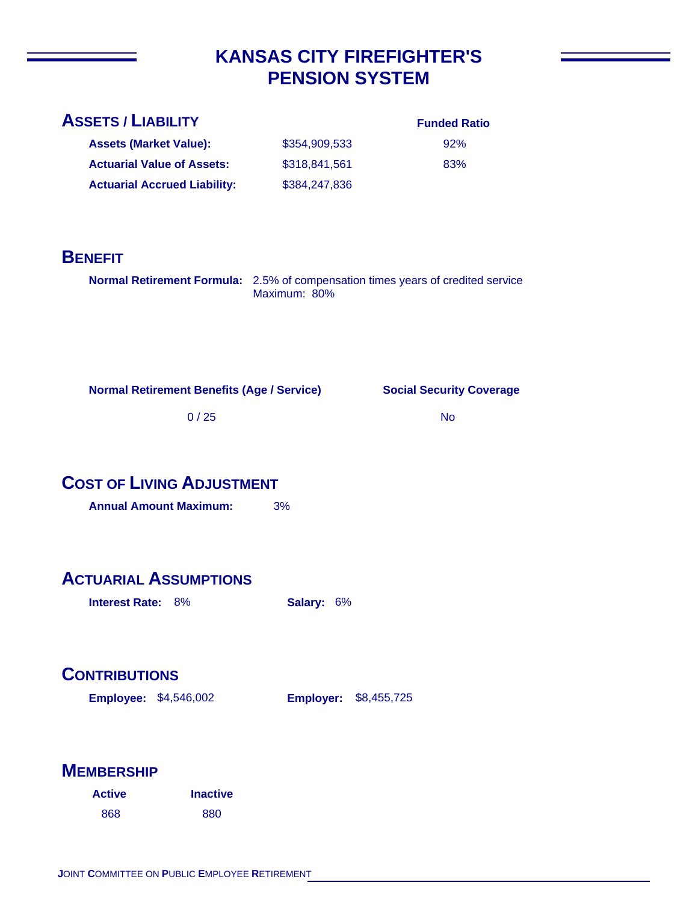# KANSAS CITY FIREFIGHTER'S PENSION SYSTEM

## ASSETS / LIABILITY

| | | Funded Ratio |
|---|---|---|
| **Assets (Market Value):** | $354,909,533 | 92% |
| **Actuarial Value of Assets:** | $318,841,561 | 83% |
| **Actuarial Accrued Liability:** | $384,247,836 | |

## BENEFIT

**Normal Retirement Formula:** 2.5% of compensation times years of credited service
Maximum: 80%

| Normal Retirement Benefits (Age / Service) | Social Security Coverage |
|---|---|
| 0 / 25 | No |

## COST OF LIVING ADJUSTMENT

**Annual Amount Maximum:** 3%

## ACTUARIAL ASSUMPTIONS

**Interest Rate:** 8% **Salary:** 6%

## CONTRIBUTIONS

**Employee:** $4,546,002 **Employer:** $8,455,725

## MEMBERSHIP

| Active | Inactive |
|---|---|
| 868 | 880 |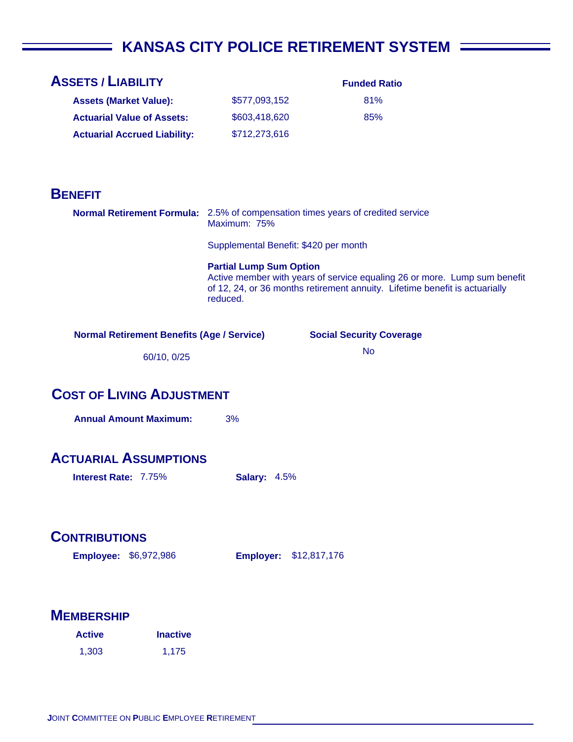# KANSAS CITY POLICE RETIREMENT SYSTEM

## ASSETS / LIABILITY

| | | Funded Ratio |
|---|---|---|
| **Assets (Market Value):** | $577,093,152 | 81% |
| **Actuarial Value of Assets:** | $603,418,620 | 85% |
| **Actuarial Accrued Liability:** | $712,273,616 | |

## BENEFIT

**Normal Retirement Formula:** 2.5% of compensation times years of credited service
Maximum: 75%

Supplemental Benefit: $420 per month

**Partial Lump Sum Option**
Active member with years of service equaling 26 or more. Lump sum benefit of 12, 24, or 36 months retirement annuity. Lifetime benefit is actuarially reduced.

| Normal Retirement Benefits (Age / Service) | Social Security Coverage |
|---|---|
| 60/10, 0/25 | No |

## COST OF LIVING ADJUSTMENT

**Annual Amount Maximum:** 3%

## ACTUARIAL ASSUMPTIONS

**Interest Rate:** 7.75% **Salary:** 4.5%

## CONTRIBUTIONS

**Employee:** $6,972,986 **Employer:** $12,817,176

## MEMBERSHIP

| Active | Inactive |
|---|---|
| 1,303 | 1,175 |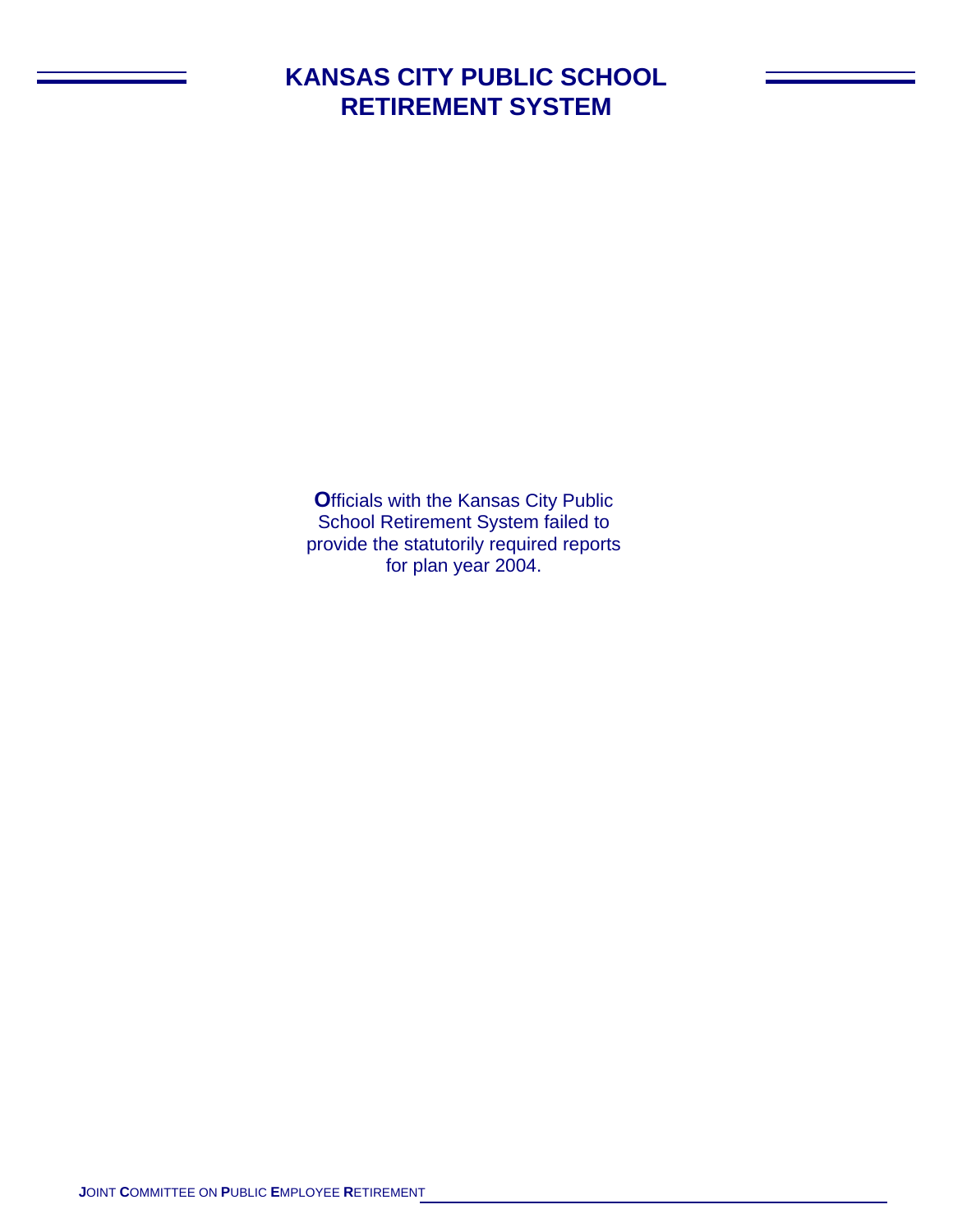# KANSAS CITY PUBLIC SCHOOL RETIREMENT SYSTEM

**O**fficials with the Kansas City Public School Retirement System failed to provide the statutorily required reports for plan year 2004.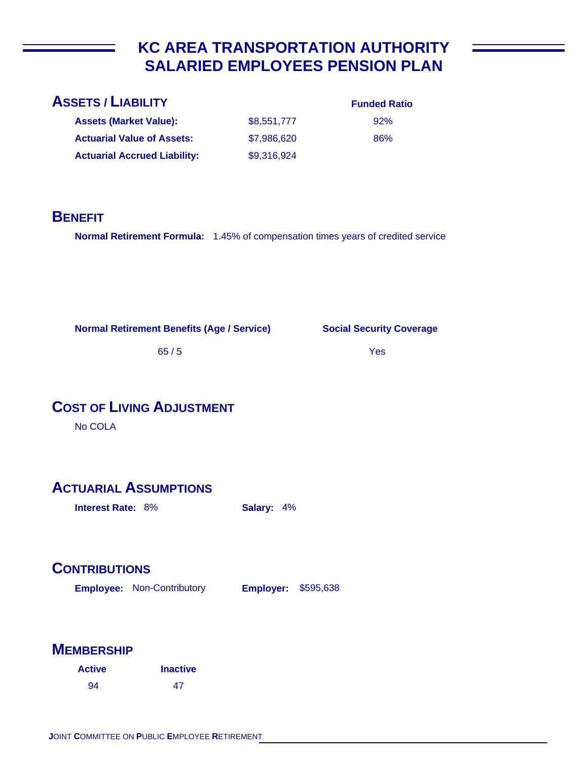# KC AREA TRANSPORTATION AUTHORITY SALARIED EMPLOYEES PENSION PLAN

## ASSETS / LIABILITY

| | | Funded Ratio |
|---|---|---|
| **Assets (Market Value):** | $8,551,777 | 92% |
| **Actuarial Value of Assets:** | $7,986,620 | 86% |
| **Actuarial Accrued Liability:** | $9,316,924 | |

## BENEFIT

**Normal Retirement Formula:** 1.45% of compensation times years of credited service

| Normal Retirement Benefits (Age / Service) | Social Security Coverage |
|---|---|
| 65 / 5 | Yes |

## COST OF LIVING ADJUSTMENT

No COLA

## ACTUARIAL ASSUMPTIONS

**Interest Rate:** 8% **Salary:** 4%

## CONTRIBUTIONS

**Employee:** Non-Contributory **Employer:** $595,638

## MEMBERSHIP

| Active | Inactive |
|---|---|
| 94 | 47 |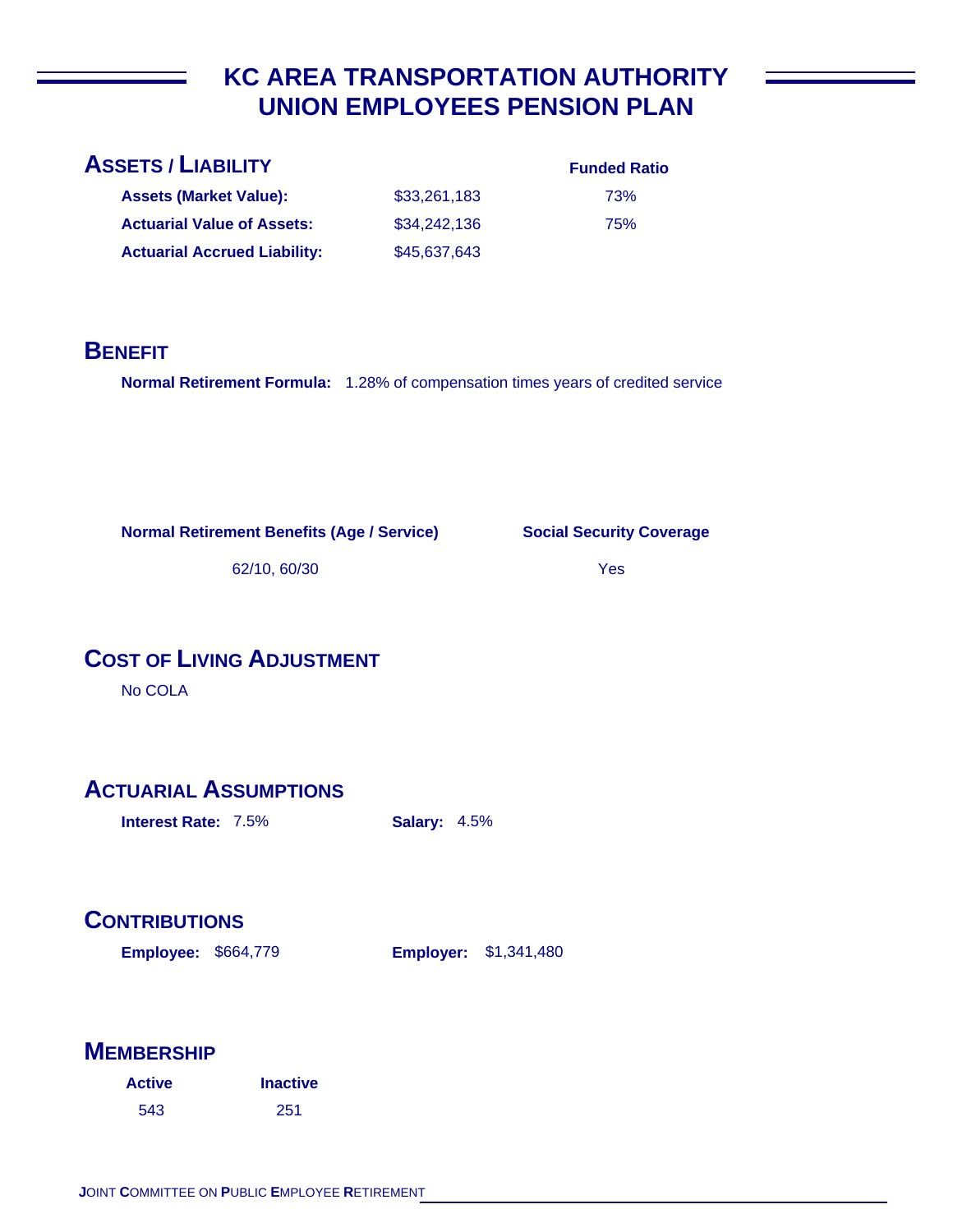# KC AREA TRANSPORTATION AUTHORITY UNION EMPLOYEES PENSION PLAN

## ASSETS / LIABILITY

| | | Funded Ratio |
|---|---|---|
| **Assets (Market Value):** | $33,261,183 | 73% |
| **Actuarial Value of Assets:** | $34,242,136 | 75% |
| **Actuarial Accrued Liability:** | $45,637,643 | |

## BENEFIT

**Normal Retirement Formula:** 1.28% of compensation times years of credited service

| Normal Retirement Benefits (Age / Service) | Social Security Coverage |
|---|---|
| 62/10, 60/30 | Yes |

## COST OF LIVING ADJUSTMENT

No COLA

## ACTUARIAL ASSUMPTIONS

**Interest Rate:** 7.5% **Salary:** 4.5%

## CONTRIBUTIONS

**Employee:** $664,779 **Employer:** $1,341,480

## MEMBERSHIP

| Active | Inactive |
|---|---|
| 543 | 251 |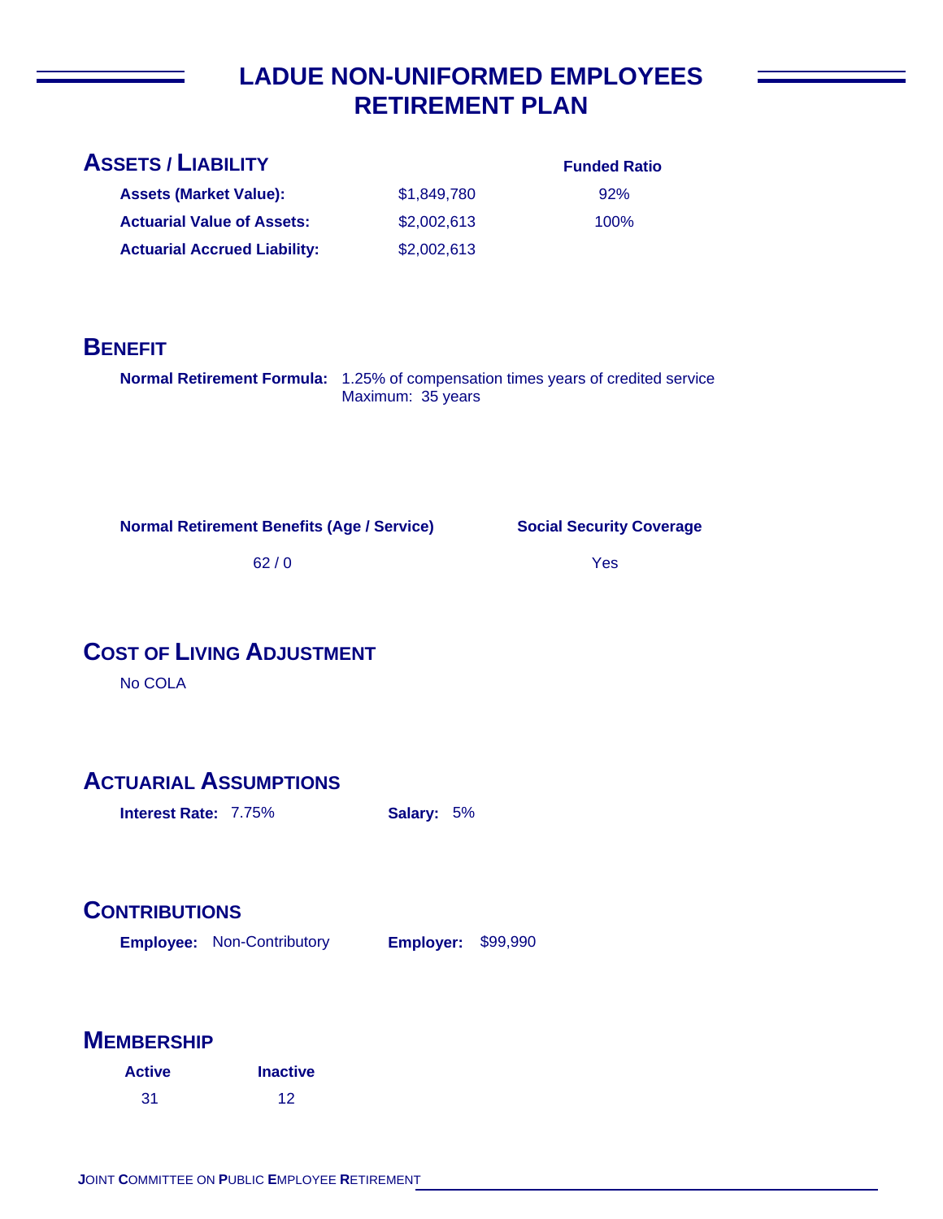# LADUE NON-UNIFORMED EMPLOYEES RETIREMENT PLAN

## ASSETS / LIABILITY

| | | Funded Ratio |
|---|---|---|
| **Assets (Market Value):** | $1,849,780 | 92% |
| **Actuarial Value of Assets:** | $2,002,613 | 100% |
| **Actuarial Accrued Liability:** | $2,002,613 | |

## BENEFIT

**Normal Retirement Formula:** 1.25% of compensation times years of credited service
Maximum: 35 years

| Normal Retirement Benefits (Age / Service) | Social Security Coverage |
|---|---|
| 62 / 0 | Yes |

## COST OF LIVING ADJUSTMENT

No COLA

## ACTUARIAL ASSUMPTIONS

**Interest Rate:** 7.75% **Salary:** 5%

## CONTRIBUTIONS

**Employee:** Non-Contributory **Employer:** $99,990

## MEMBERSHIP

| Active | Inactive |
|---|---|
| 31 | 12 |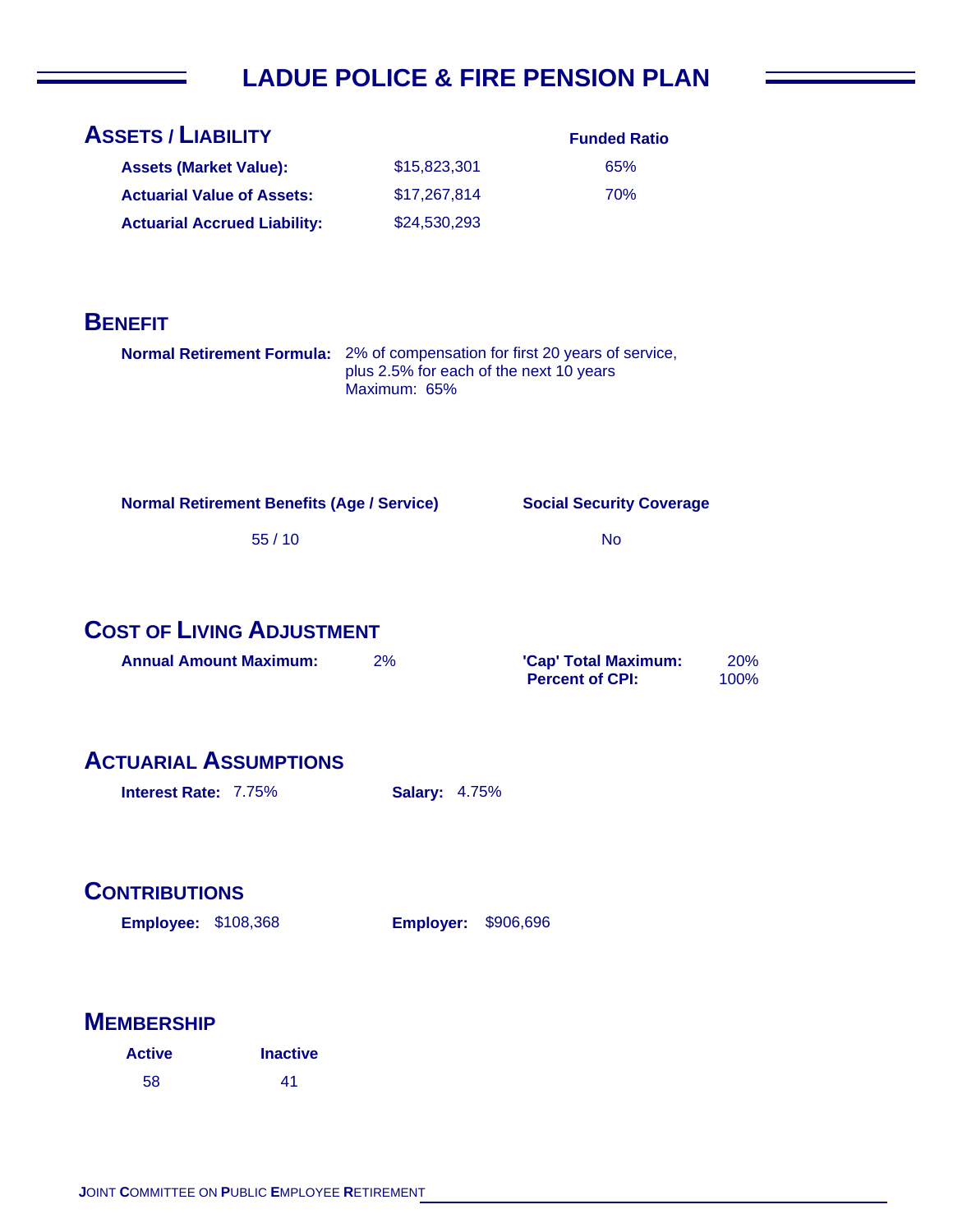# LADUE POLICE & FIRE PENSION PLAN

## Assets / Liability

| | | Funded Ratio |
|---|---|---|
| **Assets (Market Value):** | $15,823,301 | 65% |
| **Actuarial Value of Assets:** | $17,267,814 | 70% |
| **Actuarial Accrued Liability:** | $24,530,293 | |

## Benefit

**Normal Retirement Formula:** 2% of compensation for first 20 years of service, plus 2.5% for each of the next 10 years
Maximum: 65%

| Normal Retirement Benefits (Age / Service) | Social Security Coverage |
|---|---|
| 55 / 10 | No |

## Cost of Living Adjustment

**Annual Amount Maximum:** 2%

**'Cap' Total Maximum:** 20%
**Percent of CPI:** 100%

## Actuarial Assumptions

**Interest Rate:** 7.75%

**Salary:** 4.75%

## Contributions

**Employee:** $108,368

**Employer:** $906,696

## Membership

| Active | Inactive |
|---|---|
| 58 | 41 |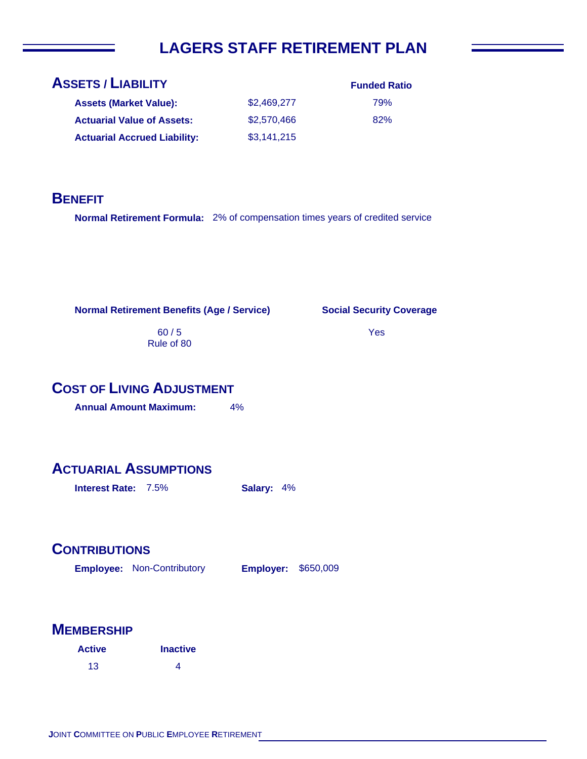# LAGERS STAFF RETIREMENT PLAN

## ASSETS / LIABILITY

| | | Funded Ratio |
|---|---|---|
| **Assets (Market Value):** | $2,469,277 | 79% |
| **Actuarial Value of Assets:** | $2,570,466 | 82% |
| **Actuarial Accrued Liability:** | $3,141,215 | |

## BENEFIT

**Normal Retirement Formula:** 2% of compensation times years of credited service

| Normal Retirement Benefits (Age / Service) | Social Security Coverage |
|---|---|
| 60 / 5<br>Rule of 80 | Yes |

## COST OF LIVING ADJUSTMENT

**Annual Amount Maximum:** 4%

## ACTUARIAL ASSUMPTIONS

**Interest Rate:** 7.5% **Salary:** 4%

## CONTRIBUTIONS

**Employee:** Non-Contributory **Employer:** $650,009

## MEMBERSHIP

| Active | Inactive |
|---|---|
| 13 | 4 |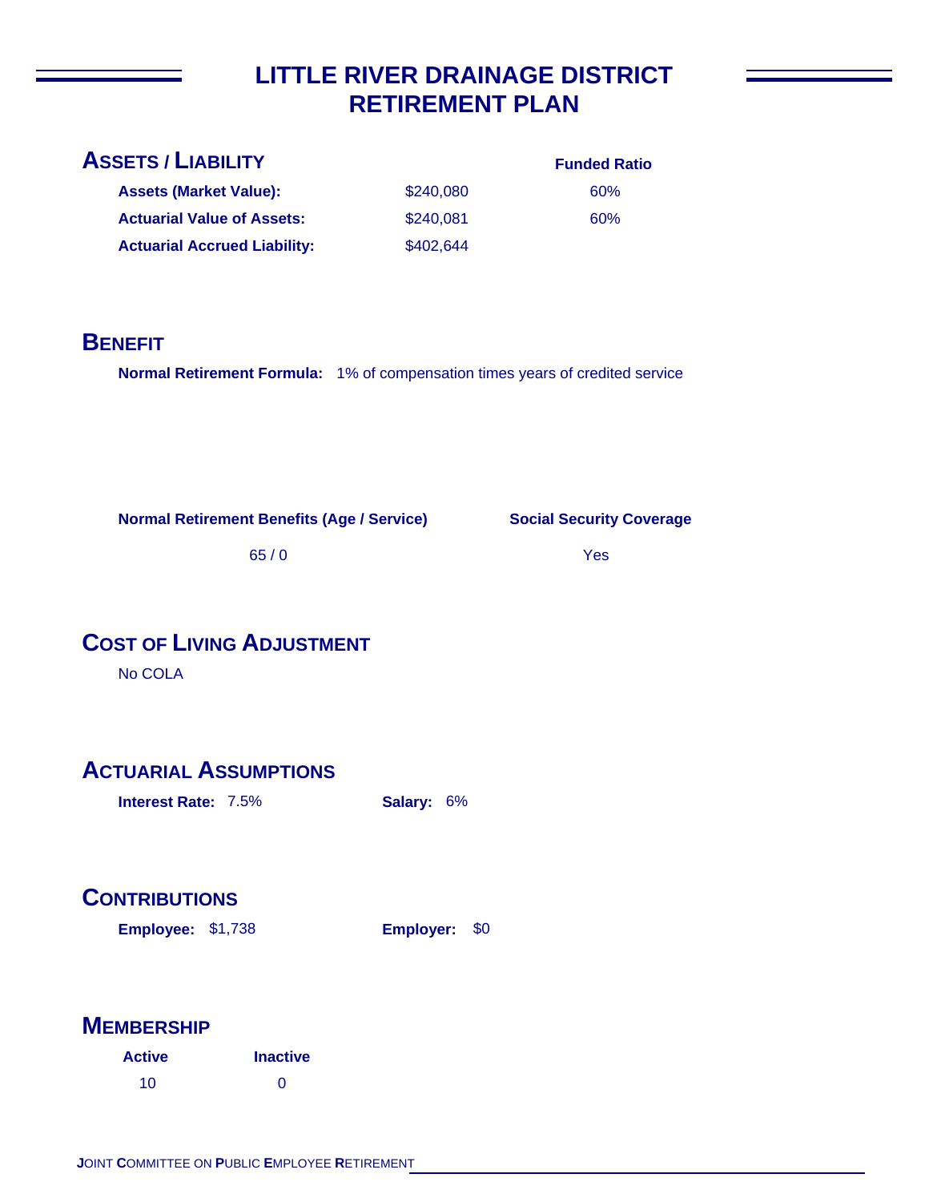# LITTLE RIVER DRAINAGE DISTRICT RETIREMENT PLAN

## ASSETS / LIABILITY

| | | Funded Ratio |
|---|---|---|
| **Assets (Market Value):** | $240,080 | 60% |
| **Actuarial Value of Assets:** | $240,081 | 60% |
| **Actuarial Accrued Liability:** | $402,644 | |

## BENEFIT

**Normal Retirement Formula:** 1% of compensation times years of credited service

| Normal Retirement Benefits (Age / Service) | Social Security Coverage |
|---|---|
| 65 / 0 | Yes |

## COST OF LIVING ADJUSTMENT

No COLA

## ACTUARIAL ASSUMPTIONS

**Interest Rate:** 7.5%    **Salary:** 6%

## CONTRIBUTIONS

**Employee:** $1,738    **Employer:** $0

## MEMBERSHIP

| Active | Inactive |
|---|---|
| 10 | 0 |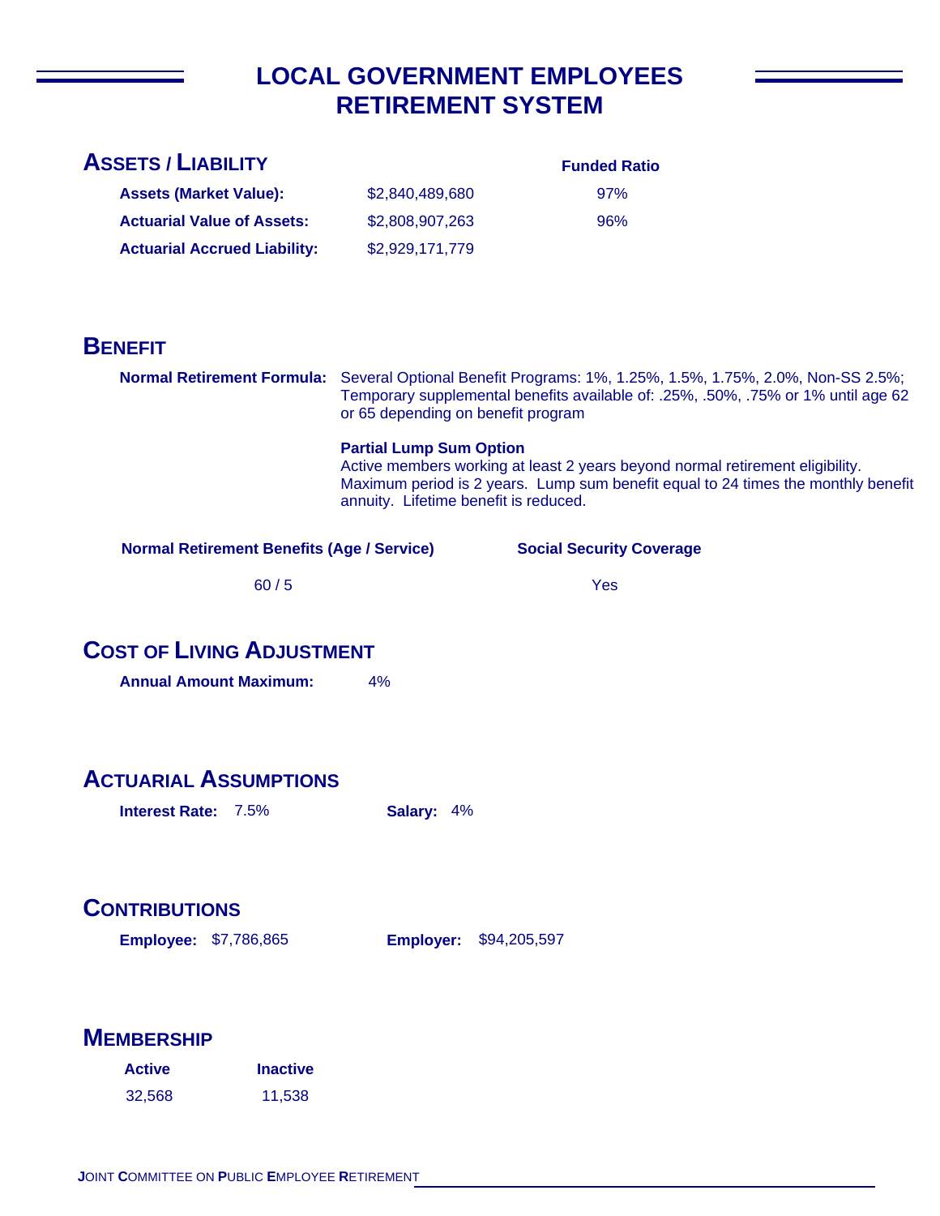# LOCAL GOVERNMENT EMPLOYEES RETIREMENT SYSTEM

## ASSETS / LIABILITY

| | | Funded Ratio |
|---|---|---|
| **Assets (Market Value):** | $2,840,489,680 | 97% |
| **Actuarial Value of Assets:** | $2,808,907,263 | 96% |
| **Actuarial Accrued Liability:** | $2,929,171,779 | |

## BENEFIT

**Normal Retirement Formula:** Several Optional Benefit Programs: 1%, 1.25%, 1.5%, 1.75%, 2.0%, Non-SS 2.5%; Temporary supplemental benefits available of: .25%, .50%, .75% or 1% until age 62 or 65 depending on benefit program

**Partial Lump Sum Option**
Active members working at least 2 years beyond normal retirement eligibility. Maximum period is 2 years. Lump sum benefit equal to 24 times the monthly benefit annuity. Lifetime benefit is reduced.

| Normal Retirement Benefits (Age / Service) | Social Security Coverage |
|---|---|
| 60 / 5 | Yes |

## COST OF LIVING ADJUSTMENT

**Annual Amount Maximum:** 4%

## ACTUARIAL ASSUMPTIONS

**Interest Rate:** 7.5% **Salary:** 4%

## CONTRIBUTIONS

**Employee:** $7,786,865 **Employer:** $94,205,597

## MEMBERSHIP

| Active | Inactive |
|---|---|
| 32,568 | 11,538 |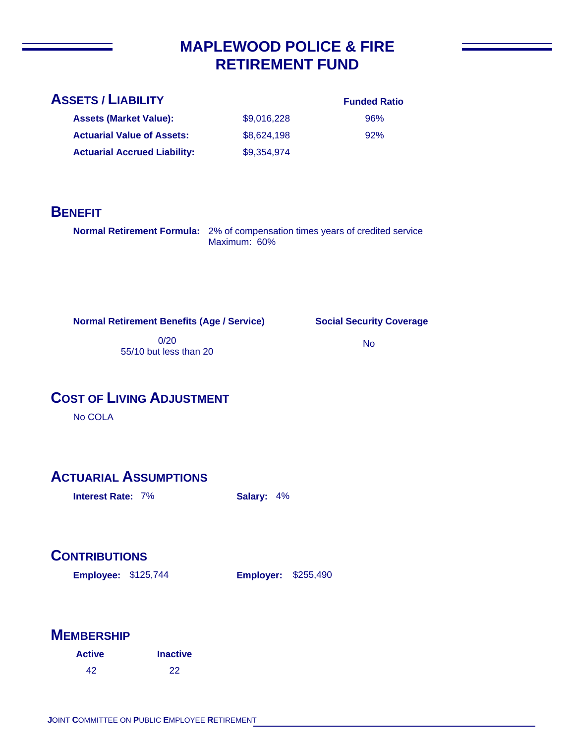# MAPLEWOOD POLICE & FIRE RETIREMENT FUND

## ASSETS / LIABILITY

| | | Funded Ratio |
|---|---|---|
| **Assets (Market Value):** | $9,016,228 | 96% |
| **Actuarial Value of Assets:** | $8,624,198 | 92% |
| **Actuarial Accrued Liability:** | $9,354,974 | |

## BENEFIT

**Normal Retirement Formula:** 2% of compensation times years of credited service
Maximum: 60%

| Normal Retirement Benefits (Age / Service) | Social Security Coverage |
|---|---|
| 0/20<br>55/10 but less than 20 | No |

## COST OF LIVING ADJUSTMENT

No COLA

## ACTUARIAL ASSUMPTIONS

**Interest Rate:** 7%    **Salary:** 4%

## CONTRIBUTIONS

**Employee:** $125,744    **Employer:** $255,490

## MEMBERSHIP

| Active | Inactive |
|---|---|
| 42 | 22 |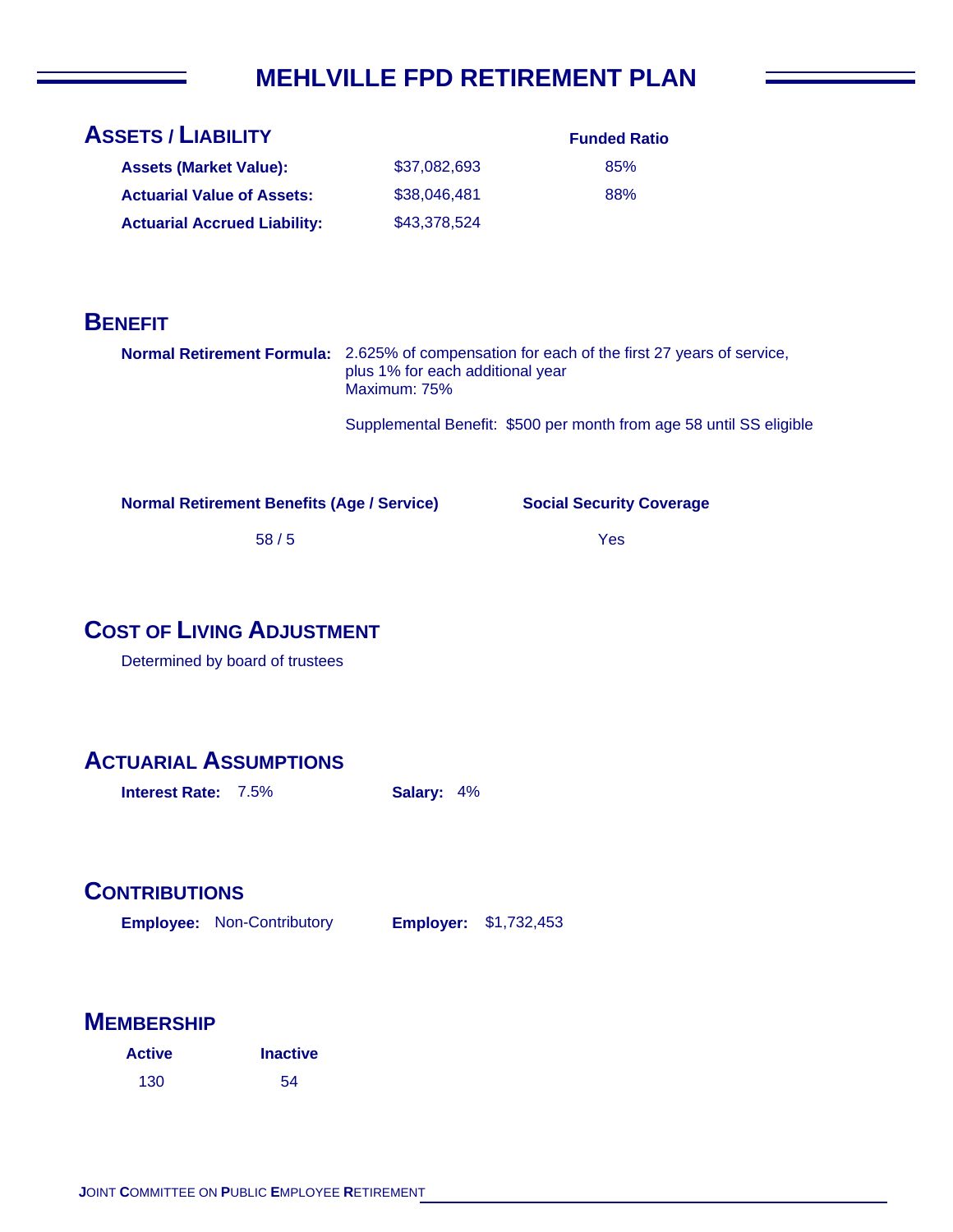# MEHLVILLE FPD RETIREMENT PLAN

## ASSETS / LIABILITY

| | | Funded Ratio |
|---|---|---|
| **Assets (Market Value):** | $37,082,693 | 85% |
| **Actuarial Value of Assets:** | $38,046,481 | 88% |
| **Actuarial Accrued Liability:** | $43,378,524 | |

## BENEFIT

**Normal Retirement Formula:** 2.625% of compensation for each of the first 27 years of service, plus 1% for each additional year
Maximum: 75%

Supplemental Benefit: $500 per month from age 58 until SS eligible

| Normal Retirement Benefits (Age / Service) | Social Security Coverage |
|---|---|
| 58 / 5 | Yes |

## COST OF LIVING ADJUSTMENT

Determined by board of trustees

## ACTUARIAL ASSUMPTIONS

**Interest Rate:** 7.5% **Salary:** 4%

## CONTRIBUTIONS

**Employee:** Non-Contributory **Employer:** $1,732,453

## MEMBERSHIP

| Active | Inactive |
|---|---|
| 130 | 54 |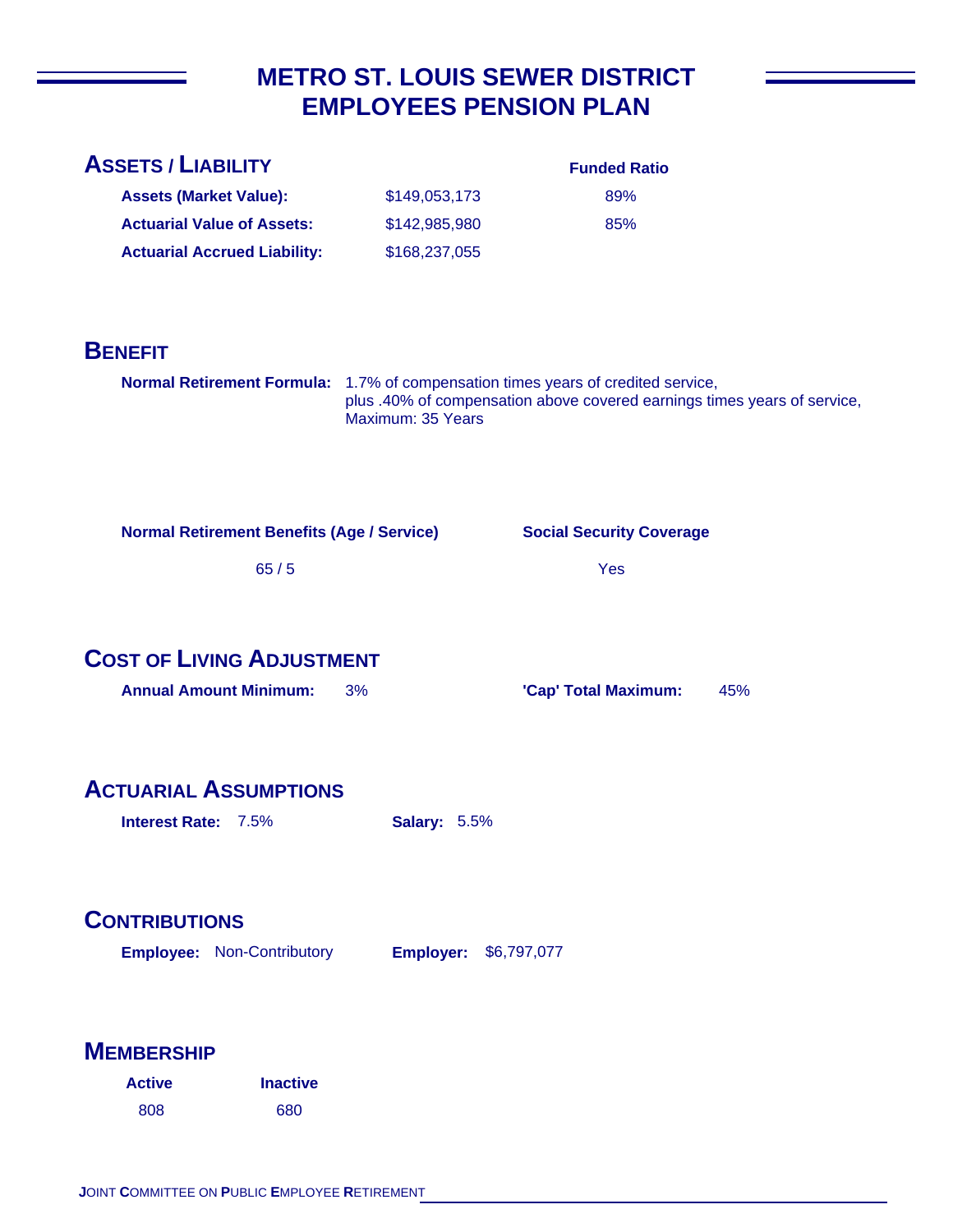# METRO ST. LOUIS SEWER DISTRICT EMPLOYEES PENSION PLAN

## ASSETS / LIABILITY

| | | Funded Ratio |
|---|---|---|
| **Assets (Market Value):** | $149,053,173 | 89% |
| **Actuarial Value of Assets:** | $142,985,980 | 85% |
| **Actuarial Accrued Liability:** | $168,237,055 | |

## BENEFIT

**Normal Retirement Formula:** 1.7% of compensation times years of credited service, plus .40% of compensation above covered earnings times years of service, Maximum: 35 Years

| Normal Retirement Benefits (Age / Service) | Social Security Coverage |
|---|---|
| 65 / 5 | Yes |

## COST OF LIVING ADJUSTMENT

**Annual Amount Minimum:** 3%

**'Cap' Total Maximum:** 45%

## ACTUARIAL ASSUMPTIONS

**Interest Rate:** 7.5%

**Salary:** 5.5%

## CONTRIBUTIONS

**Employee:** Non-Contributory

**Employer:** $6,797,077

## MEMBERSHIP

| Active | Inactive |
|---|---|
| 808 | 680 |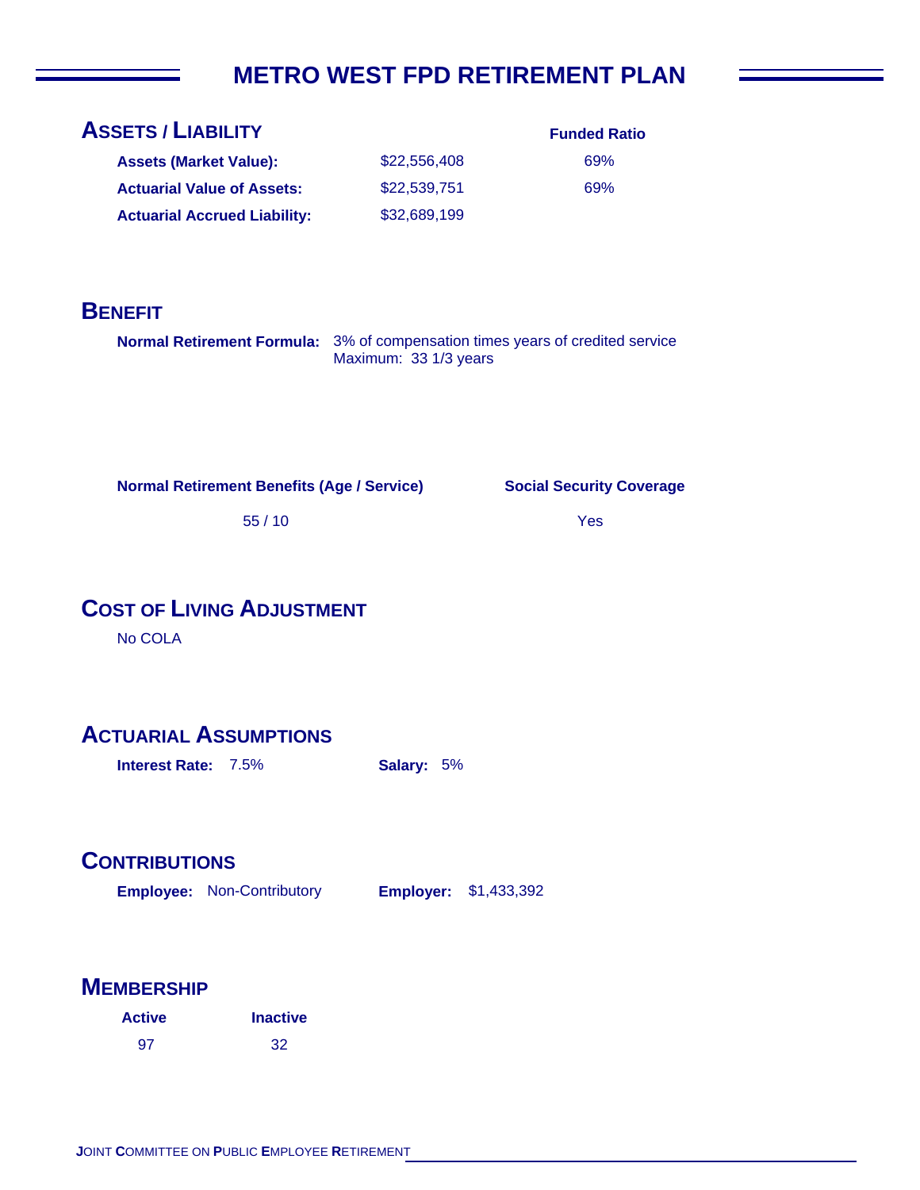# METRO WEST FPD RETIREMENT PLAN

## Assets / Liability

| | | Funded Ratio |
|---|---|---|
| **Assets (Market Value):** | $22,556,408 | 69% |
| **Actuarial Value of Assets:** | $22,539,751 | 69% |
| **Actuarial Accrued Liability:** | $32,689,199 | |

## Benefit

**Normal Retirement Formula:** 3% of compensation times years of credited service
Maximum: 33 1/3 years

| Normal Retirement Benefits (Age / Service) | Social Security Coverage |
|---|---|
| 55 / 10 | Yes |

## Cost of Living Adjustment

No COLA

## Actuarial Assumptions

**Interest Rate:** 7.5% **Salary:** 5%

## Contributions

**Employee:** Non-Contributory **Employer:** $1,433,392

## Membership

| Active | Inactive |
|---|---|
| 97 | 32 |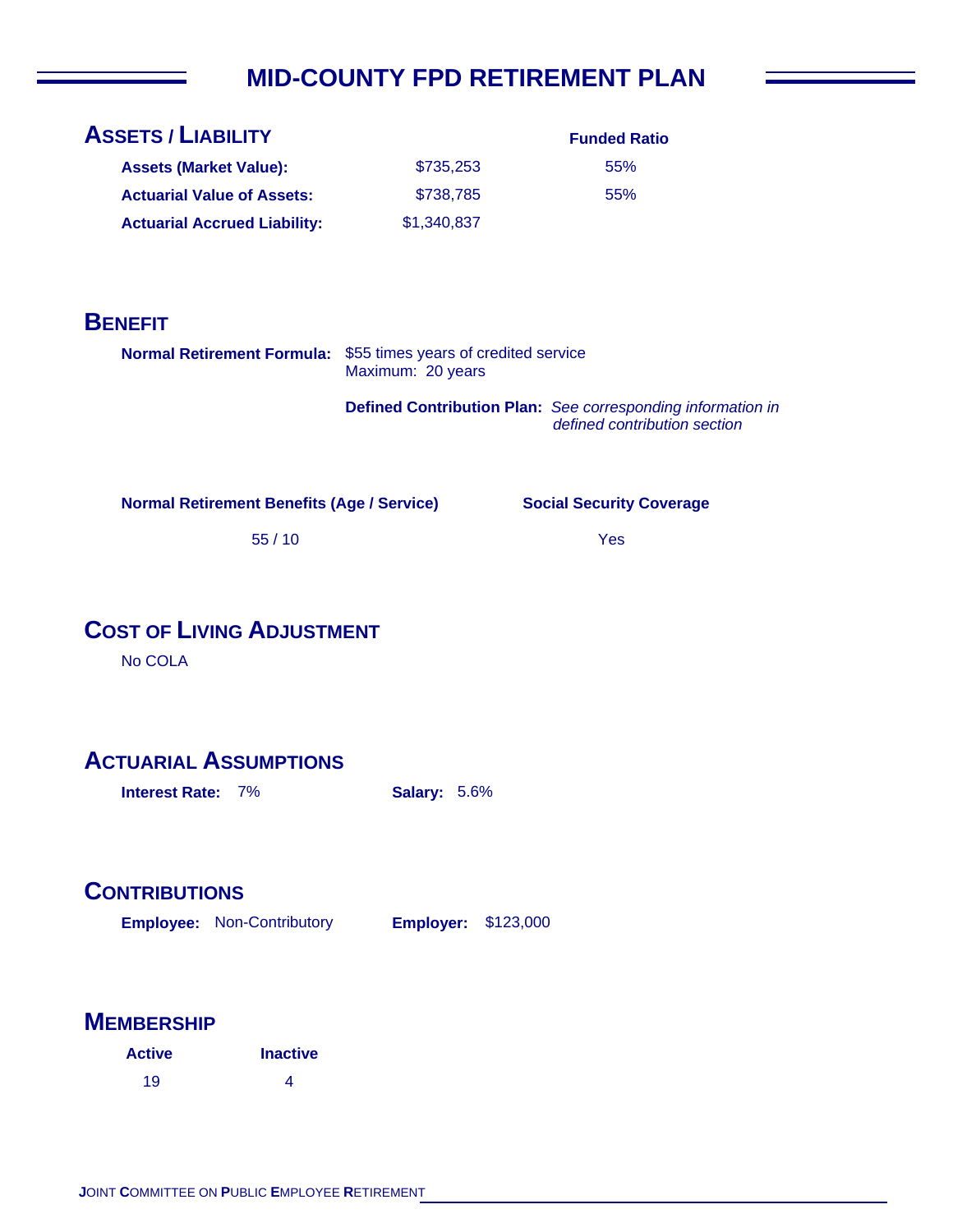# MID-COUNTY FPD RETIREMENT PLAN

## ASSETS / LIABILITY

| | | Funded Ratio |
|---|---|---|
| **Assets (Market Value):** | $735,253 | 55% |
| **Actuarial Value of Assets:** | $738,785 | 55% |
| **Actuarial Accrued Liability:** | $1,340,837 | |

## BENEFIT

**Normal Retirement Formula:** $55 times years of credited service
Maximum: 20 years

**Defined Contribution Plan:** *See corresponding information in defined contribution section*

| Normal Retirement Benefits (Age / Service) | Social Security Coverage |
|---|---|
| 55 / 10 | Yes |

## COST OF LIVING ADJUSTMENT

No COLA

## ACTUARIAL ASSUMPTIONS

**Interest Rate:** 7% **Salary:** 5.6%

## CONTRIBUTIONS

**Employee:** Non-Contributory **Employer:** $123,000

## MEMBERSHIP

| Active | Inactive |
|---|---|
| 19 | 4 |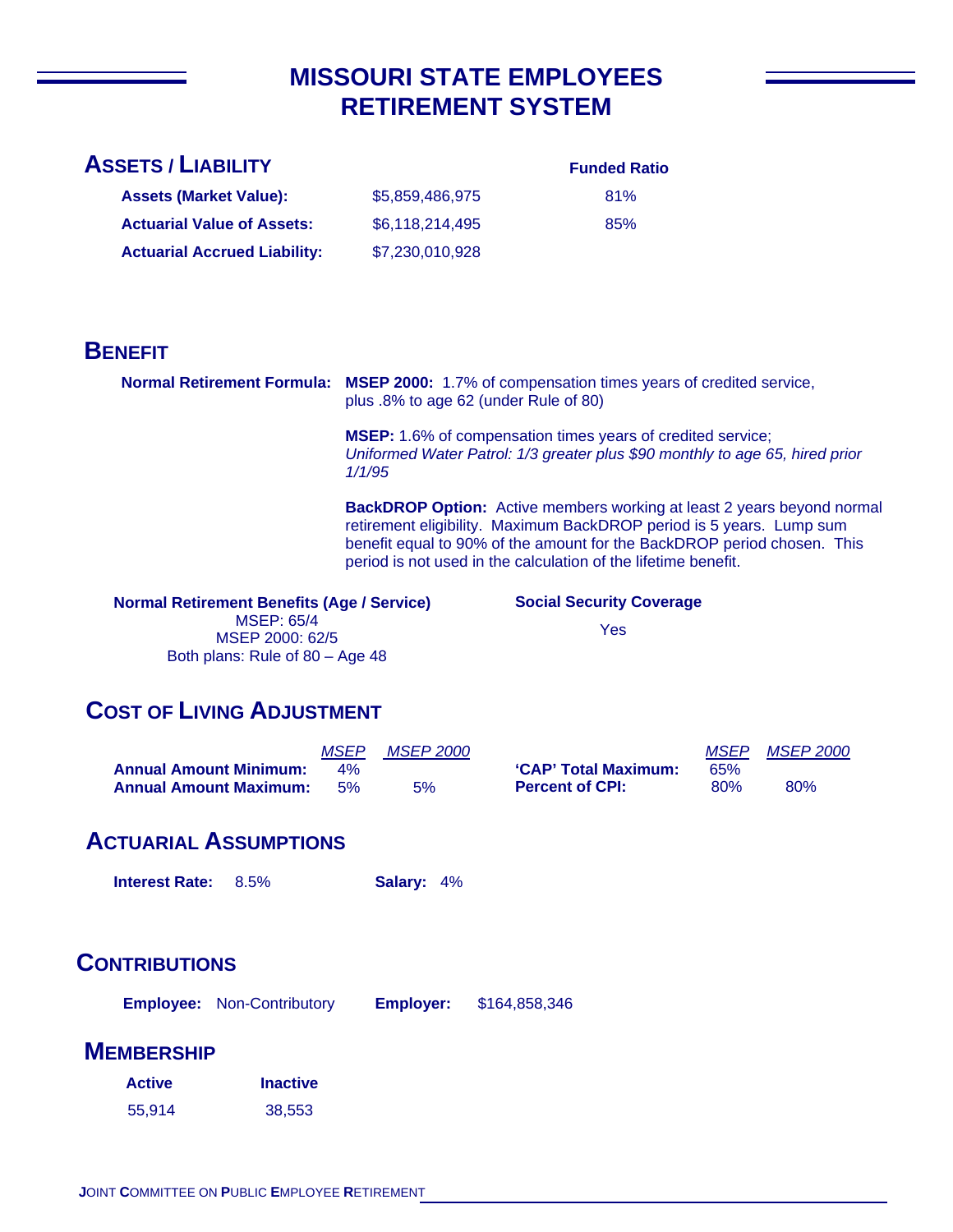# MISSOURI STATE EMPLOYEES RETIREMENT SYSTEM

## ASSETS / LIABILITY

| | | Funded Ratio |
|---|---|---|
| **Assets (Market Value):** | $5,859,486,975 | 81% |
| **Actuarial Value of Assets:** | $6,118,214,495 | 85% |
| **Actuarial Accrued Liability:** | $7,230,010,928 | |

## BENEFIT

**Normal Retirement Formula:** **MSEP 2000:** 1.7% of compensation times years of credited service, plus .8% to age 62 (under Rule of 80)

**MSEP:** 1.6% of compensation times years of credited service; *Uniformed Water Patrol: 1/3 greater plus $90 monthly to age 65, hired prior 1/1/95*

**BackDROP Option:** Active members working at least 2 years beyond normal retirement eligibility. Maximum BackDROP period is 5 years. Lump sum benefit equal to 90% of the amount for the BackDROP period chosen. This period is not used in the calculation of the lifetime benefit.

**Normal Retirement Benefits (Age / Service)**
MSEP: 65/4
MSEP 2000: 62/5
Both plans: Rule of 80 – Age 48

**Social Security Coverage**
Yes

## COST OF LIVING ADJUSTMENT

| | *MSEP* | *MSEP 2000* |
|---|---|---|
| **Annual Amount Minimum:** | 4% | |
| **Annual Amount Maximum:** | 5% | 5% |

| | *MSEP* | *MSEP 2000* |
|---|---|---|
| **'CAP' Total Maximum:** | 65% | |
| **Percent of CPI:** | 80% | 80% |

## ACTUARIAL ASSUMPTIONS

**Interest Rate:** 8.5%  **Salary:** 4%

## CONTRIBUTIONS

**Employee:** Non-Contributory  **Employer:** $164,858,346

## MEMBERSHIP

| Active | Inactive |
|---|---|
| 55,914 | 38,553 |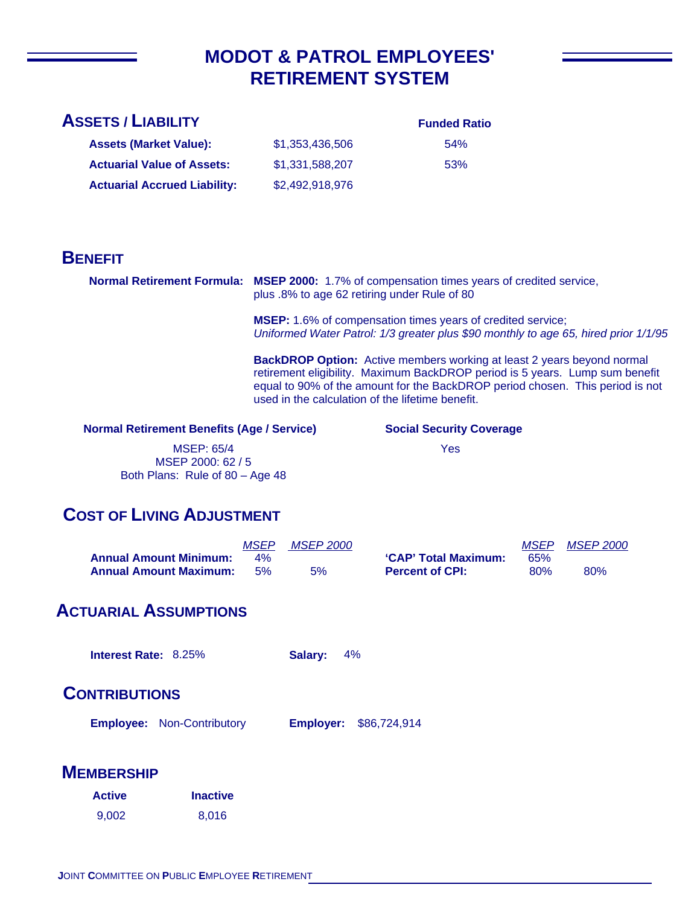# MODOT & PATROL EMPLOYEES' RETIREMENT SYSTEM

## ASSETS / LIABILITY

| | | Funded Ratio |
|---|---|---|
| **Assets (Market Value):** | $1,353,436,506 | 54% |
| **Actuarial Value of Assets:** | $1,331,588,207 | 53% |
| **Actuarial Accrued Liability:** | $2,492,918,976 | |

## BENEFIT

**Normal Retirement Formula:** **MSEP 2000:** 1.7% of compensation times years of credited service, plus .8% to age 62 retiring under Rule of 80

**MSEP:** 1.6% of compensation times years of credited service;
*Uniformed Water Patrol: 1/3 greater plus $90 monthly to age 65, hired prior 1/1/95*

**BackDROP Option:** Active members working at least 2 years beyond normal retirement eligibility. Maximum BackDROP period is 5 years. Lump sum benefit equal to 90% of the amount for the BackDROP period chosen. This period is not used in the calculation of the lifetime benefit.

**Normal Retirement Benefits (Age / Service)**

MSEP: 65/4
MSEP 2000: 62 / 5
Both Plans: Rule of 80 – Age 48

**Social Security Coverage**

Yes

## COST OF LIVING ADJUSTMENT

| | *MSEP* | *MSEP 2000* | | *MSEP* | *MSEP 2000* |
|---|---|---|---|---|---|
| **Annual Amount Minimum:** | 4% | | **'CAP' Total Maximum:** | 65% | |
| **Annual Amount Maximum:** | 5% | 5% | **Percent of CPI:** | 80% | 80% |

## ACTUARIAL ASSUMPTIONS

**Interest Rate:** 8.25% **Salary:** 4%

## CONTRIBUTIONS

**Employee:** Non-Contributory **Employer:** $86,724,914

## MEMBERSHIP

| Active | Inactive |
|---|---|
| 9,002 | 8,016 |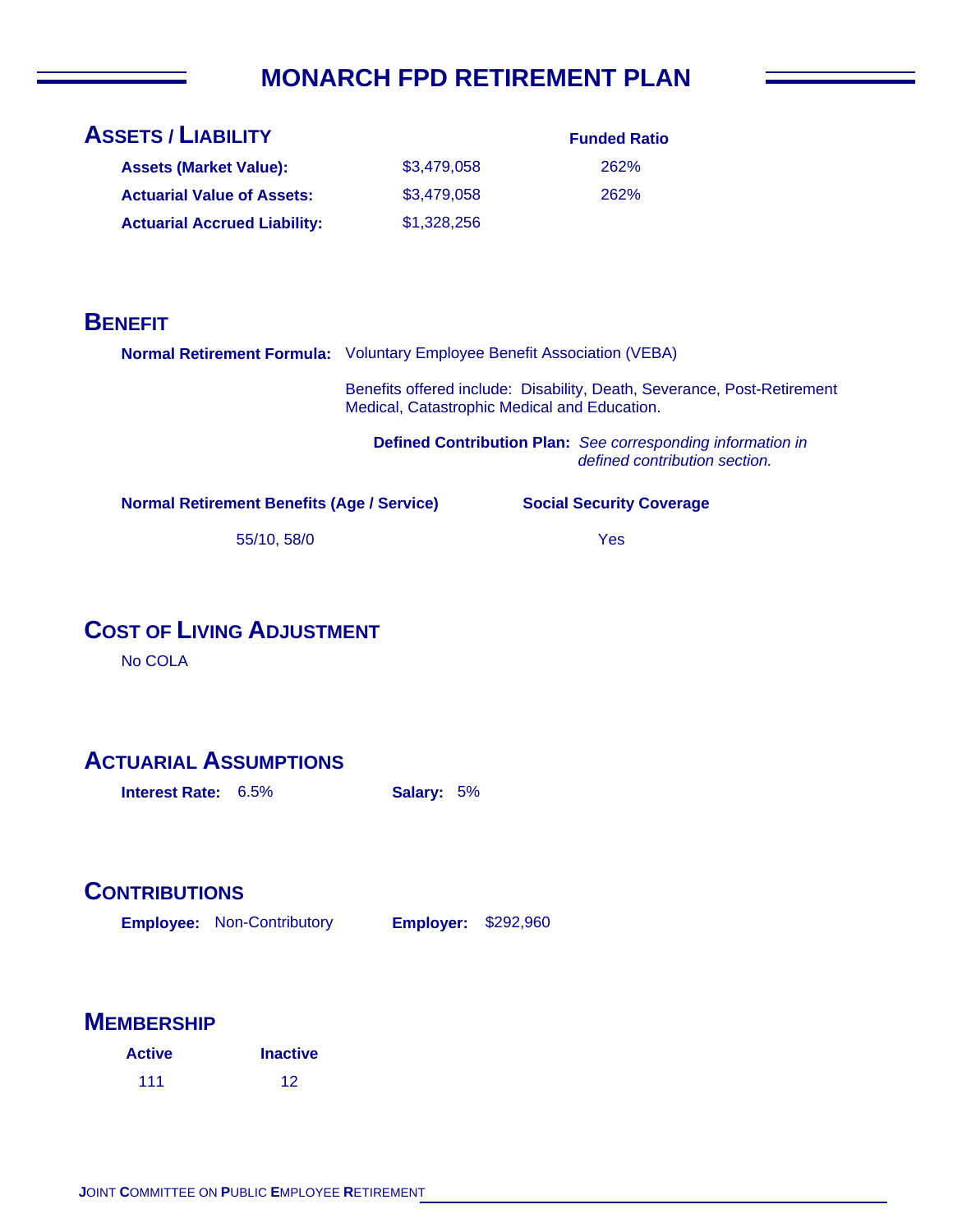# MONARCH FPD RETIREMENT PLAN

## ASSETS / LIABILITY

| | | Funded Ratio |
|---|---|---|
| **Assets (Market Value):** | $3,479,058 | 262% |
| **Actuarial Value of Assets:** | $3,479,058 | 262% |
| **Actuarial Accrued Liability:** | $1,328,256 | |

## BENEFIT

**Normal Retirement Formula:** Voluntary Employee Benefit Association (VEBA)

Benefits offered include: Disability, Death, Severance, Post-Retirement Medical, Catastrophic Medical and Education.

**Defined Contribution Plan:** *See corresponding information in defined contribution section.*

| Normal Retirement Benefits (Age / Service) | Social Security Coverage |
|---|---|
| 55/10, 58/0 | Yes |

## COST OF LIVING ADJUSTMENT

No COLA

## ACTUARIAL ASSUMPTIONS

**Interest Rate:** 6.5% **Salary:** 5%

## CONTRIBUTIONS

**Employee:** Non-Contributory **Employer:** $292,960

## MEMBERSHIP

| Active | Inactive |
|---|---|
| 111 | 12 |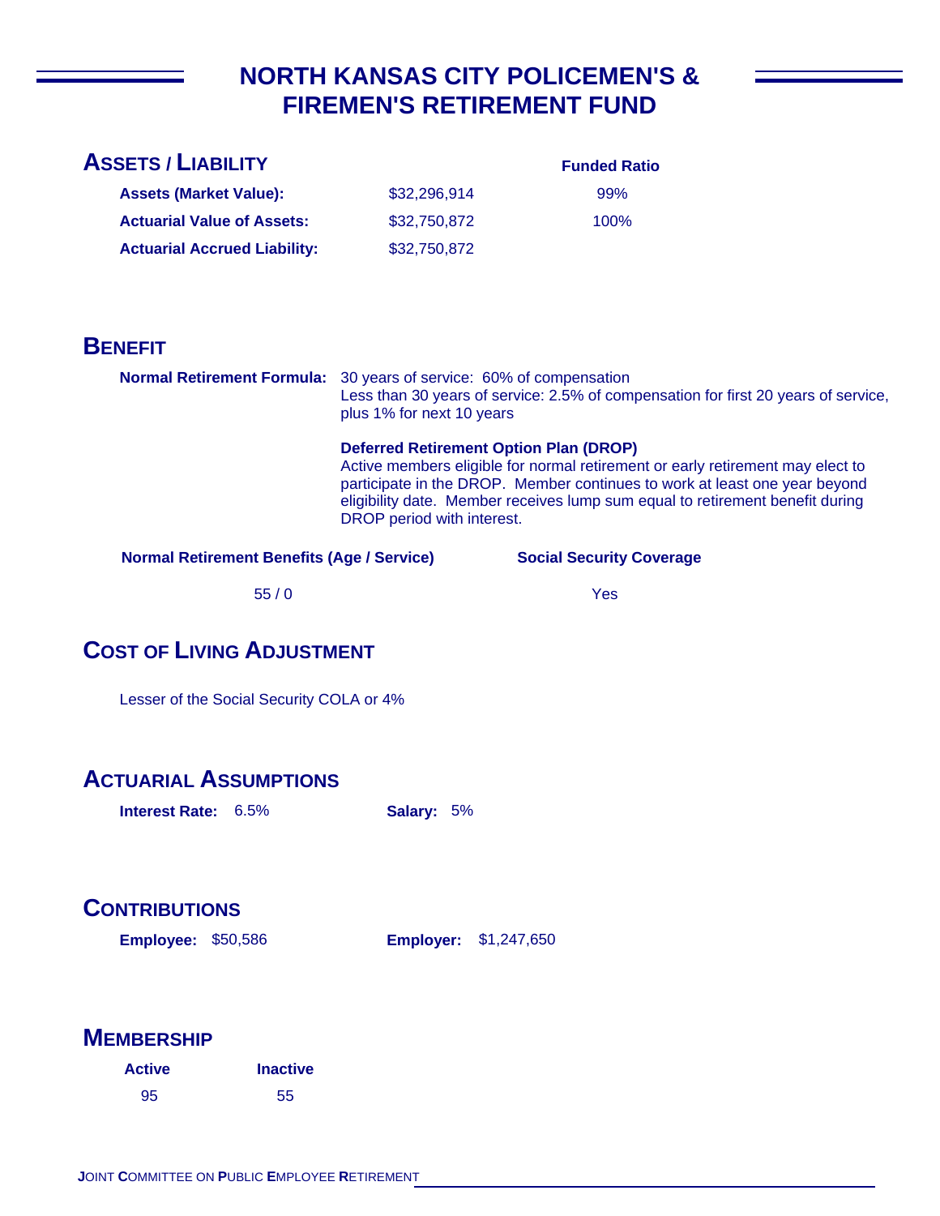# NORTH KANSAS CITY POLICEMEN'S & FIREMEN'S RETIREMENT FUND

## ASSETS / LIABILITY

| | | Funded Ratio |
|---|---|---|
| **Assets (Market Value):** | $32,296,914 | 99% |
| **Actuarial Value of Assets:** | $32,750,872 | 100% |
| **Actuarial Accrued Liability:** | $32,750,872 | |

## BENEFIT

**Normal Retirement Formula:** 30 years of service: 60% of compensation
Less than 30 years of service: 2.5% of compensation for first 20 years of service, plus 1% for next 10 years

**Deferred Retirement Option Plan (DROP)**
Active members eligible for normal retirement or early retirement may elect to participate in the DROP. Member continues to work at least one year beyond eligibility date. Member receives lump sum equal to retirement benefit during DROP period with interest.

| Normal Retirement Benefits (Age / Service) | Social Security Coverage |
|---|---|
| 55 / 0 | Yes |

## COST OF LIVING ADJUSTMENT

Lesser of the Social Security COLA or 4%

## ACTUARIAL ASSUMPTIONS

**Interest Rate:** 6.5%    **Salary:** 5%

## CONTRIBUTIONS

**Employee:** $50,586    **Employer:** $1,247,650

## MEMBERSHIP

| Active | Inactive |
|---|---|
| 95 | 55 |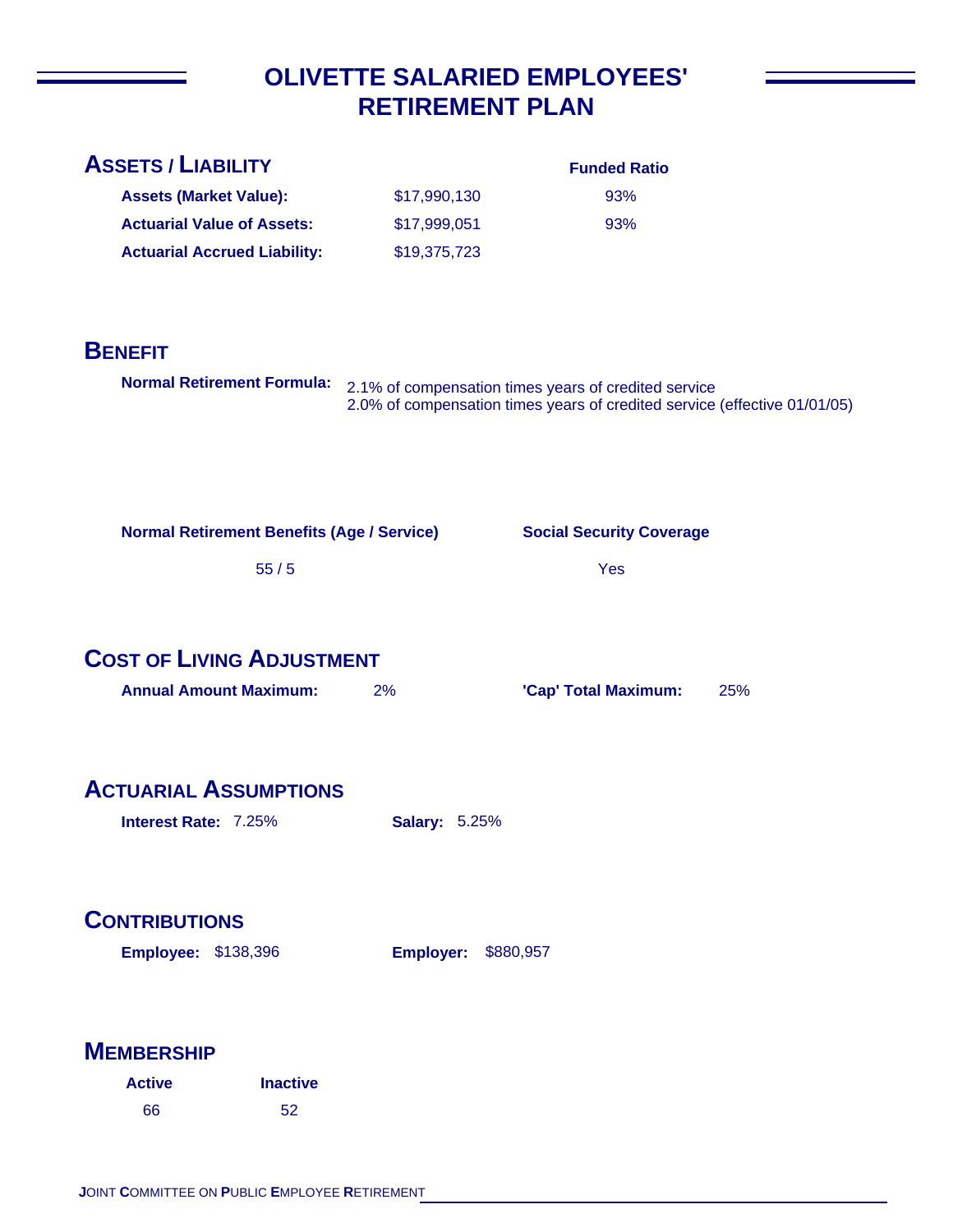# OLIVETTE SALARIED EMPLOYEES' RETIREMENT PLAN

## ASSETS / LIABILITY

| | | Funded Ratio |
|---|---|---|
| **Assets (Market Value):** | $17,990,130 | 93% |
| **Actuarial Value of Assets:** | $17,999,051 | 93% |
| **Actuarial Accrued Liability:** | $19,375,723 | |

## BENEFIT

**Normal Retirement Formula:** 2.1% of compensation times years of credited service
2.0% of compensation times years of credited service (effective 01/01/05)

| Normal Retirement Benefits (Age / Service) | Social Security Coverage |
|---|---|
| 55 / 5 | Yes |

## COST OF LIVING ADJUSTMENT

**Annual Amount Maximum:** 2% **'Cap' Total Maximum:** 25%

## ACTUARIAL ASSUMPTIONS

**Interest Rate:** 7.25% **Salary:** 5.25%

## CONTRIBUTIONS

**Employee:** $138,396 **Employer:** $880,957

## MEMBERSHIP

| Active | Inactive |
|---|---|
| 66 | 52 |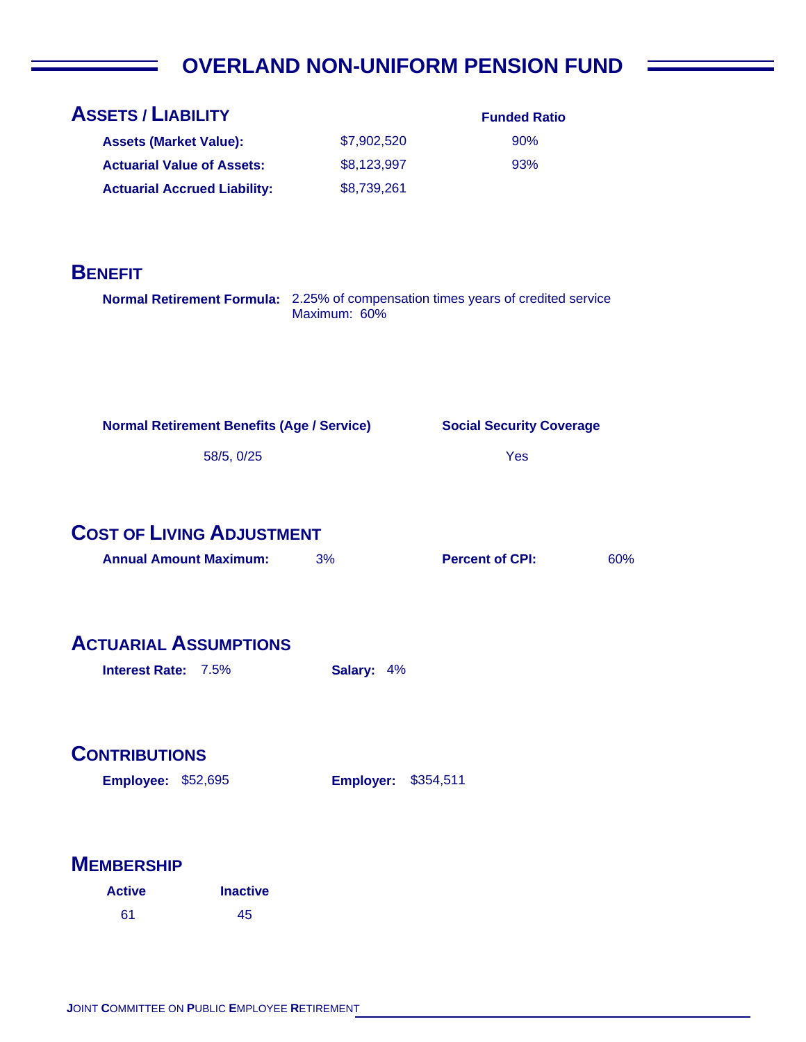# OVERLAND NON-UNIFORM PENSION FUND

## Assets / Liability

| | | Funded Ratio |
|---|---|---|
| **Assets (Market Value):** | $7,902,520 | 90% |
| **Actuarial Value of Assets:** | $8,123,997 | 93% |
| **Actuarial Accrued Liability:** | $8,739,261 | |

## Benefit

**Normal Retirement Formula:** 2.25% of compensation times years of credited service
Maximum: 60%

| Normal Retirement Benefits (Age / Service) | Social Security Coverage |
|---|---|
| 58/5, 0/25 | Yes |

## Cost of Living Adjustment

**Annual Amount Maximum:** 3% **Percent of CPI:** 60%

## Actuarial Assumptions

**Interest Rate:** 7.5% **Salary:** 4%

## Contributions

**Employee:** $52,695 **Employer:** $354,511

## Membership

| Active | Inactive |
|---|---|
| 61 | 45 |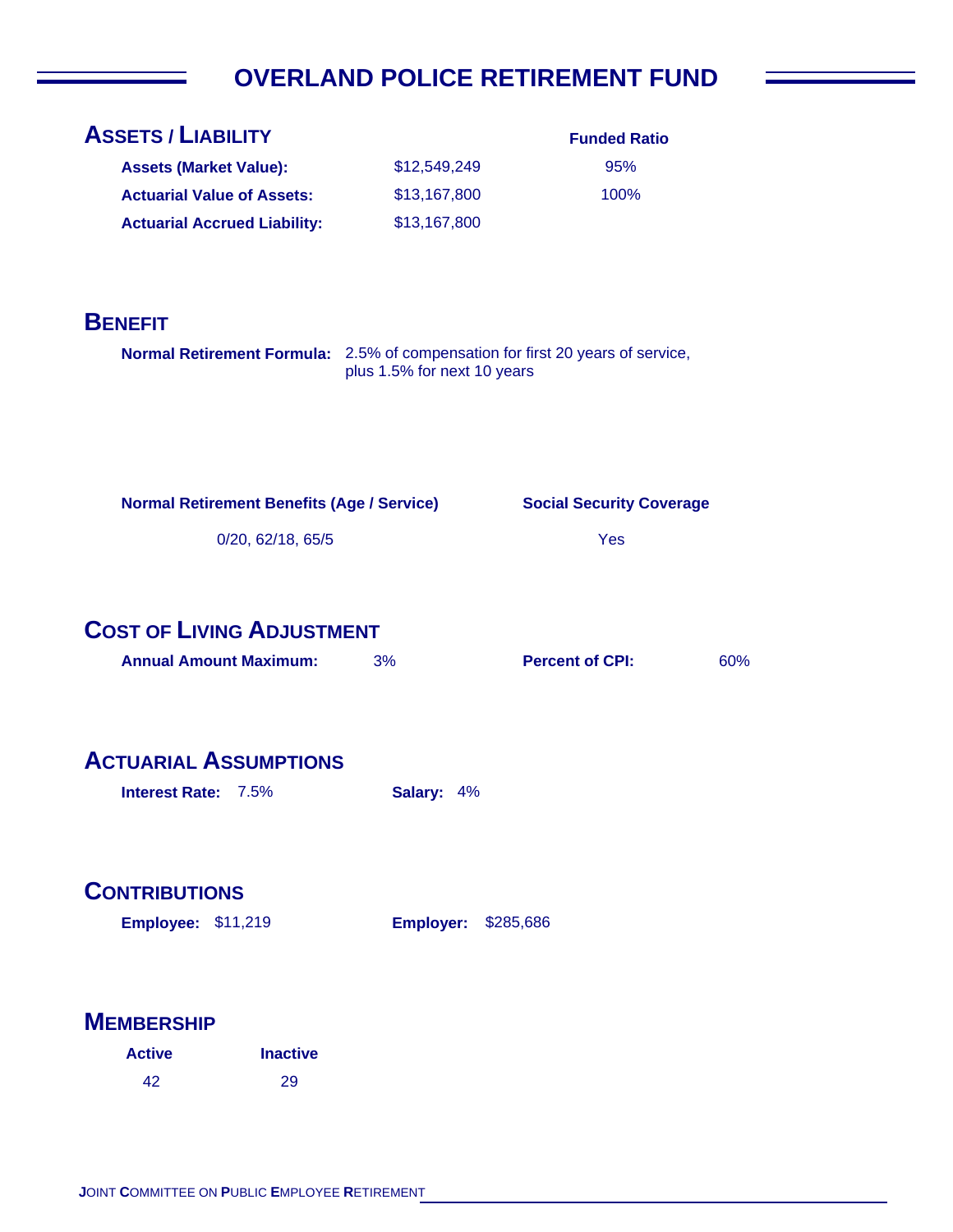# OVERLAND POLICE RETIREMENT FUND

## ASSETS / LIABILITY

| | | Funded Ratio |
|---|---|---|
| **Assets (Market Value):** | $12,549,249 | 95% |
| **Actuarial Value of Assets:** | $13,167,800 | 100% |
| **Actuarial Accrued Liability:** | $13,167,800 | |

## BENEFIT

**Normal Retirement Formula:** 2.5% of compensation for first 20 years of service, plus 1.5% for next 10 years

| Normal Retirement Benefits (Age / Service) | Social Security Coverage |
|---|---|
| 0/20, 62/18, 65/5 | Yes |

## COST OF LIVING ADJUSTMENT

**Annual Amount Maximum:** 3% **Percent of CPI:** 60%

## ACTUARIAL ASSUMPTIONS

**Interest Rate:** 7.5% **Salary:** 4%

## CONTRIBUTIONS

**Employee:** $11,219 **Employer:** $285,686

## MEMBERSHIP

| Active | Inactive |
|---|---|
| 42 | 29 |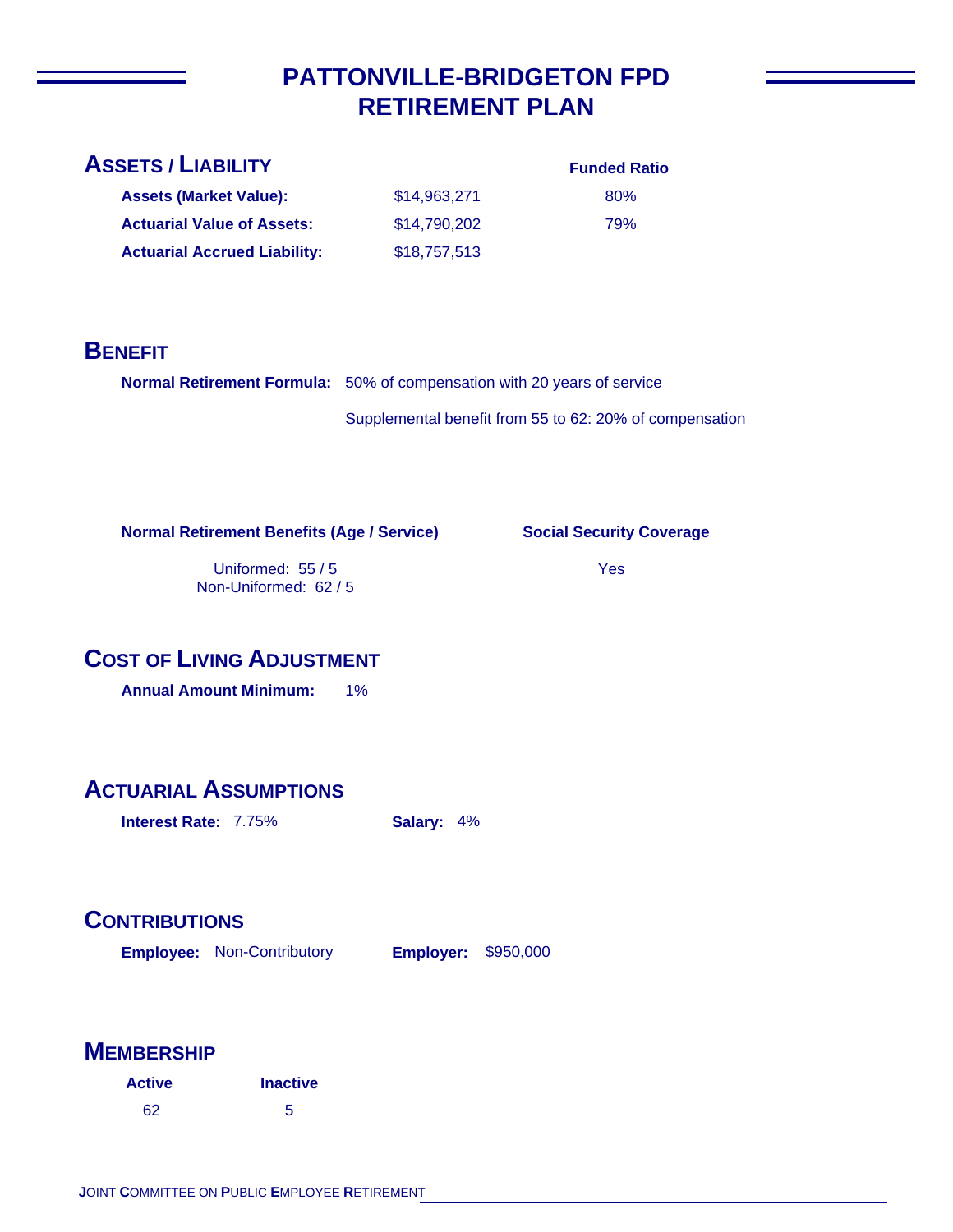# PATTONVILLE-BRIDGETON FPD RETIREMENT PLAN

## Assets / Liability

| | | Funded Ratio |
|---|---|---|
| **Assets (Market Value):** | $14,963,271 | 80% |
| **Actuarial Value of Assets:** | $14,790,202 | 79% |
| **Actuarial Accrued Liability:** | $18,757,513 | |

## Benefit

**Normal Retirement Formula:** 50% of compensation with 20 years of service

Supplemental benefit from 55 to 62: 20% of compensation

| Normal Retirement Benefits (Age / Service) | Social Security Coverage |
|---|---|
| Uniformed: 55 / 5<br>Non-Uniformed: 62 / 5 | Yes |

## Cost of Living Adjustment

**Annual Amount Minimum:** 1%

## Actuarial Assumptions

**Interest Rate:** 7.75% **Salary:** 4%

## Contributions

**Employee:** Non-Contributory **Employer:** $950,000

## Membership

| Active | Inactive |
|---|---|
| 62 | 5 |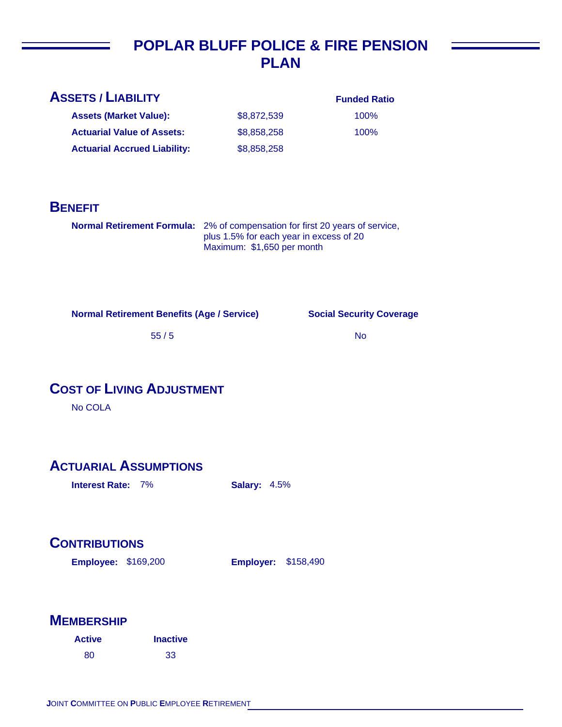# POPLAR BLUFF POLICE & FIRE PENSION PLAN

## ASSETS / LIABILITY

| | | Funded Ratio |
|---|---|---|
| **Assets (Market Value):** | $8,872,539 | 100% |
| **Actuarial Value of Assets:** | $8,858,258 | 100% |
| **Actuarial Accrued Liability:** | $8,858,258 | |

## BENEFIT

**Normal Retirement Formula:** 2% of compensation for first 20 years of service, plus 1.5% for each year in excess of 20
Maximum: $1,650 per month

| Normal Retirement Benefits (Age / Service) | Social Security Coverage |
|---|---|
| 55 / 5 | No |

## COST OF LIVING ADJUSTMENT

No COLA

## ACTUARIAL ASSUMPTIONS

**Interest Rate:** 7% **Salary:** 4.5%

## CONTRIBUTIONS

**Employee:** $169,200 **Employer:** $158,490

## MEMBERSHIP

| Active | Inactive |
|---|---|
| 80 | 33 |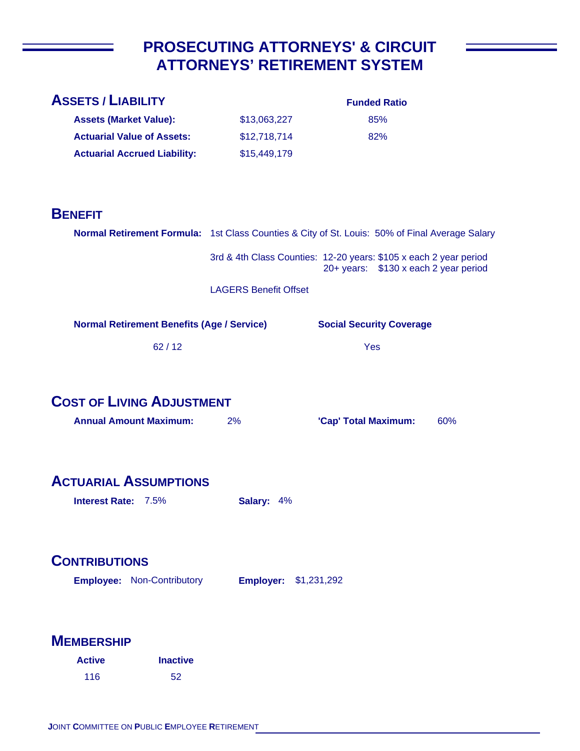# PROSECUTING ATTORNEYS' & CIRCUIT ATTORNEYS' RETIREMENT SYSTEM

## ASSETS / LIABILITY

| | | Funded Ratio |
|---|---|---|
| **Assets (Market Value):** | $13,063,227 | 85% |
| **Actuarial Value of Assets:** | $12,718,714 | 82% |
| **Actuarial Accrued Liability:** | $15,449,179 | |

## BENEFIT

**Normal Retirement Formula:** 1st Class Counties & City of St. Louis: 50% of Final Average Salary

3rd & 4th Class Counties: 12-20 years: $105 x each 2 year period
20+ years: $130 x each 2 year period

LAGERS Benefit Offset

| Normal Retirement Benefits (Age / Service) | Social Security Coverage |
|---|---|
| 62 / 12 | Yes |

## COST OF LIVING ADJUSTMENT

**Annual Amount Maximum:** 2% **'Cap' Total Maximum:** 60%

## ACTUARIAL ASSUMPTIONS

**Interest Rate:** 7.5% **Salary:** 4%

## CONTRIBUTIONS

**Employee:** Non-Contributory **Employer:** $1,231,292

## MEMBERSHIP

| Active | Inactive |
|---|---|
| 116 | 52 |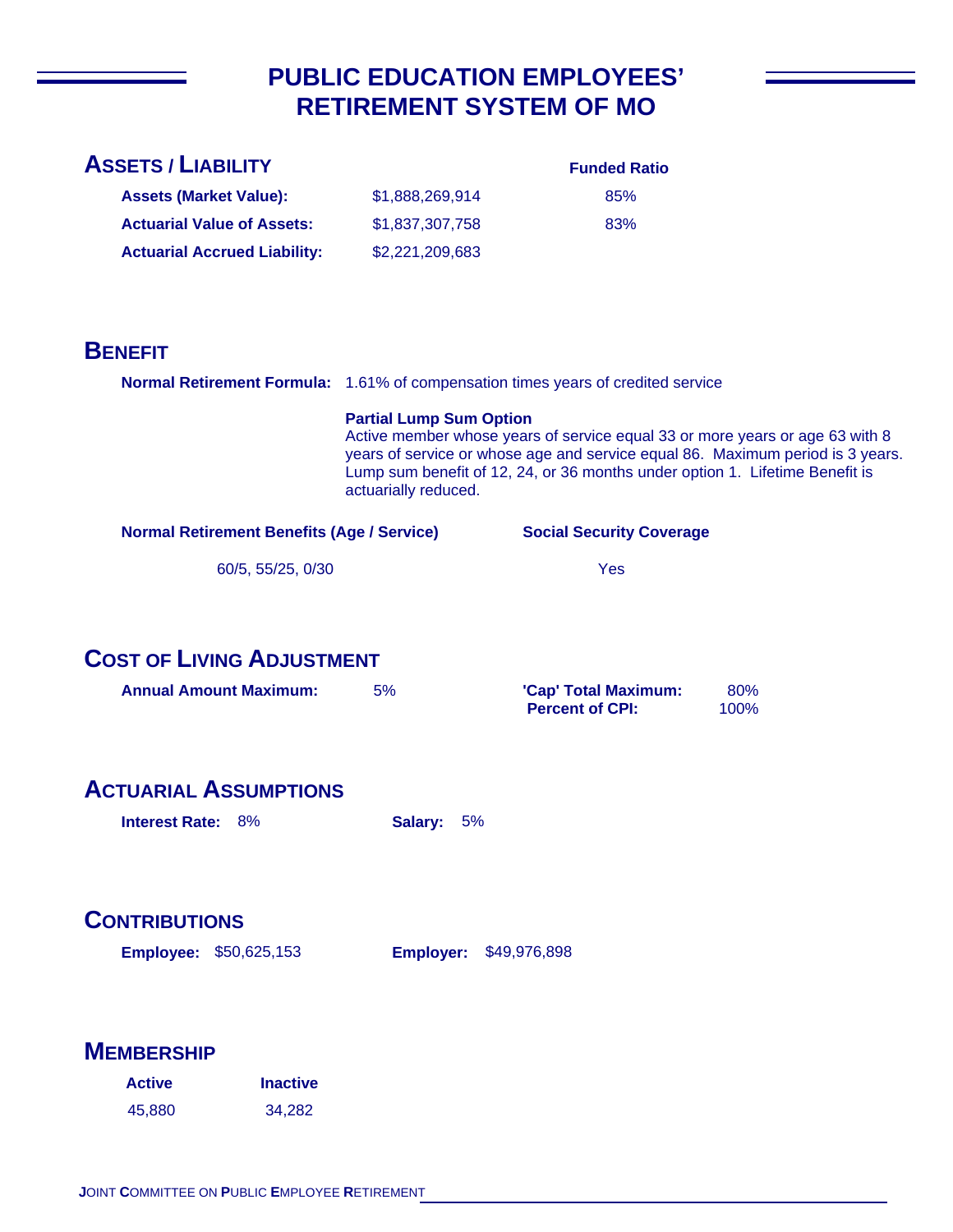# PUBLIC EDUCATION EMPLOYEES' RETIREMENT SYSTEM OF MO

## ASSETS / LIABILITY

| | | Funded Ratio |
|---|---|---|
| **Assets (Market Value):** | $1,888,269,914 | 85% |
| **Actuarial Value of Assets:** | $1,837,307,758 | 83% |
| **Actuarial Accrued Liability:** | $2,221,209,683 | |

## BENEFIT

**Normal Retirement Formula:** 1.61% of compensation times years of credited service

**Partial Lump Sum Option**
Active member whose years of service equal 33 or more years or age 63 with 8 years of service or whose age and service equal 86. Maximum period is 3 years. Lump sum benefit of 12, 24, or 36 months under option 1. Lifetime Benefit is actuarially reduced.

| Normal Retirement Benefits (Age / Service) | Social Security Coverage |
|---|---|
| 60/5, 55/25, 0/30 | Yes |

## COST OF LIVING ADJUSTMENT

**Annual Amount Maximum:** 5%

**'Cap' Total Maximum:** 80%
**Percent of CPI:** 100%

## ACTUARIAL ASSUMPTIONS

**Interest Rate:** 8%

**Salary:** 5%

## CONTRIBUTIONS

**Employee:** $50,625,153

**Employer:** $49,976,898

## MEMBERSHIP

| Active | Inactive |
|---|---|
| 45,880 | 34,282 |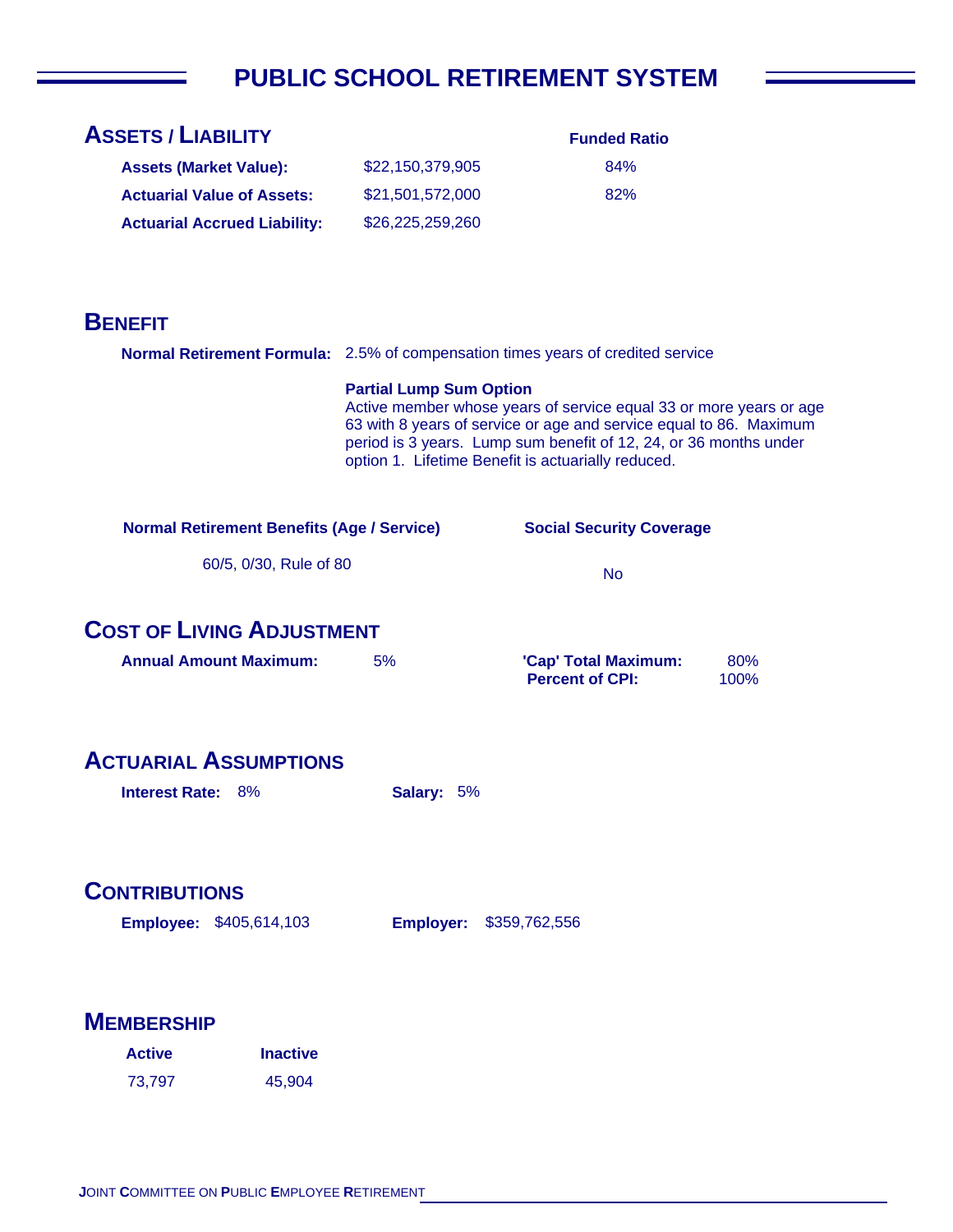# PUBLIC SCHOOL RETIREMENT SYSTEM

## ASSETS / LIABILITY

| | | Funded Ratio |
|---|---|---|
| **Assets (Market Value):** | $22,150,379,905 | 84% |
| **Actuarial Value of Assets:** | $21,501,572,000 | 82% |
| **Actuarial Accrued Liability:** | $26,225,259,260 | |

## BENEFIT

**Normal Retirement Formula:** 2.5% of compensation times years of credited service

**Partial Lump Sum Option**
Active member whose years of service equal 33 or more years or age 63 with 8 years of service or age and service equal to 86. Maximum period is 3 years. Lump sum benefit of 12, 24, or 36 months under option 1. Lifetime Benefit is actuarially reduced.

| Normal Retirement Benefits (Age / Service) | Social Security Coverage |
|---|---|
| 60/5, 0/30, Rule of 80 | No |

## COST OF LIVING ADJUSTMENT

**Annual Amount Maximum:** 5%

**'Cap' Total Maximum:** 80%
**Percent of CPI:** 100%

## ACTUARIAL ASSUMPTIONS

**Interest Rate:** 8%

**Salary:** 5%

## CONTRIBUTIONS

**Employee:** $405,614,103

**Employer:** $359,762,556

## MEMBERSHIP

| Active | Inactive |
|---|---|
| 73,797 | 45,904 |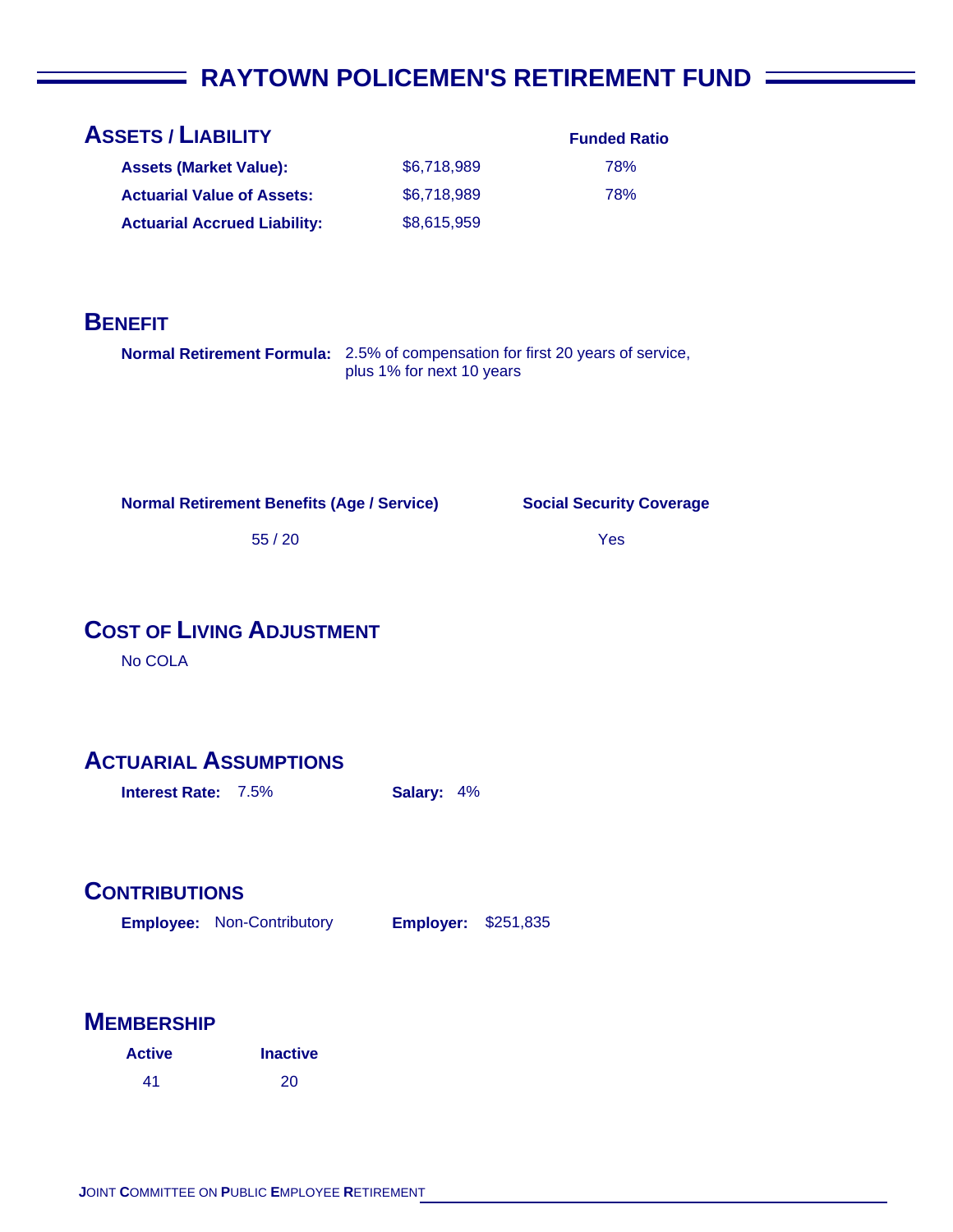# RAYTOWN POLICEMEN'S RETIREMENT FUND

## ASSETS / LIABILITY

| | | Funded Ratio |
|---|---|---|
| **Assets (Market Value):** | $6,718,989 | 78% |
| **Actuarial Value of Assets:** | $6,718,989 | 78% |
| **Actuarial Accrued Liability:** | $8,615,959 | |

## BENEFIT

**Normal Retirement Formula:** 2.5% of compensation for first 20 years of service, plus 1% for next 10 years

| Normal Retirement Benefits (Age / Service) | Social Security Coverage |
|---|---|
| 55 / 20 | Yes |

## COST OF LIVING ADJUSTMENT

No COLA

## ACTUARIAL ASSUMPTIONS

**Interest Rate:** 7.5%  **Salary:** 4%

## CONTRIBUTIONS

**Employee:** Non-Contributory  **Employer:** $251,835

## MEMBERSHIP

| Active | Inactive |
|---|---|
| 41 | 20 |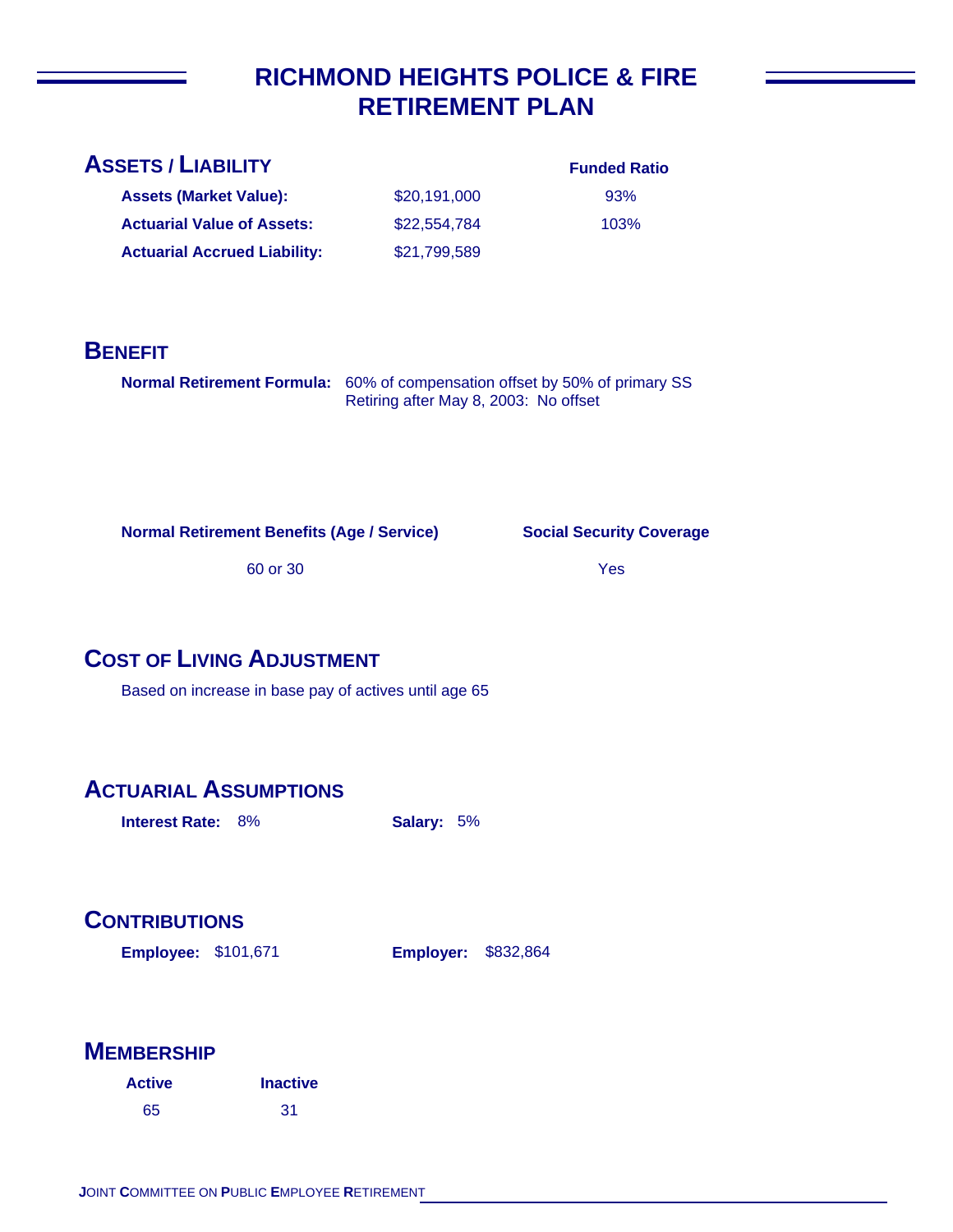# RICHMOND HEIGHTS POLICE & FIRE RETIREMENT PLAN

## ASSETS / LIABILITY

| | | Funded Ratio |
|---|---|---|
| **Assets (Market Value):** | $20,191,000 | 93% |
| **Actuarial Value of Assets:** | $22,554,784 | 103% |
| **Actuarial Accrued Liability:** | $21,799,589 | |

## BENEFIT

**Normal Retirement Formula:** 60% of compensation offset by 50% of primary SS
Retiring after May 8, 2003: No offset

| Normal Retirement Benefits (Age / Service) | Social Security Coverage |
|---|---|
| 60 or 30 | Yes |

## COST OF LIVING ADJUSTMENT

Based on increase in base pay of actives until age 65

## ACTUARIAL ASSUMPTIONS

**Interest Rate:** 8% **Salary:** 5%

## CONTRIBUTIONS

**Employee:** $101,671 **Employer:** $832,864

## MEMBERSHIP

| Active | Inactive |
|---|---|
| 65 | 31 |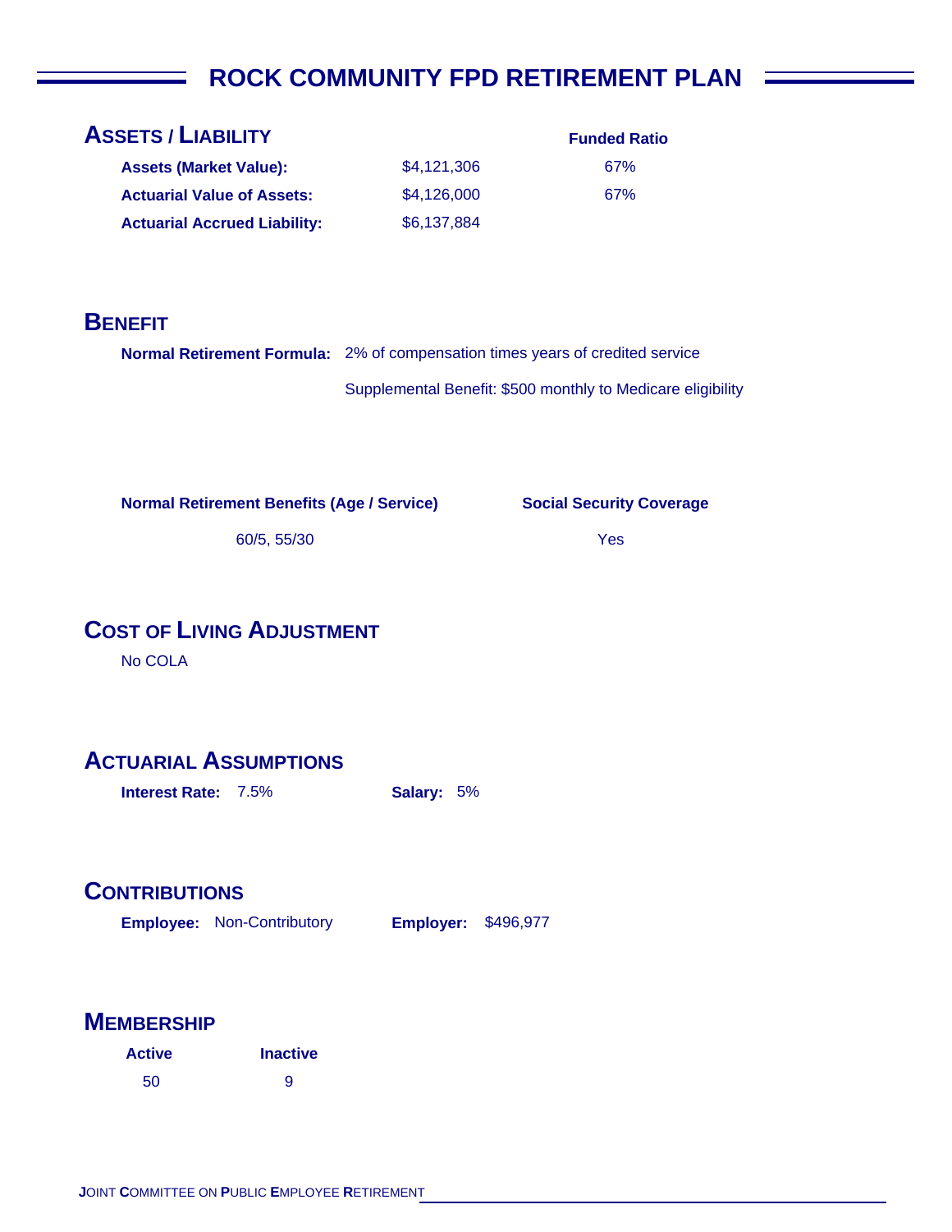# ROCK COMMUNITY FPD RETIREMENT PLAN

## ASSETS / LIABILITY

| | | Funded Ratio |
|---|---|---|
| **Assets (Market Value):** | $4,121,306 | 67% |
| **Actuarial Value of Assets:** | $4,126,000 | 67% |
| **Actuarial Accrued Liability:** | $6,137,884 | |

## BENEFIT

**Normal Retirement Formula:** 2% of compensation times years of credited service

Supplemental Benefit: $500 monthly to Medicare eligibility

| Normal Retirement Benefits (Age / Service) | Social Security Coverage |
|---|---|
| 60/5, 55/30 | Yes |

## COST OF LIVING ADJUSTMENT

No COLA

## ACTUARIAL ASSUMPTIONS

**Interest Rate:** 7.5% **Salary:** 5%

## CONTRIBUTIONS

**Employee:** Non-Contributory **Employer:** $496,977

## MEMBERSHIP

| Active | Inactive |
|---|---|
| 50 | 9 |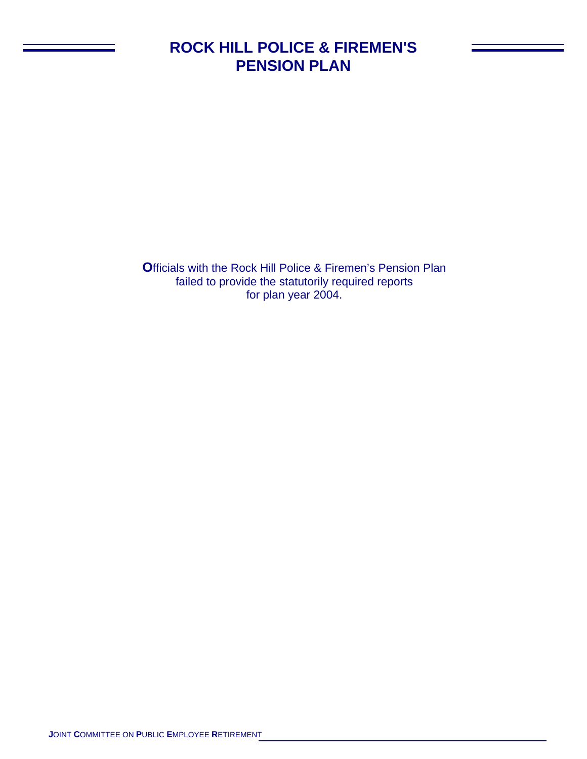# ROCK HILL POLICE & FIREMEN'S PENSION PLAN

**O**fficials with the Rock Hill Police & Firemen's Pension Plan failed to provide the statutorily required reports for plan year 2004.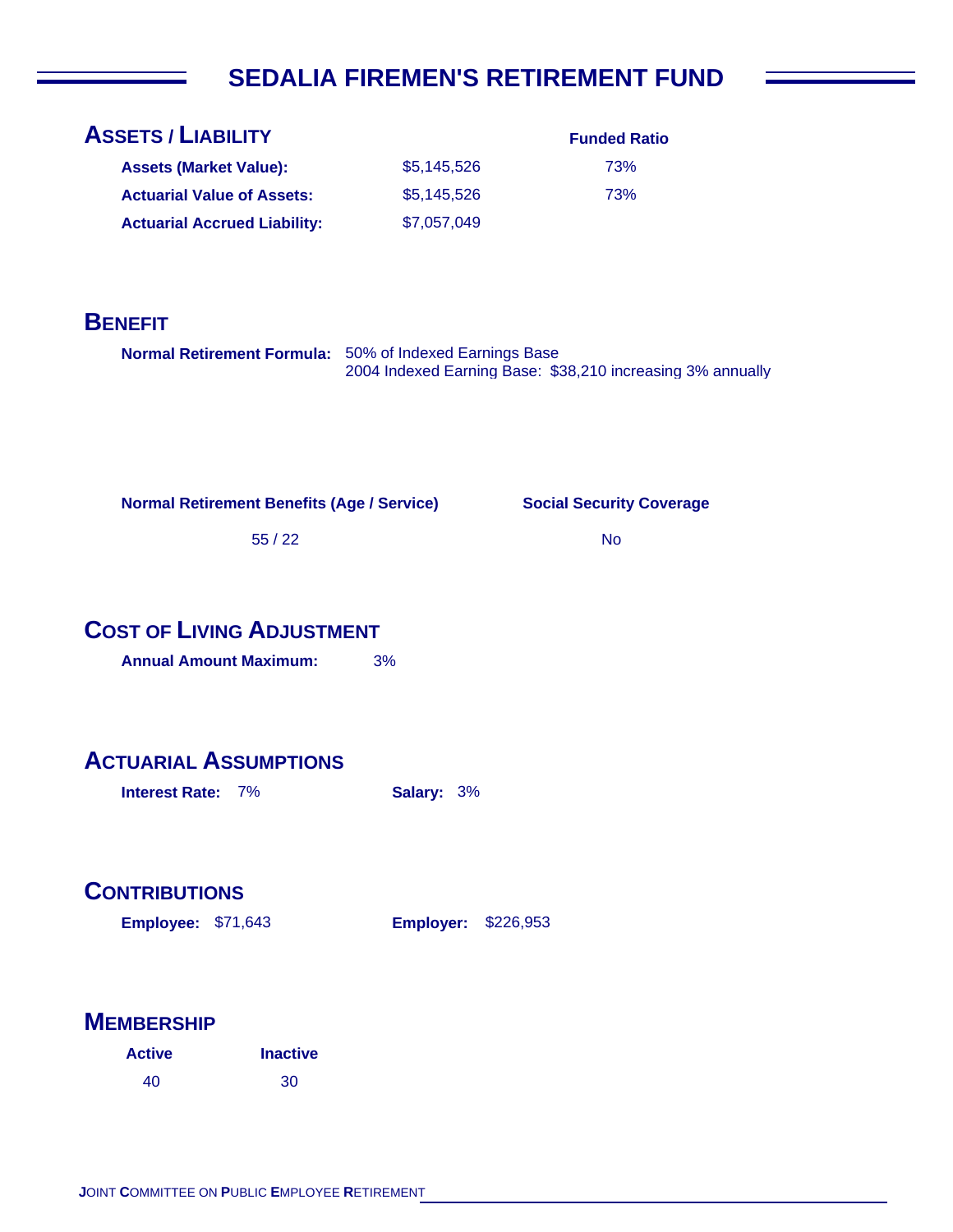# SEDALIA FIREMEN'S RETIREMENT FUND

## ASSETS / LIABILITY

| | | Funded Ratio |
|---|---|---|
| **Assets (Market Value):** | $5,145,526 | 73% |
| **Actuarial Value of Assets:** | $5,145,526 | 73% |
| **Actuarial Accrued Liability:** | $7,057,049 | |

## BENEFIT

**Normal Retirement Formula:** 50% of Indexed Earnings Base
2004 Indexed Earning Base: $38,210 increasing 3% annually

| Normal Retirement Benefits (Age / Service) | Social Security Coverage |
|---|---|
| 55 / 22 | No |

## COST OF LIVING ADJUSTMENT

**Annual Amount Maximum:** 3%

## ACTUARIAL ASSUMPTIONS

**Interest Rate:** 7%

**Salary:** 3%

## CONTRIBUTIONS

**Employee:** $71,643

**Employer:** $226,953

## MEMBERSHIP

| Active | Inactive |
|---|---|
| 40 | 30 |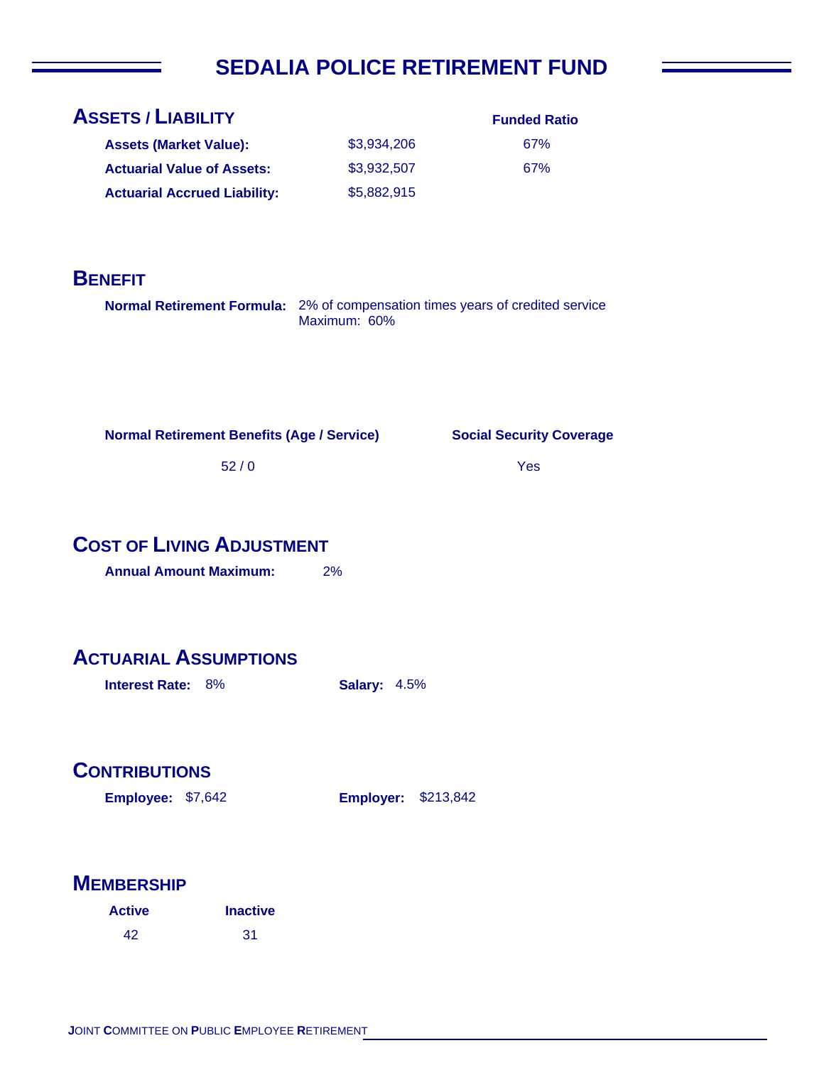# SEDALIA POLICE RETIREMENT FUND

## ASSETS / LIABILITY

| | | Funded Ratio |
|---|---|---|
| **Assets (Market Value):** | $3,934,206 | 67% |
| **Actuarial Value of Assets:** | $3,932,507 | 67% |
| **Actuarial Accrued Liability:** | $5,882,915 | |

## BENEFIT

**Normal Retirement Formula:** 2% of compensation times years of credited service
Maximum: 60%

| Normal Retirement Benefits (Age / Service) | Social Security Coverage |
|---|---|
| 52 / 0 | Yes |

## COST OF LIVING ADJUSTMENT

**Annual Amount Maximum:** 2%

## ACTUARIAL ASSUMPTIONS

**Interest Rate:** 8% **Salary:** 4.5%

## CONTRIBUTIONS

**Employee:** $7,642 **Employer:** $213,842

## MEMBERSHIP

| Active | Inactive |
|---|---|
| 42 | 31 |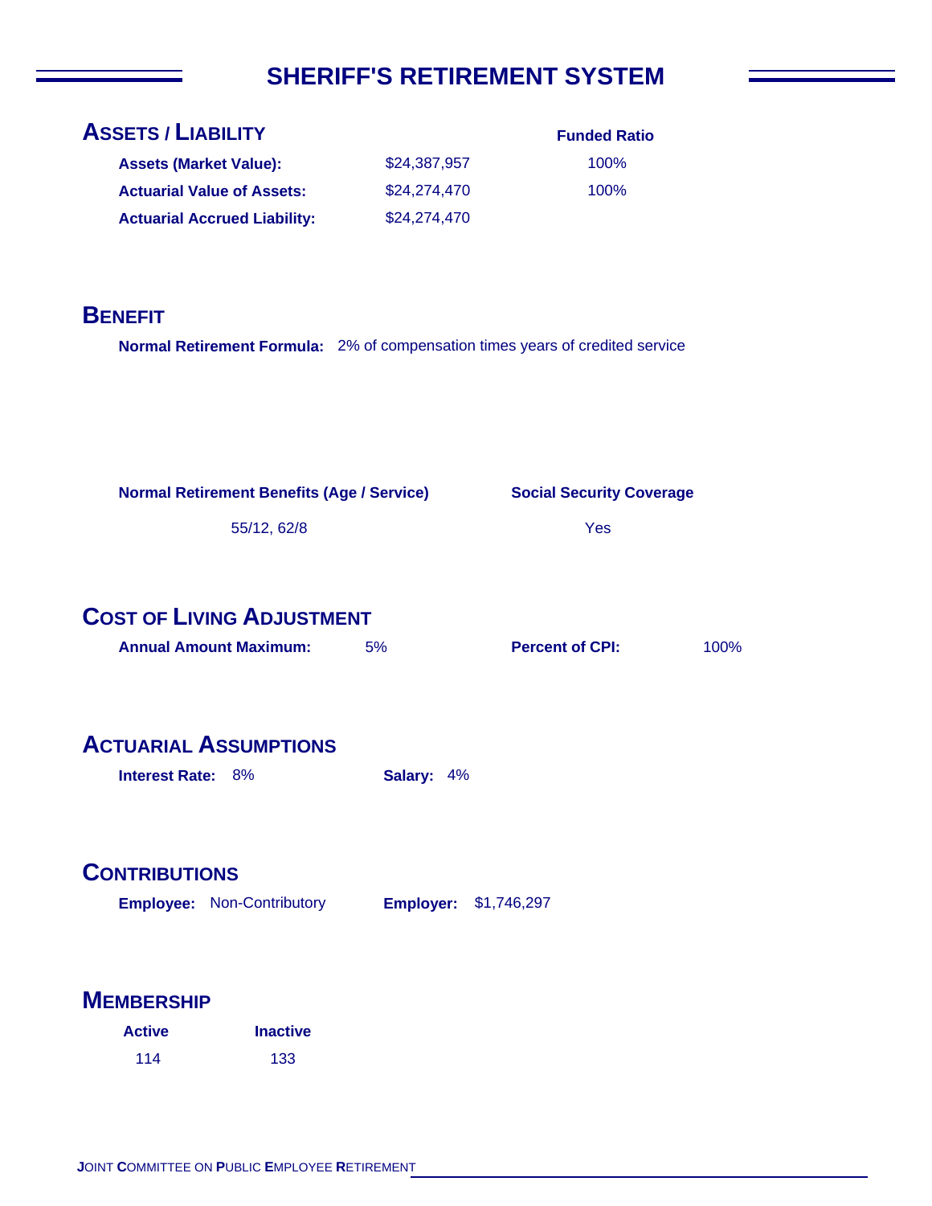# SHERIFF'S RETIREMENT SYSTEM

## ASSETS / LIABILITY

| | | Funded Ratio |
|---|---|---|
| **Assets (Market Value):** | $24,387,957 | 100% |
| **Actuarial Value of Assets:** | $24,274,470 | 100% |
| **Actuarial Accrued Liability:** | $24,274,470 | |

## BENEFIT

**Normal Retirement Formula:** 2% of compensation times years of credited service

| Normal Retirement Benefits (Age / Service) | Social Security Coverage |
|---|---|
| 55/12, 62/8 | Yes |

## COST OF LIVING ADJUSTMENT

**Annual Amount Maximum:** 5%    **Percent of CPI:** 100%

## ACTUARIAL ASSUMPTIONS

**Interest Rate:** 8%    **Salary:** 4%

## CONTRIBUTIONS

**Employee:** Non-Contributory    **Employer:** $1,746,297

## MEMBERSHIP

| Active | Inactive |
|---|---|
| 114 | 133 |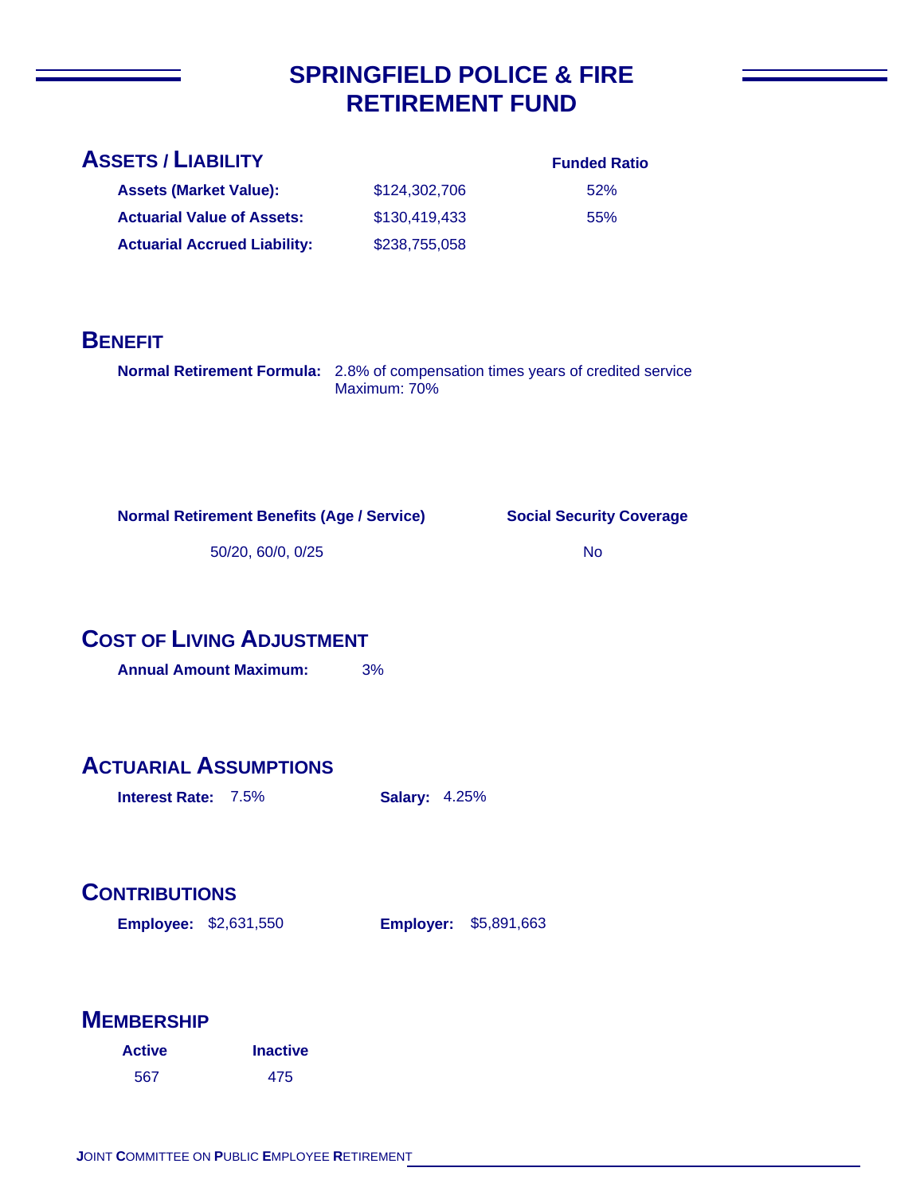# SPRINGFIELD POLICE & FIRE RETIREMENT FUND

## ASSETS / LIABILITY

| | | Funded Ratio |
|---|---|---|
| **Assets (Market Value):** | $124,302,706 | 52% |
| **Actuarial Value of Assets:** | $130,419,433 | 55% |
| **Actuarial Accrued Liability:** | $238,755,058 | |

## BENEFIT

**Normal Retirement Formula:** 2.8% of compensation times years of credited service
Maximum: 70%

| Normal Retirement Benefits (Age / Service) | Social Security Coverage |
|---|---|
| 50/20, 60/0, 0/25 | No |

## COST OF LIVING ADJUSTMENT

**Annual Amount Maximum:** 3%

## ACTUARIAL ASSUMPTIONS

**Interest Rate:** 7.5% **Salary:** 4.25%

## CONTRIBUTIONS

**Employee:** $2,631,550 **Employer:** $5,891,663

## MEMBERSHIP

| Active | Inactive |
|---|---|
| 567 | 475 |

JOINT COMMITTEE ON PUBLIC EMPLOYEE RETIREMENT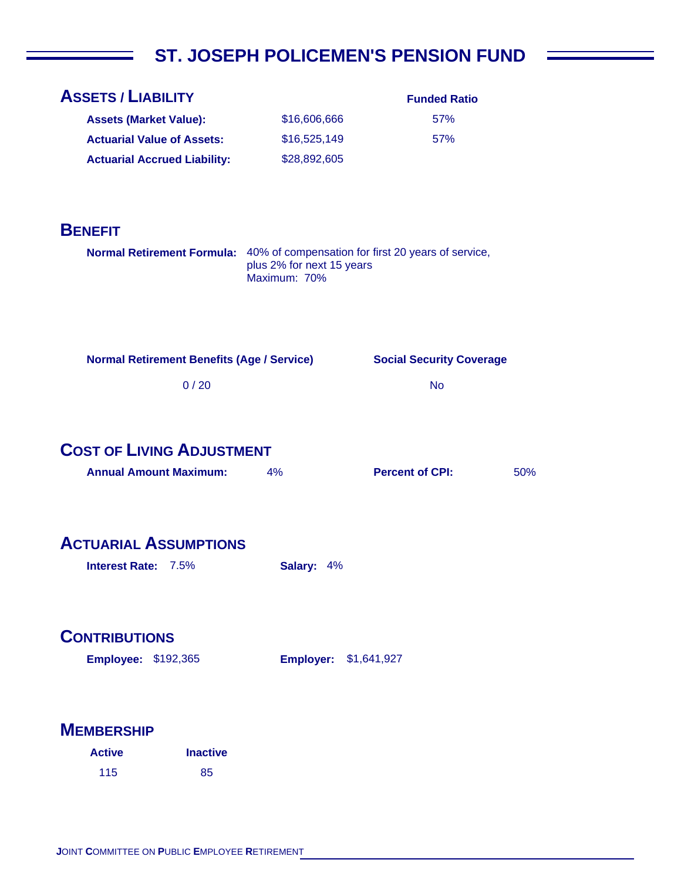# ST. JOSEPH POLICEMEN'S PENSION FUND

## ASSETS / LIABILITY

| | | Funded Ratio |
|---|---|---|
| **Assets (Market Value):** | $16,606,666 | 57% |
| **Actuarial Value of Assets:** | $16,525,149 | 57% |
| **Actuarial Accrued Liability:** | $28,892,605 | |

## BENEFIT

**Normal Retirement Formula:** 40% of compensation for first 20 years of service, plus 2% for next 15 years
Maximum: 70%

| Normal Retirement Benefits (Age / Service) | Social Security Coverage |
|---|---|
| 0 / 20 | No |

## COST OF LIVING ADJUSTMENT

**Annual Amount Maximum:** 4% **Percent of CPI:** 50%

## ACTUARIAL ASSUMPTIONS

**Interest Rate:** 7.5% **Salary:** 4%

## CONTRIBUTIONS

**Employee:** $192,365 **Employer:** $1,641,927

## MEMBERSHIP

| Active | Inactive |
|---|---|
| 115 | 85 |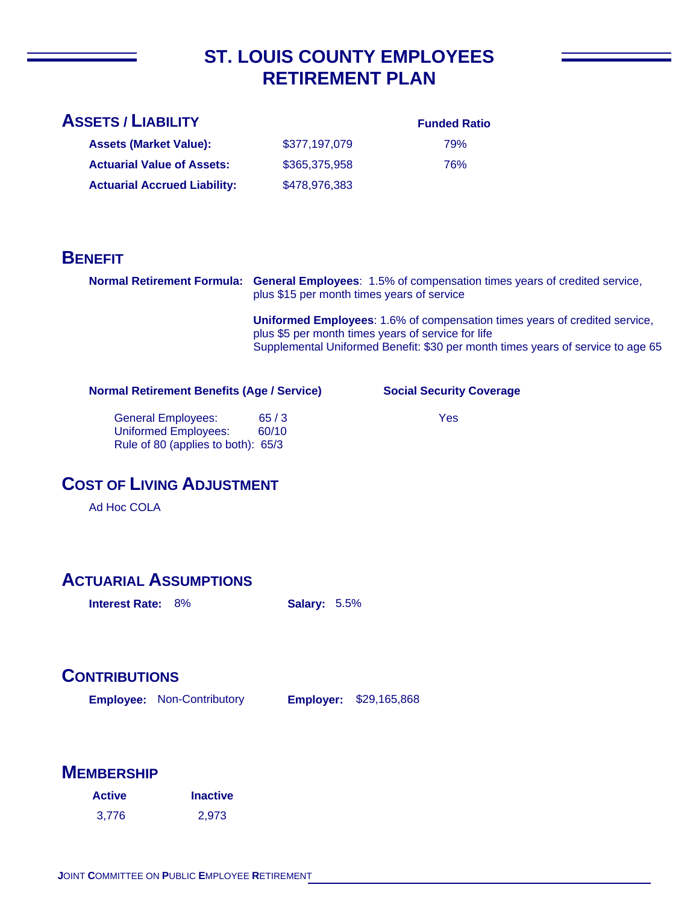# ST. LOUIS COUNTY EMPLOYEES RETIREMENT PLAN

## ASSETS / LIABILITY

| | | Funded Ratio |
|---|---|---|
| **Assets (Market Value):** | $377,197,079 | 79% |
| **Actuarial Value of Assets:** | $365,375,958 | 76% |
| **Actuarial Accrued Liability:** | $478,976,383 | |

## BENEFIT

**Normal Retirement Formula:** **General Employees**: 1.5% of compensation times years of credited service, plus $15 per month times years of service

**Uniformed Employees**: 1.6% of compensation times years of credited service, plus $5 per month times years of service for life
Supplemental Uniformed Benefit: $30 per month times years of service to age 65

**Normal Retirement Benefits (Age / Service)**

General Employees: 65 / 3
Uniformed Employees: 60/10
Rule of 80 (applies to both): 65/3

**Social Security Coverage**

Yes

## COST OF LIVING ADJUSTMENT

Ad Hoc COLA

## ACTUARIAL ASSUMPTIONS

**Interest Rate:** 8% **Salary:** 5.5%

## CONTRIBUTIONS

**Employee:** Non-Contributory **Employer:** $29,165,868

## MEMBERSHIP

| Active | Inactive |
|---|---|
| 3,776 | 2,973 |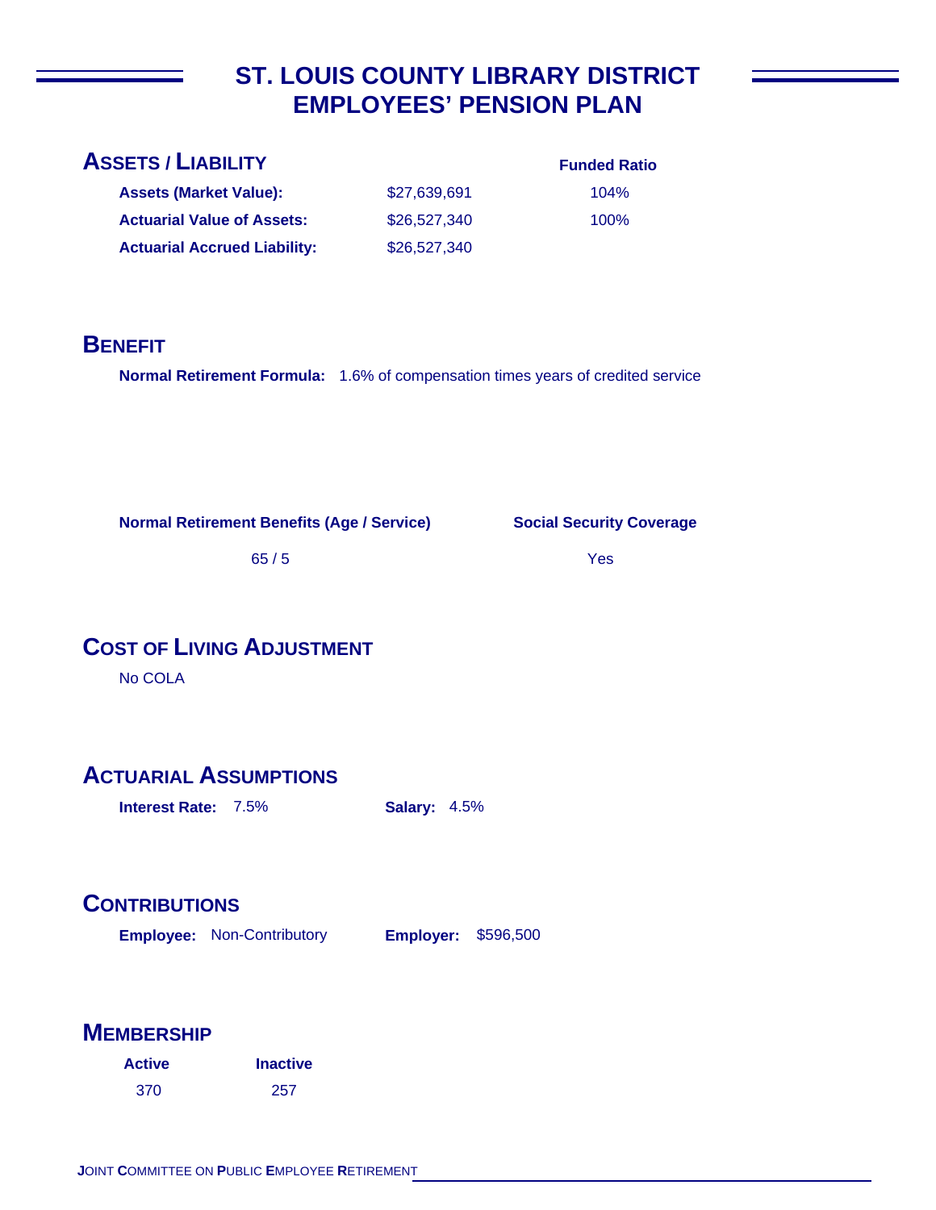# ST. LOUIS COUNTY LIBRARY DISTRICT EMPLOYEES' PENSION PLAN

## ASSETS / LIABILITY

| | | Funded Ratio |
|---|---|---|
| **Assets (Market Value):** | $27,639,691 | 104% |
| **Actuarial Value of Assets:** | $26,527,340 | 100% |
| **Actuarial Accrued Liability:** | $26,527,340 | |

## BENEFIT

**Normal Retirement Formula:** 1.6% of compensation times years of credited service

| Normal Retirement Benefits (Age / Service) | Social Security Coverage |
|---|---|
| 65 / 5 | Yes |

## COST OF LIVING ADJUSTMENT

No COLA

## ACTUARIAL ASSUMPTIONS

**Interest Rate:** 7.5% **Salary:** 4.5%

## CONTRIBUTIONS

**Employee:** Non-Contributory **Employer:** $596,500

## MEMBERSHIP

| Active | Inactive |
|---|---|
| 370 | 257 |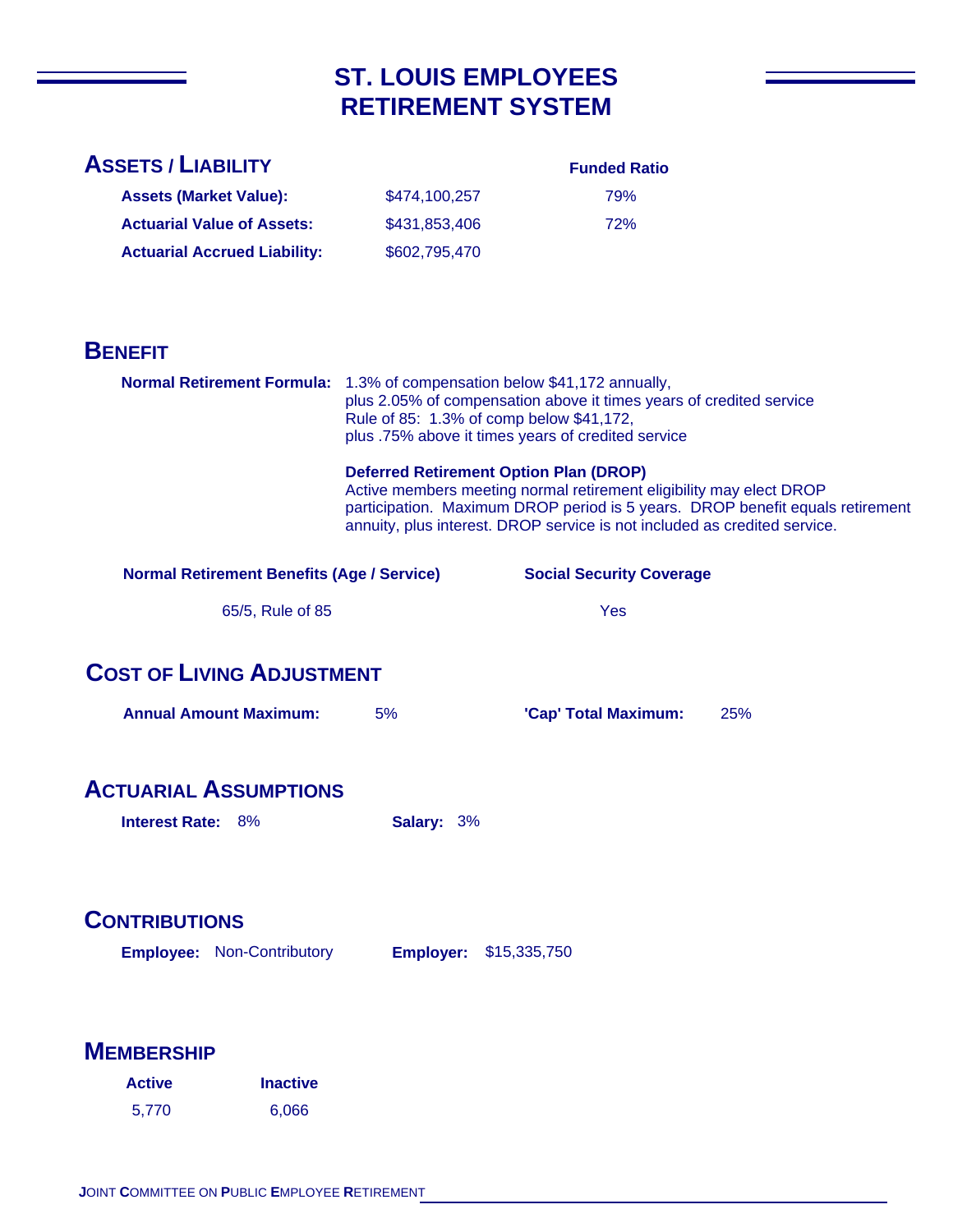# ST. LOUIS EMPLOYEES RETIREMENT SYSTEM

## Assets / Liability

| | | Funded Ratio |
|---|---|---|
| **Assets (Market Value):** | $474,100,257 | 79% |
| **Actuarial Value of Assets:** | $431,853,406 | 72% |
| **Actuarial Accrued Liability:** | $602,795,470 | |

## Benefit

**Normal Retirement Formula:** 1.3% of compensation below $41,172 annually, plus 2.05% of compensation above it times years of credited service
Rule of 85: 1.3% of comp below $41,172, plus .75% above it times years of credited service

**Deferred Retirement Option Plan (DROP)**
Active members meeting normal retirement eligibility may elect DROP participation. Maximum DROP period is 5 years. DROP benefit equals retirement annuity, plus interest. DROP service is not included as credited service.

| Normal Retirement Benefits (Age / Service) | Social Security Coverage |
|---|---|
| 65/5, Rule of 85 | Yes |

## Cost of Living Adjustment

**Annual Amount Maximum:** 5% **'Cap' Total Maximum:** 25%

## Actuarial Assumptions

**Interest Rate:** 8% **Salary:** 3%

## Contributions

**Employee:** Non-Contributory **Employer:** $15,335,750

## Membership

| Active | Inactive |
|---|---|
| 5,770 | 6,066 |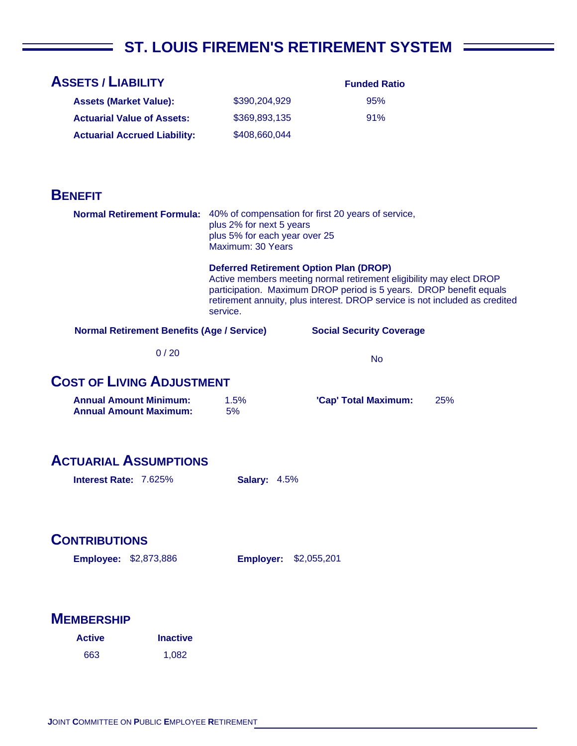# ST. LOUIS FIREMEN'S RETIREMENT SYSTEM

## ASSETS / LIABILITY

| | | Funded Ratio |
|---|---|---|
| **Assets (Market Value):** | $390,204,929 | 95% |
| **Actuarial Value of Assets:** | $369,893,135 | 91% |
| **Actuarial Accrued Liability:** | $408,660,044 | |

## BENEFIT

**Normal Retirement Formula:** 40% of compensation for first 20 years of service,
plus 2% for next 5 years
plus 5% for each year over 25
Maximum: 30 Years

**Deferred Retirement Option Plan (DROP)**
Active members meeting normal retirement eligibility may elect DROP participation. Maximum DROP period is 5 years. DROP benefit equals retirement annuity, plus interest. DROP service is not included as credited service.

| Normal Retirement Benefits (Age / Service) | Social Security Coverage |
|---|---|
| 0 / 20 | No |

## COST OF LIVING ADJUSTMENT

**Annual Amount Minimum:** 1.5%
**Annual Amount Maximum:** 5%
**'Cap' Total Maximum:** 25%

## ACTUARIAL ASSUMPTIONS

**Interest Rate:** 7.625%
**Salary:** 4.5%

## CONTRIBUTIONS

**Employee:** $2,873,886
**Employer:** $2,055,201

## MEMBERSHIP

| Active | Inactive |
|---|---|
| 663 | 1,082 |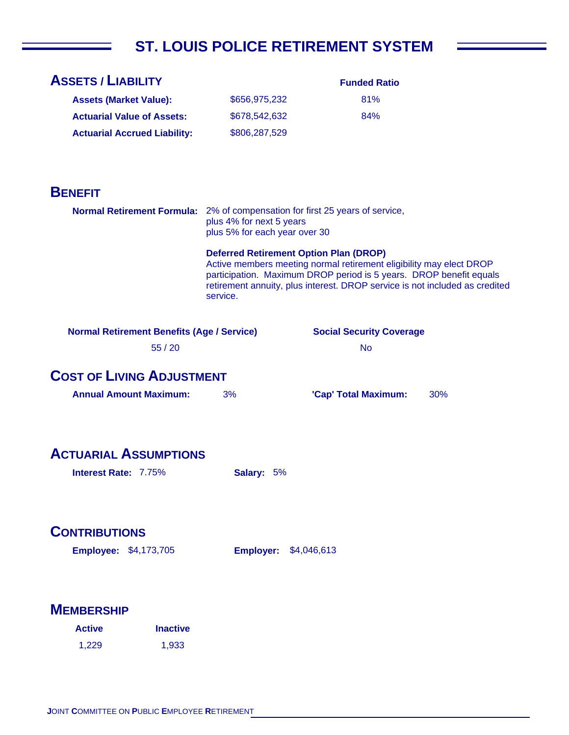# ST. LOUIS POLICE RETIREMENT SYSTEM

## ASSETS / LIABILITY

| | | Funded Ratio |
|---|---|---|
| **Assets (Market Value):** | $656,975,232 | 81% |
| **Actuarial Value of Assets:** | $678,542,632 | 84% |
| **Actuarial Accrued Liability:** | $806,287,529 | |

## BENEFIT

**Normal Retirement Formula:** 2% of compensation for first 25 years of service,
plus 4% for next 5 years
plus 5% for each year over 30

**Deferred Retirement Option Plan (DROP)**
Active members meeting normal retirement eligibility may elect DROP participation. Maximum DROP period is 5 years. DROP benefit equals retirement annuity, plus interest. DROP service is not included as credited service.

| Normal Retirement Benefits (Age / Service) | Social Security Coverage |
|---|---|
| 55 / 20 | No |

## COST OF LIVING ADJUSTMENT

**Annual Amount Maximum:** 3% **'Cap' Total Maximum:** 30%

## ACTUARIAL ASSUMPTIONS

**Interest Rate:** 7.75% **Salary:** 5%

## CONTRIBUTIONS

**Employee:** $4,173,705 **Employer:** $4,046,613

## MEMBERSHIP

| Active | Inactive |
|---|---|
| 1,229 | 1,933 |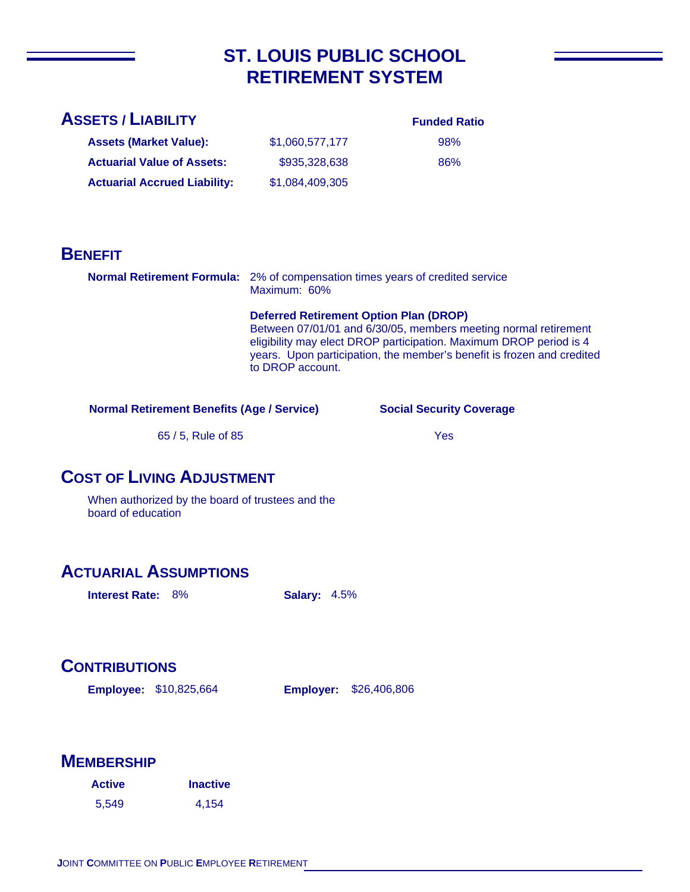# ST. LOUIS PUBLIC SCHOOL RETIREMENT SYSTEM

## ASSETS / LIABILITY

| | | Funded Ratio |
|---|---|---|
| **Assets (Market Value):** | $1,060,577,177 | 98% |
| **Actuarial Value of Assets:** | $935,328,638 | 86% |
| **Actuarial Accrued Liability:** | $1,084,409,305 | |

## BENEFIT

**Normal Retirement Formula:** 2% of compensation times years of credited service
Maximum: 60%

**Deferred Retirement Option Plan (DROP)**
Between 07/01/01 and 6/30/05, members meeting normal retirement eligibility may elect DROP participation. Maximum DROP period is 4 years. Upon participation, the member's benefit is frozen and credited to DROP account.

| Normal Retirement Benefits (Age / Service) | Social Security Coverage |
|---|---|
| 65 / 5, Rule of 85 | Yes |

## COST OF LIVING ADJUSTMENT

When authorized by the board of trustees and the board of education

## ACTUARIAL ASSUMPTIONS

**Interest Rate:** 8%  **Salary:** 4.5%

## CONTRIBUTIONS

**Employee:** $10,825,664  **Employer:** $26,406,806

## MEMBERSHIP

| Active | Inactive |
|---|---|
| 5,549 | 4,154 |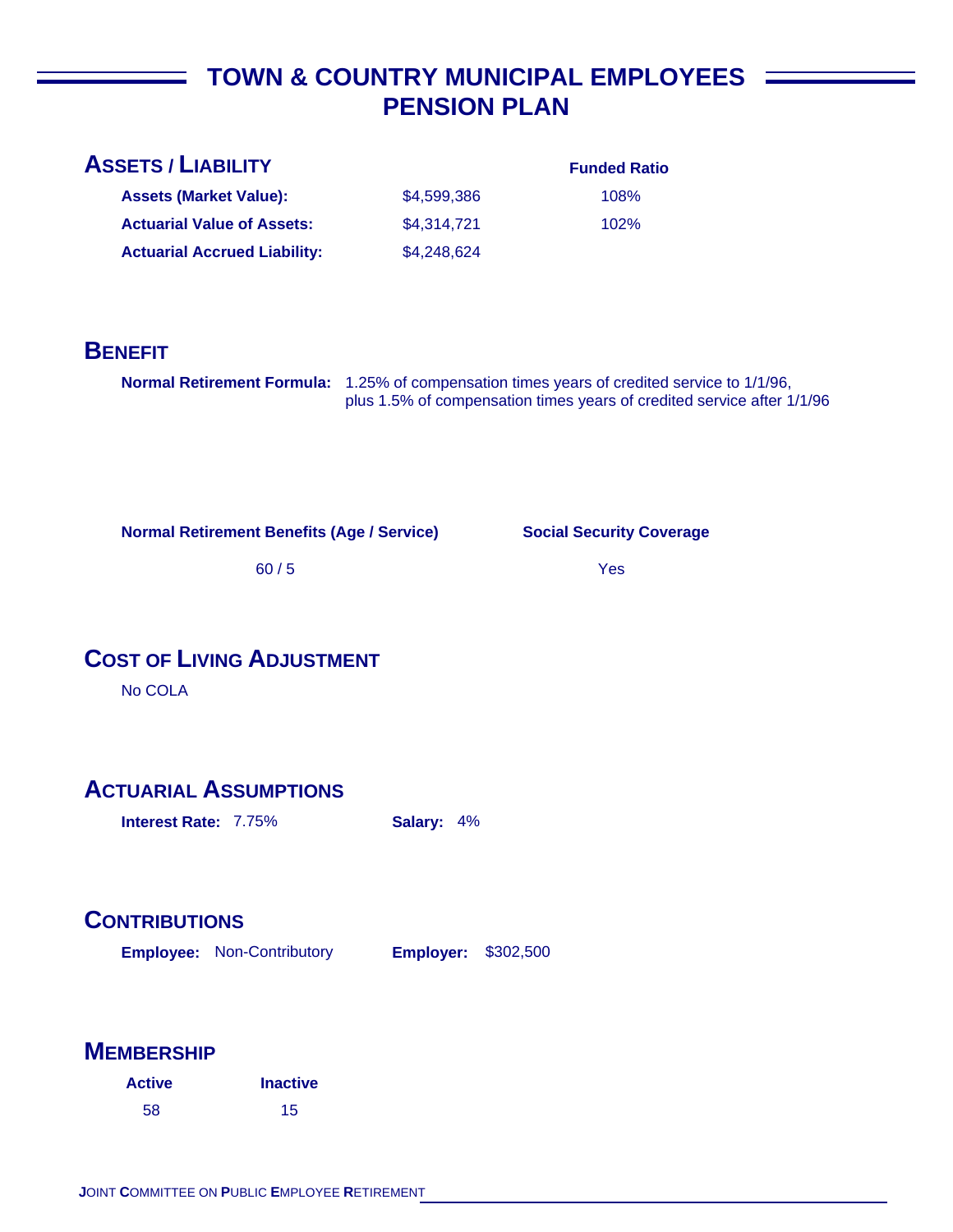# TOWN & COUNTRY MUNICIPAL EMPLOYEES PENSION PLAN

## ASSETS / LIABILITY

| | | Funded Ratio |
|---|---|---|
| **Assets (Market Value):** | $4,599,386 | 108% |
| **Actuarial Value of Assets:** | $4,314,721 | 102% |
| **Actuarial Accrued Liability:** | $4,248,624 | |

## BENEFIT

**Normal Retirement Formula:** 1.25% of compensation times years of credited service to 1/1/96, plus 1.5% of compensation times years of credited service after 1/1/96

| Normal Retirement Benefits (Age / Service) | Social Security Coverage |
|---|---|
| 60 / 5 | Yes |

## COST OF LIVING ADJUSTMENT

No COLA

## ACTUARIAL ASSUMPTIONS

**Interest Rate:** 7.75% **Salary:** 4%

## CONTRIBUTIONS

**Employee:** Non-Contributory **Employer:** $302,500

## MEMBERSHIP

| Active | Inactive |
|---|---|
| 58 | 15 |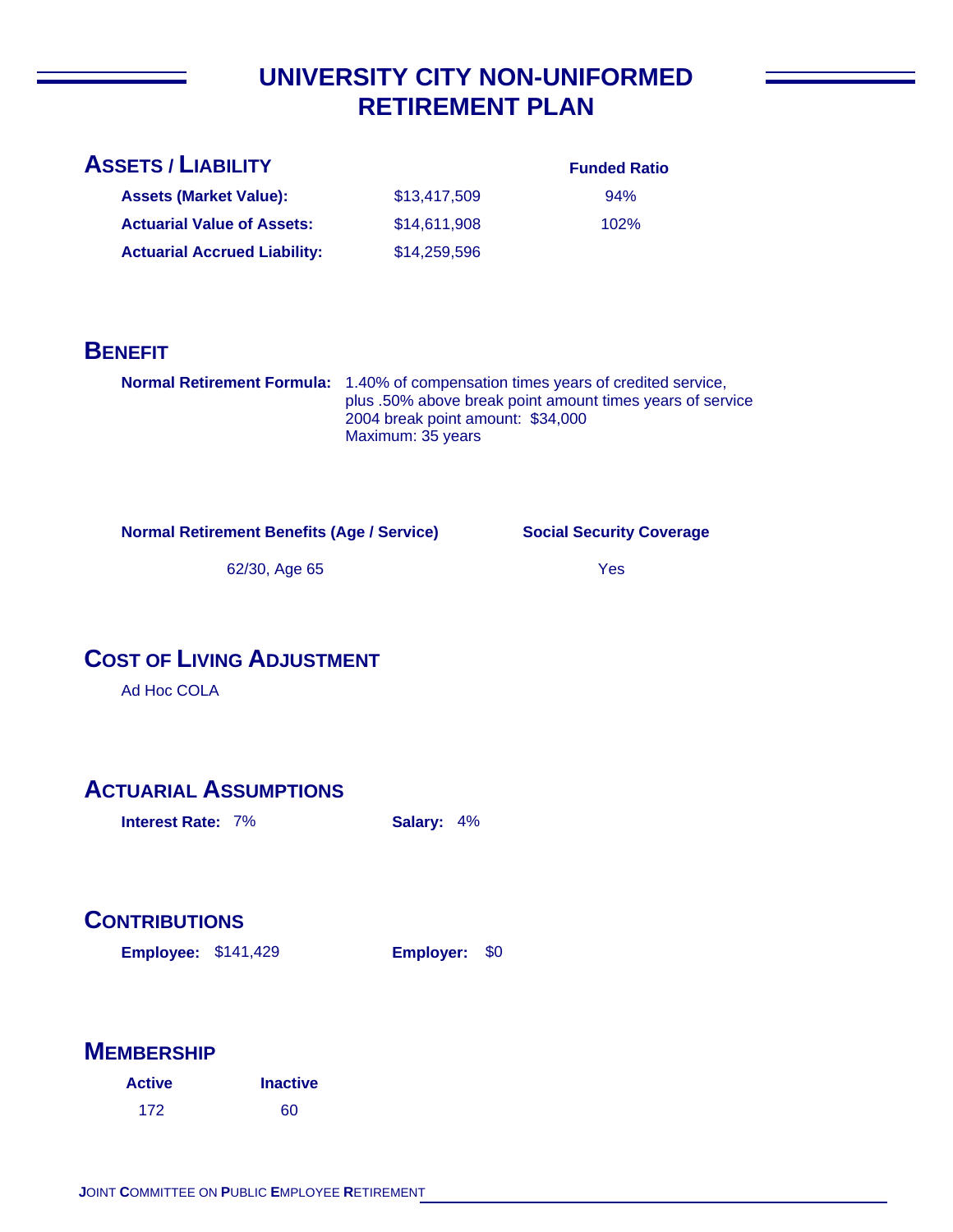# UNIVERSITY CITY NON-UNIFORMED RETIREMENT PLAN

## ASSETS / LIABILITY

| | | Funded Ratio |
|---|---|---|
| **Assets (Market Value):** | $13,417,509 | 94% |
| **Actuarial Value of Assets:** | $14,611,908 | 102% |
| **Actuarial Accrued Liability:** | $14,259,596 | |

## BENEFIT

**Normal Retirement Formula:** 1.40% of compensation times years of credited service, plus .50% above break point amount times years of service
2004 break point amount: $34,000
Maximum: 35 years

| Normal Retirement Benefits (Age / Service) | Social Security Coverage |
|---|---|
| 62/30, Age 65 | Yes |

## COST OF LIVING ADJUSTMENT

Ad Hoc COLA

## ACTUARIAL ASSUMPTIONS

**Interest Rate:** 7% **Salary:** 4%

## CONTRIBUTIONS

**Employee:** $141,429 **Employer:** $0

## MEMBERSHIP

| Active | Inactive |
|---|---|
| 172 | 60 |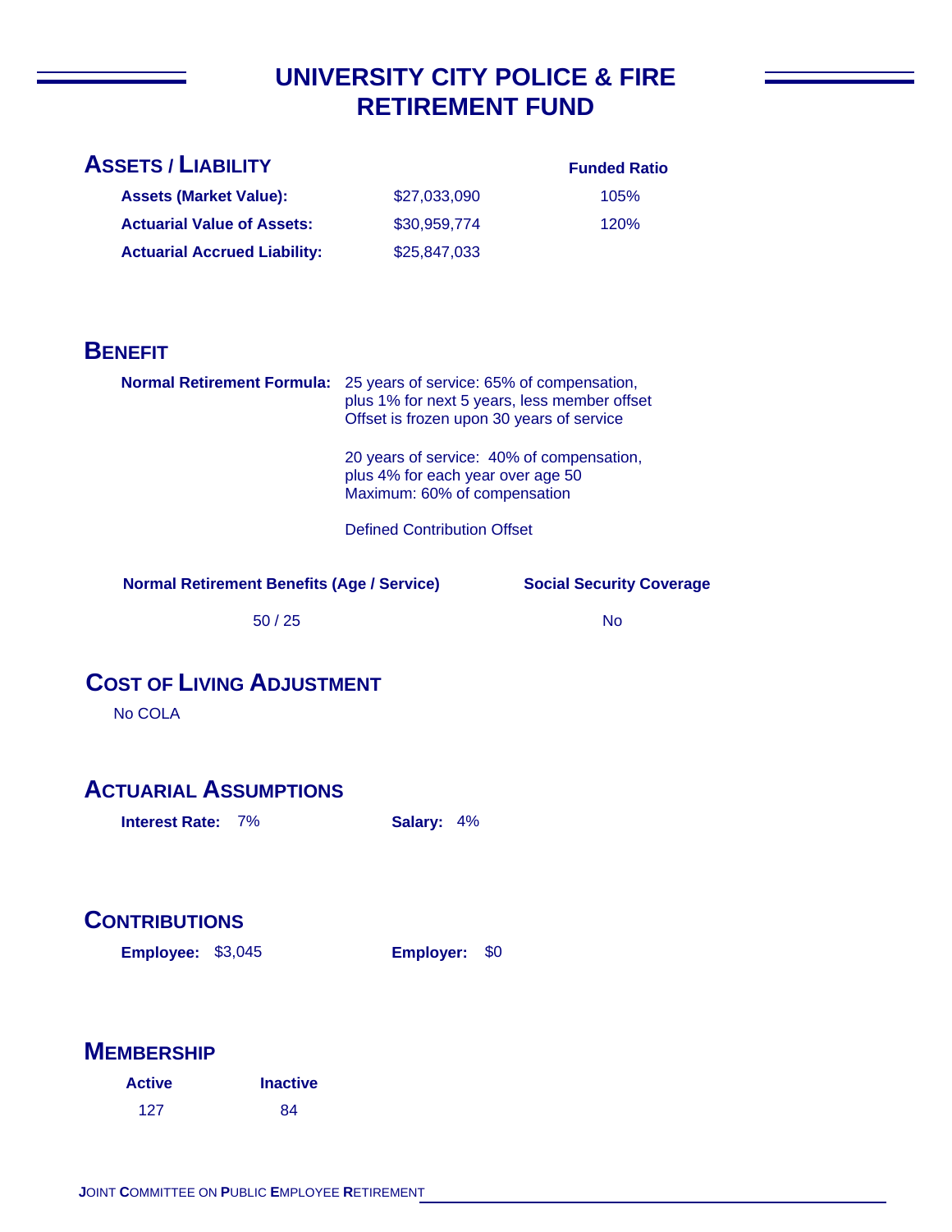# UNIVERSITY CITY POLICE & FIRE RETIREMENT FUND

## ASSETS / LIABILITY

| | | Funded Ratio |
|---|---|---|
| **Assets (Market Value):** | $27,033,090 | 105% |
| **Actuarial Value of Assets:** | $30,959,774 | 120% |
| **Actuarial Accrued Liability:** | $25,847,033 | |

## BENEFIT

**Normal Retirement Formula:**

25 years of service: 65% of compensation, plus 1% for next 5 years, less member offset
Offset is frozen upon 30 years of service

20 years of service: 40% of compensation, plus 4% for each year over age 50
Maximum: 60% of compensation

Defined Contribution Offset

| Normal Retirement Benefits (Age / Service) | Social Security Coverage |
|---|---|
| 50 / 25 | No |

## COST OF LIVING ADJUSTMENT

No COLA

## ACTUARIAL ASSUMPTIONS

**Interest Rate:** 7% **Salary:** 4%

## CONTRIBUTIONS

**Employee:** $3,045 **Employer:** $0

## MEMBERSHIP

| Active | Inactive |
|---|---|
| 127 | 84 |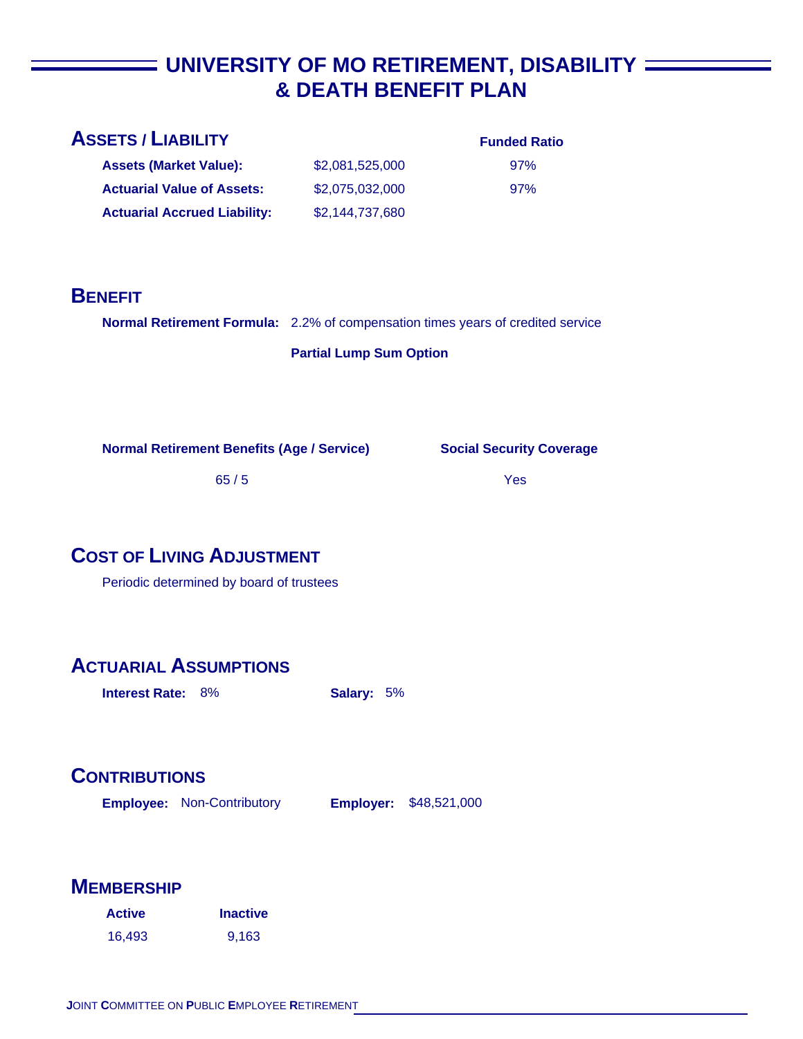# UNIVERSITY OF MO RETIREMENT, DISABILITY & DEATH BENEFIT PLAN

## ASSETS / LIABILITY

| | | Funded Ratio |
|---|---|---|
| **Assets (Market Value):** | $2,081,525,000 | 97% |
| **Actuarial Value of Assets:** | $2,075,032,000 | 97% |
| **Actuarial Accrued Liability:** | $2,144,737,680 | |

## BENEFIT

**Normal Retirement Formula:** 2.2% of compensation times years of credited service

**Partial Lump Sum Option**

| Normal Retirement Benefits (Age / Service) | Social Security Coverage |
|---|---|
| 65 / 5 | Yes |

## COST OF LIVING ADJUSTMENT

Periodic determined by board of trustees

## ACTUARIAL ASSUMPTIONS

**Interest Rate:** 8%  **Salary:** 5%

## CONTRIBUTIONS

**Employee:** Non-Contributory  **Employer:** $48,521,000

## MEMBERSHIP

| Active | Inactive |
|---|---|
| 16,493 | 9,163 |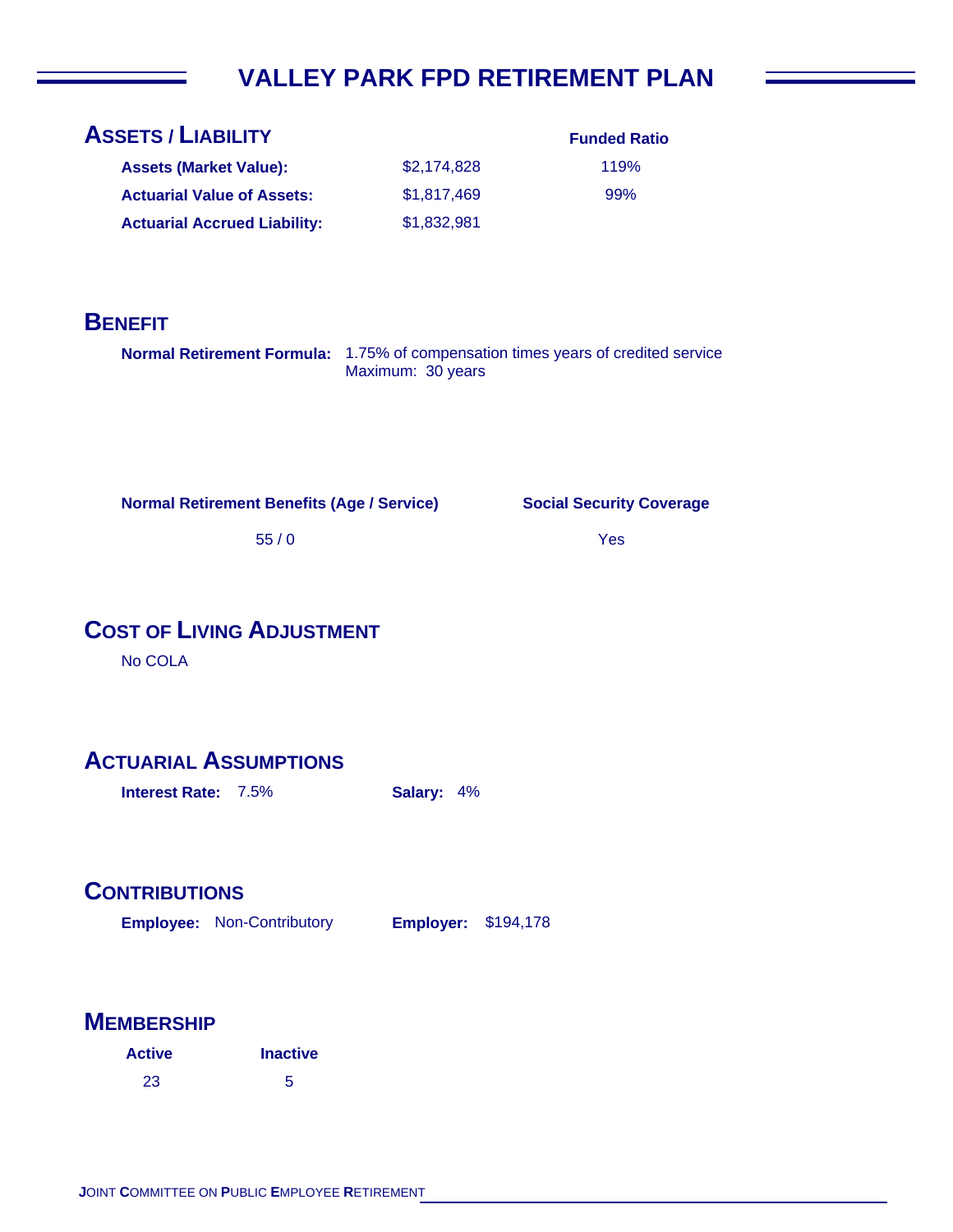# VALLEY PARK FPD RETIREMENT PLAN

## ASSETS / LIABILITY

| | | Funded Ratio |
|---|---|---|
| **Assets (Market Value):** | $2,174,828 | 119% |
| **Actuarial Value of Assets:** | $1,817,469 | 99% |
| **Actuarial Accrued Liability:** | $1,832,981 | |

## BENEFIT

**Normal Retirement Formula:** 1.75% of compensation times years of credited service
Maximum: 30 years

| Normal Retirement Benefits (Age / Service) | Social Security Coverage |
|---|---|
| 55 / 0 | Yes |

## COST OF LIVING ADJUSTMENT

No COLA

## ACTUARIAL ASSUMPTIONS

**Interest Rate:** 7.5% **Salary:** 4%

## CONTRIBUTIONS

**Employee:** Non-Contributory **Employer:** $194,178

## MEMBERSHIP

| Active | Inactive |
|---|---|
| 23 | 5 |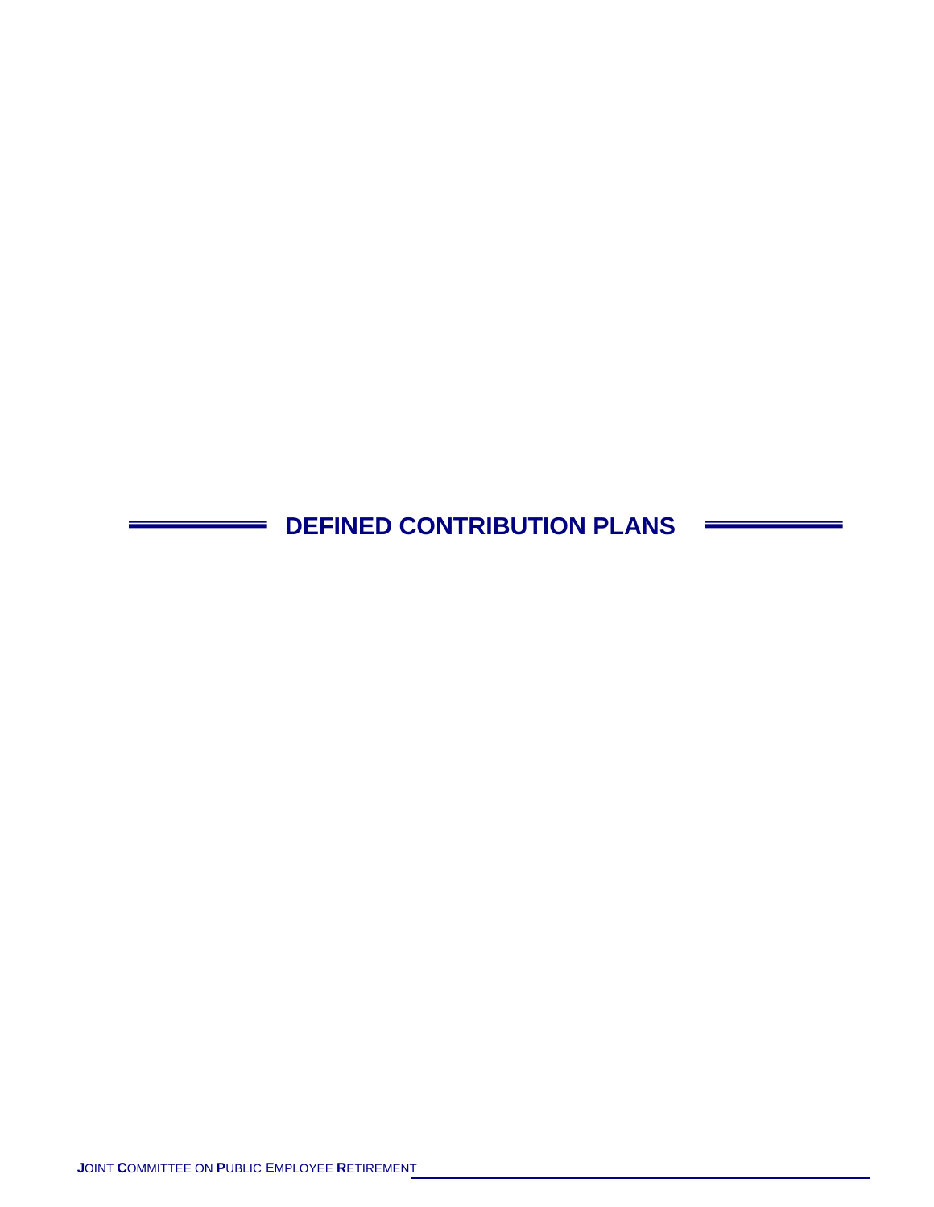# DEFINED CONTRIBUTION PLANS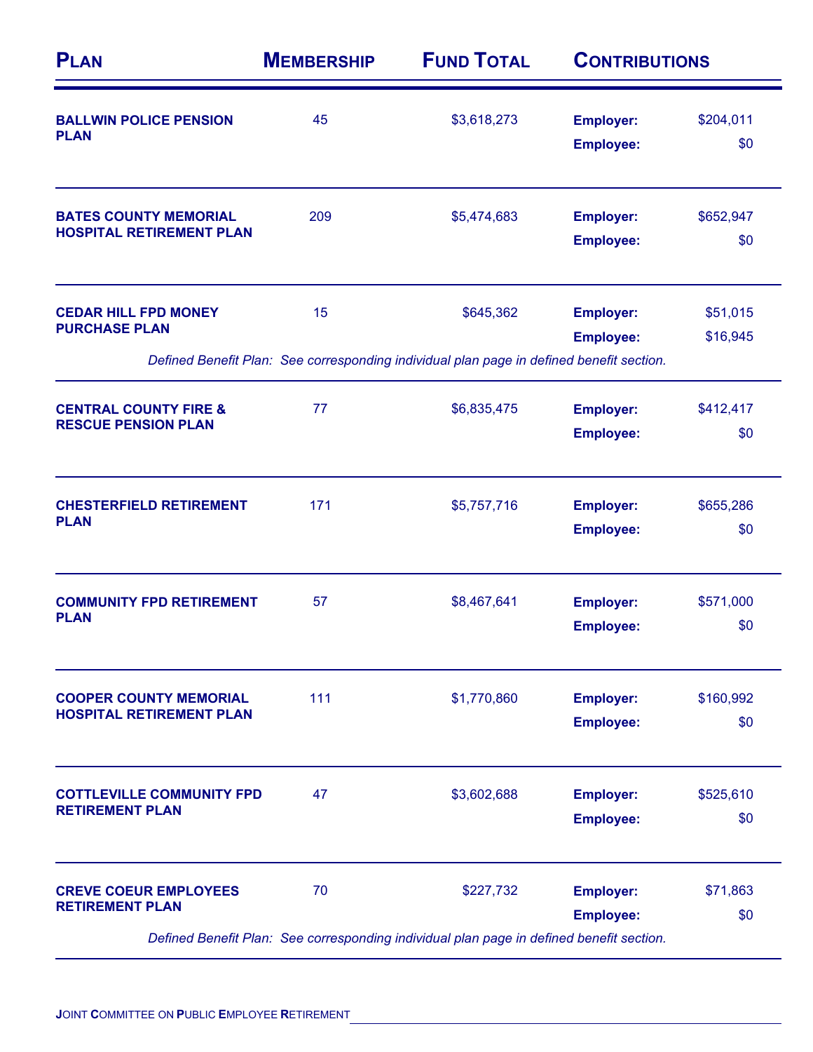| Plan | Membership | Fund Total | Contributions | |
|---|---|---|---|---|
| **BALLWIN POLICE PENSION PLAN** | 45 | $3,618,273 | **Employer:** | $204,011 |
| | | | **Employee:** | $0 |
| **BATES COUNTY MEMORIAL HOSPITAL RETIREMENT PLAN** | 209 | $5,474,683 | **Employer:** | $652,947 |
| | | | **Employee:** | $0 |
| **CEDAR HILL FPD MONEY PURCHASE PLAN** | 15 | $645,362 | **Employer:** | $51,015 |
| | | | **Employee:** | $16,945 |
| *Defined Benefit Plan: See corresponding individual plan page in defined benefit section.* | | | | |
| **CENTRAL COUNTY FIRE & RESCUE PENSION PLAN** | 77 | $6,835,475 | **Employer:** | $412,417 |
| | | | **Employee:** | $0 |
| **CHESTERFIELD RETIREMENT PLAN** | 171 | $5,757,716 | **Employer:** | $655,286 |
| | | | **Employee:** | $0 |
| **COMMUNITY FPD RETIREMENT PLAN** | 57 | $8,467,641 | **Employer:** | $571,000 |
| | | | **Employee:** | $0 |
| **COOPER COUNTY MEMORIAL HOSPITAL RETIREMENT PLAN** | 111 | $1,770,860 | **Employer:** | $160,992 |
| | | | **Employee:** | $0 |
| **COTTLEVILLE COMMUNITY FPD RETIREMENT PLAN** | 47 | $3,602,688 | **Employer:** | $525,610 |
| | | | **Employee:** | $0 |
| **CREVE COEUR EMPLOYEES RETIREMENT PLAN** | 70 | $227,732 | **Employer:** | $71,863 |
| | | | **Employee:** | $0 |
| *Defined Benefit Plan: See corresponding individual plan page in defined benefit section.* | | | | |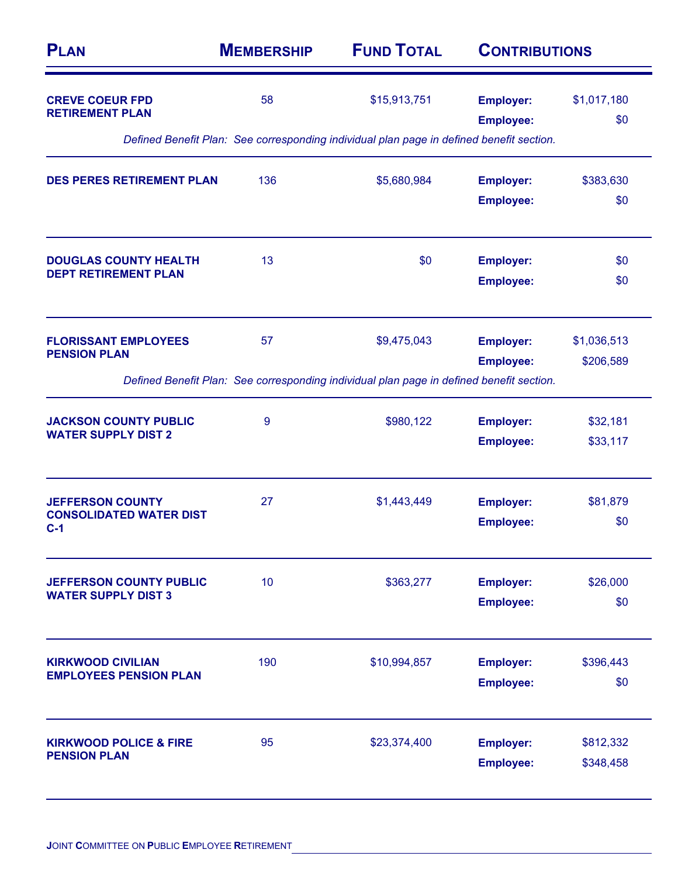| Plan | Membership | Fund Total | Contributions | |
|---|---|---|---|---|
| **CREVE COEUR FPD RETIREMENT PLAN** | 58 | $15,913,751 | **Employer:** | $1,017,180 |
| | | | **Employee:** | $0 |
| *Defined Benefit Plan: See corresponding individual plan page in defined benefit section.* | | | | |
| **DES PERES RETIREMENT PLAN** | 136 | $5,680,984 | **Employer:** | $383,630 |
| | | | **Employee:** | $0 |
| **DOUGLAS COUNTY HEALTH DEPT RETIREMENT PLAN** | 13 | $0 | **Employer:** | $0 |
| | | | **Employee:** | $0 |
| **FLORISSANT EMPLOYEES PENSION PLAN** | 57 | $9,475,043 | **Employer:** | $1,036,513 |
| | | | **Employee:** | $206,589 |
| *Defined Benefit Plan: See corresponding individual plan page in defined benefit section.* | | | | |
| **JACKSON COUNTY PUBLIC WATER SUPPLY DIST 2** | 9 | $980,122 | **Employer:** | $32,181 |
| | | | **Employee:** | $33,117 |
| **JEFFERSON COUNTY CONSOLIDATED WATER DIST C-1** | 27 | $1,443,449 | **Employer:** | $81,879 |
| | | | **Employee:** | $0 |
| **JEFFERSON COUNTY PUBLIC WATER SUPPLY DIST 3** | 10 | $363,277 | **Employer:** | $26,000 |
| | | | **Employee:** | $0 |
| **KIRKWOOD CIVILIAN EMPLOYEES PENSION PLAN** | 190 | $10,994,857 | **Employer:** | $396,443 |
| | | | **Employee:** | $0 |
| **KIRKWOOD POLICE & FIRE PENSION PLAN** | 95 | $23,374,400 | **Employer:** | $812,332 |
| | | | **Employee:** | $348,458 |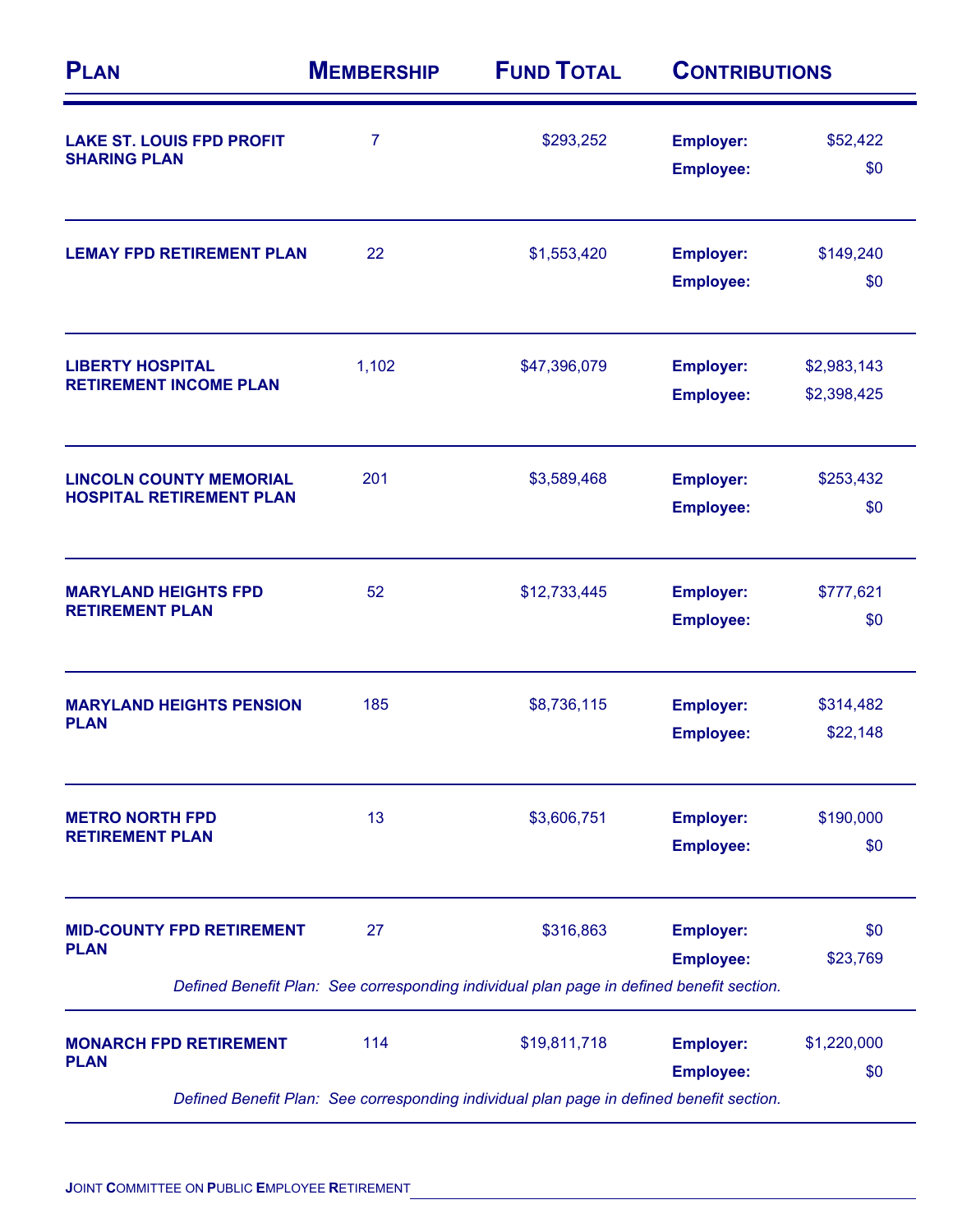| Plan | Membership | Fund Total | Contributions | |
|---|---|---|---|---|
| LAKE ST. LOUIS FPD PROFIT SHARING PLAN | 7 | $293,252 | Employer: | $52,422 |
| | | | Employee: | $0 |
| LEMAY FPD RETIREMENT PLAN | 22 | $1,553,420 | Employer: | $149,240 |
| | | | Employee: | $0 |
| LIBERTY HOSPITAL RETIREMENT INCOME PLAN | 1,102 | $47,396,079 | Employer: | $2,983,143 |
| | | | Employee: | $2,398,425 |
| LINCOLN COUNTY MEMORIAL HOSPITAL RETIREMENT PLAN | 201 | $3,589,468 | Employer: | $253,432 |
| | | | Employee: | $0 |
| MARYLAND HEIGHTS FPD RETIREMENT PLAN | 52 | $12,733,445 | Employer: | $777,621 |
| | | | Employee: | $0 |
| MARYLAND HEIGHTS PENSION PLAN | 185 | $8,736,115 | Employer: | $314,482 |
| | | | Employee: | $22,148 |
| METRO NORTH FPD RETIREMENT PLAN | 13 | $3,606,751 | Employer: | $190,000 |
| | | | Employee: | $0 |
| MID-COUNTY FPD RETIREMENT PLAN | 27 | $316,863 | Employer: | $0 |
| | | | Employee: | $23,769 |
| *Defined Benefit Plan: See corresponding individual plan page in defined benefit section.* | | | | |
| MONARCH FPD RETIREMENT PLAN | 114 | $19,811,718 | Employer: | $1,220,000 |
| | | | Employee: | $0 |
| *Defined Benefit Plan: See corresponding individual plan page in defined benefit section.* | | | | |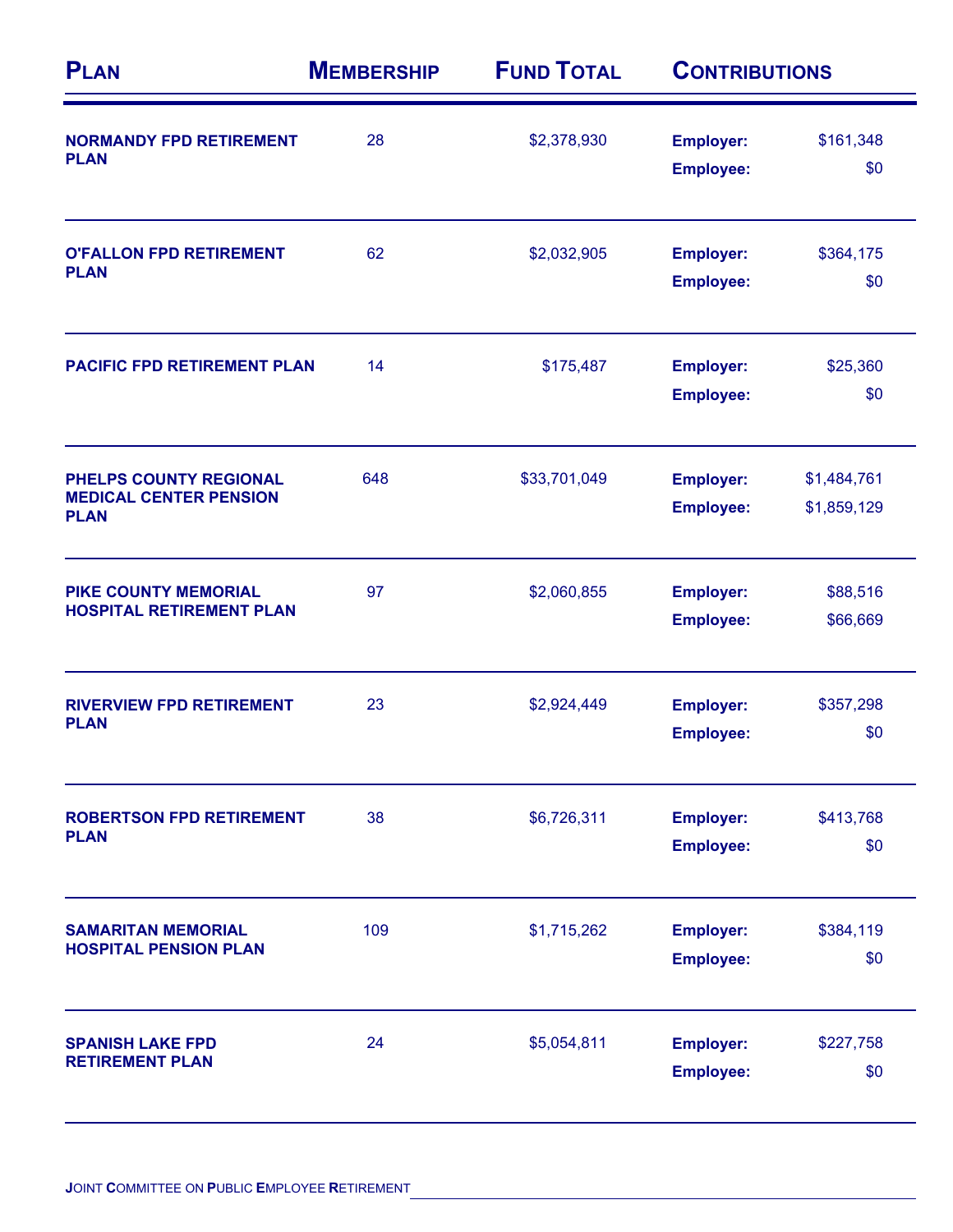| Plan | Membership | Fund Total | Contributions | |
|---|---|---|---|---|
| **NORMANDY FPD RETIREMENT PLAN** | 28 | $2,378,930 | **Employer:** | $161,348 |
| | | | **Employee:** | $0 |
| **O'FALLON FPD RETIREMENT PLAN** | 62 | $2,032,905 | **Employer:** | $364,175 |
| | | | **Employee:** | $0 |
| **PACIFIC FPD RETIREMENT PLAN** | 14 | $175,487 | **Employer:** | $25,360 |
| | | | **Employee:** | $0 |
| **PHELPS COUNTY REGIONAL MEDICAL CENTER PENSION PLAN** | 648 | $33,701,049 | **Employer:** | $1,484,761 |
| | | | **Employee:** | $1,859,129 |
| **PIKE COUNTY MEMORIAL HOSPITAL RETIREMENT PLAN** | 97 | $2,060,855 | **Employer:** | $88,516 |
| | | | **Employee:** | $66,669 |
| **RIVERVIEW FPD RETIREMENT PLAN** | 23 | $2,924,449 | **Employer:** | $357,298 |
| | | | **Employee:** | $0 |
| **ROBERTSON FPD RETIREMENT PLAN** | 38 | $6,726,311 | **Employer:** | $413,768 |
| | | | **Employee:** | $0 |
| **SAMARITAN MEMORIAL HOSPITAL PENSION PLAN** | 109 | $1,715,262 | **Employer:** | $384,119 |
| | | | **Employee:** | $0 |
| **SPANISH LAKE FPD RETIREMENT PLAN** | 24 | $5,054,811 | **Employer:** | $227,758 |
| | | | **Employee:** | $0 |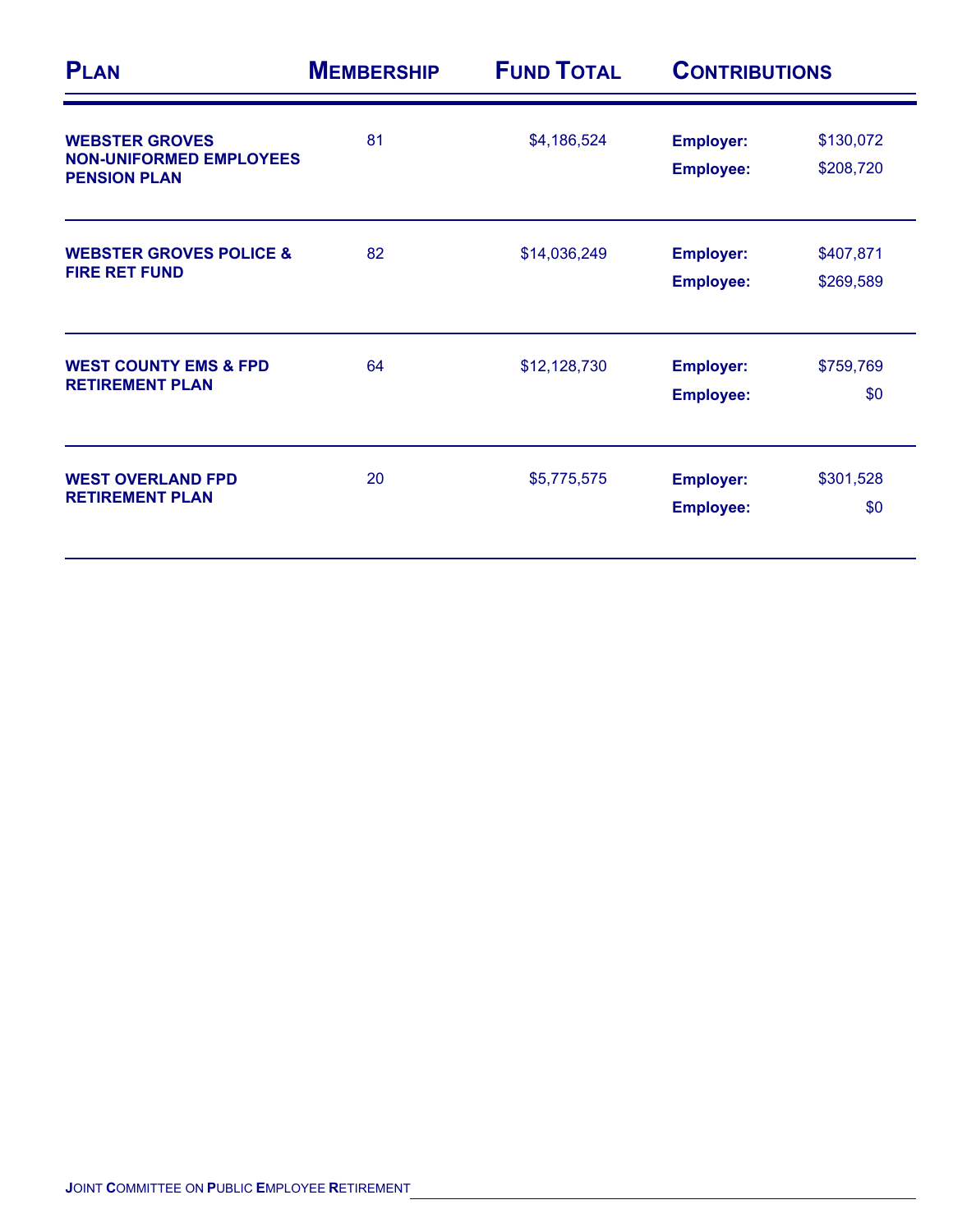| Plan | Membership | Fund Total | Contributions | |
|---|---|---|---|---|
| **WEBSTER GROVES NON-UNIFORMED EMPLOYEES PENSION PLAN** | 81 | $4,186,524 | **Employer:** | $130,072 |
| | | | **Employee:** | $208,720 |
| **WEBSTER GROVES POLICE & FIRE RET FUND** | 82 | $14,036,249 | **Employer:** | $407,871 |
| | | | **Employee:** | $269,589 |
| **WEST COUNTY EMS & FPD RETIREMENT PLAN** | 64 | $12,128,730 | **Employer:** | $759,769 |
| | | | **Employee:** | $0 |
| **WEST OVERLAND FPD RETIREMENT PLAN** | 20 | $5,775,575 | **Employer:** | $301,528 |
| | | | **Employee:** | $0 |